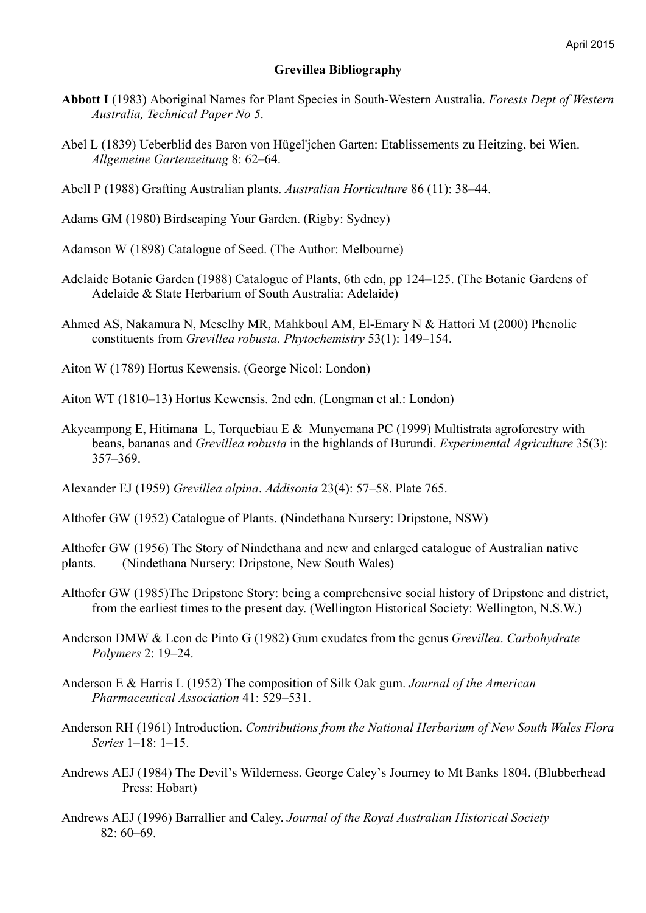April 2015

# Grevillea Bibliography

**Abbott I** (1983) Aboriginal Names for Plant Species in South-Western Australia. *Forests Dept of Western Australia, Technical Paper No 5*.

Abel L (1839) Ueberblid des Baron von Hügel'jchen Garten: Etablissements zu Heitzing, bei Wien. *Allgemeine Gartenzeitung* 8: 62–64.

Abell P (1988) Grafting Australian plants. *Australian Horticulture* 86 (11): 38–44.

Adams GM (1980) Birdscaping Your Garden. (Rigby: Sydney)

Adamson W (1898) Catalogue of Seed. (The Author: Melbourne)

Adelaide Botanic Garden (1988) Catalogue of Plants, 6th edn, pp 124–125. (The Botanic Gardens of Adelaide & State Herbarium of South Australia: Adelaide)

Ahmed AS, Nakamura N, Meselhy MR, Mahkboul AM, El-Emary N & Hattori M (2000) Phenolic constituents from *Grevillea robusta. Phytochemistry* 53(1): 149–154.

Aiton W (1789) Hortus Kewensis. (George Nicol: London)

Aiton WT (1810–13) Hortus Kewensis. 2nd edn. (Longman et al.: London)

Akyeampong E, Hitimana L, Torquebiau E & Munyemana PC (1999) Multistrata agroforestry with beans, bananas and *Grevillea robusta* in the highlands of Burundi. *Experimental Agriculture* 35(3): 357–369.

Alexander EJ (1959) *Grevillea alpina*. *Addisonia* 23(4): 57–58. Plate 765.

Althofer GW (1952) Catalogue of Plants. (Nindethana Nursery: Dripstone, NSW)

Althofer GW (1956) The Story of Nindethana and new and enlarged catalogue of Australian native plants. (Nindethana Nursery: Dripstone, New South Wales)

Althofer GW (1985)The Dripstone Story: being a comprehensive social history of Dripstone and district, from the earliest times to the present day. (Wellington Historical Society: Wellington, N.S.W.)

Anderson DMW & Leon de Pinto G (1982) Gum exudates from the genus *Grevillea*. *Carbohydrate Polymers* 2: 19–24.

Anderson E & Harris L (1952) The composition of Silk Oak gum. *Journal of the American Pharmaceutical Association* 41: 529–531.

Anderson RH (1961) Introduction. *Contributions from the National Herbarium of New South Wales Flora Series* 1–18: 1–15.

Andrews AEJ (1984) The Devil's Wilderness. George Caley's Journey to Mt Banks 1804. (Blubberhead Press: Hobart)

Andrews AEJ (1996) Barrallier and Caley. *Journal of the Royal Australian Historical Society* 82: 60–69.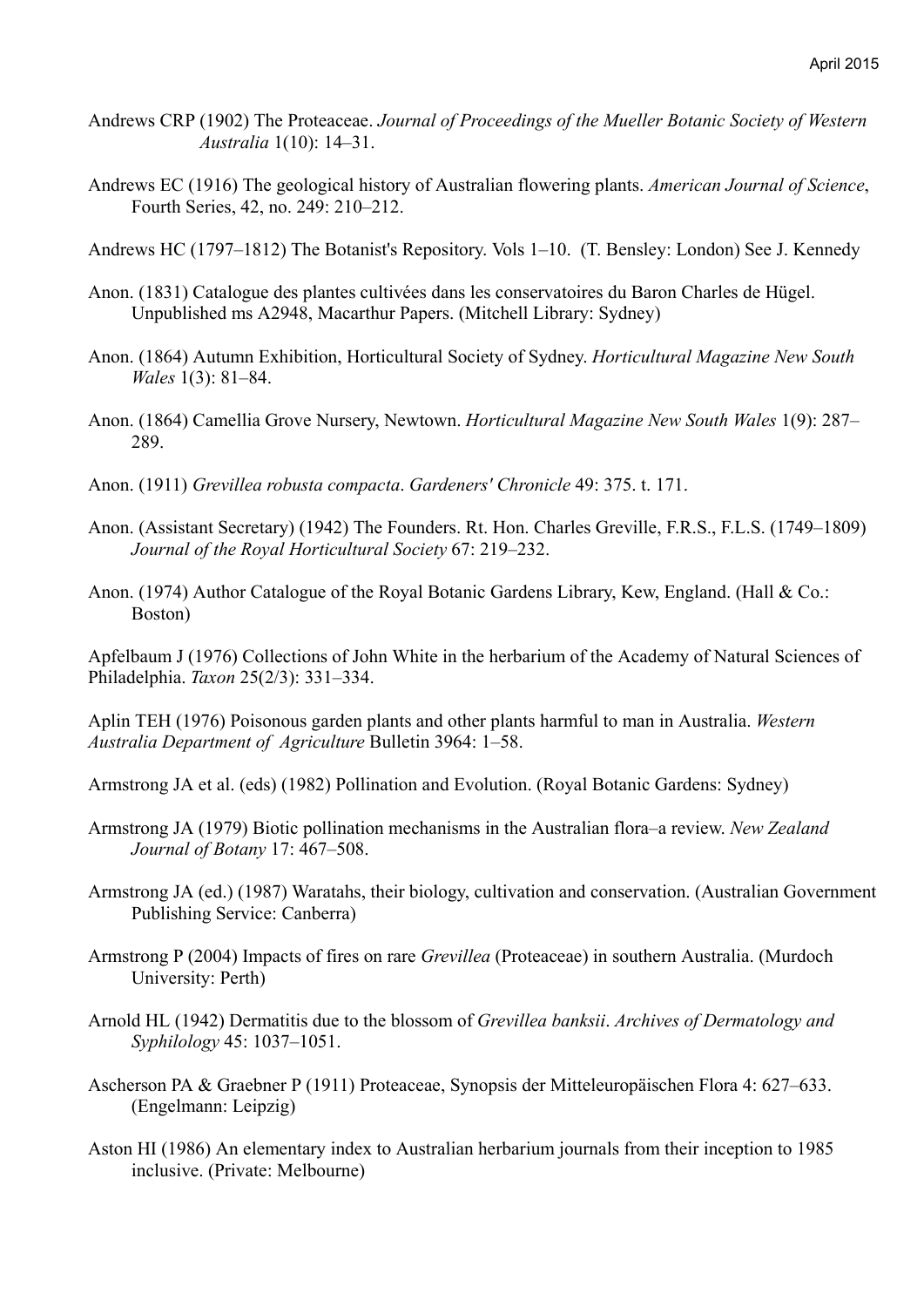Andrews CRP (1902) The Proteaceae. *Journal of Proceedings of the Mueller Botanic Society of Western Australia* 1(10): 14–31.

Andrews EC (1916) The geological history of Australian flowering plants. *American Journal of Science*, Fourth Series, 42, no. 249: 210–212.

Andrews HC (1797–1812) The Botanist's Repository. Vols 1–10. (T. Bensley: London) See J. Kennedy

Anon. (1831) Catalogue des plantes cultivées dans les conservatoires du Baron Charles de Hügel. Unpublished ms A2948, Macarthur Papers. (Mitchell Library: Sydney)

Anon. (1864) Autumn Exhibition, Horticultural Society of Sydney. *Horticultural Magazine New South Wales* 1(3): 81–84.

Anon. (1864) Camellia Grove Nursery, Newtown. *Horticultural Magazine New South Wales* 1(9): 287–289.

Anon. (1911) *Grevillea robusta compacta*. *Gardeners' Chronicle* 49: 375. t. 171.

Anon. (Assistant Secretary) (1942) The Founders. Rt. Hon. Charles Greville, F.R.S., F.L.S. (1749–1809) *Journal of the Royal Horticultural Society* 67: 219–232.

Anon. (1974) Author Catalogue of the Royal Botanic Gardens Library, Kew, England. (Hall & Co.: Boston)

Apfelbaum J (1976) Collections of John White in the herbarium of the Academy of Natural Sciences of Philadelphia. *Taxon* 25(2/3): 331–334.

Aplin TEH (1976) Poisonous garden plants and other plants harmful to man in Australia. *Western Australia Department of Agriculture* Bulletin 3964: 1–58.

Armstrong JA et al. (eds) (1982) Pollination and Evolution. (Royal Botanic Gardens: Sydney)

Armstrong JA (1979) Biotic pollination mechanisms in the Australian flora–a review. *New Zealand Journal of Botany* 17: 467–508.

Armstrong JA (ed.) (1987) Waratahs, their biology, cultivation and conservation. (Australian Government Publishing Service: Canberra)

Armstrong P (2004) Impacts of fires on rare *Grevillea* (Proteaceae) in southern Australia. (Murdoch University: Perth)

Arnold HL (1942) Dermatitis due to the blossom of *Grevillea banksii*. *Archives of Dermatology and Syphilology* 45: 1037–1051.

Ascherson PA & Graebner P (1911) Proteaceae, Synopsis der Mitteleuropäischen Flora 4: 627–633. (Engelmann: Leipzig)

Aston HI (1986) An elementary index to Australian herbarium journals from their inception to 1985 inclusive. (Private: Melbourne)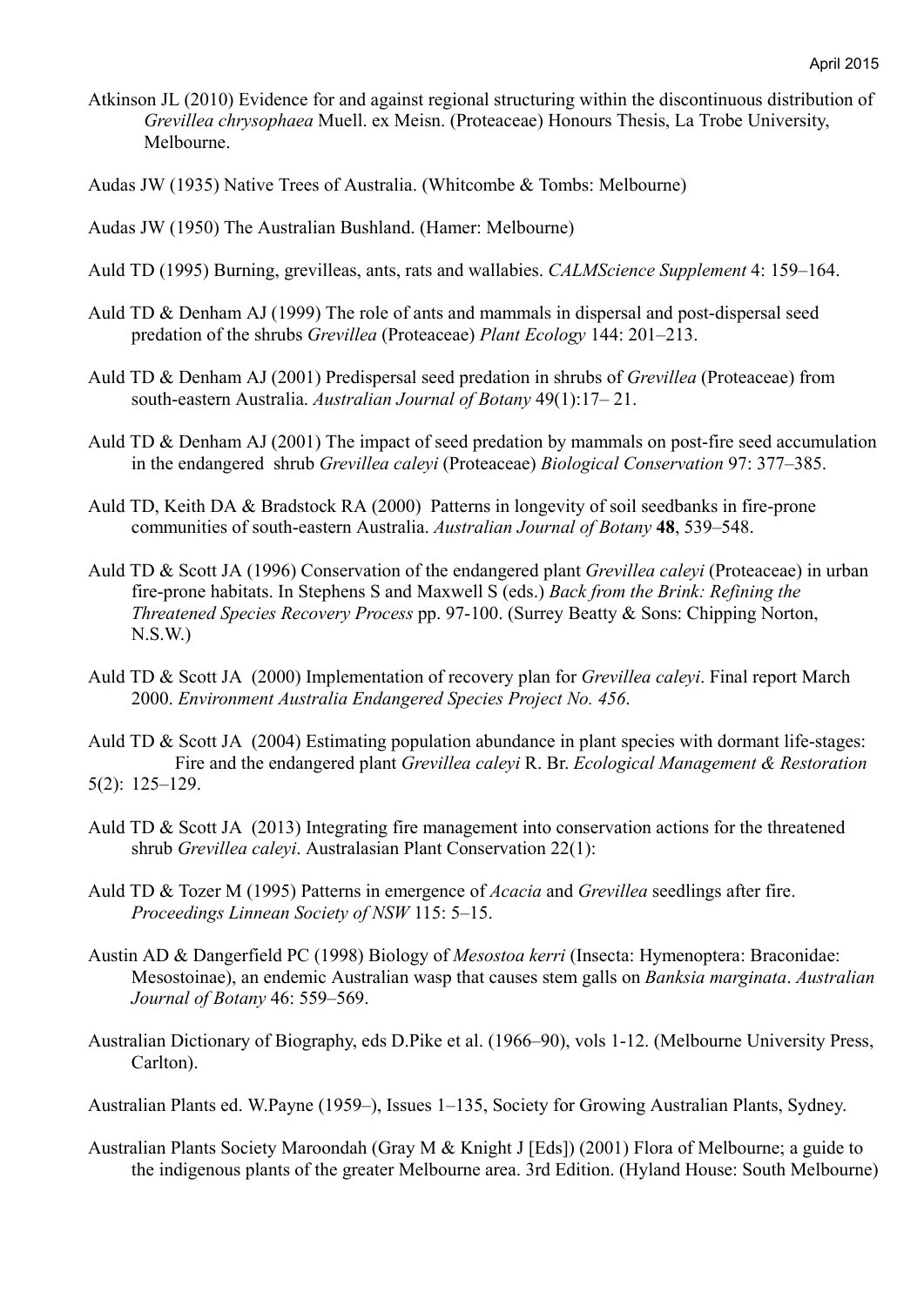Atkinson JL (2010) Evidence for and against regional structuring within the discontinuous distribution of *Grevillea chrysophaea* Muell. ex Meisn. (Proteaceae) Honours Thesis, La Trobe University, Melbourne.

Audas JW (1935) Native Trees of Australia. (Whitcombe & Tombs: Melbourne)

Audas JW (1950) The Australian Bushland. (Hamer: Melbourne)

Auld TD (1995) Burning, grevilleas, ants, rats and wallabies. *CALMScience Supplement* 4: 159–164.

Auld TD & Denham AJ (1999) The role of ants and mammals in dispersal and post-dispersal seed predation of the shrubs *Grevillea* (Proteaceae) *Plant Ecology* 144: 201–213.

Auld TD & Denham AJ (2001) Predispersal seed predation in shrubs of *Grevillea* (Proteaceae) from south-eastern Australia. *Australian Journal of Botany* 49(1):17– 21.

Auld TD & Denham AJ (2001) The impact of seed predation by mammals on post-fire seed accumulation in the endangered shrub *Grevillea caleyi* (Proteaceae) *Biological Conservation* 97: 377–385.

Auld TD, Keith DA & Bradstock RA (2000) Patterns in longevity of soil seedbanks in fire-prone communities of south-eastern Australia. *Australian Journal of Botany* **48**, 539–548.

Auld TD & Scott JA (1996) Conservation of the endangered plant *Grevillea caleyi* (Proteaceae) in urban fire-prone habitats. In Stephens S and Maxwell S (eds.) *Back from the Brink: Refining the Threatened Species Recovery Process* pp. 97-100. (Surrey Beatty & Sons: Chipping Norton, N.S.W.)

Auld TD & Scott JA (2000) Implementation of recovery plan for *Grevillea caleyi*. Final report March 2000. *Environment Australia Endangered Species Project No. 456*.

Auld TD & Scott JA (2004) Estimating population abundance in plant species with dormant life-stages: Fire and the endangered plant *Grevillea caleyi* R. Br. *Ecological Management & Restoration* 5(2): 125–129.

Auld TD & Scott JA (2013) Integrating fire management into conservation actions for the threatened shrub *Grevillea caleyi*. Australasian Plant Conservation 22(1):

Auld TD & Tozer M (1995) Patterns in emergence of *Acacia* and *Grevillea* seedlings after fire. *Proceedings Linnean Society of NSW* 115: 5–15.

Austin AD & Dangerfield PC (1998) Biology of *Mesostoa kerri* (Insecta: Hymenoptera: Braconidae: Mesostoinae), an endemic Australian wasp that causes stem galls on *Banksia marginata*. *Australian Journal of Botany* 46: 559–569.

Australian Dictionary of Biography, eds D.Pike et al. (1966–90), vols 1-12. (Melbourne University Press, Carlton).

Australian Plants ed. W.Payne (1959–), Issues 1–135, Society for Growing Australian Plants, Sydney.

Australian Plants Society Maroondah (Gray M & Knight J [Eds]) (2001) Flora of Melbourne; a guide to the indigenous plants of the greater Melbourne area. 3rd Edition. (Hyland House: South Melbourne)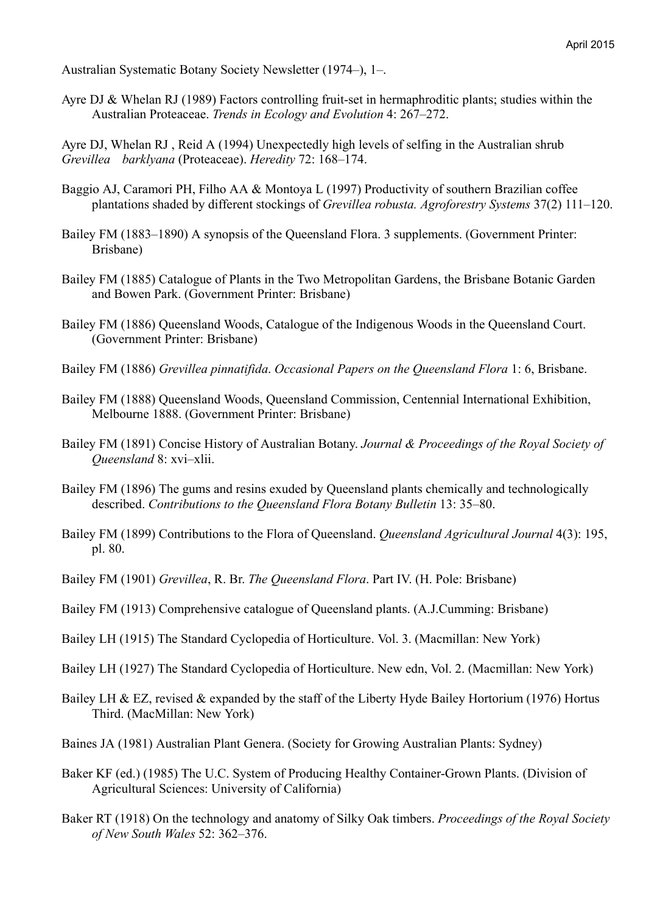Australian Systematic Botany Society Newsletter (1974–), 1–.

Ayre DJ & Whelan RJ (1989) Factors controlling fruit-set in hermaphroditic plants; studies within the Australian Proteaceae. *Trends in Ecology and Evolution* 4: 267–272.

Ayre DJ, Whelan RJ , Reid A (1994) Unexpectedly high levels of selfing in the Australian shrub *Grevillea barklyana* (Proteaceae). *Heredity* 72: 168–174.

Baggio AJ, Caramori PH, Filho AA & Montoya L (1997) Productivity of southern Brazilian coffee plantations shaded by different stockings of *Grevillea robusta. Agroforestry Systems* 37(2) 111–120.

Bailey FM (1883–1890) A synopsis of the Queensland Flora. 3 supplements. (Government Printer: Brisbane)

Bailey FM (1885) Catalogue of Plants in the Two Metropolitan Gardens, the Brisbane Botanic Garden and Bowen Park. (Government Printer: Brisbane)

Bailey FM (1886) Queensland Woods, Catalogue of the Indigenous Woods in the Queensland Court. (Government Printer: Brisbane)

Bailey FM (1886) *Grevillea pinnatifida*. *Occasional Papers on the Queensland Flora* 1: 6, Brisbane.

Bailey FM (1888) Queensland Woods, Queensland Commission, Centennial International Exhibition, Melbourne 1888. (Government Printer: Brisbane)

Bailey FM (1891) Concise History of Australian Botany. *Journal & Proceedings of the Royal Society of Queensland* 8: xvi–xlii.

Bailey FM (1896) The gums and resins exuded by Queensland plants chemically and technologically described. *Contributions to the Queensland Flora Botany Bulletin* 13: 35–80.

Bailey FM (1899) Contributions to the Flora of Queensland. *Queensland Agricultural Journal* 4(3): 195, pl. 80.

Bailey FM (1901) *Grevillea*, R. Br. *The Queensland Flora*. Part IV. (H. Pole: Brisbane)

Bailey FM (1913) Comprehensive catalogue of Queensland plants. (A.J.Cumming: Brisbane)

Bailey LH (1915) The Standard Cyclopedia of Horticulture. Vol. 3. (Macmillan: New York)

Bailey LH (1927) The Standard Cyclopedia of Horticulture. New edn, Vol. 2. (Macmillan: New York)

Bailey LH & EZ, revised & expanded by the staff of the Liberty Hyde Bailey Hortorium (1976) Hortus Third. (MacMillan: New York)

Baines JA (1981) Australian Plant Genera. (Society for Growing Australian Plants: Sydney)

Baker KF (ed.) (1985) The U.C. System of Producing Healthy Container-Grown Plants. (Division of Agricultural Sciences: University of California)

Baker RT (1918) On the technology and anatomy of Silky Oak timbers. *Proceedings of the Royal Society of New South Wales* 52: 362–376.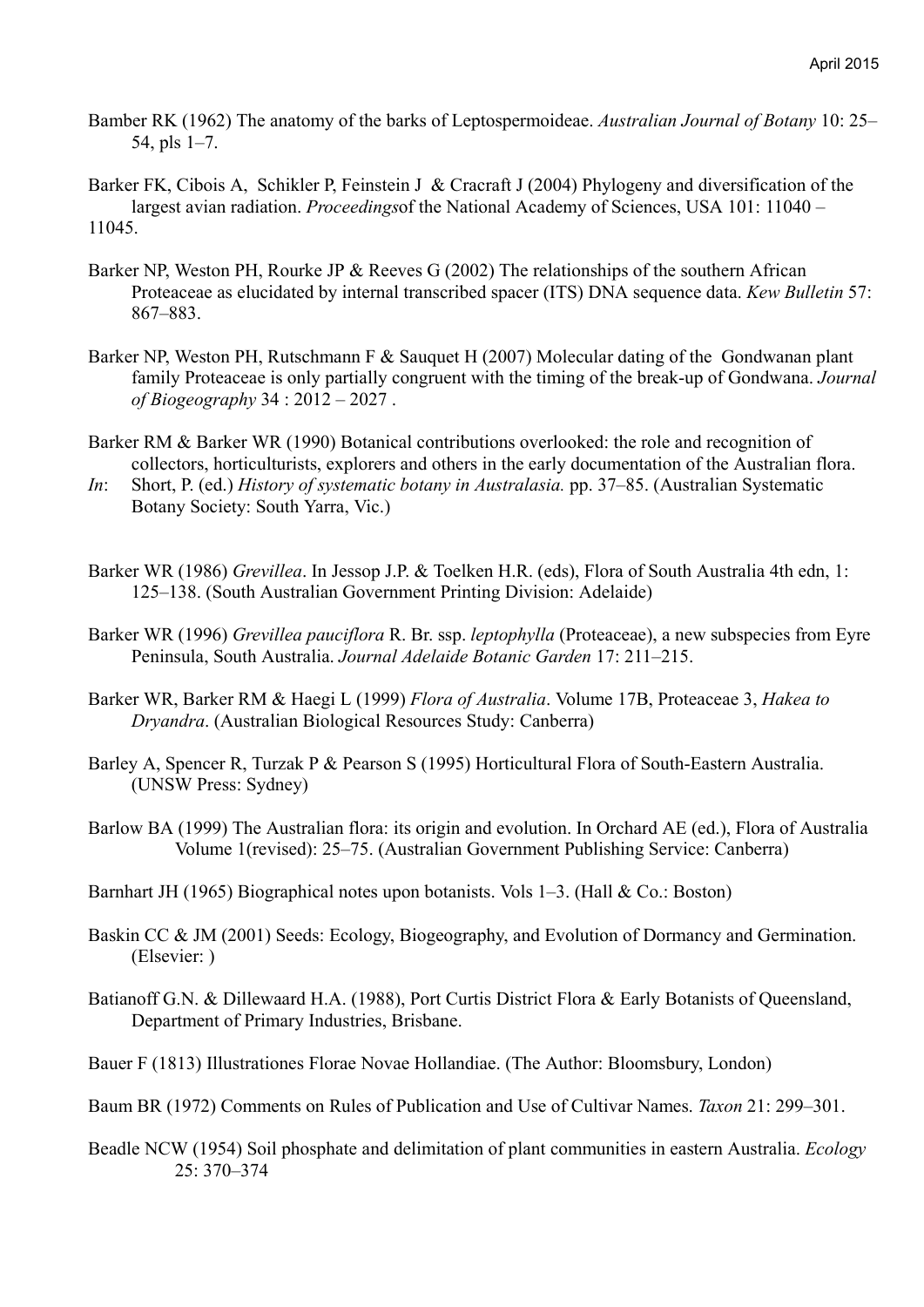Bamber RK (1962) The anatomy of the barks of Leptospermoideae. *Australian Journal of Botany* 10: 25–54, pls 1–7.

Barker FK, Cibois A, Schikler P, Feinstein J & Cracraft J (2004) Phylogeny and diversification of the largest avian radiation. *Proceedings*of the National Academy of Sciences, USA 101: 11040 – 11045.

Barker NP, Weston PH, Rourke JP & Reeves G (2002) The relationships of the southern African Proteaceae as elucidated by internal transcribed spacer (ITS) DNA sequence data. *Kew Bulletin* 57: 867–883.

Barker NP, Weston PH, Rutschmann F & Sauquet H (2007) Molecular dating of the Gondwanan plant family Proteaceae is only partially congruent with the timing of the break-up of Gondwana. *Journal of Biogeography* 34 : 2012 – 2027 .

Barker RM & Barker WR (1990) Botanical contributions overlooked: the role and recognition of collectors, horticulturists, explorers and others in the early documentation of the Australian flora. *In*: Short, P. (ed.) *History of systematic botany in Australasia.* pp. 37–85. (Australian Systematic Botany Society: South Yarra, Vic.)

Barker WR (1986) *Grevillea*. In Jessop J.P. & Toelken H.R. (eds), Flora of South Australia 4th edn, 1: 125–138. (South Australian Government Printing Division: Adelaide)

Barker WR (1996) *Grevillea pauciflora* R. Br. ssp. *leptophylla* (Proteaceae), a new subspecies from Eyre Peninsula, South Australia. *Journal Adelaide Botanic Garden* 17: 211–215.

Barker WR, Barker RM & Haegi L (1999) *Flora of Australia*. Volume 17B, Proteaceae 3, *Hakea to Dryandra*. (Australian Biological Resources Study: Canberra)

Barley A, Spencer R, Turzak P & Pearson S (1995) Horticultural Flora of South-Eastern Australia. (UNSW Press: Sydney)

Barlow BA (1999) The Australian flora: its origin and evolution. In Orchard AE (ed.), Flora of Australia Volume 1(revised): 25–75. (Australian Government Publishing Service: Canberra)

Barnhart JH (1965) Biographical notes upon botanists. Vols 1–3. (Hall & Co.: Boston)

Baskin CC & JM (2001) Seeds: Ecology, Biogeography, and Evolution of Dormancy and Germination. (Elsevier: )

Batianoff G.N. & Dillewaard H.A. (1988), Port Curtis District Flora & Early Botanists of Queensland, Department of Primary Industries, Brisbane.

Bauer F (1813) Illustrationes Florae Novae Hollandiae. (The Author: Bloomsbury, London)

Baum BR (1972) Comments on Rules of Publication and Use of Cultivar Names. *Taxon* 21: 299–301.

Beadle NCW (1954) Soil phosphate and delimitation of plant communities in eastern Australia. *Ecology* 25: 370–374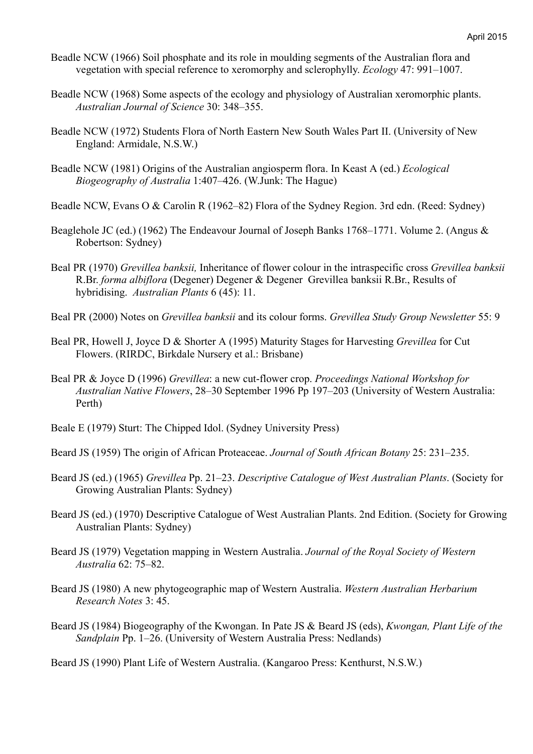Beadle NCW (1966) Soil phosphate and its role in moulding segments of the Australian flora and vegetation with special reference to xeromorphy and sclerophylly. *Ecology* 47: 991–1007.

Beadle NCW (1968) Some aspects of the ecology and physiology of Australian xeromorphic plants. *Australian Journal of Science* 30: 348–355.

Beadle NCW (1972) Students Flora of North Eastern New South Wales Part II. (University of New England: Armidale, N.S.W.)

Beadle NCW (1981) Origins of the Australian angiosperm flora. In Keast A (ed.) *Ecological Biogeography of Australia* 1:407–426. (W.Junk: The Hague)

Beadle NCW, Evans O & Carolin R (1962–82) Flora of the Sydney Region. 3rd edn. (Reed: Sydney)

Beaglehole JC (ed.) (1962) The Endeavour Journal of Joseph Banks 1768–1771. Volume 2. (Angus & Robertson: Sydney)

Beal PR (1970) *Grevillea banksii,* Inheritance of flower colour in the intraspecific cross *Grevillea banksii* R.Br. *forma albiflora* (Degener) Degener & Degener Grevillea banksii R.Br., Results of hybridising. *Australian Plants* 6 (45): 11.

Beal PR (2000) Notes on *Grevillea banksii* and its colour forms. *Grevillea Study Group Newsletter* 55: 9

Beal PR, Howell J, Joyce D & Shorter A (1995) Maturity Stages for Harvesting *Grevillea* for Cut Flowers. (RIRDC, Birkdale Nursery et al.: Brisbane)

Beal PR & Joyce D (1996) *Grevillea*: a new cut-flower crop. *Proceedings National Workshop for Australian Native Flowers*, 28–30 September 1996 Pp 197–203 (University of Western Australia: Perth)

Beale E (1979) Sturt: The Chipped Idol. (Sydney University Press)

Beard JS (1959) The origin of African Proteaceae. *Journal of South African Botany* 25: 231–235.

Beard JS (ed.) (1965) *Grevillea* Pp. 21–23. *Descriptive Catalogue of West Australian Plants*. (Society for Growing Australian Plants: Sydney)

Beard JS (ed.) (1970) Descriptive Catalogue of West Australian Plants. 2nd Edition. (Society for Growing Australian Plants: Sydney)

Beard JS (1979) Vegetation mapping in Western Australia. *Journal of the Royal Society of Western Australia* 62: 75–82.

Beard JS (1980) A new phytogeographic map of Western Australia. *Western Australian Herbarium Research Notes* 3: 45.

Beard JS (1984) Biogeography of the Kwongan. In Pate JS & Beard JS (eds), *Kwongan, Plant Life of the Sandplain* Pp. 1–26. (University of Western Australia Press: Nedlands)

Beard JS (1990) Plant Life of Western Australia. (Kangaroo Press: Kenthurst, N.S.W.)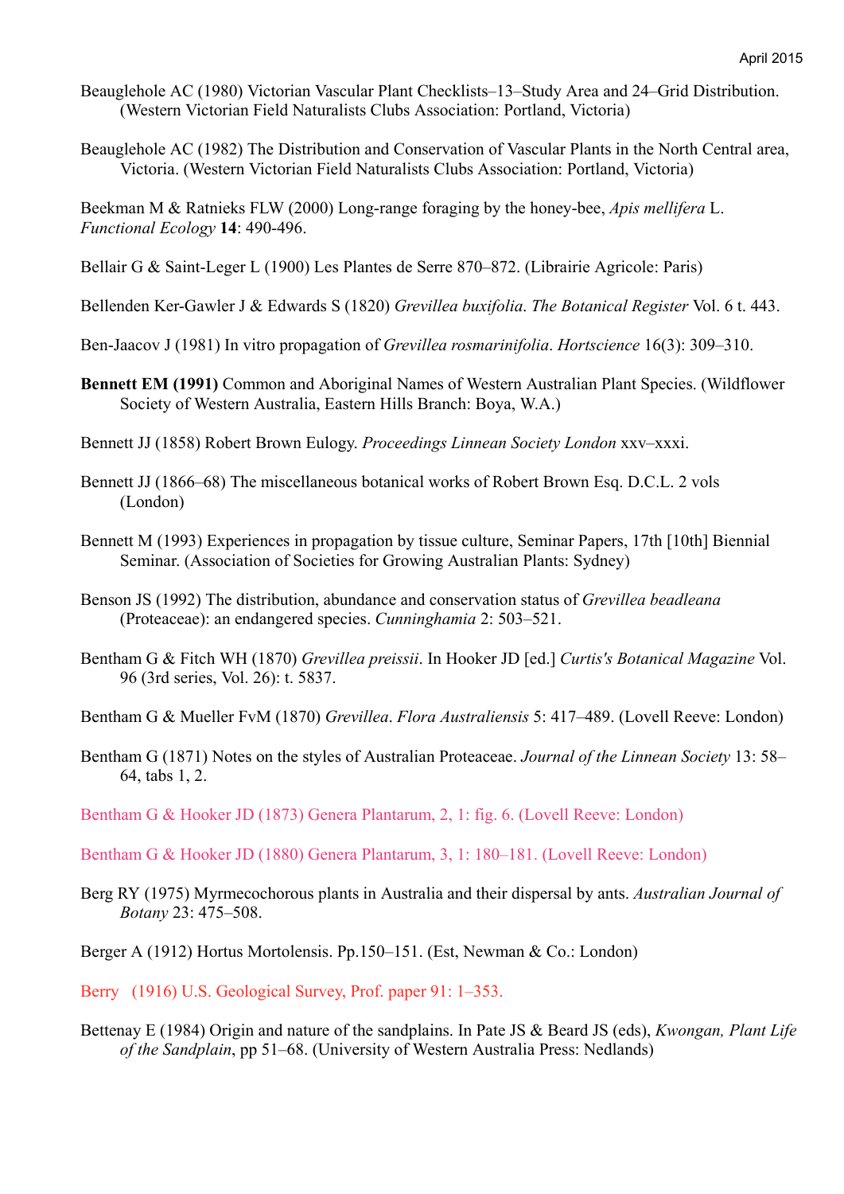Beauglehole AC (1980) Victorian Vascular Plant Checklists–13–Study Area and 24–Grid Distribution. (Western Victorian Field Naturalists Clubs Association: Portland, Victoria)

Beauglehole AC (1982) The Distribution and Conservation of Vascular Plants in the North Central area, Victoria. (Western Victorian Field Naturalists Clubs Association: Portland, Victoria)

Beekman M & Ratnieks FLW (2000) Long-range foraging by the honey-bee, *Apis mellifera* L. *Functional Ecology* **14**: 490-496.

Bellair G & Saint-Leger L (1900) Les Plantes de Serre 870–872. (Librairie Agricole: Paris)

Bellenden Ker-Gawler J & Edwards S (1820) *Grevillea buxifolia*. *The Botanical Register* Vol. 6 t. 443.

Ben-Jaacov J (1981) In vitro propagation of *Grevillea rosmarinifolia*. *Hortscience* 16(3): 309–310.

**Bennett EM (1991)** Common and Aboriginal Names of Western Australian Plant Species. (Wildflower Society of Western Australia, Eastern Hills Branch: Boya, W.A.)

Bennett JJ (1858) Robert Brown Eulogy. *Proceedings Linnean Society London* xxv–xxxi.

Bennett JJ (1866–68) The miscellaneous botanical works of Robert Brown Esq. D.C.L. 2 vols (London)

Bennett M (1993) Experiences in propagation by tissue culture, Seminar Papers, 17th [10th] Biennial Seminar. (Association of Societies for Growing Australian Plants: Sydney)

Benson JS (1992) The distribution, abundance and conservation status of *Grevillea beadleana* (Proteaceae): an endangered species. *Cunninghamia* 2: 503–521.

Bentham G & Fitch WH (1870) *Grevillea preissii*. In Hooker JD [ed.] *Curtis's Botanical Magazine* Vol. 96 (3rd series, Vol. 26): t. 5837.

Bentham G & Mueller FvM (1870) *Grevillea*. *Flora Australiensis* 5: 417–489. (Lovell Reeve: London)

Bentham G (1871) Notes on the styles of Australian Proteaceae. *Journal of the Linnean Society* 13: 58–64, tabs 1, 2.

Bentham G & Hooker JD (1873) Genera Plantarum, 2, 1: fig. 6. (Lovell Reeve: London)

Bentham G & Hooker JD (1880) Genera Plantarum, 3, 1: 180–181. (Lovell Reeve: London)

Berg RY (1975) Myrmecochorous plants in Australia and their dispersal by ants. *Australian Journal of Botany* 23: 475–508.

Berger A (1912) Hortus Mortolensis. Pp.150–151. (Est, Newman & Co.: London)

Berry (1916) U.S. Geological Survey, Prof. paper 91: 1–353.

Bettenay E (1984) Origin and nature of the sandplains. In Pate JS & Beard JS (eds), *Kwongan, Plant Life of the Sandplain*, pp 51–68. (University of Western Australia Press: Nedlands)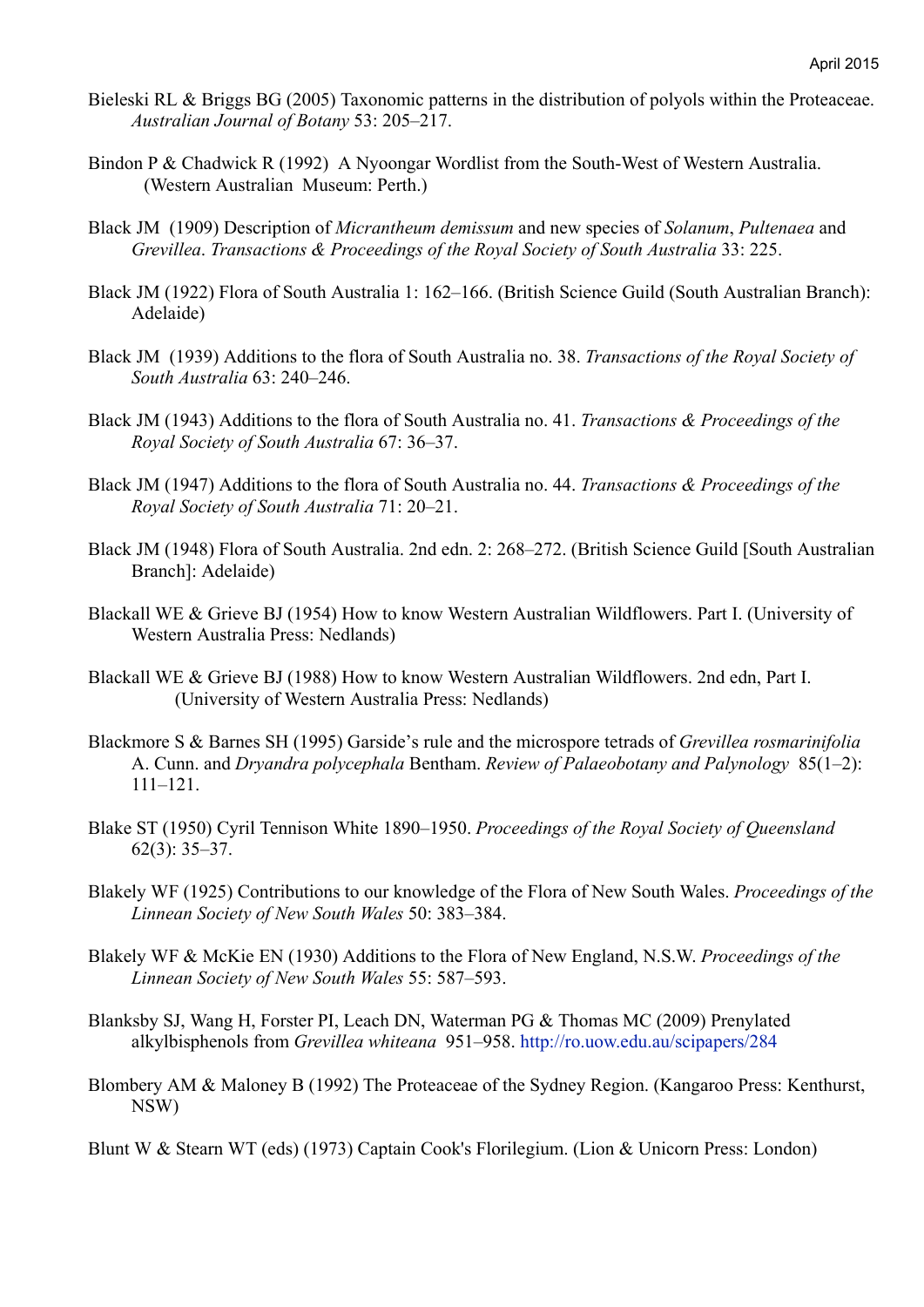Bieleski RL & Briggs BG (2005) Taxonomic patterns in the distribution of polyols within the Proteaceae. *Australian Journal of Botany* 53: 205–217.

Bindon P & Chadwick R (1992) A Nyoongar Wordlist from the South-West of Western Australia. (Western Australian Museum: Perth.)

Black JM (1909) Description of *Micrantheum demissum* and new species of *Solanum*, *Pultenaea* and *Grevillea*. *Transactions & Proceedings of the Royal Society of South Australia* 33: 225.

Black JM (1922) Flora of South Australia 1: 162–166. (British Science Guild (South Australian Branch): Adelaide)

Black JM (1939) Additions to the flora of South Australia no. 38. *Transactions of the Royal Society of South Australia* 63: 240–246.

Black JM (1943) Additions to the flora of South Australia no. 41. *Transactions & Proceedings of the Royal Society of South Australia* 67: 36–37.

Black JM (1947) Additions to the flora of South Australia no. 44. *Transactions & Proceedings of the Royal Society of South Australia* 71: 20–21.

Black JM (1948) Flora of South Australia. 2nd edn. 2: 268–272. (British Science Guild [South Australian Branch]: Adelaide)

Blackall WE & Grieve BJ (1954) How to know Western Australian Wildflowers. Part I. (University of Western Australia Press: Nedlands)

Blackall WE & Grieve BJ (1988) How to know Western Australian Wildflowers. 2nd edn, Part I. (University of Western Australia Press: Nedlands)

Blackmore S & Barnes SH (1995) Garside's rule and the microspore tetrads of *Grevillea rosmarinifolia* A. Cunn. and *Dryandra polycephala* Bentham. *Review of Palaeobotany and Palynology* 85(1–2): 111–121.

Blake ST (1950) Cyril Tennison White 1890–1950. *Proceedings of the Royal Society of Queensland* 62(3): 35–37.

Blakely WF (1925) Contributions to our knowledge of the Flora of New South Wales. *Proceedings of the Linnean Society of New South Wales* 50: 383–384.

Blakely WF & McKie EN (1930) Additions to the Flora of New England, N.S.W. *Proceedings of the Linnean Society of New South Wales* 55: 587–593.

Blanksby SJ, Wang H, Forster PI, Leach DN, Waterman PG & Thomas MC (2009) Prenylated alkylbisphenols from *Grevillea whiteana* 951–958. http://ro.uow.edu.au/scipapers/284

Blombery AM & Maloney B (1992) The Proteaceae of the Sydney Region. (Kangaroo Press: Kenthurst, NSW)

Blunt W & Stearn WT (eds) (1973) Captain Cook's Florilegium. (Lion & Unicorn Press: London)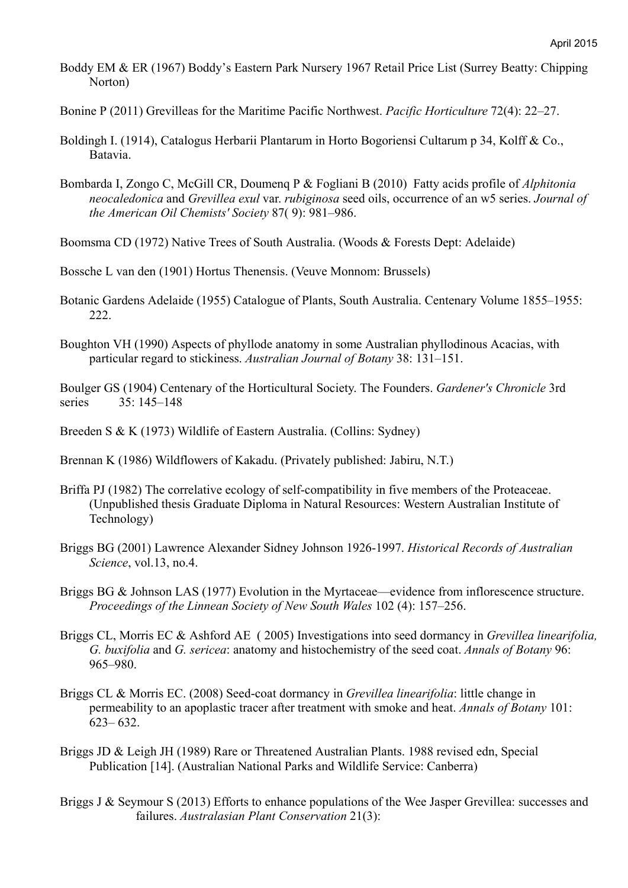Boddy EM & ER (1967) Boddy's Eastern Park Nursery 1967 Retail Price List (Surrey Beatty: Chipping Norton)

Bonine P (2011) Grevilleas for the Maritime Pacific Northwest. *Pacific Horticulture* 72(4): 22–27.

Boldingh I. (1914), Catalogus Herbarii Plantarum in Horto Bogoriensi Cultarum p 34, Kolff & Co., Batavia.

Bombarda I, Zongo C, McGill CR, Doumenq P & Fogliani B (2010) Fatty acids profile of *Alphitonia neocaledonica* and *Grevillea exul* var. *rubiginosa* seed oils, occurrence of an w5 series. *Journal of the American Oil Chemists' Society* 87( 9): 981–986.

Boomsma CD (1972) Native Trees of South Australia. (Woods & Forests Dept: Adelaide)

Bossche L van den (1901) Hortus Thenensis. (Veuve Monnom: Brussels)

Botanic Gardens Adelaide (1955) Catalogue of Plants, South Australia. Centenary Volume 1855–1955: 222.

Boughton VH (1990) Aspects of phyllode anatomy in some Australian phyllodinous Acacias, with particular regard to stickiness. *Australian Journal of Botany* 38: 131–151.

Boulger GS (1904) Centenary of the Horticultural Society. The Founders. *Gardener's Chronicle* 3rd series 35: 145–148

Breeden S & K (1973) Wildlife of Eastern Australia. (Collins: Sydney)

Brennan K (1986) Wildflowers of Kakadu. (Privately published: Jabiru, N.T.)

Briffa PJ (1982) The correlative ecology of self-compatibility in five members of the Proteaceae. (Unpublished thesis Graduate Diploma in Natural Resources: Western Australian Institute of Technology)

Briggs BG (2001) Lawrence Alexander Sidney Johnson 1926-1997. *Historical Records of Australian Science*, vol.13, no.4.

Briggs BG & Johnson LAS (1977) Evolution in the Myrtaceae—evidence from inflorescence structure. *Proceedings of the Linnean Society of New South Wales* 102 (4): 157–256.

Briggs CL, Morris EC & Ashford AE ( 2005) Investigations into seed dormancy in *Grevillea linearifolia, G. buxifolia* and *G. sericea*: anatomy and histochemistry of the seed coat. *Annals of Botany* 96: 965–980.

Briggs CL & Morris EC. (2008) Seed-coat dormancy in *Grevillea linearifolia*: little change in permeability to an apoplastic tracer after treatment with smoke and heat. *Annals of Botany* 101: 623– 632.

Briggs JD & Leigh JH (1989) Rare or Threatened Australian Plants. 1988 revised edn, Special Publication [14]. (Australian National Parks and Wildlife Service: Canberra)

Briggs J & Seymour S (2013) Efforts to enhance populations of the Wee Jasper Grevillea: successes and failures. *Australasian Plant Conservation* 21(3):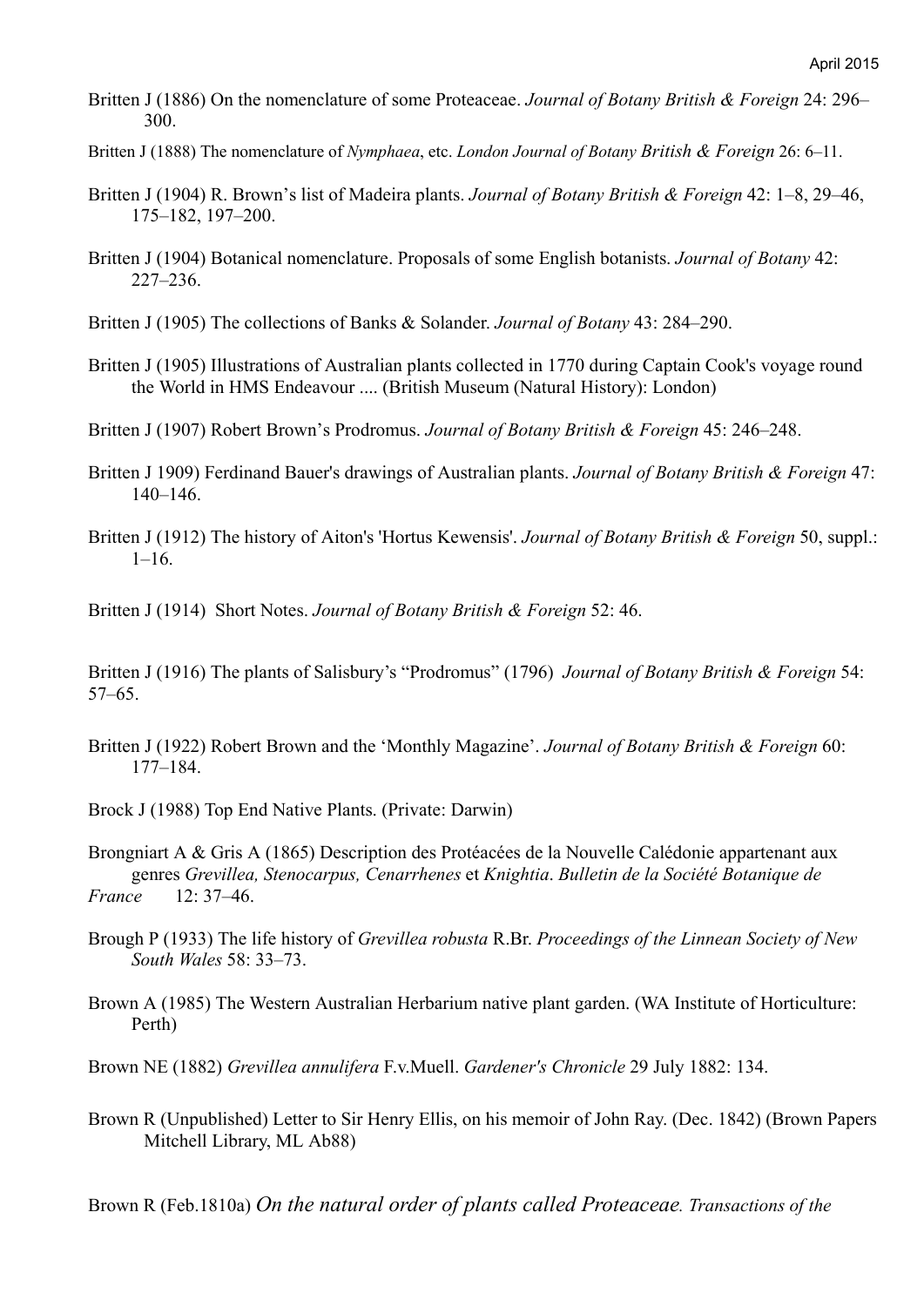Britten J (1886) On the nomenclature of some Proteaceae. *Journal of Botany British & Foreign* 24: 296–300.

Britten J (1888) The nomenclature of *Nymphaea*, etc. *London Journal of Botany British & Foreign* 26: 6–11.

Britten J (1904) R. Brown's list of Madeira plants. *Journal of Botany British & Foreign* 42: 1–8, 29–46, 175–182, 197–200.

Britten J (1904) Botanical nomenclature. Proposals of some English botanists. *Journal of Botany* 42: 227–236.

Britten J (1905) The collections of Banks & Solander. *Journal of Botany* 43: 284–290.

Britten J (1905) Illustrations of Australian plants collected in 1770 during Captain Cook's voyage round the World in HMS Endeavour .... (British Museum (Natural History): London)

Britten J (1907) Robert Brown's Prodromus. *Journal of Botany British & Foreign* 45: 246–248.

Britten J 1909) Ferdinand Bauer's drawings of Australian plants. *Journal of Botany British & Foreign* 47: 140–146.

Britten J (1912) The history of Aiton's 'Hortus Kewensis'. *Journal of Botany British & Foreign* 50, suppl.: 1–16.

Britten J (1914) Short Notes. *Journal of Botany British & Foreign* 52: 46.

Britten J (1916) The plants of Salisbury's "Prodromus" (1796) *Journal of Botany British & Foreign* 54: 57–65.

Britten J (1922) Robert Brown and the 'Monthly Magazine'. *Journal of Botany British & Foreign* 60: 177–184.

Brock J (1988) Top End Native Plants. (Private: Darwin)

Brongniart A & Gris A (1865) Description des Protéacées de la Nouvelle Calédonie appartenant aux genres *Grevillea, Stenocarpus, Cenarrhenes* et *Knightia*. *Bulletin de la Société Botanique de France* 12: 37–46.

Brough P (1933) The life history of *Grevillea robusta* R.Br. *Proceedings of the Linnean Society of New South Wales* 58: 33–73.

Brown A (1985) The Western Australian Herbarium native plant garden. (WA Institute of Horticulture: Perth)

Brown NE (1882) *Grevillea annulifera* F.v.Muell. *Gardener's Chronicle* 29 July 1882: 134.

Brown R (Unpublished) Letter to Sir Henry Ellis, on his memoir of John Ray. (Dec. 1842) (Brown Papers Mitchell Library, ML Ab88)

Brown R (Feb.1810a) *On the natural order of plants called Proteaceae. Transactions of the*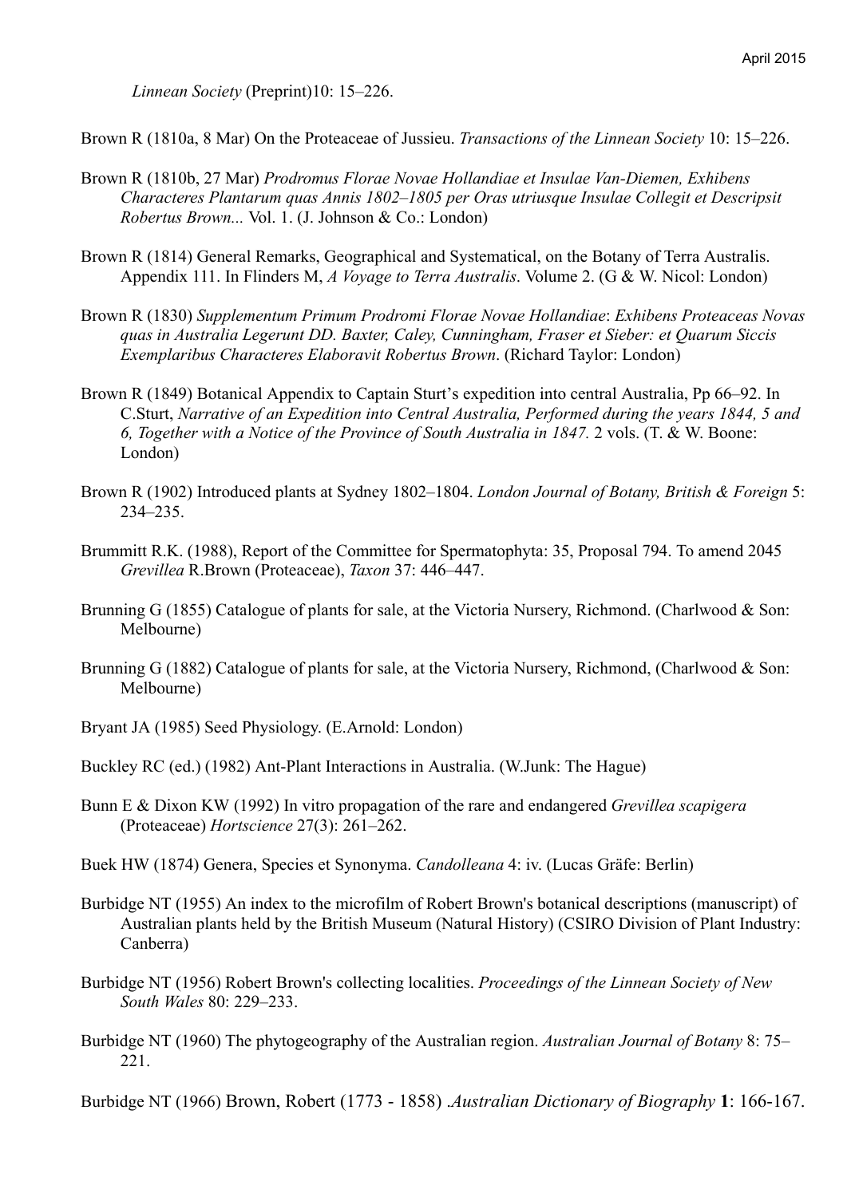*Linnean Society* (Preprint)10: 15–226.

Brown R (1810a, 8 Mar) On the Proteaceae of Jussieu. *Transactions of the Linnean Society* 10: 15–226.

Brown R (1810b, 27 Mar) *Prodromus Florae Novae Hollandiae et Insulae Van-Diemen, Exhibens Characteres Plantarum quas Annis 1802–1805 per Oras utriusque Insulae Collegit et Descripsit Robertus Brown...* Vol. 1. (J. Johnson & Co.: London)

Brown R (1814) General Remarks, Geographical and Systematical, on the Botany of Terra Australis. Appendix 111. In Flinders M, *A Voyage to Terra Australis*. Volume 2. (G & W. Nicol: London)

Brown R (1830) *Supplementum Primum Prodromi Florae Novae Hollandiae*: *Exhibens Proteaceas Novas quas in Australia Legerunt DD. Baxter, Caley, Cunningham, Fraser et Sieber: et Quarum Siccis Exemplaribus Characteres Elaboravit Robertus Brown*. (Richard Taylor: London)

Brown R (1849) Botanical Appendix to Captain Sturt's expedition into central Australia, Pp 66–92. In C.Sturt, *Narrative of an Expedition into Central Australia, Performed during the years 1844, 5 and 6, Together with a Notice of the Province of South Australia in 1847.* 2 vols. (T. & W. Boone: London)

Brown R (1902) Introduced plants at Sydney 1802–1804. *London Journal of Botany, British & Foreign* 5: 234–235.

Brummitt R.K. (1988), Report of the Committee for Spermatophyta: 35, Proposal 794. To amend 2045 *Grevillea* R.Brown (Proteaceae), *Taxon* 37: 446–447.

Brunning G (1855) Catalogue of plants for sale, at the Victoria Nursery, Richmond. (Charlwood & Son: Melbourne)

Brunning G (1882) Catalogue of plants for sale, at the Victoria Nursery, Richmond, (Charlwood & Son: Melbourne)

Bryant JA (1985) Seed Physiology. (E.Arnold: London)

Buckley RC (ed.) (1982) Ant-Plant Interactions in Australia. (W.Junk: The Hague)

Bunn E & Dixon KW (1992) In vitro propagation of the rare and endangered *Grevillea scapigera* (Proteaceae) *Hortscience* 27(3): 261–262.

Buek HW (1874) Genera, Species et Synonyma. *Candolleana* 4: iv. (Lucas Gräfe: Berlin)

Burbidge NT (1955) An index to the microfilm of Robert Brown's botanical descriptions (manuscript) of Australian plants held by the British Museum (Natural History) (CSIRO Division of Plant Industry: Canberra)

Burbidge NT (1956) Robert Brown's collecting localities. *Proceedings of the Linnean Society of New South Wales* 80: 229–233.

Burbidge NT (1960) The phytogeography of the Australian region. *Australian Journal of Botany* 8: 75–221.

Burbidge NT (1966) Brown, Robert (1773 - 1858) .*Australian Dictionary of Biography* **1**: 166-167.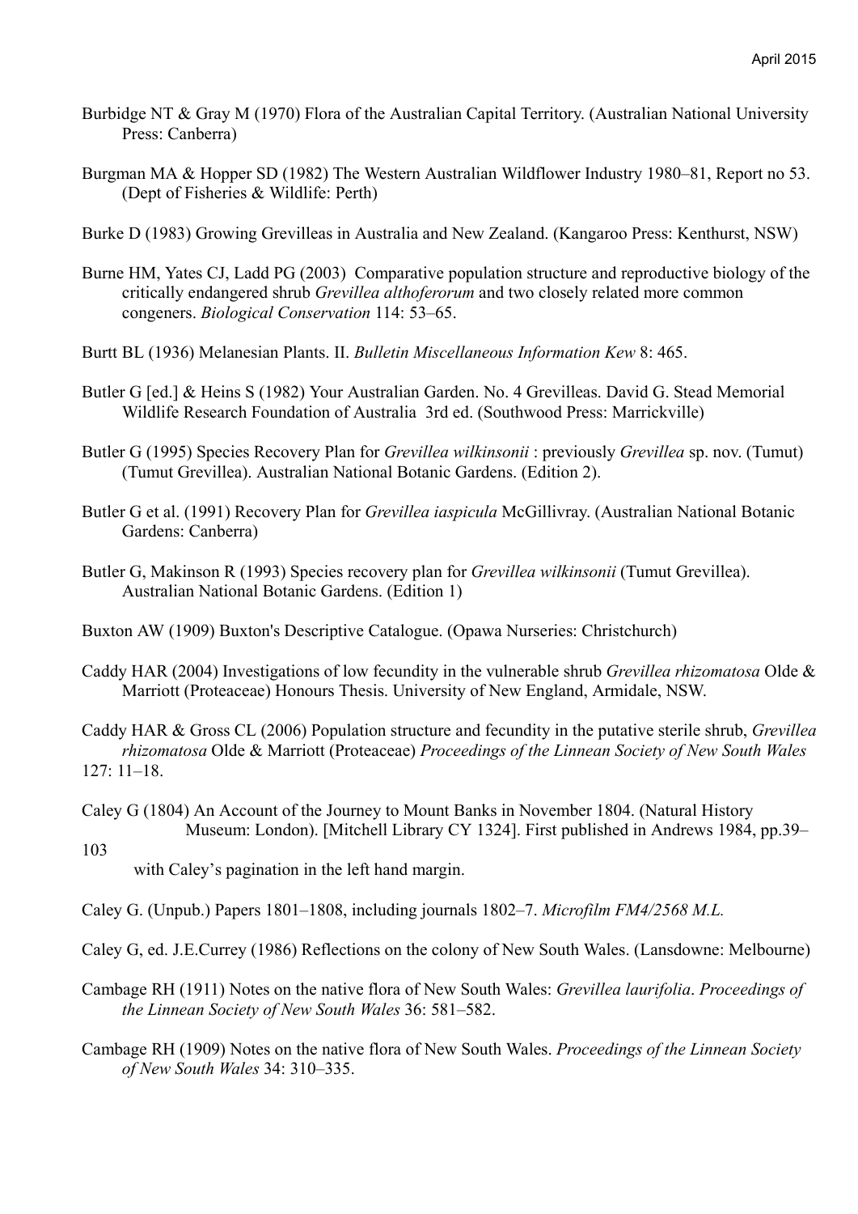Burbidge NT & Gray M (1970) Flora of the Australian Capital Territory. (Australian National University Press: Canberra)

Burgman MA & Hopper SD (1982) The Western Australian Wildflower Industry 1980–81, Report no 53. (Dept of Fisheries & Wildlife: Perth)

Burke D (1983) Growing Grevilleas in Australia and New Zealand. (Kangaroo Press: Kenthurst, NSW)

Burne HM, Yates CJ, Ladd PG (2003) Comparative population structure and reproductive biology of the critically endangered shrub *Grevillea althoferorum* and two closely related more common congeners. *Biological Conservation* 114: 53–65.

Burtt BL (1936) Melanesian Plants. II. *Bulletin Miscellaneous Information Kew* 8: 465.

Butler G [ed.] & Heins S (1982) Your Australian Garden. No. 4 Grevilleas. David G. Stead Memorial Wildlife Research Foundation of Australia 3rd ed. (Southwood Press: Marrickville)

Butler G (1995) Species Recovery Plan for *Grevillea wilkinsonii* : previously *Grevillea* sp. nov. (Tumut) (Tumut Grevillea). Australian National Botanic Gardens. (Edition 2).

Butler G et al. (1991) Recovery Plan for *Grevillea iaspicula* McGillivray. (Australian National Botanic Gardens: Canberra)

Butler G, Makinson R (1993) Species recovery plan for *Grevillea wilkinsonii* (Tumut Grevillea). Australian National Botanic Gardens. (Edition 1)

Buxton AW (1909) Buxton's Descriptive Catalogue. (Opawa Nurseries: Christchurch)

Caddy HAR (2004) Investigations of low fecundity in the vulnerable shrub *Grevillea rhizomatosa* Olde & Marriott (Proteaceae) Honours Thesis. University of New England, Armidale, NSW.

Caddy HAR & Gross CL (2006) Population structure and fecundity in the putative sterile shrub, *Grevillea rhizomatosa* Olde & Marriott (Proteaceae) *Proceedings of the Linnean Society of New South Wales* 127: 11–18.

Caley G (1804) An Account of the Journey to Mount Banks in November 1804. (Natural History Museum: London). [Mitchell Library CY 1324]. First published in Andrews 1984, pp.39–103 with Caley's pagination in the left hand margin.

Caley G. (Unpub.) Papers 1801–1808, including journals 1802–7. *Microfilm FM4/2568 M.L.*

Caley G, ed. J.E.Currey (1986) Reflections on the colony of New South Wales. (Lansdowne: Melbourne)

Cambage RH (1911) Notes on the native flora of New South Wales: *Grevillea laurifolia*. *Proceedings of the Linnean Society of New South Wales* 36: 581–582.

Cambage RH (1909) Notes on the native flora of New South Wales. *Proceedings of the Linnean Society of New South Wales* 34: 310–335.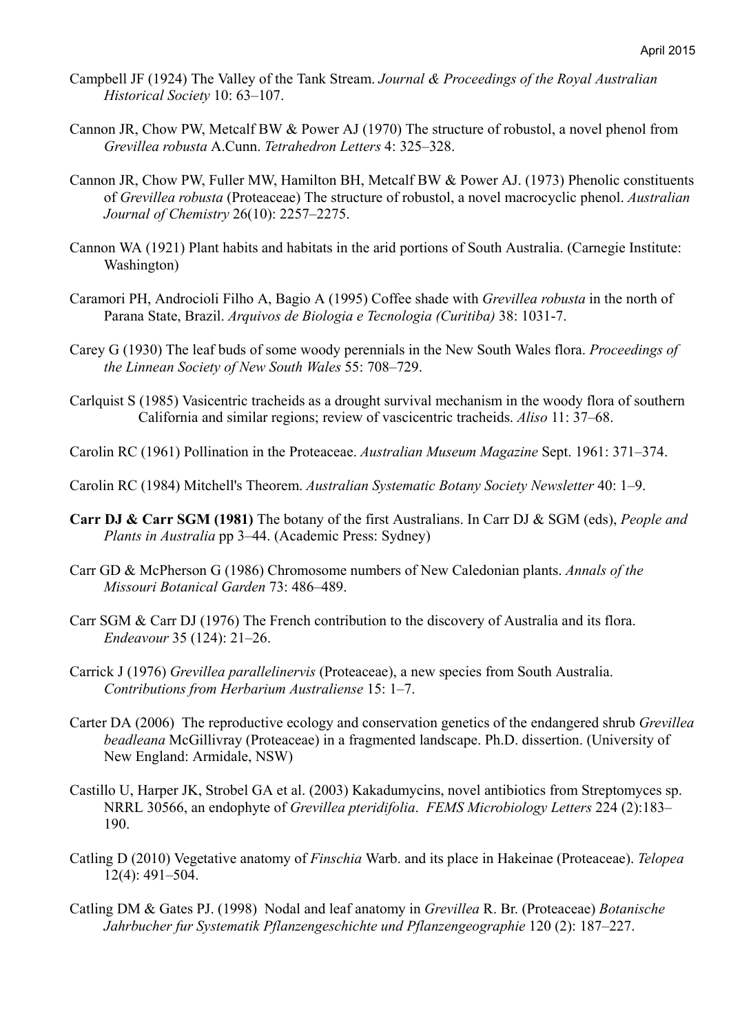Campbell JF (1924) The Valley of the Tank Stream. *Journal & Proceedings of the Royal Australian Historical Society* 10: 63–107.

Cannon JR, Chow PW, Metcalf BW & Power AJ (1970) The structure of robustol, a novel phenol from *Grevillea robusta* A.Cunn. *Tetrahedron Letters* 4: 325–328.

Cannon JR, Chow PW, Fuller MW, Hamilton BH, Metcalf BW & Power AJ. (1973) Phenolic constituents of *Grevillea robusta* (Proteaceae) The structure of robustol, a novel macrocyclic phenol. *Australian Journal of Chemistry* 26(10): 2257–2275.

Cannon WA (1921) Plant habits and habitats in the arid portions of South Australia. (Carnegie Institute: Washington)

Caramori PH, Androcioli Filho A, Bagio A (1995) Coffee shade with *Grevillea robusta* in the north of Parana State, Brazil. *Arquivos de Biologia e Tecnologia (Curitiba)* 38: 1031-7.

Carey G (1930) The leaf buds of some woody perennials in the New South Wales flora. *Proceedings of the Linnean Society of New South Wales* 55: 708–729.

Carlquist S (1985) Vasicentric tracheids as a drought survival mechanism in the woody flora of southern California and similar regions; review of vascicentric tracheids. *Aliso* 11: 37–68.

Carolin RC (1961) Pollination in the Proteaceae. *Australian Museum Magazine* Sept. 1961: 371–374.

Carolin RC (1984) Mitchell's Theorem. *Australian Systematic Botany Society Newsletter* 40: 1–9.

**Carr DJ & Carr SGM (1981)** The botany of the first Australians. In Carr DJ & SGM (eds), *People and Plants in Australia* pp 3–44. (Academic Press: Sydney)

Carr GD & McPherson G (1986) Chromosome numbers of New Caledonian plants. *Annals of the Missouri Botanical Garden* 73: 486–489.

Carr SGM & Carr DJ (1976) The French contribution to the discovery of Australia and its flora. *Endeavour* 35 (124): 21–26.

Carrick J (1976) *Grevillea parallelinervis* (Proteaceae), a new species from South Australia. *Contributions from Herbarium Australiense* 15: 1–7.

Carter DA (2006) The reproductive ecology and conservation genetics of the endangered shrub *Grevillea beadleana* McGillivray (Proteaceae) in a fragmented landscape. Ph.D. dissertion. (University of New England: Armidale, NSW)

Castillo U, Harper JK, Strobel GA et al. (2003) Kakadumycins, novel antibiotics from Streptomyces sp. NRRL 30566, an endophyte of *Grevillea pteridifolia*. *FEMS Microbiology Letters* 224 (2):183–190.

Catling D (2010) Vegetative anatomy of *Finschia* Warb. and its place in Hakeinae (Proteaceae). *Telopea* 12(4): 491–504.

Catling DM & Gates PJ. (1998) Nodal and leaf anatomy in *Grevillea* R. Br. (Proteaceae) *Botanische Jahrbucher fur Systematik Pflanzengeschichte und Pflanzengeographie* 120 (2): 187–227.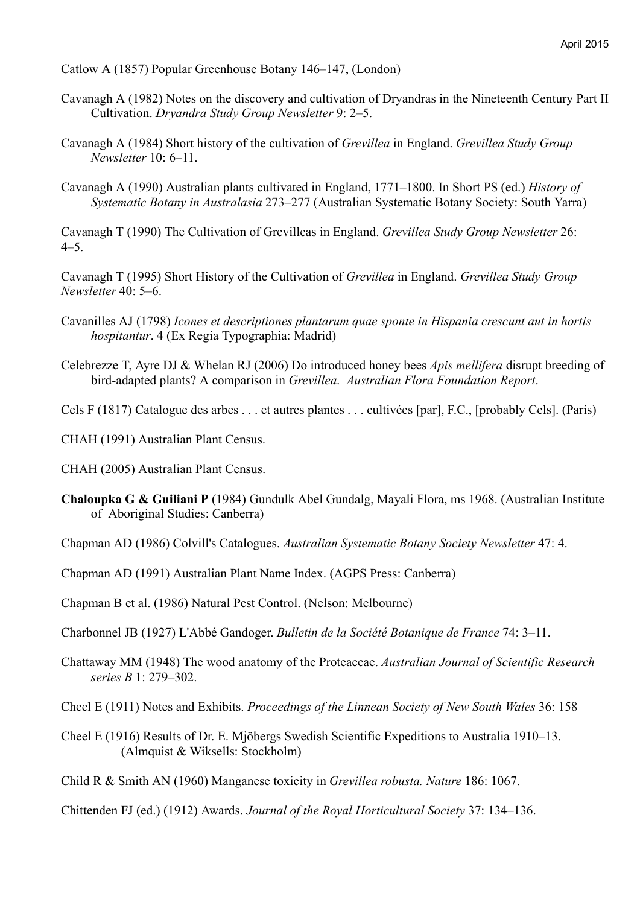Catlow A (1857) Popular Greenhouse Botany 146–147, (London)

Cavanagh A (1982) Notes on the discovery and cultivation of Dryandras in the Nineteenth Century Part II Cultivation. *Dryandra Study Group Newsletter* 9: 2–5.

Cavanagh A (1984) Short history of the cultivation of *Grevillea* in England. *Grevillea Study Group Newsletter* 10: 6–11.

Cavanagh A (1990) Australian plants cultivated in England, 1771–1800. In Short PS (ed.) *History of Systematic Botany in Australasia* 273–277 (Australian Systematic Botany Society: South Yarra)

Cavanagh T (1990) The Cultivation of Grevilleas in England. *Grevillea Study Group Newsletter* 26: 4–5.

Cavanagh T (1995) Short History of the Cultivation of *Grevillea* in England. *Grevillea Study Group Newsletter* 40: 5–6.

Cavanilles AJ (1798) *Icones et descriptiones plantarum quae sponte in Hispania crescunt aut in hortis hospitantur*. 4 (Ex Regia Typographia: Madrid)

Celebrezze T, Ayre DJ & Whelan RJ (2006) Do introduced honey bees *Apis mellifera* disrupt breeding of bird-adapted plants? A comparison in *Grevillea. Australian Flora Foundation Report*.

Cels F (1817) Catalogue des arbes . . . et autres plantes . . . cultivées [par], F.C., [probably Cels]. (Paris)

CHAH (1991) Australian Plant Census.

CHAH (2005) Australian Plant Census.

**Chaloupka G & Guiliani P** (1984) Gundulk Abel Gundalg, Mayali Flora, ms 1968. (Australian Institute of Aboriginal Studies: Canberra)

Chapman AD (1986) Colvill's Catalogues. *Australian Systematic Botany Society Newsletter* 47: 4.

Chapman AD (1991) Australian Plant Name Index. (AGPS Press: Canberra)

Chapman B et al. (1986) Natural Pest Control. (Nelson: Melbourne)

Charbonnel JB (1927) L'Abbé Gandoger. *Bulletin de la Société Botanique de France* 74: 3–11.

Chattaway MM (1948) The wood anatomy of the Proteaceae. *Australian Journal of Scientific Research series B* 1: 279–302.

Cheel E (1911) Notes and Exhibits. *Proceedings of the Linnean Society of New South Wales* 36: 158

Cheel E (1916) Results of Dr. E. Mjöbergs Swedish Scientific Expeditions to Australia 1910–13. (Almquist & Wiksells: Stockholm)

Child R & Smith AN (1960) Manganese toxicity in *Grevillea robusta. Nature* 186: 1067.

Chittenden FJ (ed.) (1912) Awards. *Journal of the Royal Horticultural Society* 37: 134–136.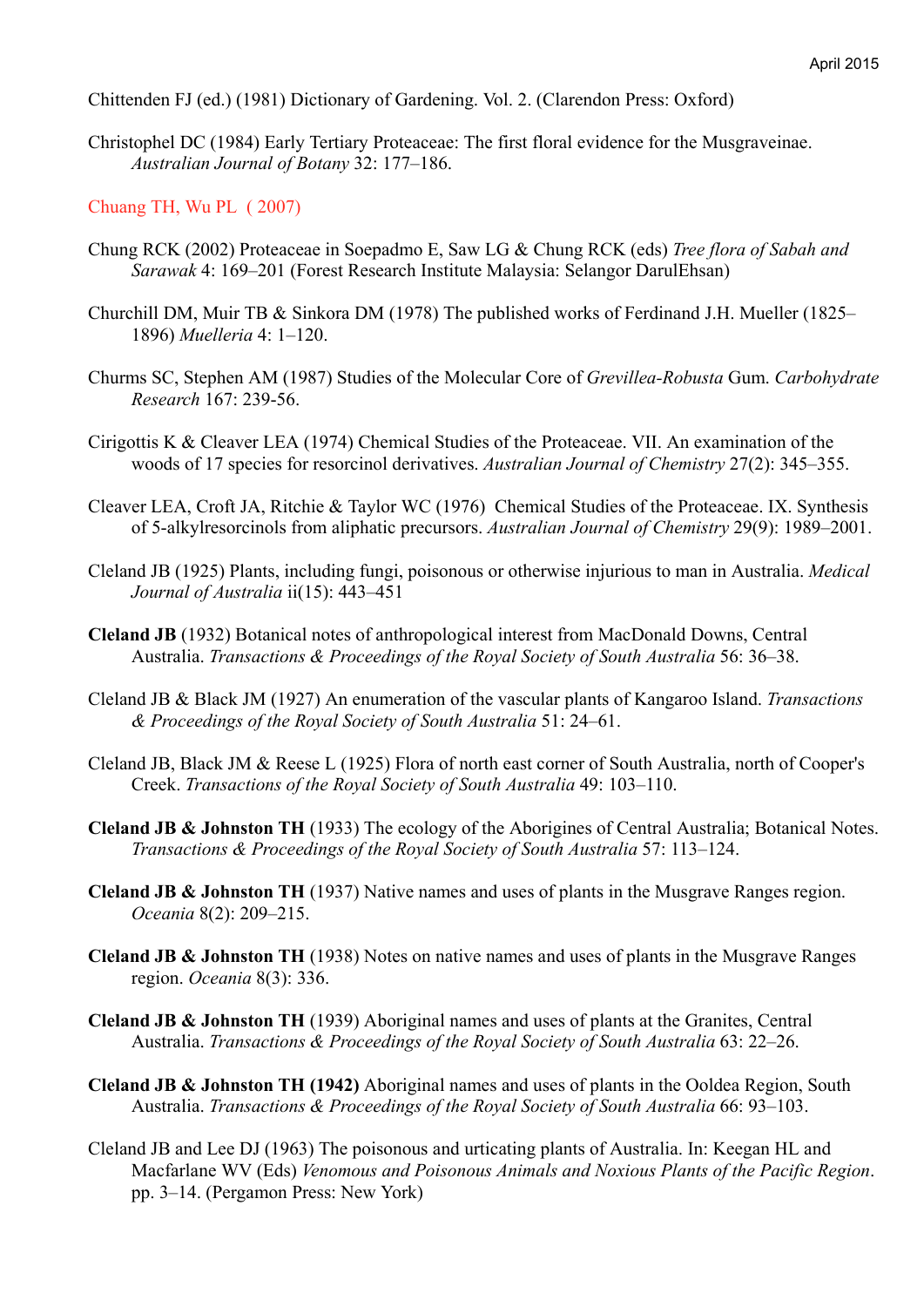Chittenden FJ (ed.) (1981) Dictionary of Gardening. Vol. 2. (Clarendon Press: Oxford)

Christophel DC (1984) Early Tertiary Proteaceae: The first floral evidence for the Musgraveinae. *Australian Journal of Botany* 32: 177–186.

Chuang TH, Wu PL ( 2007)

Chung RCK (2002) Proteaceae in Soepadmo E, Saw LG & Chung RCK (eds) *Tree flora of Sabah and Sarawak* 4: 169–201 (Forest Research Institute Malaysia: Selangor DarulEhsan)

Churchill DM, Muir TB & Sinkora DM (1978) The published works of Ferdinand J.H. Mueller (1825–1896) *Muelleria* 4: 1–120.

Churms SC, Stephen AM (1987) Studies of the Molecular Core of *Grevillea-Robusta* Gum. *Carbohydrate Research* 167: 239-56.

Cirigottis K & Cleaver LEA (1974) Chemical Studies of the Proteaceae. VII. An examination of the woods of 17 species for resorcinol derivatives. *Australian Journal of Chemistry* 27(2): 345–355.

Cleaver LEA, Croft JA, Ritchie & Taylor WC (1976) Chemical Studies of the Proteaceae. IX. Synthesis of 5-alkylresorcinols from aliphatic precursors. *Australian Journal of Chemistry* 29(9): 1989–2001.

Cleland JB (1925) Plants, including fungi, poisonous or otherwise injurious to man in Australia. *Medical Journal of Australia* ii(15): 443–451

**Cleland JB** (1932) Botanical notes of anthropological interest from MacDonald Downs, Central Australia. *Transactions & Proceedings of the Royal Society of South Australia* 56: 36–38.

Cleland JB & Black JM (1927) An enumeration of the vascular plants of Kangaroo Island. *Transactions & Proceedings of the Royal Society of South Australia* 51: 24–61.

Cleland JB, Black JM & Reese L (1925) Flora of north east corner of South Australia, north of Cooper's Creek. *Transactions of the Royal Society of South Australia* 49: 103–110.

**Cleland JB & Johnston TH** (1933) The ecology of the Aborigines of Central Australia; Botanical Notes. *Transactions & Proceedings of the Royal Society of South Australia* 57: 113–124.

**Cleland JB & Johnston TH** (1937) Native names and uses of plants in the Musgrave Ranges region. *Oceania* 8(2): 209–215.

**Cleland JB & Johnston TH** (1938) Notes on native names and uses of plants in the Musgrave Ranges region. *Oceania* 8(3): 336.

**Cleland JB & Johnston TH** (1939) Aboriginal names and uses of plants at the Granites, Central Australia. *Transactions & Proceedings of the Royal Society of South Australia* 63: 22–26.

**Cleland JB & Johnston TH (1942)** Aboriginal names and uses of plants in the Ooldea Region, South Australia. *Transactions & Proceedings of the Royal Society of South Australia* 66: 93–103.

Cleland JB and Lee DJ (1963) The poisonous and urticating plants of Australia. In: Keegan HL and Macfarlane WV (Eds) *Venomous and Poisonous Animals and Noxious Plants of the Pacific Region*. pp. 3–14. (Pergamon Press: New York)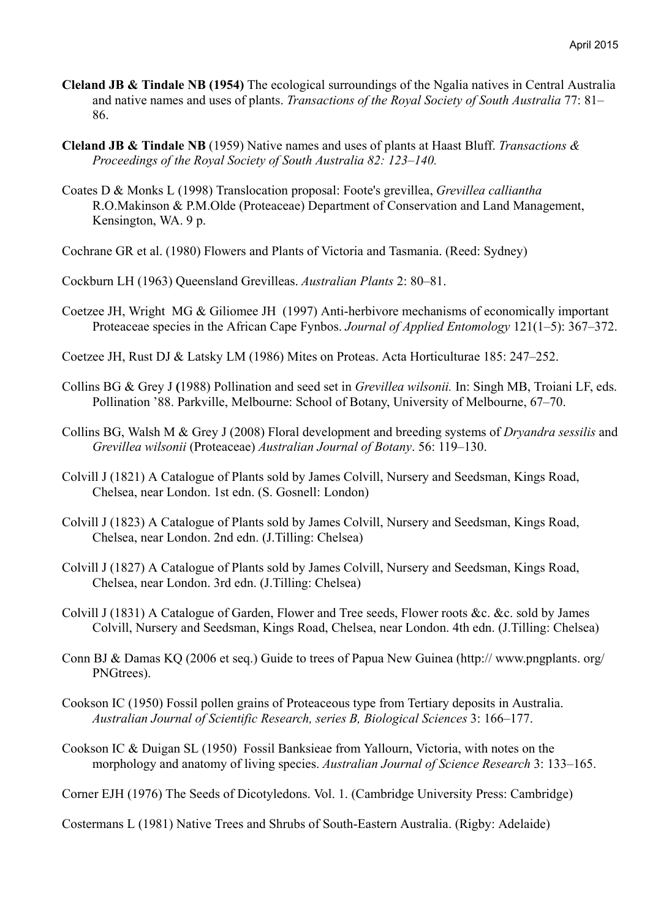**Cleland JB & Tindale NB (1954)** The ecological surroundings of the Ngalia natives in Central Australia and native names and uses of plants. *Transactions of the Royal Society of South Australia* 77: 81–86.

**Cleland JB & Tindale NB** (1959) Native names and uses of plants at Haast Bluff. *Transactions & Proceedings of the Royal Society of South Australia 82: 123–140.*

Coates D & Monks L (1998) Translocation proposal: Foote's grevillea, *Grevillea calliantha* R.O.Makinson & P.M.Olde (Proteaceae) Department of Conservation and Land Management, Kensington, WA. 9 p.

Cochrane GR et al. (1980) Flowers and Plants of Victoria and Tasmania. (Reed: Sydney)

Cockburn LH (1963) Queensland Grevilleas. *Australian Plants* 2: 80–81.

Coetzee JH, Wright MG & Giliomee JH (1997) Anti-herbivore mechanisms of economically important Proteaceae species in the African Cape Fynbos. *Journal of Applied Entomology* 121(1–5): 367–372.

Coetzee JH, Rust DJ & Latsky LM (1986) Mites on Proteas. Acta Horticulturae 185: 247–252.

Collins BG & Grey J **(**1988) Pollination and seed set in *Grevillea wilsonii.* In: Singh MB, Troiani LF, eds. Pollination '88. Parkville, Melbourne: School of Botany, University of Melbourne, 67–70.

Collins BG, Walsh M & Grey J (2008) Floral development and breeding systems of *Dryandra sessilis* and *Grevillea wilsonii* (Proteaceae) *Australian Journal of Botany*. 56: 119–130.

Colvill J (1821) A Catalogue of Plants sold by James Colvill, Nursery and Seedsman, Kings Road, Chelsea, near London. 1st edn. (S. Gosnell: London)

Colvill J (1823) A Catalogue of Plants sold by James Colvill, Nursery and Seedsman, Kings Road, Chelsea, near London. 2nd edn. (J.Tilling: Chelsea)

Colvill J (1827) A Catalogue of Plants sold by James Colvill, Nursery and Seedsman, Kings Road, Chelsea, near London. 3rd edn. (J.Tilling: Chelsea)

Colvill J (1831) A Catalogue of Garden, Flower and Tree seeds, Flower roots &c. &c. sold by James Colvill, Nursery and Seedsman, Kings Road, Chelsea, near London. 4th edn. (J.Tilling: Chelsea)

Conn BJ & Damas KQ (2006 et seq.) Guide to trees of Papua New Guinea (http:// www.pngplants. org/ PNGtrees).

Cookson IC (1950) Fossil pollen grains of Proteaceous type from Tertiary deposits in Australia. *Australian Journal of Scientific Research, series B, Biological Sciences* 3: 166–177.

Cookson IC & Duigan SL (1950) Fossil Banksieae from Yallourn, Victoria, with notes on the morphology and anatomy of living species. *Australian Journal of Science Research* 3: 133–165.

Corner EJH (1976) The Seeds of Dicotyledons. Vol. 1. (Cambridge University Press: Cambridge)

Costermans L (1981) Native Trees and Shrubs of South-Eastern Australia. (Rigby: Adelaide)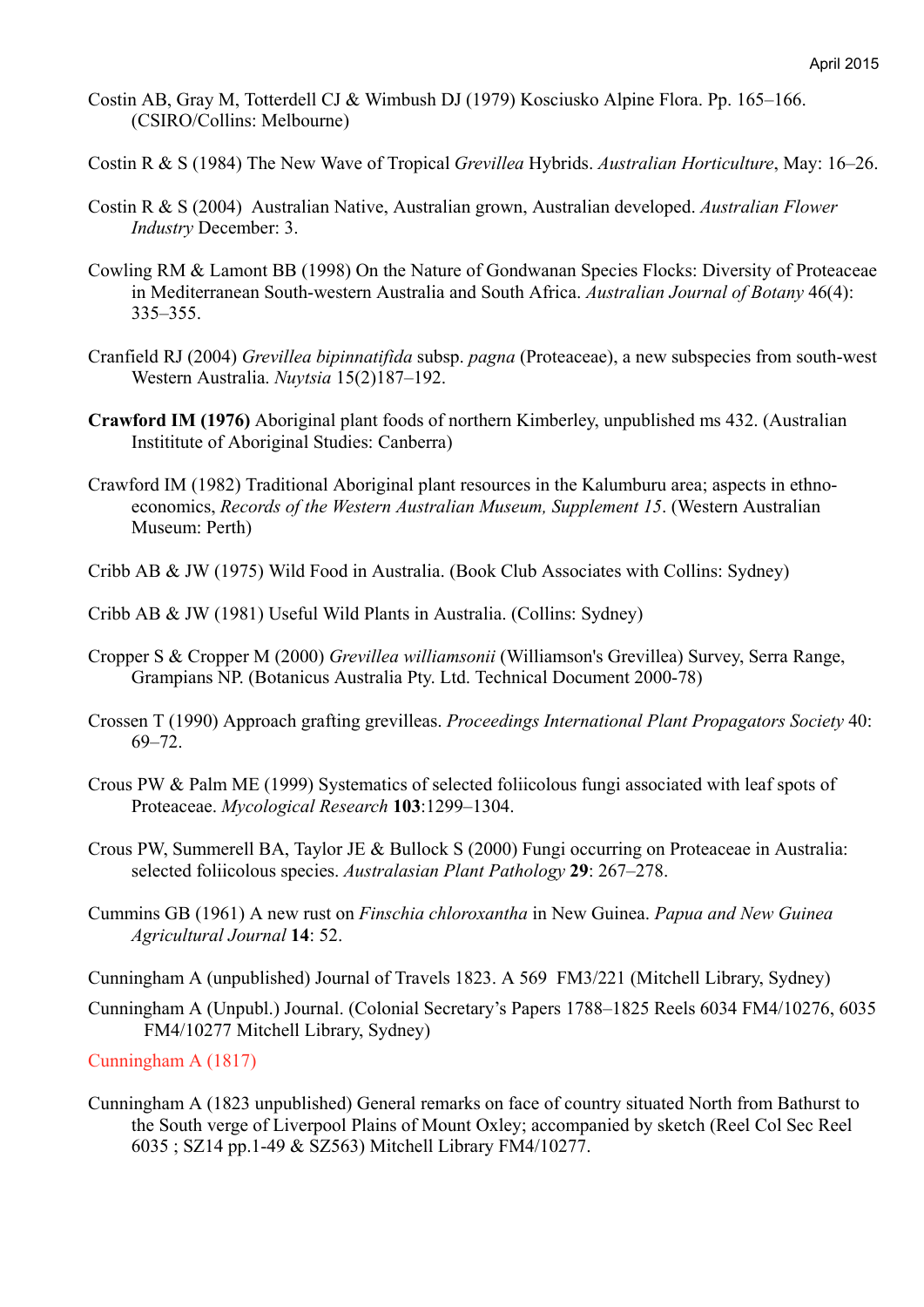Costin AB, Gray M, Totterdell CJ & Wimbush DJ (1979) Kosciusko Alpine Flora. Pp. 165–166. (CSIRO/Collins: Melbourne)

Costin R & S (1984) The New Wave of Tropical *Grevillea* Hybrids. *Australian Horticulture*, May: 16–26.

Costin R & S (2004) Australian Native, Australian grown, Australian developed. *Australian Flower Industry* December: 3.

Cowling RM & Lamont BB (1998) On the Nature of Gondwanan Species Flocks: Diversity of Proteaceae in Mediterranean South-western Australia and South Africa. *Australian Journal of Botany* 46(4): 335–355.

Cranfield RJ (2004) *Grevillea bipinnatifida* subsp. *pagna* (Proteaceae), a new subspecies from south-west Western Australia. *Nuytsia* 15(2)187–192.

**Crawford IM (1976)** Aboriginal plant foods of northern Kimberley, unpublished ms 432. (Australian Instititute of Aboriginal Studies: Canberra)

Crawford IM (1982) Traditional Aboriginal plant resources in the Kalumburu area; aspects in ethno-economics, *Records of the Western Australian Museum, Supplement 15*. (Western Australian Museum: Perth)

Cribb AB & JW (1975) Wild Food in Australia. (Book Club Associates with Collins: Sydney)

Cribb AB & JW (1981) Useful Wild Plants in Australia. (Collins: Sydney)

Cropper S & Cropper M (2000) *Grevillea williamsonii* (Williamson's Grevillea) Survey, Serra Range, Grampians NP. (Botanicus Australia Pty. Ltd. Technical Document 2000-78)

Crossen T (1990) Approach grafting grevilleas. *Proceedings International Plant Propagators Society* 40: 69–72.

Crous PW & Palm ME (1999) Systematics of selected foliicolous fungi associated with leaf spots of Proteaceae. *Mycological Research* **103**:1299–1304.

Crous PW, Summerell BA, Taylor JE & Bullock S (2000) Fungi occurring on Proteaceae in Australia: selected foliicolous species. *Australasian Plant Pathology* **29**: 267–278.

Cummins GB (1961) A new rust on *Finschia chloroxantha* in New Guinea. *Papua and New Guinea Agricultural Journal* **14**: 52.

Cunningham A (unpublished) Journal of Travels 1823. A 569 FM3/221 (Mitchell Library, Sydney)

Cunningham A (Unpubl.) Journal. (Colonial Secretary's Papers 1788–1825 Reels 6034 FM4/10276, 6035 FM4/10277 Mitchell Library, Sydney)

Cunningham A (1817)

Cunningham A (1823 unpublished) General remarks on face of country situated North from Bathurst to the South verge of Liverpool Plains of Mount Oxley; accompanied by sketch (Reel Col Sec Reel 6035 ; SZ14 pp.1-49 & SZ563) Mitchell Library FM4/10277.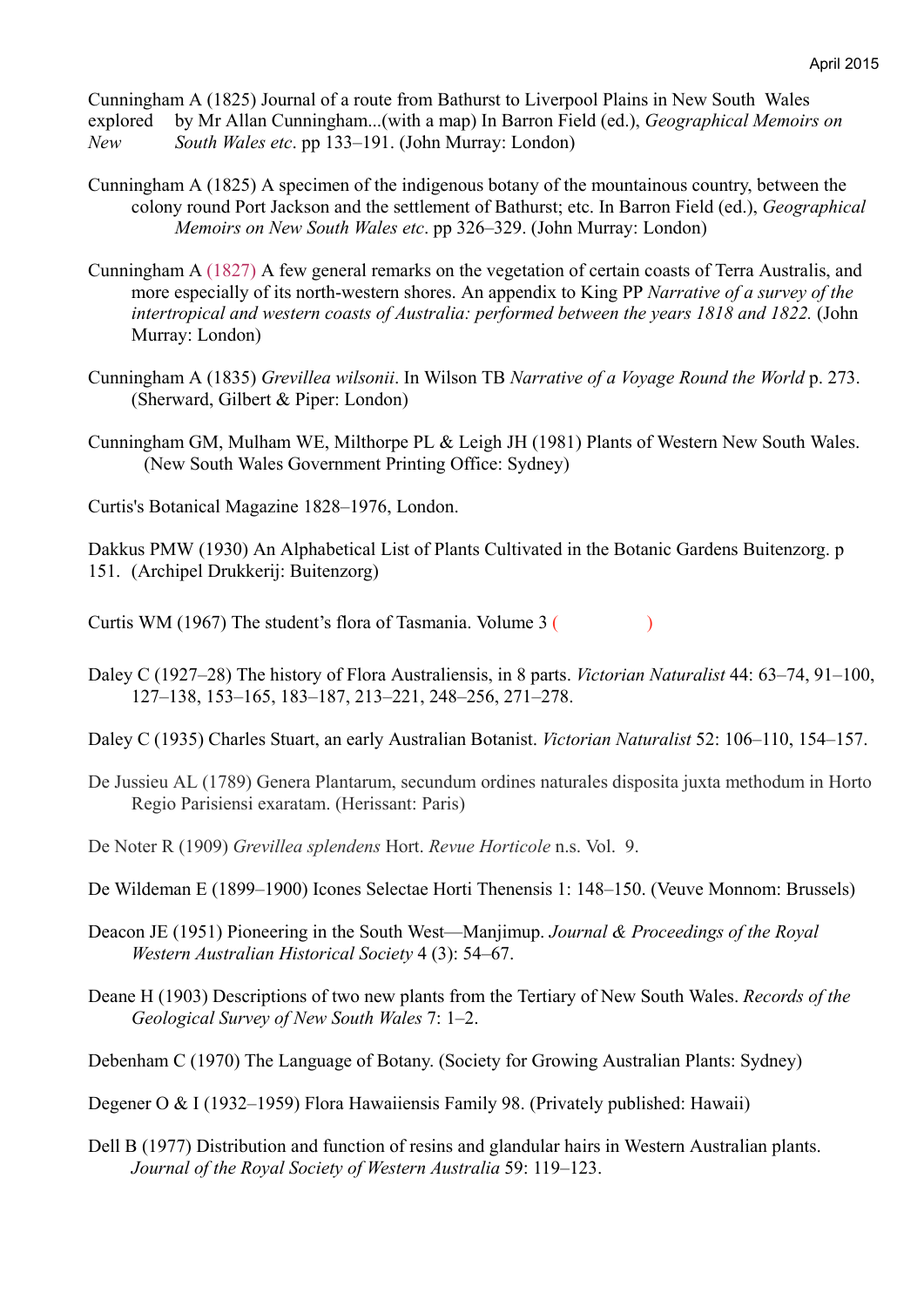Cunningham A (1825) Journal of a route from Bathurst to Liverpool Plains in New South Wales explored by Mr Allan Cunningham...(with a map) In Barron Field (ed.), *Geographical Memoirs on New South Wales etc*. pp 133–191. (John Murray: London)

Cunningham A (1825) A specimen of the indigenous botany of the mountainous country, between the colony round Port Jackson and the settlement of Bathurst; etc. In Barron Field (ed.), *Geographical Memoirs on New South Wales etc*. pp 326–329. (John Murray: London)

Cunningham A (1827) A few general remarks on the vegetation of certain coasts of Terra Australis, and more especially of its north-western shores. An appendix to King PP *Narrative of a survey of the intertropical and western coasts of Australia: performed between the years 1818 and 1822.* (John Murray: London)

Cunningham A (1835) *Grevillea wilsonii*. In Wilson TB *Narrative of a Voyage Round the World* p. 273. (Sherward, Gilbert & Piper: London)

Cunningham GM, Mulham WE, Milthorpe PL & Leigh JH (1981) Plants of Western New South Wales. (New South Wales Government Printing Office: Sydney)

Curtis's Botanical Magazine 1828–1976, London.

Dakkus PMW (1930) An Alphabetical List of Plants Cultivated in the Botanic Gardens Buitenzorg. p 151. (Archipel Drukkerij: Buitenzorg)

Curtis WM (1967) The student's flora of Tasmania. Volume 3 ( )

Daley C (1927–28) The history of Flora Australiensis, in 8 parts. *Victorian Naturalist* 44: 63–74, 91–100, 127–138, 153–165, 183–187, 213–221, 248–256, 271–278.

Daley C (1935) Charles Stuart, an early Australian Botanist. *Victorian Naturalist* 52: 106–110, 154–157.

De Jussieu AL (1789) Genera Plantarum, secundum ordines naturales disposita juxta methodum in Horto Regio Parisiensi exaratam. (Herissant: Paris)

De Noter R (1909) *Grevillea splendens* Hort. *Revue Horticole* n.s. Vol. 9.

De Wildeman E (1899–1900) Icones Selectae Horti Thenensis 1: 148–150. (Veuve Monnom: Brussels)

Deacon JE (1951) Pioneering in the South West—Manjimup. *Journal & Proceedings of the Royal Western Australian Historical Society* 4 (3): 54–67.

Deane H (1903) Descriptions of two new plants from the Tertiary of New South Wales. *Records of the Geological Survey of New South Wales* 7: 1–2.

Debenham C (1970) The Language of Botany. (Society for Growing Australian Plants: Sydney)

Degener O & I (1932–1959) Flora Hawaiiensis Family 98. (Privately published: Hawaii)

Dell B (1977) Distribution and function of resins and glandular hairs in Western Australian plants. *Journal of the Royal Society of Western Australia* 59: 119–123.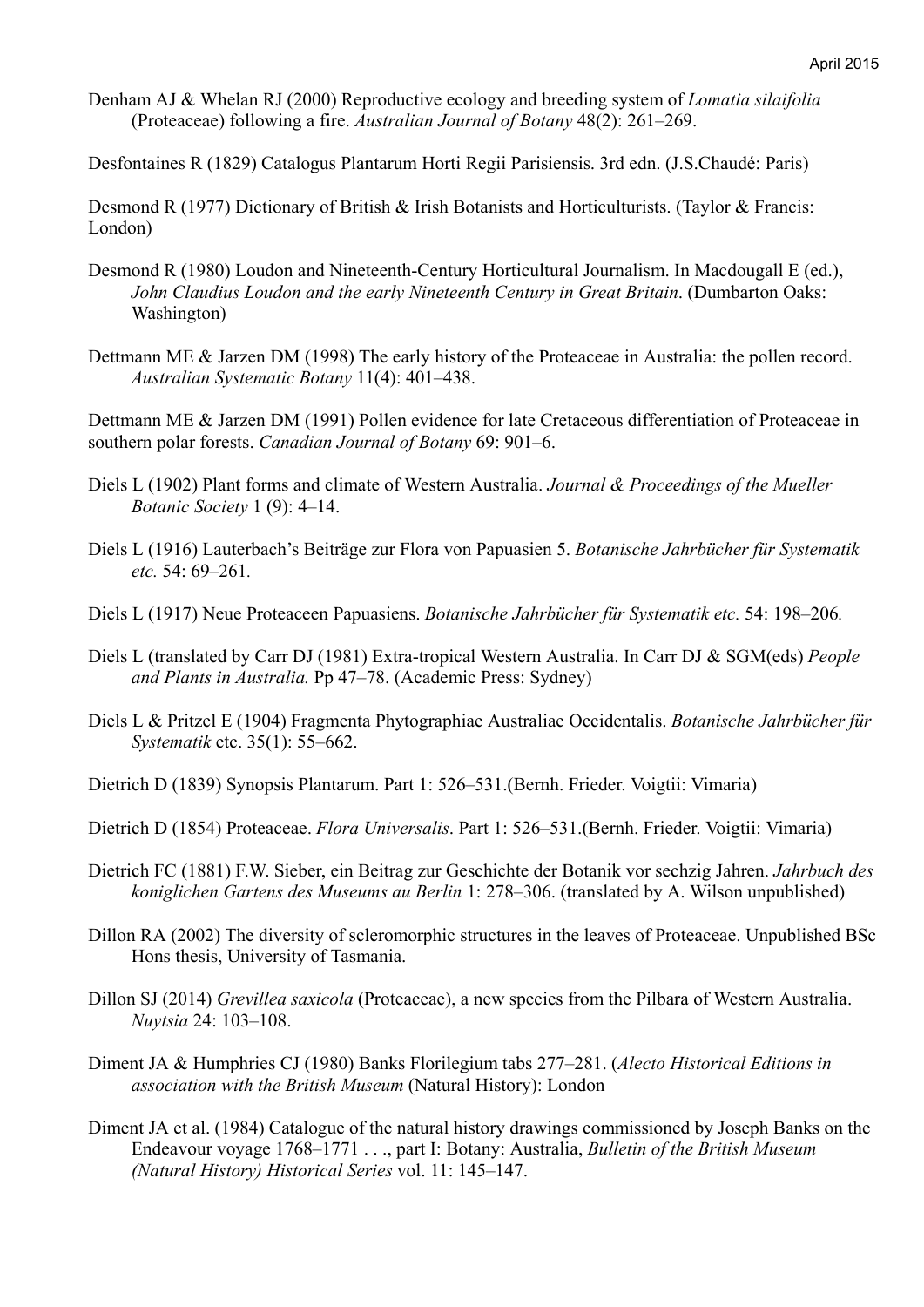Denham AJ & Whelan RJ (2000) Reproductive ecology and breeding system of *Lomatia silaifolia* (Proteaceae) following a fire. *Australian Journal of Botany* 48(2): 261–269.

Desfontaines R (1829) Catalogus Plantarum Horti Regii Parisiensis. 3rd edn. (J.S.Chaudé: Paris)

Desmond R (1977) Dictionary of British & Irish Botanists and Horticulturists. (Taylor & Francis: London)

Desmond R (1980) Loudon and Nineteenth-Century Horticultural Journalism. In Macdougall E (ed.), *John Claudius Loudon and the early Nineteenth Century in Great Britain*. (Dumbarton Oaks: Washington)

Dettmann ME & Jarzen DM (1998) The early history of the Proteaceae in Australia: the pollen record. *Australian Systematic Botany* 11(4): 401–438.

Dettmann ME & Jarzen DM (1991) Pollen evidence for late Cretaceous differentiation of Proteaceae in southern polar forests. *Canadian Journal of Botany* 69: 901–6.

Diels L (1902) Plant forms and climate of Western Australia. *Journal & Proceedings of the Mueller Botanic Society* 1 (9): 4–14.

Diels L (1916) Lauterbach's Beiträge zur Flora von Papuasien 5. *Botanische Jahrbücher für Systematik etc.* 54: 69–261.

Diels L (1917) Neue Proteaceen Papuasiens. *Botanische Jahrbücher für Systematik etc.* 54: 198–206.

Diels L (translated by Carr DJ (1981) Extra-tropical Western Australia. In Carr DJ & SGM(eds) *People and Plants in Australia.* Pp 47–78. (Academic Press: Sydney)

Diels L & Pritzel E (1904) Fragmenta Phytographiae Australiae Occidentalis. *Botanische Jahrbücher für Systematik* etc. 35(1): 55–662.

Dietrich D (1839) Synopsis Plantarum. Part 1: 526–531.(Bernh. Frieder. Voigtii: Vimaria)

Dietrich D (1854) Proteaceae. *Flora Universalis*. Part 1: 526–531.(Bernh. Frieder. Voigtii: Vimaria)

Dietrich FC (1881) F.W. Sieber, ein Beitrag zur Geschichte der Botanik vor sechzig Jahren. *Jahrbuch des koniglichen Gartens des Museums au Berlin* 1: 278–306. (translated by A. Wilson unpublished)

Dillon RA (2002) The diversity of scleromorphic structures in the leaves of Proteaceae. Unpublished BSc Hons thesis, University of Tasmania.

Dillon SJ (2014) *Grevillea saxicola* (Proteaceae), a new species from the Pilbara of Western Australia. *Nuytsia* 24: 103–108.

Diment JA & Humphries CJ (1980) Banks Florilegium tabs 277–281. (*Alecto Historical Editions in association with the British Museum* (Natural History): London

Diment JA et al. (1984) Catalogue of the natural history drawings commissioned by Joseph Banks on the Endeavour voyage 1768–1771 . . ., part I: Botany: Australia, *Bulletin of the British Museum (Natural History) Historical Series* vol. 11: 145–147.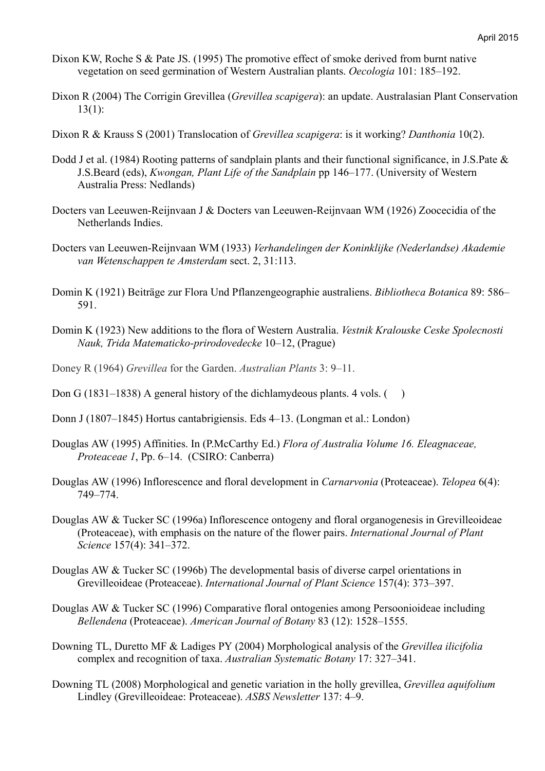Dixon KW, Roche S & Pate JS. (1995) The promotive effect of smoke derived from burnt native vegetation on seed germination of Western Australian plants. *Oecologia* 101: 185–192.

Dixon R (2004) The Corrigin Grevillea (*Grevillea scapigera*): an update. Australasian Plant Conservation 13(1):

Dixon R & Krauss S (2001) Translocation of *Grevillea scapigera*: is it working? *Danthonia* 10(2).

Dodd J et al. (1984) Rooting patterns of sandplain plants and their functional significance, in J.S.Pate & J.S.Beard (eds), *Kwongan, Plant Life of the Sandplain* pp 146–177. (University of Western Australia Press: Nedlands)

Docters van Leeuwen-Reijnvaan J & Docters van Leeuwen-Reijnvaan WM (1926) Zoocecidia of the Netherlands Indies.

Docters van Leeuwen-Reijnvaan WM (1933) *Verhandelingen der Koninklijke (Nederlandse) Akademie van Wetenschappen te Amsterdam* sect. 2, 31:113.

Domin K (1921) Beiträge zur Flora Und Pflanzengeographie australiens. *Bibliotheca Botanica* 89: 586–591.

Domin K (1923) New additions to the flora of Western Australia. *Vestnik Kralouske Ceske Spolecnosti Nauk, Trida Matematicko-prirodovedecke* 10–12, (Prague)

Doney R (1964) *Grevillea* for the Garden. *Australian Plants* 3: 9–11.

Don G (1831–1838) A general history of the dichlamydeous plants. 4 vols. (   )

Donn J (1807–1845) Hortus cantabrigiensis. Eds 4–13. (Longman et al.: London)

Douglas AW (1995) Affinities. In (P.McCarthy Ed.) *Flora of Australia Volume 16. Eleagnaceae, Proteaceae 1*, Pp. 6–14. (CSIRO: Canberra)

Douglas AW (1996) Inflorescence and floral development in *Carnarvonia* (Proteaceae). *Telopea* 6(4): 749–774.

Douglas AW & Tucker SC (1996a) Inflorescence ontogeny and floral organogenesis in Grevilleoideae (Proteaceae), with emphasis on the nature of the flower pairs. *International Journal of Plant Science* 157(4): 341–372.

Douglas AW & Tucker SC (1996b) The developmental basis of diverse carpel orientations in Grevilleoideae (Proteaceae). *International Journal of Plant Science* 157(4): 373–397.

Douglas AW & Tucker SC (1996) Comparative floral ontogenies among Persoonioideae including *Bellendena* (Proteaceae). *American Journal of Botany* 83 (12): 1528–1555.

Downing TL, Duretto MF & Ladiges PY (2004) Morphological analysis of the *Grevillea ilicifolia* complex and recognition of taxa. *Australian Systematic Botany* 17: 327–341.

Downing TL (2008) Morphological and genetic variation in the holly grevillea, *Grevillea aquifolium* Lindley (Grevilleoideae: Proteaceae). *ASBS Newsletter* 137: 4–9.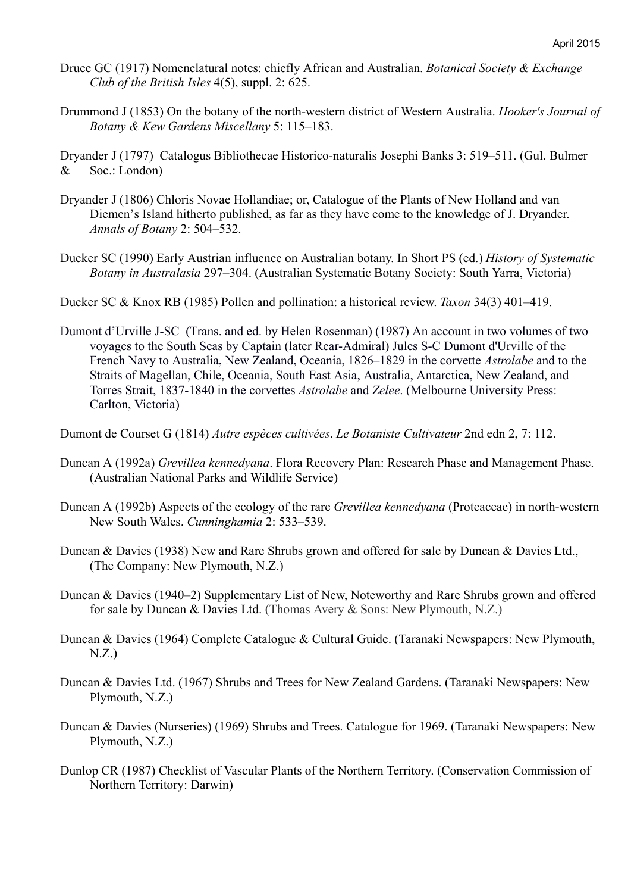Druce GC (1917) Nomenclatural notes: chiefly African and Australian. *Botanical Society & Exchange Club of the British Isles* 4(5), suppl. 2: 625.

Drummond J (1853) On the botany of the north-western district of Western Australia. *Hooker's Journal of Botany & Kew Gardens Miscellany* 5: 115–183.

Dryander J (1797) Catalogus Bibliothecae Historico-naturalis Josephi Banks 3: 519–511. (Gul. Bulmer & Soc.: London)

Dryander J (1806) Chloris Novae Hollandiae; or, Catalogue of the Plants of New Holland and van Diemen's Island hitherto published, as far as they have come to the knowledge of J. Dryander. *Annals of Botany* 2: 504–532.

Ducker SC (1990) Early Austrian influence on Australian botany. In Short PS (ed.) *History of Systematic Botany in Australasia* 297–304. (Australian Systematic Botany Society: South Yarra, Victoria)

Ducker SC & Knox RB (1985) Pollen and pollination: a historical review. *Taxon* 34(3) 401–419.

Dumont d'Urville J-SC (Trans. and ed. by Helen Rosenman) (1987) An account in two volumes of two voyages to the South Seas by Captain (later Rear-Admiral) Jules S-C Dumont d'Urville of the French Navy to Australia, New Zealand, Oceania, 1826–1829 in the corvette *Astrolabe* and to the Straits of Magellan, Chile, Oceania, South East Asia, Australia, Antarctica, New Zealand, and Torres Strait, 1837-1840 in the corvettes *Astrolabe* and *Zelee*. (Melbourne University Press: Carlton, Victoria)

Dumont de Courset G (1814) *Autre espèces cultivées*. *Le Botaniste Cultivateur* 2nd edn 2, 7: 112.

Duncan A (1992a) *Grevillea kennedyana*. Flora Recovery Plan: Research Phase and Management Phase. (Australian National Parks and Wildlife Service)

Duncan A (1992b) Aspects of the ecology of the rare *Grevillea kennedyana* (Proteaceae) in north-western New South Wales. *Cunninghamia* 2: 533–539.

Duncan & Davies (1938) New and Rare Shrubs grown and offered for sale by Duncan & Davies Ltd., (The Company: New Plymouth, N.Z.)

Duncan & Davies (1940–2) Supplementary List of New, Noteworthy and Rare Shrubs grown and offered for sale by Duncan & Davies Ltd. (Thomas Avery & Sons: New Plymouth, N.Z.)

Duncan & Davies (1964) Complete Catalogue & Cultural Guide. (Taranaki Newspapers: New Plymouth, N.Z.)

Duncan & Davies Ltd. (1967) Shrubs and Trees for New Zealand Gardens. (Taranaki Newspapers: New Plymouth, N.Z.)

Duncan & Davies (Nurseries) (1969) Shrubs and Trees. Catalogue for 1969. (Taranaki Newspapers: New Plymouth, N.Z.)

Dunlop CR (1987) Checklist of Vascular Plants of the Northern Territory. (Conservation Commission of Northern Territory: Darwin)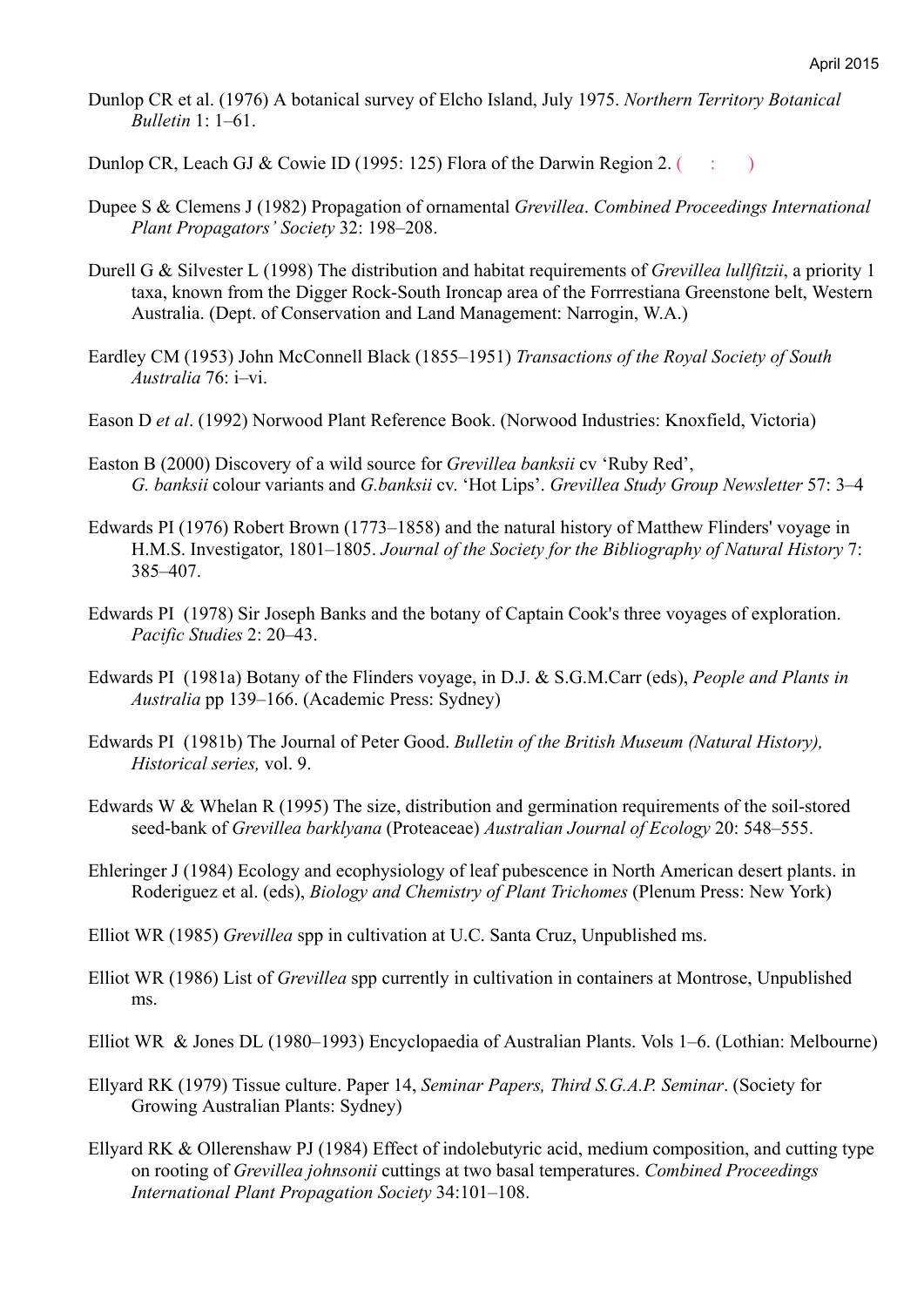Dunlop CR et al. (1976) A botanical survey of Elcho Island, July 1975. *Northern Territory Botanical Bulletin* 1: 1–61.

Dunlop CR, Leach GJ & Cowie ID (1995: 125) Flora of the Darwin Region 2. ( : )

Dupee S & Clemens J (1982) Propagation of ornamental *Grevillea*. *Combined Proceedings International Plant Propagators' Society* 32: 198–208.

Durell G & Silvester L (1998) The distribution and habitat requirements of *Grevillea lullfitzii*, a priority 1 taxa, known from the Digger Rock-South Ironcap area of the Forrrestiana Greenstone belt, Western Australia. (Dept. of Conservation and Land Management: Narrogin, W.A.)

Eardley CM (1953) John McConnell Black (1855–1951) *Transactions of the Royal Society of South Australia* 76: i–vi.

Eason D *et al*. (1992) Norwood Plant Reference Book. (Norwood Industries: Knoxfield, Victoria)

Easton B (2000) Discovery of a wild source for *Grevillea banksii* cv 'Ruby Red', *G. banksii* colour variants and *G.banksii* cv. 'Hot Lips'. *Grevillea Study Group Newsletter* 57: 3–4

Edwards PI (1976) Robert Brown (1773–1858) and the natural history of Matthew Flinders' voyage in H.M.S. Investigator, 1801–1805. *Journal of the Society for the Bibliography of Natural History* 7: 385–407.

Edwards PI (1978) Sir Joseph Banks and the botany of Captain Cook's three voyages of exploration. *Pacific Studies* 2: 20–43.

Edwards PI (1981a) Botany of the Flinders voyage, in D.J. & S.G.M.Carr (eds), *People and Plants in Australia* pp 139–166. (Academic Press: Sydney)

Edwards PI (1981b) The Journal of Peter Good. *Bulletin of the British Museum (Natural History), Historical series,* vol. 9.

Edwards W & Whelan R (1995) The size, distribution and germination requirements of the soil-stored seed-bank of *Grevillea barklyana* (Proteaceae) *Australian Journal of Ecology* 20: 548–555.

Ehleringer J (1984) Ecology and ecophysiology of leaf pubescence in North American desert plants. in Roderiguez et al. (eds), *Biology and Chemistry of Plant Trichomes* (Plenum Press: New York)

Elliot WR (1985) *Grevillea* spp in cultivation at U.C. Santa Cruz, Unpublished ms.

Elliot WR (1986) List of *Grevillea* spp currently in cultivation in containers at Montrose, Unpublished ms.

Elliot WR & Jones DL (1980–1993) Encyclopaedia of Australian Plants. Vols 1–6. (Lothian: Melbourne)

Ellyard RK (1979) Tissue culture. Paper 14, *Seminar Papers, Third S.G.A.P. Seminar*. (Society for Growing Australian Plants: Sydney)

Ellyard RK & Ollerenshaw PJ (1984) Effect of indolebutyric acid, medium composition, and cutting type on rooting of *Grevillea johnsonii* cuttings at two basal temperatures. *Combined Proceedings International Plant Propagation Society* 34:101–108.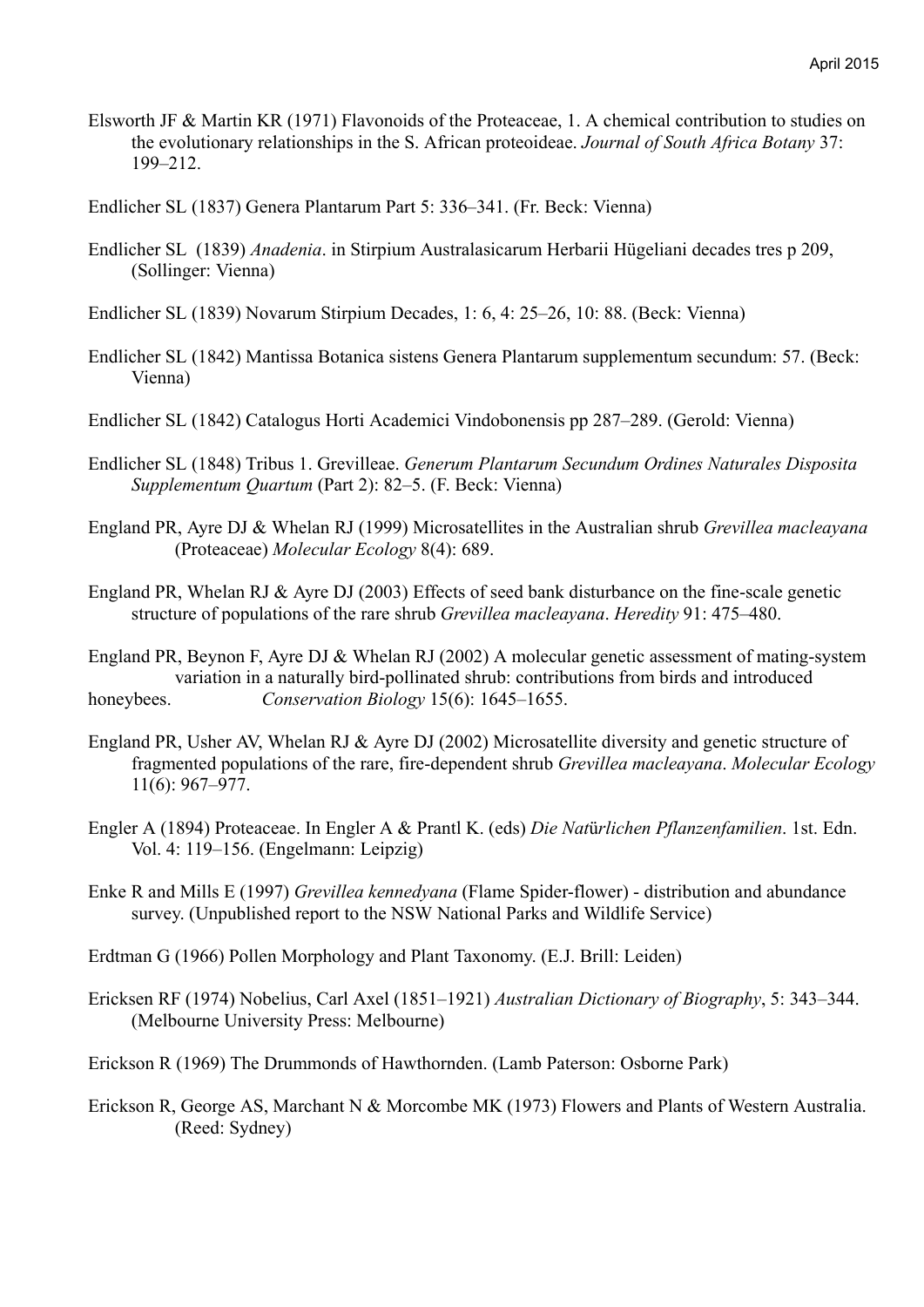Elsworth JF & Martin KR (1971) Flavonoids of the Proteaceae, 1. A chemical contribution to studies on the evolutionary relationships in the S. African proteoideae. *Journal of South Africa Botany* 37: 199–212.

Endlicher SL (1837) Genera Plantarum Part 5: 336–341. (Fr. Beck: Vienna)

Endlicher SL (1839) *Anadenia*. in Stirpium Australasicarum Herbarii Hügeliani decades tres p 209, (Sollinger: Vienna)

Endlicher SL (1839) Novarum Stirpium Decades, 1: 6, 4: 25–26, 10: 88. (Beck: Vienna)

Endlicher SL (1842) Mantissa Botanica sistens Genera Plantarum supplementum secundum: 57. (Beck: Vienna)

Endlicher SL (1842) Catalogus Horti Academici Vindobonensis pp 287–289. (Gerold: Vienna)

Endlicher SL (1848) Tribus 1. Grevilleae. *Generum Plantarum Secundum Ordines Naturales Disposita Supplementum Quartum* (Part 2): 82–5. (F. Beck: Vienna)

England PR, Ayre DJ & Whelan RJ (1999) Microsatellites in the Australian shrub *Grevillea macleayana* (Proteaceae) *Molecular Ecology* 8(4): 689.

England PR, Whelan RJ & Ayre DJ (2003) Effects of seed bank disturbance on the fine-scale genetic structure of populations of the rare shrub *Grevillea macleayana*. *Heredity* 91: 475–480.

England PR, Beynon F, Ayre DJ & Whelan RJ (2002) A molecular genetic assessment of mating-system variation in a naturally bird-pollinated shrub: contributions from birds and introduced honeybees. *Conservation Biology* 15(6): 1645–1655.

England PR, Usher AV, Whelan RJ & Ayre DJ (2002) Microsatellite diversity and genetic structure of fragmented populations of the rare, fire-dependent shrub *Grevillea macleayana*. *Molecular Ecology* 11(6): 967–977.

Engler A (1894) Proteaceae. In Engler A & Prantl K. (eds) *Die Natürlichen Pflanzenfamilien*. 1st. Edn. Vol. 4: 119–156. (Engelmann: Leipzig)

Enke R and Mills E (1997) *Grevillea kennedyana* (Flame Spider-flower) - distribution and abundance survey. (Unpublished report to the NSW National Parks and Wildlife Service)

Erdtman G (1966) Pollen Morphology and Plant Taxonomy. (E.J. Brill: Leiden)

Ericksen RF (1974) Nobelius, Carl Axel (1851–1921) *Australian Dictionary of Biography*, 5: 343–344. (Melbourne University Press: Melbourne)

Erickson R (1969) The Drummonds of Hawthornden. (Lamb Paterson: Osborne Park)

Erickson R, George AS, Marchant N & Morcombe MK (1973) Flowers and Plants of Western Australia. (Reed: Sydney)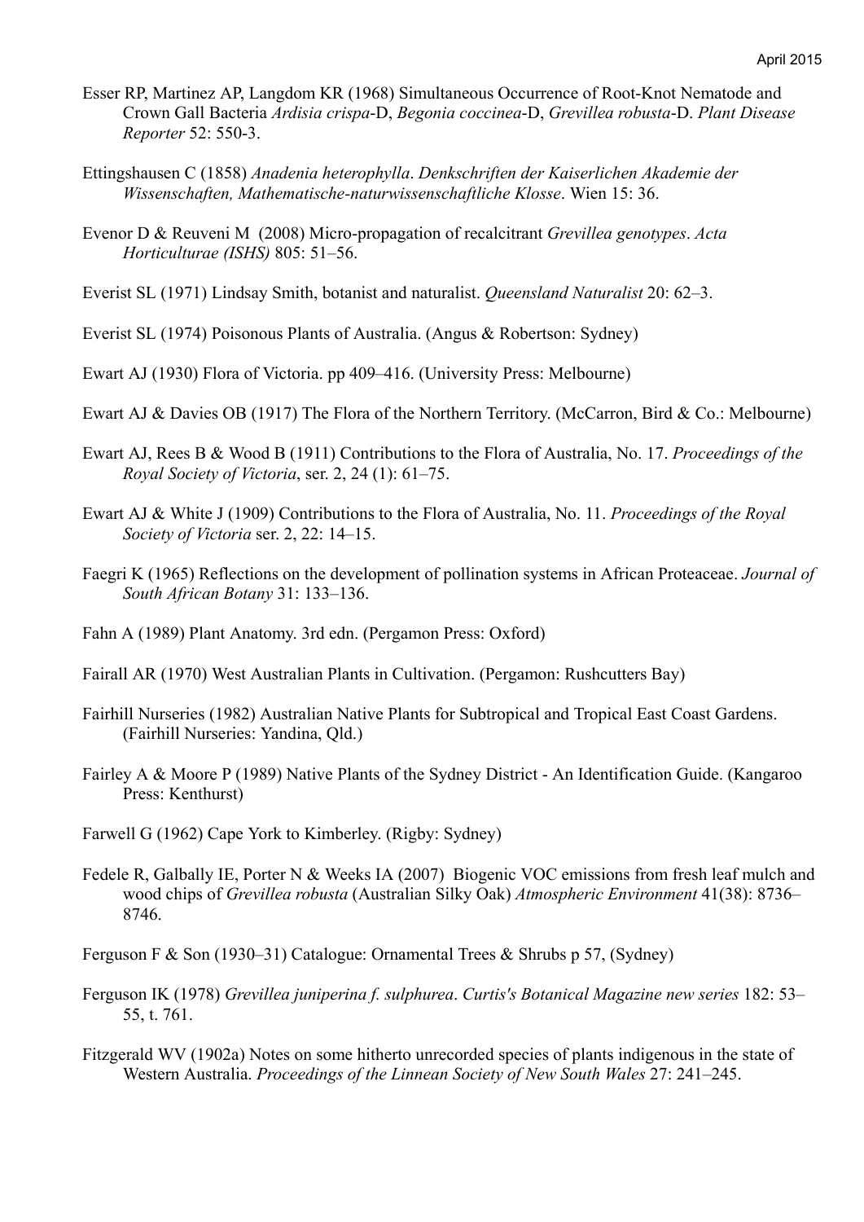Esser RP, Martinez AP, Langdom KR (1968) Simultaneous Occurrence of Root-Knot Nematode and Crown Gall Bacteria *Ardisia crispa*-D, *Begonia coccinea*-D, *Grevillea robusta*-D. *Plant Disease Reporter* 52: 550-3.

Ettingshausen C (1858) *Anadenia heterophylla*. *Denkschriften der Kaiserlichen Akademie der Wissenschaften, Mathematische-naturwissenschaftliche Klosse*. Wien 15: 36.

Evenor D & Reuveni M (2008) Micro-propagation of recalcitrant *Grevillea genotypes*. *Acta Horticulturae (ISHS)* 805: 51–56.

Everist SL (1971) Lindsay Smith, botanist and naturalist. *Queensland Naturalist* 20: 62–3.

Everist SL (1974) Poisonous Plants of Australia. (Angus & Robertson: Sydney)

Ewart AJ (1930) Flora of Victoria. pp 409–416. (University Press: Melbourne)

Ewart AJ & Davies OB (1917) The Flora of the Northern Territory. (McCarron, Bird & Co.: Melbourne)

Ewart AJ, Rees B & Wood B (1911) Contributions to the Flora of Australia, No. 17. *Proceedings of the Royal Society of Victoria*, ser. 2, 24 (1): 61–75.

Ewart AJ & White J (1909) Contributions to the Flora of Australia, No. 11. *Proceedings of the Royal Society of Victoria* ser. 2, 22: 14–15.

Faegri K (1965) Reflections on the development of pollination systems in African Proteaceae. *Journal of South African Botany* 31: 133–136.

Fahn A (1989) Plant Anatomy. 3rd edn. (Pergamon Press: Oxford)

Fairall AR (1970) West Australian Plants in Cultivation. (Pergamon: Rushcutters Bay)

Fairhill Nurseries (1982) Australian Native Plants for Subtropical and Tropical East Coast Gardens. (Fairhill Nurseries: Yandina, Qld.)

Fairley A & Moore P (1989) Native Plants of the Sydney District - An Identification Guide. (Kangaroo Press: Kenthurst)

Farwell G (1962) Cape York to Kimberley. (Rigby: Sydney)

Fedele R, Galbally IE, Porter N & Weeks IA (2007) Biogenic VOC emissions from fresh leaf mulch and wood chips of *Grevillea robusta* (Australian Silky Oak) *Atmospheric Environment* 41(38): 8736–8746.

Ferguson F & Son (1930–31) Catalogue: Ornamental Trees & Shrubs p 57, (Sydney)

Ferguson IK (1978) *Grevillea juniperina f. sulphurea*. *Curtis's Botanical Magazine new series* 182: 53–55, t. 761.

Fitzgerald WV (1902a) Notes on some hitherto unrecorded species of plants indigenous in the state of Western Australia. *Proceedings of the Linnean Society of New South Wales* 27: 241–245.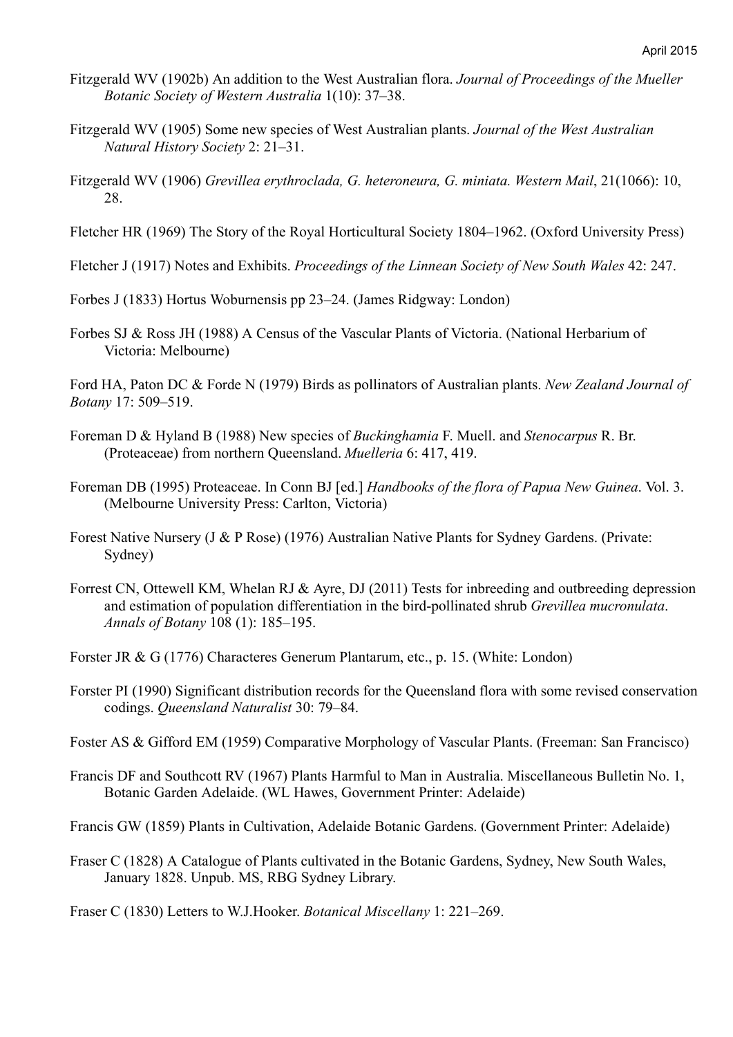Fitzgerald WV (1902b) An addition to the West Australian flora. *Journal of Proceedings of the Mueller Botanic Society of Western Australia* 1(10): 37–38.

Fitzgerald WV (1905) Some new species of West Australian plants. *Journal of the West Australian Natural History Society* 2: 21–31.

Fitzgerald WV (1906) *Grevillea erythroclada, G. heteroneura, G. miniata. Western Mail*, 21(1066): 10, 28.

Fletcher HR (1969) The Story of the Royal Horticultural Society 1804–1962. (Oxford University Press)

Fletcher J (1917) Notes and Exhibits. *Proceedings of the Linnean Society of New South Wales* 42: 247.

Forbes J (1833) Hortus Woburnensis pp 23–24. (James Ridgway: London)

Forbes SJ & Ross JH (1988) A Census of the Vascular Plants of Victoria. (National Herbarium of Victoria: Melbourne)

Ford HA, Paton DC & Forde N (1979) Birds as pollinators of Australian plants. *New Zealand Journal of Botany* 17: 509–519.

Foreman D & Hyland B (1988) New species of *Buckinghamia* F. Muell. and *Stenocarpus* R. Br. (Proteaceae) from northern Queensland. *Muelleria* 6: 417, 419.

Foreman DB (1995) Proteaceae. In Conn BJ [ed.] *Handbooks of the flora of Papua New Guinea*. Vol. 3. (Melbourne University Press: Carlton, Victoria)

Forest Native Nursery (J & P Rose) (1976) Australian Native Plants for Sydney Gardens. (Private: Sydney)

Forrest CN, Ottewell KM, Whelan RJ & Ayre, DJ (2011) Tests for inbreeding and outbreeding depression and estimation of population differentiation in the bird-pollinated shrub *Grevillea mucronulata*. *Annals of Botany* 108 (1): 185–195.

Forster JR & G (1776) Characteres Generum Plantarum, etc., p. 15. (White: London)

Forster PI (1990) Significant distribution records for the Queensland flora with some revised conservation codings. *Queensland Naturalist* 30: 79–84.

Foster AS & Gifford EM (1959) Comparative Morphology of Vascular Plants. (Freeman: San Francisco)

Francis DF and Southcott RV (1967) Plants Harmful to Man in Australia. Miscellaneous Bulletin No. 1, Botanic Garden Adelaide. (WL Hawes, Government Printer: Adelaide)

Francis GW (1859) Plants in Cultivation, Adelaide Botanic Gardens. (Government Printer: Adelaide)

Fraser C (1828) A Catalogue of Plants cultivated in the Botanic Gardens, Sydney, New South Wales, January 1828. Unpub. MS, RBG Sydney Library.

Fraser C (1830) Letters to W.J.Hooker. *Botanical Miscellany* 1: 221–269.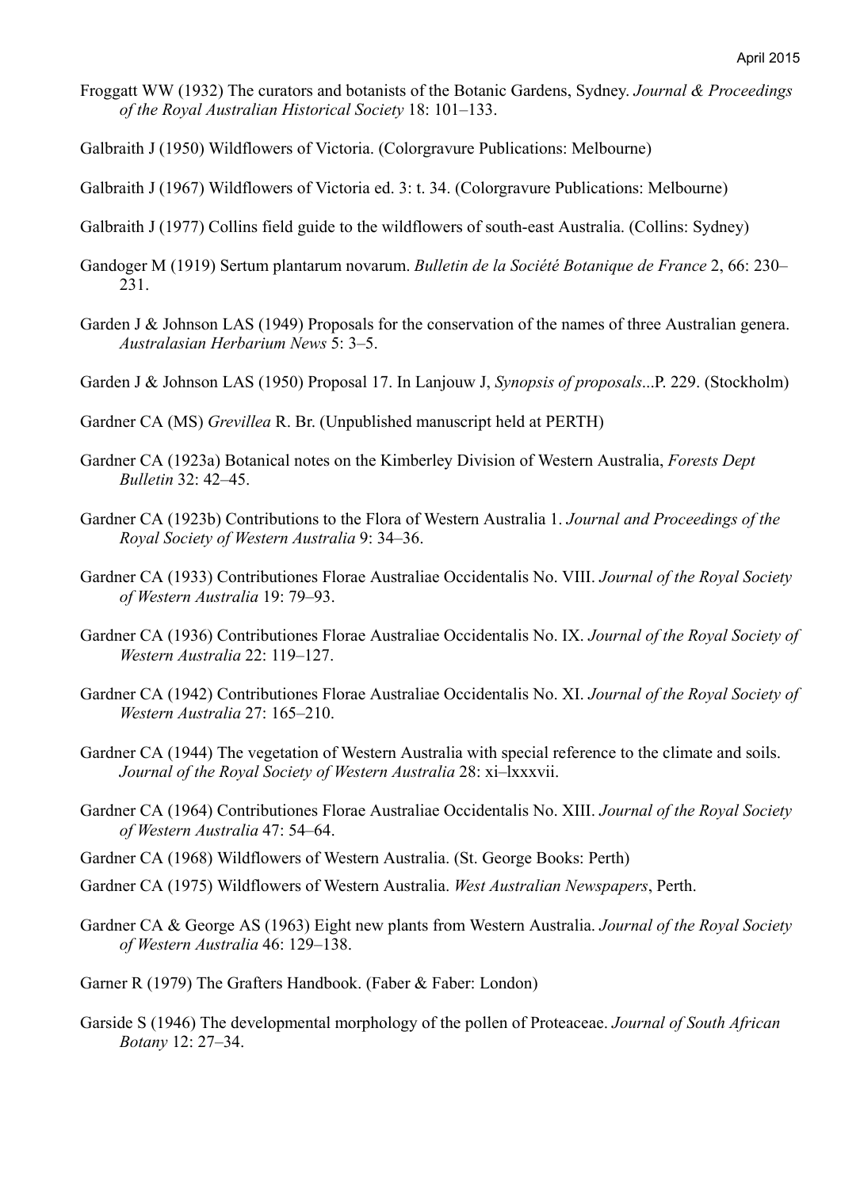Froggatt WW (1932) The curators and botanists of the Botanic Gardens, Sydney. *Journal & Proceedings of the Royal Australian Historical Society* 18: 101–133.

Galbraith J (1950) Wildflowers of Victoria. (Colorgravure Publications: Melbourne)

Galbraith J (1967) Wildflowers of Victoria ed. 3: t. 34. (Colorgravure Publications: Melbourne)

Galbraith J (1977) Collins field guide to the wildflowers of south-east Australia. (Collins: Sydney)

Gandoger M (1919) Sertum plantarum novarum. *Bulletin de la Société Botanique de France* 2, 66: 230–231.

Garden J & Johnson LAS (1949) Proposals for the conservation of the names of three Australian genera. *Australasian Herbarium News* 5: 3–5.

Garden J & Johnson LAS (1950) Proposal 17. In Lanjouw J, *Synopsis of proposals*...P. 229. (Stockholm)

Gardner CA (MS) *Grevillea* R. Br. (Unpublished manuscript held at PERTH)

Gardner CA (1923a) Botanical notes on the Kimberley Division of Western Australia, *Forests Dept Bulletin* 32: 42–45.

Gardner CA (1923b) Contributions to the Flora of Western Australia 1. *Journal and Proceedings of the Royal Society of Western Australia* 9: 34–36.

Gardner CA (1933) Contributiones Florae Australiae Occidentalis No. VIII. *Journal of the Royal Society of Western Australia* 19: 79–93.

Gardner CA (1936) Contributiones Florae Australiae Occidentalis No. IX. *Journal of the Royal Society of Western Australia* 22: 119–127.

Gardner CA (1942) Contributiones Florae Australiae Occidentalis No. XI. *Journal of the Royal Society of Western Australia* 27: 165–210.

Gardner CA (1944) The vegetation of Western Australia with special reference to the climate and soils. *Journal of the Royal Society of Western Australia* 28: xi–lxxxvii.

Gardner CA (1964) Contributiones Florae Australiae Occidentalis No. XIII. *Journal of the Royal Society of Western Australia* 47: 54–64.

Gardner CA (1968) Wildflowers of Western Australia. (St. George Books: Perth)

Gardner CA (1975) Wildflowers of Western Australia. *West Australian Newspapers*, Perth.

Gardner CA & George AS (1963) Eight new plants from Western Australia. *Journal of the Royal Society of Western Australia* 46: 129–138.

Garner R (1979) The Grafters Handbook. (Faber & Faber: London)

Garside S (1946) The developmental morphology of the pollen of Proteaceae. *Journal of South African Botany* 12: 27–34.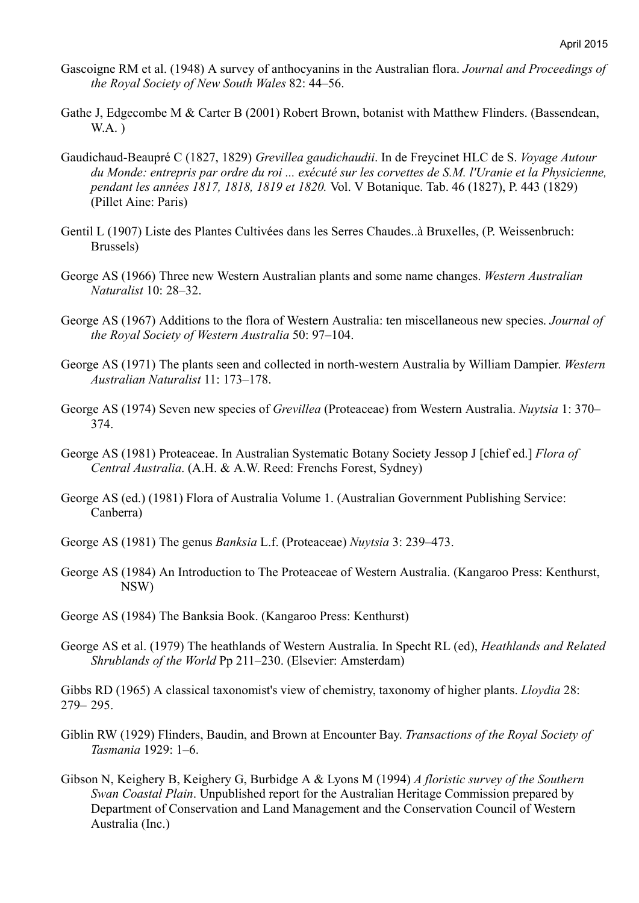Gascoigne RM et al. (1948) A survey of anthocyanins in the Australian flora. *Journal and Proceedings of the Royal Society of New South Wales* 82: 44–56.

Gathe J, Edgecombe M & Carter B (2001) Robert Brown, botanist with Matthew Flinders. (Bassendean, W.A. )

Gaudichaud-Beaupré C (1827, 1829) *Grevillea gaudichaudii*. In de Freycinet HLC de S. *Voyage Autour du Monde: entrepris par ordre du roi ... exécuté sur les corvettes de S.M. l'Uranie et la Physicienne, pendant les années 1817, 1818, 1819 et 1820.* Vol. V Botanique. Tab. 46 (1827), P. 443 (1829) (Pillet Aine: Paris)

Gentil L (1907) Liste des Plantes Cultivées dans les Serres Chaudes..à Bruxelles, (P. Weissenbruch: Brussels)

George AS (1966) Three new Western Australian plants and some name changes. *Western Australian Naturalist* 10: 28–32.

George AS (1967) Additions to the flora of Western Australia: ten miscellaneous new species. *Journal of the Royal Society of Western Australia* 50: 97–104.

George AS (1971) The plants seen and collected in north-western Australia by William Dampier. *Western Australian Naturalist* 11: 173–178.

George AS (1974) Seven new species of *Grevillea* (Proteaceae) from Western Australia. *Nuytsia* 1: 370–374.

George AS (1981) Proteaceae. In Australian Systematic Botany Society Jessop J [chief ed.] *Flora of Central Australia*. (A.H. & A.W. Reed: Frenchs Forest, Sydney)

George AS (ed.) (1981) Flora of Australia Volume 1. (Australian Government Publishing Service: Canberra)

George AS (1981) The genus *Banksia* L.f. (Proteaceae) *Nuytsia* 3: 239–473.

George AS (1984) An Introduction to The Proteaceae of Western Australia. (Kangaroo Press: Kenthurst, NSW)

George AS (1984) The Banksia Book. (Kangaroo Press: Kenthurst)

George AS et al. (1979) The heathlands of Western Australia. In Specht RL (ed), *Heathlands and Related Shrublands of the World* Pp 211–230. (Elsevier: Amsterdam)

Gibbs RD (1965) A classical taxonomist's view of chemistry, taxonomy of higher plants. *Lloydia* 28: 279– 295.

Giblin RW (1929) Flinders, Baudin, and Brown at Encounter Bay. *Transactions of the Royal Society of Tasmania* 1929: 1–6.

Gibson N, Keighery B, Keighery G, Burbidge A & Lyons M (1994) *A floristic survey of the Southern Swan Coastal Plain*. Unpublished report for the Australian Heritage Commission prepared by Department of Conservation and Land Management and the Conservation Council of Western Australia (Inc.)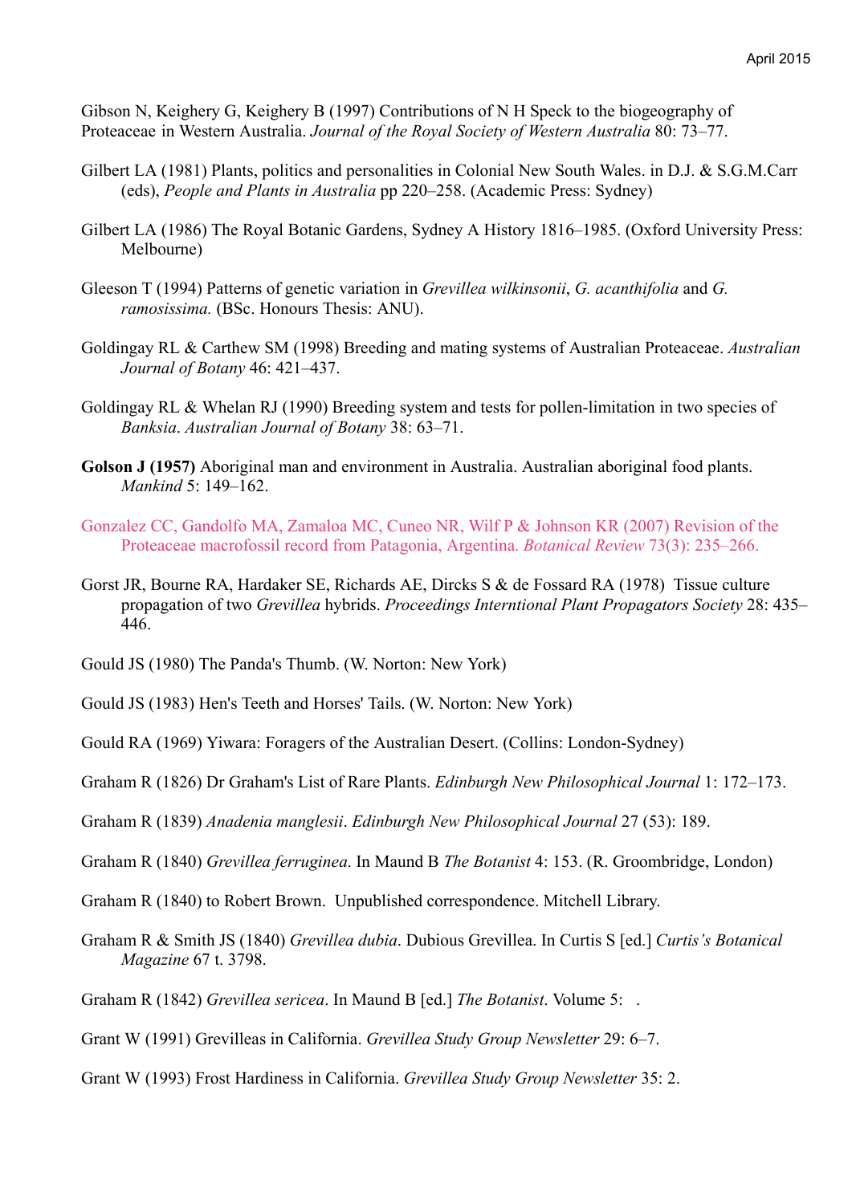Gibson N, Keighery G, Keighery B (1997) Contributions of N H Speck to the biogeography of Proteaceae in Western Australia. *Journal of the Royal Society of Western Australia* 80: 73–77.

Gilbert LA (1981) Plants, politics and personalities in Colonial New South Wales. in D.J. & S.G.M.Carr (eds), *People and Plants in Australia* pp 220–258. (Academic Press: Sydney)

Gilbert LA (1986) The Royal Botanic Gardens, Sydney A History 1816–1985. (Oxford University Press: Melbourne)

Gleeson T (1994) Patterns of genetic variation in *Grevillea wilkinsonii*, *G. acanthifolia* and *G. ramosissima.* (BSc. Honours Thesis: ANU).

Goldingay RL & Carthew SM (1998) Breeding and mating systems of Australian Proteaceae. *Australian Journal of Botany* 46: 421–437.

Goldingay RL & Whelan RJ (1990) Breeding system and tests for pollen-limitation in two species of *Banksia*. *Australian Journal of Botany* 38: 63–71.

**Golson J (1957)** Aboriginal man and environment in Australia. Australian aboriginal food plants. *Mankind* 5: 149–162.

Gonzalez CC, Gandolfo MA, Zamaloa MC, Cuneo NR, Wilf P & Johnson KR (2007) Revision of the Proteaceae macrofossil record from Patagonia, Argentina. *Botanical Review* 73(3): 235–266.

Gorst JR, Bourne RA, Hardaker SE, Richards AE, Dircks S & de Fossard RA (1978) Tissue culture propagation of two *Grevillea* hybrids. *Proceedings Interntional Plant Propagators Society* 28: 435–446.

Gould JS (1980) The Panda's Thumb. (W. Norton: New York)

Gould JS (1983) Hen's Teeth and Horses' Tails. (W. Norton: New York)

Gould RA (1969) Yiwara: Foragers of the Australian Desert. (Collins: London-Sydney)

Graham R (1826) Dr Graham's List of Rare Plants. *Edinburgh New Philosophical Journal* 1: 172–173.

Graham R (1839) *Anadenia manglesii*. *Edinburgh New Philosophical Journal* 27 (53): 189.

Graham R (1840) *Grevillea ferruginea*. In Maund B *The Botanist* 4: 153. (R. Groombridge, London)

Graham R (1840) to Robert Brown. Unpublished correspondence. Mitchell Library.

Graham R & Smith JS (1840) *Grevillea dubia*. Dubious Grevillea. In Curtis S [ed.] *Curtis's Botanical Magazine* 67 t. 3798.

Graham R (1842) *Grevillea sericea*. In Maund B [ed.] *The Botanist*. Volume 5: .

Grant W (1991) Grevilleas in California. *Grevillea Study Group Newsletter* 29: 6–7.

Grant W (1993) Frost Hardiness in California. *Grevillea Study Group Newsletter* 35: 2.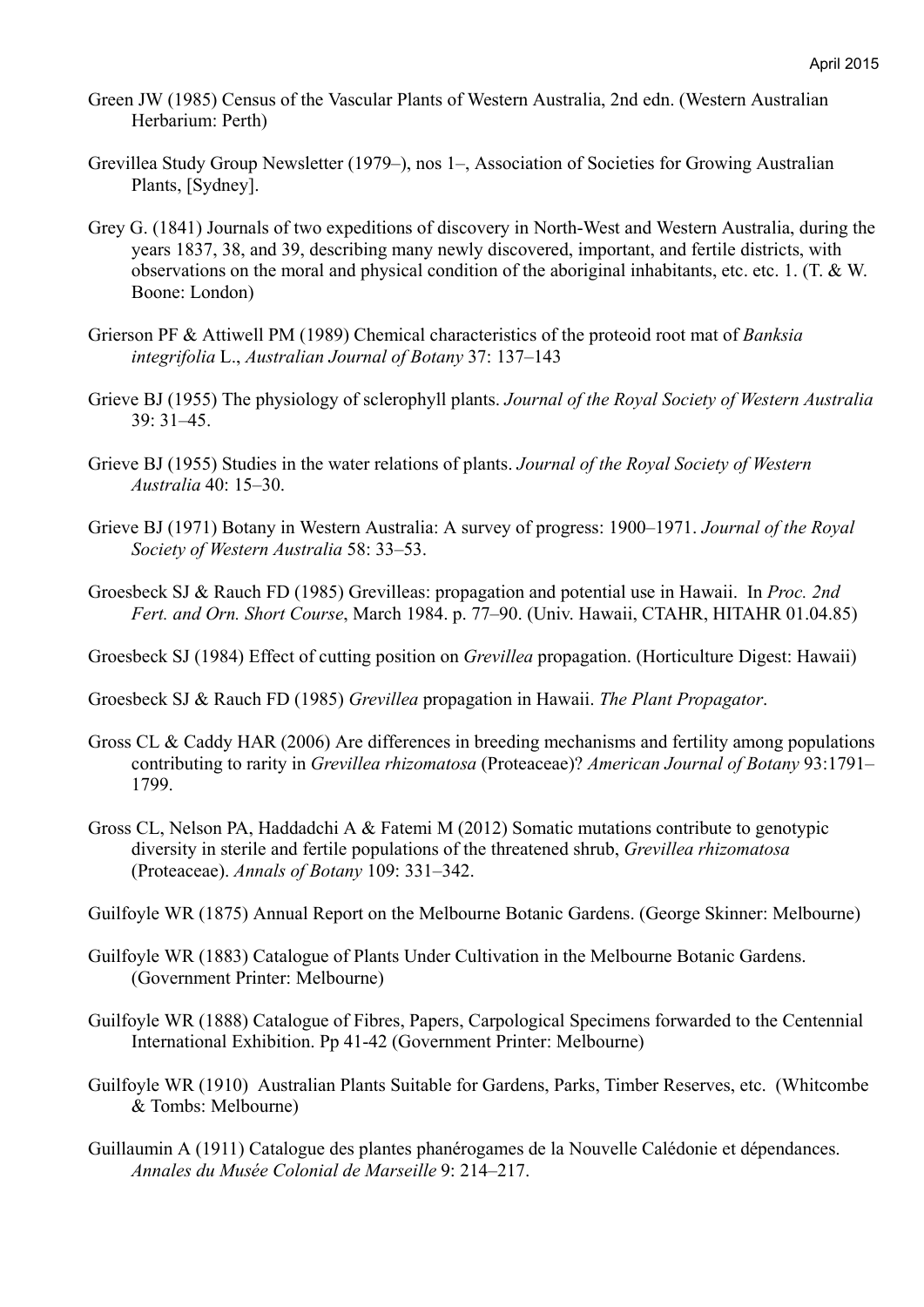Green JW (1985) Census of the Vascular Plants of Western Australia, 2nd edn. (Western Australian Herbarium: Perth)

Grevillea Study Group Newsletter (1979–), nos 1–, Association of Societies for Growing Australian Plants, [Sydney].

Grey G. (1841) Journals of two expeditions of discovery in North-West and Western Australia, during the years 1837, 38, and 39, describing many newly discovered, important, and fertile districts, with observations on the moral and physical condition of the aboriginal inhabitants, etc. etc. 1. (T. & W. Boone: London)

Grierson PF & Attiwell PM (1989) Chemical characteristics of the proteoid root mat of *Banksia integrifolia* L., *Australian Journal of Botany* 37: 137–143

Grieve BJ (1955) The physiology of sclerophyll plants. *Journal of the Royal Society of Western Australia* 39: 31–45.

Grieve BJ (1955) Studies in the water relations of plants. *Journal of the Royal Society of Western Australia* 40: 15–30.

Grieve BJ (1971) Botany in Western Australia: A survey of progress: 1900–1971. *Journal of the Royal Society of Western Australia* 58: 33–53.

Groesbeck SJ & Rauch FD (1985) Grevilleas: propagation and potential use in Hawaii. In *Proc. 2nd Fert. and Orn. Short Course*, March 1984. p. 77–90. (Univ. Hawaii, CTAHR, HITAHR 01.04.85)

Groesbeck SJ (1984) Effect of cutting position on *Grevillea* propagation. (Horticulture Digest: Hawaii)

Groesbeck SJ & Rauch FD (1985) *Grevillea* propagation in Hawaii. *The Plant Propagator*.

Gross CL & Caddy HAR (2006) Are differences in breeding mechanisms and fertility among populations contributing to rarity in *Grevillea rhizomatosa* (Proteaceae)? *American Journal of Botany* 93:1791–1799.

Gross CL, Nelson PA, Haddadchi A & Fatemi M (2012) Somatic mutations contribute to genotypic diversity in sterile and fertile populations of the threatened shrub, *Grevillea rhizomatosa* (Proteaceae). *Annals of Botany* 109: 331–342.

Guilfoyle WR (1875) Annual Report on the Melbourne Botanic Gardens. (George Skinner: Melbourne)

Guilfoyle WR (1883) Catalogue of Plants Under Cultivation in the Melbourne Botanic Gardens. (Government Printer: Melbourne)

Guilfoyle WR (1888) Catalogue of Fibres, Papers, Carpological Specimens forwarded to the Centennial International Exhibition. Pp 41-42 (Government Printer: Melbourne)

Guilfoyle WR (1910) Australian Plants Suitable for Gardens, Parks, Timber Reserves, etc. (Whitcombe & Tombs: Melbourne)

Guillaumin A (1911) Catalogue des plantes phanérogames de la Nouvelle Calédonie et dépendances. *Annales du Musée Colonial de Marseille* 9: 214–217.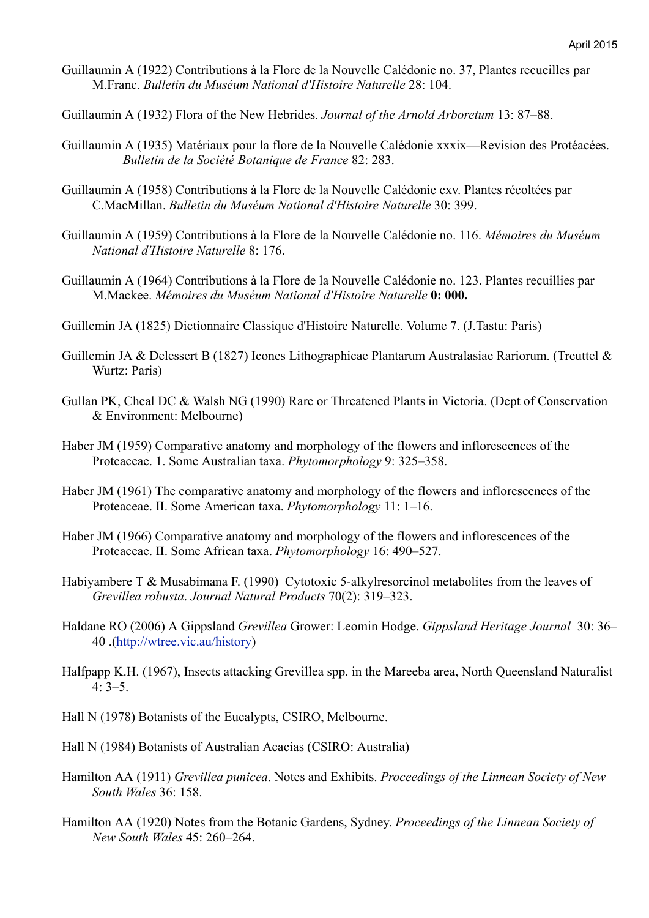Guillaumin A (1922) Contributions à la Flore de la Nouvelle Calédonie no. 37, Plantes recueilles par M.Franc. *Bulletin du Muséum National d'Histoire Naturelle* 28: 104.

Guillaumin A (1932) Flora of the New Hebrides. *Journal of the Arnold Arboretum* 13: 87–88.

Guillaumin A (1935) Matériaux pour la flore de la Nouvelle Calédonie xxxix—Revision des Protéacées. *Bulletin de la Société Botanique de France* 82: 283.

Guillaumin A (1958) Contributions à la Flore de la Nouvelle Calédonie cxv. Plantes récoltées par C.MacMillan. *Bulletin du Muséum National d'Histoire Naturelle* 30: 399.

Guillaumin A (1959) Contributions à la Flore de la Nouvelle Calédonie no. 116. *Mémoires du Muséum National d'Histoire Naturelle* 8: 176.

Guillaumin A (1964) Contributions à la Flore de la Nouvelle Calédonie no. 123. Plantes recuillies par M.Mackee. *Mémoires du Muséum National d'Histoire Naturelle* **0: 000.**

Guillemin JA (1825) Dictionnaire Classique d'Histoire Naturelle. Volume 7. (J.Tastu: Paris)

Guillemin JA & Delessert B (1827) Icones Lithographicae Plantarum Australasiae Rariorum. (Treuttel & Wurtz: Paris)

Gullan PK, Cheal DC & Walsh NG (1990) Rare or Threatened Plants in Victoria. (Dept of Conservation & Environment: Melbourne)

Haber JM (1959) Comparative anatomy and morphology of the flowers and inflorescences of the Proteaceae. 1. Some Australian taxa. *Phytomorphology* 9: 325–358.

Haber JM (1961) The comparative anatomy and morphology of the flowers and inflorescences of the Proteaceae. II. Some American taxa. *Phytomorphology* 11: 1–16.

Haber JM (1966) Comparative anatomy and morphology of the flowers and inflorescences of the Proteaceae. II. Some African taxa. *Phytomorphology* 16: 490–527.

Habiyambere T & Musabimana F. (1990) Cytotoxic 5-alkylresorcinol metabolites from the leaves of *Grevillea robusta*. *Journal Natural Products* 70(2): 319–323.

Haldane RO (2006) A Gippsland *Grevillea* Grower: Leomin Hodge. *Gippsland Heritage Journal* 30: 36–40 .(http://wtree.vic.au/history)

Halfpapp K.H. (1967), Insects attacking Grevillea spp. in the Mareeba area, North Queensland Naturalist 4: 3–5.

Hall N (1978) Botanists of the Eucalypts, CSIRO, Melbourne.

Hall N (1984) Botanists of Australian Acacias (CSIRO: Australia)

Hamilton AA (1911) *Grevillea punicea*. Notes and Exhibits. *Proceedings of the Linnean Society of New South Wales* 36: 158.

Hamilton AA (1920) Notes from the Botanic Gardens, Sydney. *Proceedings of the Linnean Society of New South Wales* 45: 260–264.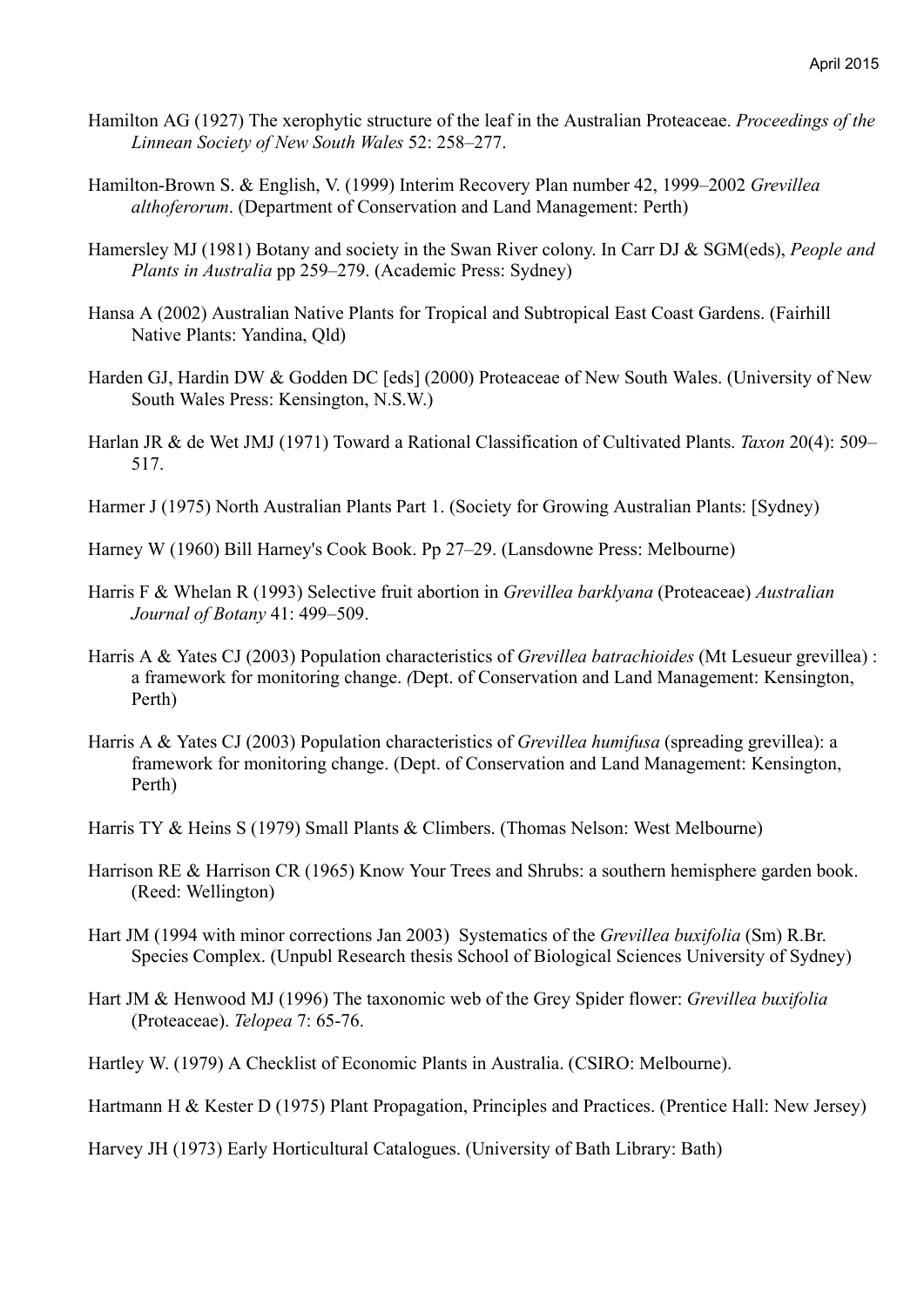Hamilton AG (1927) The xerophytic structure of the leaf in the Australian Proteaceae. *Proceedings of the Linnean Society of New South Wales* 52: 258–277.

Hamilton-Brown S. & English, V. (1999) Interim Recovery Plan number 42, 1999–2002 *Grevillea althoferorum*. (Department of Conservation and Land Management: Perth)

Hamersley MJ (1981) Botany and society in the Swan River colony. In Carr DJ & SGM(eds), *People and Plants in Australia* pp 259–279. (Academic Press: Sydney)

Hansa A (2002) Australian Native Plants for Tropical and Subtropical East Coast Gardens. (Fairhill Native Plants: Yandina, Qld)

Harden GJ, Hardin DW & Godden DC [eds] (2000) Proteaceae of New South Wales. (University of New South Wales Press: Kensington, N.S.W.)

Harlan JR & de Wet JMJ (1971) Toward a Rational Classification of Cultivated Plants. *Taxon* 20(4): 509–517.

Harmer J (1975) North Australian Plants Part 1. (Society for Growing Australian Plants: [Sydney)

Harney W (1960) Bill Harney's Cook Book. Pp 27–29. (Lansdowne Press: Melbourne)

Harris F & Whelan R (1993) Selective fruit abortion in *Grevillea barklyana* (Proteaceae) *Australian Journal of Botany* 41: 499–509.

Harris A & Yates CJ (2003) Population characteristics of *Grevillea batrachioides* (Mt Lesueur grevillea) : a framework for monitoring change. *(*Dept. of Conservation and Land Management: Kensington, Perth)

Harris A & Yates CJ (2003) Population characteristics of *Grevillea humifusa* (spreading grevillea): a framework for monitoring change. (Dept. of Conservation and Land Management: Kensington, Perth)

Harris TY & Heins S (1979) Small Plants & Climbers. (Thomas Nelson: West Melbourne)

Harrison RE & Harrison CR (1965) Know Your Trees and Shrubs: a southern hemisphere garden book. (Reed: Wellington)

Hart JM (1994 with minor corrections Jan 2003) Systematics of the *Grevillea buxifolia* (Sm) R.Br. Species Complex. (Unpubl Research thesis School of Biological Sciences University of Sydney)

Hart JM & Henwood MJ (1996) The taxonomic web of the Grey Spider flower: *Grevillea buxifolia* (Proteaceae). *Telopea* 7: 65-76.

Hartley W. (1979) A Checklist of Economic Plants in Australia. (CSIRO: Melbourne).

Hartmann H & Kester D (1975) Plant Propagation, Principles and Practices. (Prentice Hall: New Jersey)

Harvey JH (1973) Early Horticultural Catalogues. (University of Bath Library: Bath)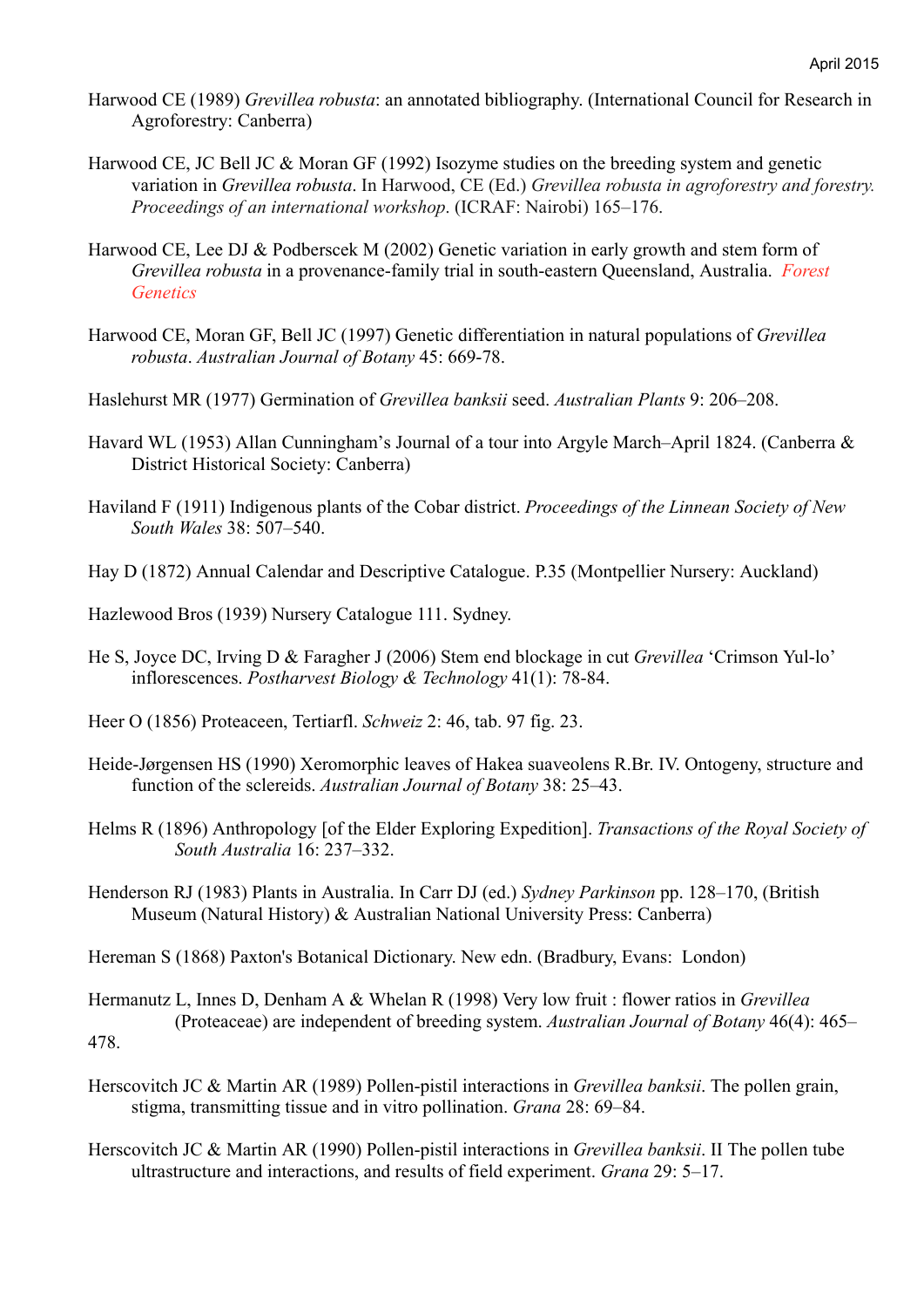Harwood CE (1989) *Grevillea robusta*: an annotated bibliography. (International Council for Research in Agroforestry: Canberra)

Harwood CE, JC Bell JC & Moran GF (1992) Isozyme studies on the breeding system and genetic variation in *Grevillea robusta*. In Harwood, CE (Ed.) *Grevillea robusta in agroforestry and forestry. Proceedings of an international workshop*. (ICRAF: Nairobi) 165–176.

Harwood CE, Lee DJ & Podberscek M (2002) Genetic variation in early growth and stem form of *Grevillea robusta* in a provenance-family trial in south-eastern Queensland, Australia. *Forest Genetics*

Harwood CE, Moran GF, Bell JC (1997) Genetic differentiation in natural populations of *Grevillea robusta*. *Australian Journal of Botany* 45: 669-78.

Haslehurst MR (1977) Germination of *Grevillea banksii* seed. *Australian Plants* 9: 206–208.

Havard WL (1953) Allan Cunningham's Journal of a tour into Argyle March–April 1824. (Canberra & District Historical Society: Canberra)

Haviland F (1911) Indigenous plants of the Cobar district. *Proceedings of the Linnean Society of New South Wales* 38: 507–540.

Hay D (1872) Annual Calendar and Descriptive Catalogue. P.35 (Montpellier Nursery: Auckland)

Hazlewood Bros (1939) Nursery Catalogue 111. Sydney.

He S, Joyce DC, Irving D & Faragher J (2006) Stem end blockage in cut *Grevillea* 'Crimson Yul-lo' inflorescences. *Postharvest Biology & Technology* 41(1): 78-84.

Heer O (1856) Proteaceen, Tertiarfl. *Schweiz* 2: 46, tab. 97 fig. 23.

Heide-Jørgensen HS (1990) Xeromorphic leaves of Hakea suaveolens R.Br. IV. Ontogeny, structure and function of the sclereids. *Australian Journal of Botany* 38: 25–43.

Helms R (1896) Anthropology [of the Elder Exploring Expedition]. *Transactions of the Royal Society of South Australia* 16: 237–332.

Henderson RJ (1983) Plants in Australia. In Carr DJ (ed.) *Sydney Parkinson* pp. 128–170, (British Museum (Natural History) & Australian National University Press: Canberra)

Hereman S (1868) Paxton's Botanical Dictionary. New edn. (Bradbury, Evans: London)

Hermanutz L, Innes D, Denham A & Whelan R (1998) Very low fruit : flower ratios in *Grevillea* (Proteaceae) are independent of breeding system. *Australian Journal of Botany* 46(4): 465–478.

Herscovitch JC & Martin AR (1989) Pollen-pistil interactions in *Grevillea banksii*. The pollen grain, stigma, transmitting tissue and in vitro pollination. *Grana* 28: 69–84.

Herscovitch JC & Martin AR (1990) Pollen-pistil interactions in *Grevillea banksii*. II The pollen tube ultrastructure and interactions, and results of field experiment. *Grana* 29: 5–17.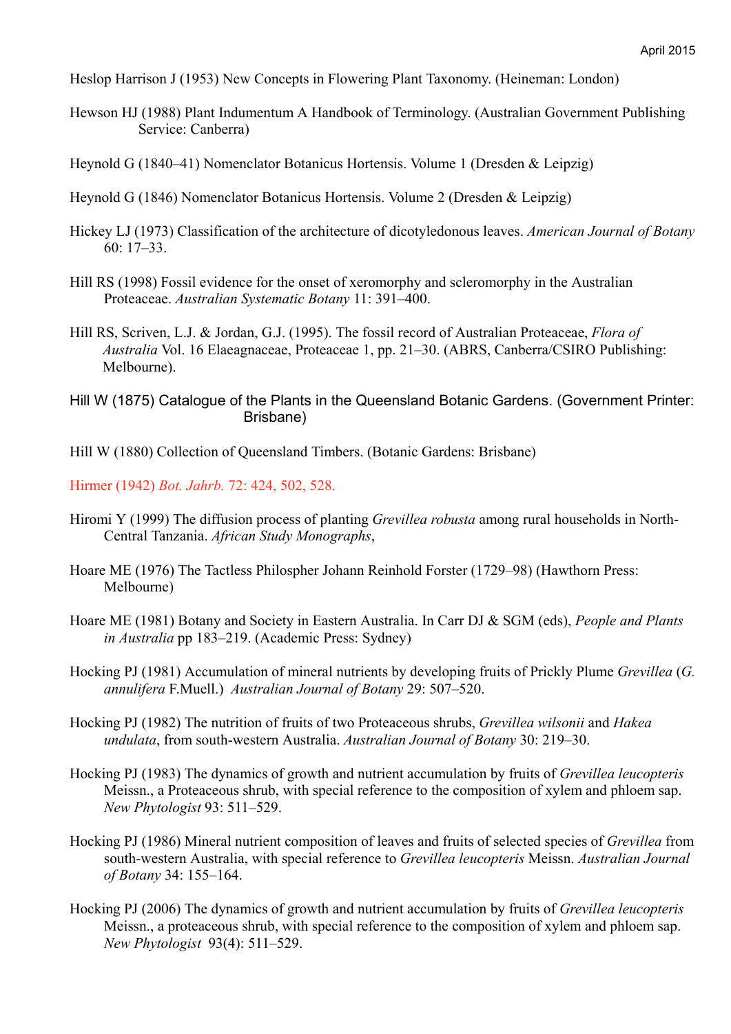Heslop Harrison J (1953) New Concepts in Flowering Plant Taxonomy. (Heineman: London)

Hewson HJ (1988) Plant Indumentum A Handbook of Terminology. (Australian Government Publishing Service: Canberra)

Heynold G (1840–41) Nomenclator Botanicus Hortensis. Volume 1 (Dresden & Leipzig)

Heynold G (1846) Nomenclator Botanicus Hortensis. Volume 2 (Dresden & Leipzig)

Hickey LJ (1973) Classification of the architecture of dicotyledonous leaves. *American Journal of Botany* 60: 17–33.

Hill RS (1998) Fossil evidence for the onset of xeromorphy and scleromorphy in the Australian Proteaceae. *Australian Systematic Botany* 11: 391–400.

Hill RS, Scriven, L.J. & Jordan, G.J. (1995). The fossil record of Australian Proteaceae, *Flora of Australia* Vol. 16 Elaeagnaceae, Proteaceae 1, pp. 21–30. (ABRS, Canberra/CSIRO Publishing: Melbourne).

Hill W (1875) Catalogue of the Plants in the Queensland Botanic Gardens. (Government Printer: Brisbane)

Hill W (1880) Collection of Queensland Timbers. (Botanic Gardens: Brisbane)

Hirmer (1942) *Bot. Jahrb.* 72: 424, 502, 528.

Hiromi Y (1999) The diffusion process of planting *Grevillea robusta* among rural households in North-Central Tanzania. *African Study Monographs*,

Hoare ME (1976) The Tactless Philospher Johann Reinhold Forster (1729–98) (Hawthorn Press: Melbourne)

Hoare ME (1981) Botany and Society in Eastern Australia. In Carr DJ & SGM (eds), *People and Plants in Australia* pp 183–219. (Academic Press: Sydney)

Hocking PJ (1981) Accumulation of mineral nutrients by developing fruits of Prickly Plume *Grevillea* (*G. annulifera* F.Muell.) *Australian Journal of Botany* 29: 507–520.

Hocking PJ (1982) The nutrition of fruits of two Proteaceous shrubs, *Grevillea wilsonii* and *Hakea undulata*, from south-western Australia. *Australian Journal of Botany* 30: 219–30.

Hocking PJ (1983) The dynamics of growth and nutrient accumulation by fruits of *Grevillea leucopteris* Meissn., a Proteaceous shrub, with special reference to the composition of xylem and phloem sap. *New Phytologist* 93: 511–529.

Hocking PJ (1986) Mineral nutrient composition of leaves and fruits of selected species of *Grevillea* from south-western Australia, with special reference to *Grevillea leucopteris* Meissn. *Australian Journal of Botany* 34: 155–164.

Hocking PJ (2006) The dynamics of growth and nutrient accumulation by fruits of *Grevillea leucopteris* Meissn., a proteaceous shrub, with special reference to the composition of xylem and phloem sap. *New Phytologist* 93(4): 511–529.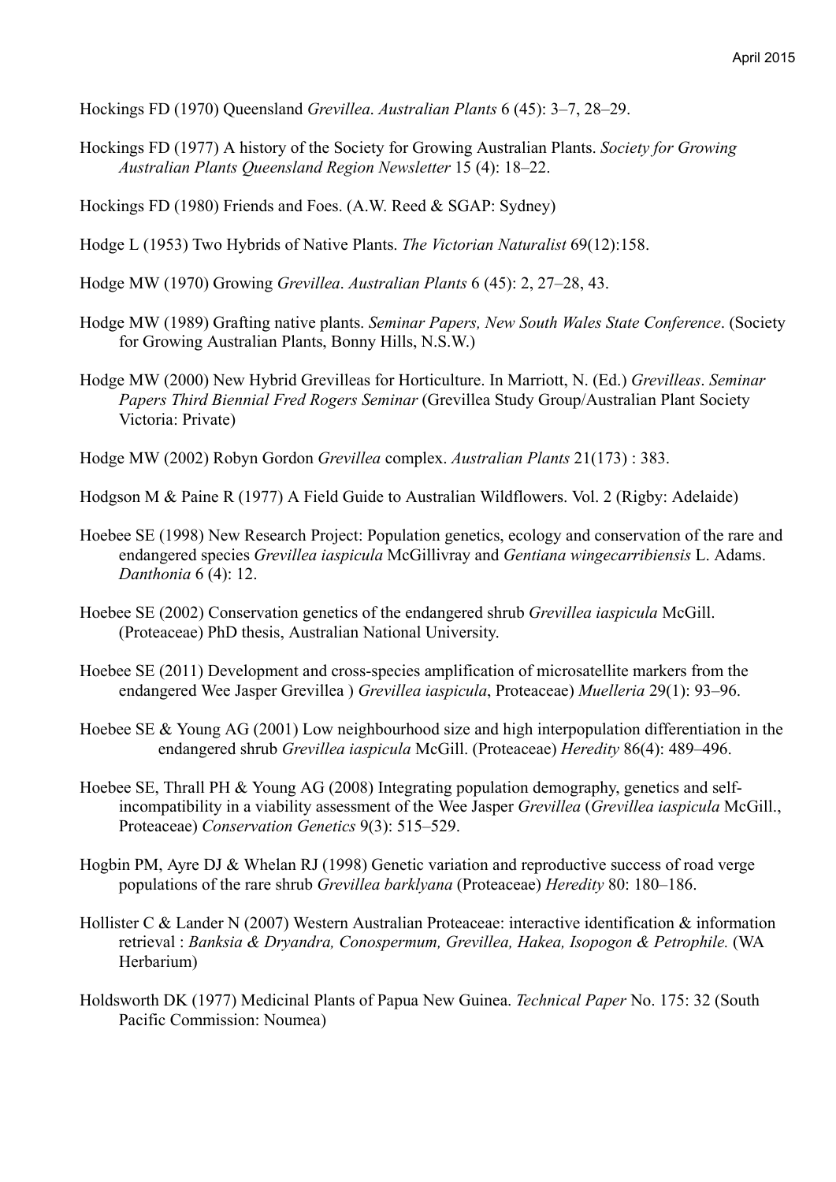Hockings FD (1970) Queensland *Grevillea*. *Australian Plants* 6 (45): 3–7, 28–29.

Hockings FD (1977) A history of the Society for Growing Australian Plants. *Society for Growing Australian Plants Queensland Region Newsletter* 15 (4): 18–22.

Hockings FD (1980) Friends and Foes. (A.W. Reed & SGAP: Sydney)

Hodge L (1953) Two Hybrids of Native Plants. *The Victorian Naturalist* 69(12):158.

Hodge MW (1970) Growing *Grevillea*. *Australian Plants* 6 (45): 2, 27–28, 43.

Hodge MW (1989) Grafting native plants. *Seminar Papers, New South Wales State Conference*. (Society for Growing Australian Plants, Bonny Hills, N.S.W.)

Hodge MW (2000) New Hybrid Grevilleas for Horticulture. In Marriott, N. (Ed.) *Grevilleas*. *Seminar Papers Third Biennial Fred Rogers Seminar* (Grevillea Study Group/Australian Plant Society Victoria: Private)

Hodge MW (2002) Robyn Gordon *Grevillea* complex. *Australian Plants* 21(173) : 383.

Hodgson M & Paine R (1977) A Field Guide to Australian Wildflowers. Vol. 2 (Rigby: Adelaide)

Hoebee SE (1998) New Research Project: Population genetics, ecology and conservation of the rare and endangered species *Grevillea iaspicula* McGillivray and *Gentiana wingecarribiensis* L. Adams. *Danthonia* 6 (4): 12.

Hoebee SE (2002) Conservation genetics of the endangered shrub *Grevillea iaspicula* McGill. (Proteaceae) PhD thesis, Australian National University.

Hoebee SE (2011) Development and cross-species amplification of microsatellite markers from the endangered Wee Jasper Grevillea ) *Grevillea iaspicula*, Proteaceae) *Muelleria* 29(1): 93–96.

Hoebee SE & Young AG (2001) Low neighbourhood size and high interpopulation differentiation in the endangered shrub *Grevillea iaspicula* McGill. (Proteaceae) *Heredity* 86(4): 489–496.

Hoebee SE, Thrall PH & Young AG (2008) Integrating population demography, genetics and self-incompatibility in a viability assessment of the Wee Jasper *Grevillea* (*Grevillea iaspicula* McGill., Proteaceae) *Conservation Genetics* 9(3): 515–529.

Hogbin PM, Ayre DJ & Whelan RJ (1998) Genetic variation and reproductive success of road verge populations of the rare shrub *Grevillea barklyana* (Proteaceae) *Heredity* 80: 180–186.

Hollister C & Lander N (2007) Western Australian Proteaceae: interactive identification & information retrieval : *Banksia & Dryandra, Conospermum, Grevillea, Hakea, Isopogon & Petrophile.* (WA Herbarium)

Holdsworth DK (1977) Medicinal Plants of Papua New Guinea. *Technical Paper* No. 175: 32 (South Pacific Commission: Noumea)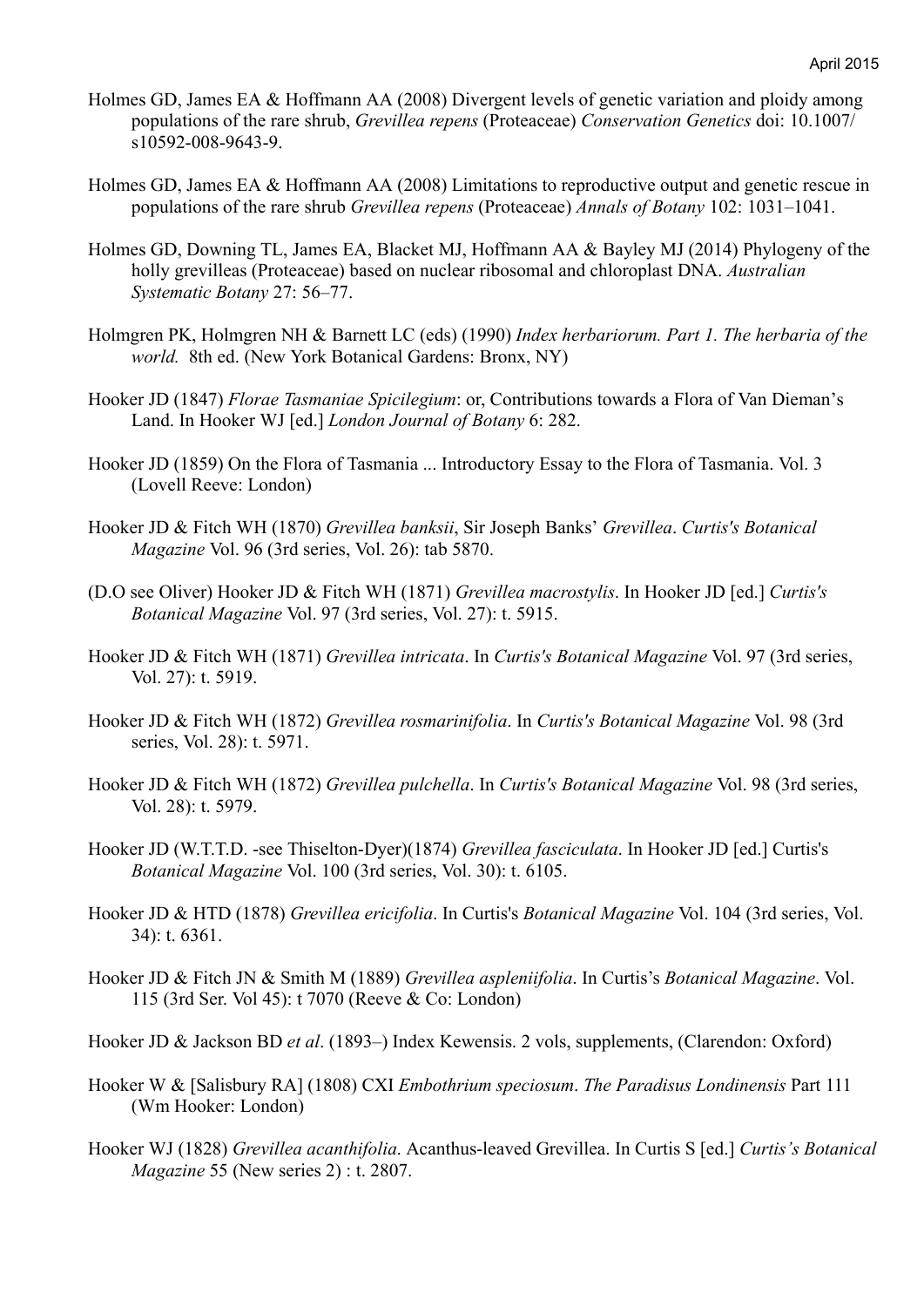Holmes GD, James EA & Hoffmann AA (2008) Divergent levels of genetic variation and ploidy among populations of the rare shrub, *Grevillea repens* (Proteaceae) *Conservation Genetics* doi: 10.1007/s10592-008-9643-9.

Holmes GD, James EA & Hoffmann AA (2008) Limitations to reproductive output and genetic rescue in populations of the rare shrub *Grevillea repens* (Proteaceae) *Annals of Botany* 102: 1031–1041.

Holmes GD, Downing TL, James EA, Blacket MJ, Hoffmann AA & Bayley MJ (2014) Phylogeny of the holly grevilleas (Proteaceae) based on nuclear ribosomal and chloroplast DNA. *Australian Systematic Botany* 27: 56–77.

Holmgren PK, Holmgren NH & Barnett LC (eds) (1990) *Index herbariorum. Part 1. The herbaria of the world.* 8th ed. (New York Botanical Gardens: Bronx, NY)

Hooker JD (1847) *Florae Tasmaniae Spicilegium*: or, Contributions towards a Flora of Van Dieman's Land. In Hooker WJ [ed.] *London Journal of Botany* 6: 282.

Hooker JD (1859) On the Flora of Tasmania ... Introductory Essay to the Flora of Tasmania. Vol. 3 (Lovell Reeve: London)

Hooker JD & Fitch WH (1870) *Grevillea banksii*, Sir Joseph Banks' *Grevillea*. *Curtis's Botanical Magazine* Vol. 96 (3rd series, Vol. 26): tab 5870.

(D.O see Oliver) Hooker JD & Fitch WH (1871) *Grevillea macrostylis*. In Hooker JD [ed.] *Curtis's Botanical Magazine* Vol. 97 (3rd series, Vol. 27): t. 5915.

Hooker JD & Fitch WH (1871) *Grevillea intricata*. In *Curtis's Botanical Magazine* Vol. 97 (3rd series, Vol. 27): t. 5919.

Hooker JD & Fitch WH (1872) *Grevillea rosmarinifolia*. In *Curtis's Botanical Magazine* Vol. 98 (3rd series, Vol. 28): t. 5971.

Hooker JD & Fitch WH (1872) *Grevillea pulchella*. In *Curtis's Botanical Magazine* Vol. 98 (3rd series, Vol. 28): t. 5979.

Hooker JD (W.T.T.D. -see Thiselton-Dyer)(1874) *Grevillea fasciculata*. In Hooker JD [ed.] Curtis's *Botanical Magazine* Vol. 100 (3rd series, Vol. 30): t. 6105.

Hooker JD & HTD (1878) *Grevillea ericifolia*. In Curtis's *Botanical Magazine* Vol. 104 (3rd series, Vol. 34): t. 6361.

Hooker JD & Fitch JN & Smith M (1889) *Grevillea aspleniifolia*. In Curtis's *Botanical Magazine*. Vol. 115 (3rd Ser. Vol 45): t 7070 (Reeve & Co: London)

Hooker JD & Jackson BD *et al*. (1893–) Index Kewensis. 2 vols, supplements, (Clarendon: Oxford)

Hooker W & [Salisbury RA] (1808) CXI *Embothrium speciosum*. *The Paradisus Londinensis* Part 111 (Wm Hooker: London)

Hooker WJ (1828) *Grevillea acanthifolia*. Acanthus-leaved Grevillea. In Curtis S [ed.] *Curtis's Botanical Magazine* 55 (New series 2) : t. 2807.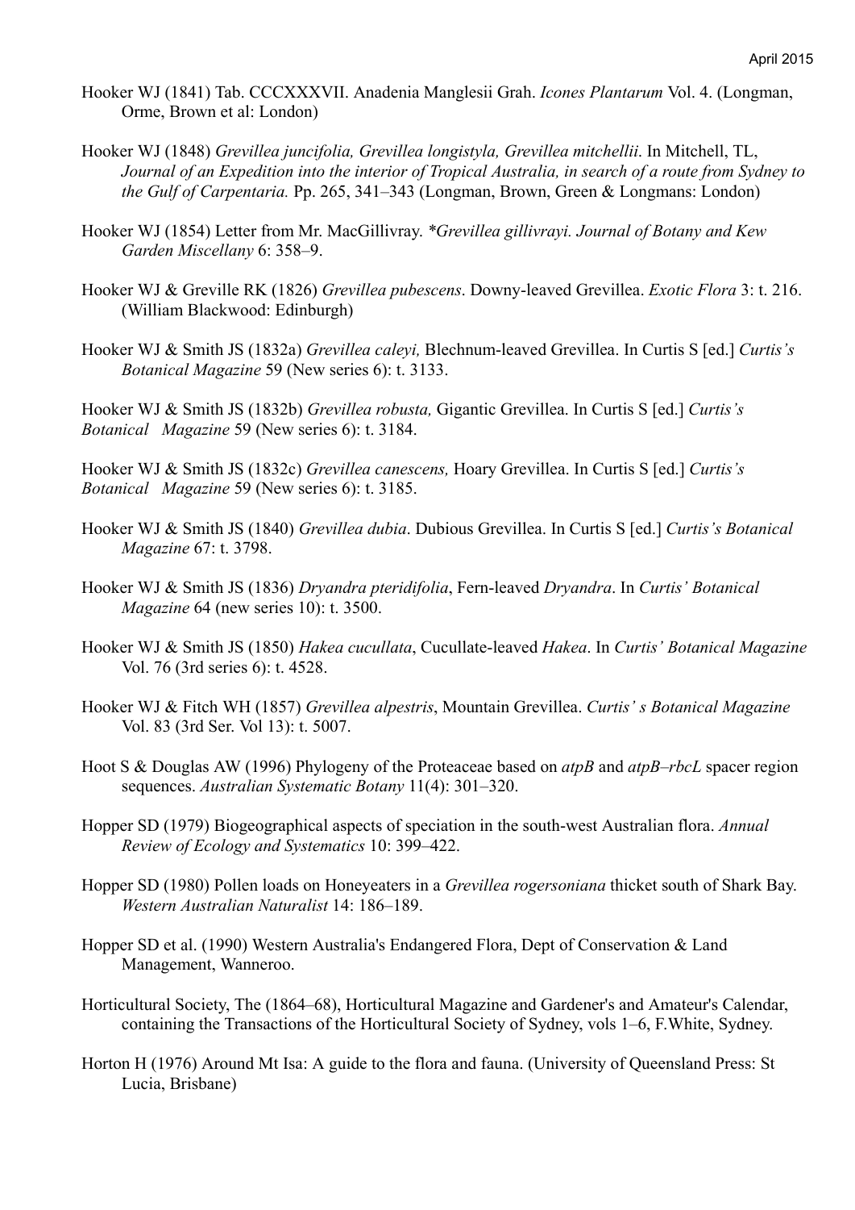Hooker WJ (1841) Tab. CCCXXXVII. Anadenia Manglesii Grah. *Icones Plantarum* Vol. 4. (Longman, Orme, Brown et al: London)

Hooker WJ (1848) *Grevillea juncifolia, Grevillea longistyla, Grevillea mitchellii*. In Mitchell, TL, *Journal of an Expedition into the interior of Tropical Australia, in search of a route from Sydney to the Gulf of Carpentaria.* Pp. 265, 341–343 (Longman, Brown, Green & Longmans: London)

Hooker WJ (1854) Letter from Mr. MacGillivray. *\*Grevillea gillivrayi. Journal of Botany and Kew Garden Miscellany* 6: 358–9.

Hooker WJ & Greville RK (1826) *Grevillea pubescens*. Downy-leaved Grevillea. *Exotic Flora* 3: t. 216. (William Blackwood: Edinburgh)

Hooker WJ & Smith JS (1832a) *Grevillea caleyi,* Blechnum-leaved Grevillea. In Curtis S [ed.] *Curtis's Botanical Magazine* 59 (New series 6): t. 3133.

Hooker WJ & Smith JS (1832b) *Grevillea robusta,* Gigantic Grevillea. In Curtis S [ed.] *Curtis's Botanical Magazine* 59 (New series 6): t. 3184.

Hooker WJ & Smith JS (1832c) *Grevillea canescens,* Hoary Grevillea. In Curtis S [ed.] *Curtis's Botanical Magazine* 59 (New series 6): t. 3185.

Hooker WJ & Smith JS (1840) *Grevillea dubia*. Dubious Grevillea. In Curtis S [ed.] *Curtis's Botanical Magazine* 67: t. 3798.

Hooker WJ & Smith JS (1836) *Dryandra pteridifolia*, Fern-leaved *Dryandra*. In *Curtis' Botanical Magazine* 64 (new series 10): t. 3500.

Hooker WJ & Smith JS (1850) *Hakea cucullata*, Cucullate-leaved *Hakea*. In *Curtis' Botanical Magazine* Vol. 76 (3rd series 6): t. 4528.

Hooker WJ & Fitch WH (1857) *Grevillea alpestris*, Mountain Grevillea. *Curtis' s Botanical Magazine* Vol. 83 (3rd Ser. Vol 13): t. 5007.

Hoot S & Douglas AW (1996) Phylogeny of the Proteaceae based on *atpB* and *atpB–rbcL* spacer region sequences. *Australian Systematic Botany* 11(4): 301–320.

Hopper SD (1979) Biogeographical aspects of speciation in the south-west Australian flora. *Annual Review of Ecology and Systematics* 10: 399–422.

Hopper SD (1980) Pollen loads on Honeyeaters in a *Grevillea rogersoniana* thicket south of Shark Bay. *Western Australian Naturalist* 14: 186–189.

Hopper SD et al. (1990) Western Australia's Endangered Flora, Dept of Conservation & Land Management, Wanneroo.

Horticultural Society, The (1864–68), Horticultural Magazine and Gardener's and Amateur's Calendar, containing the Transactions of the Horticultural Society of Sydney, vols 1–6, F.White, Sydney.

Horton H (1976) Around Mt Isa: A guide to the flora and fauna. (University of Queensland Press: St Lucia, Brisbane)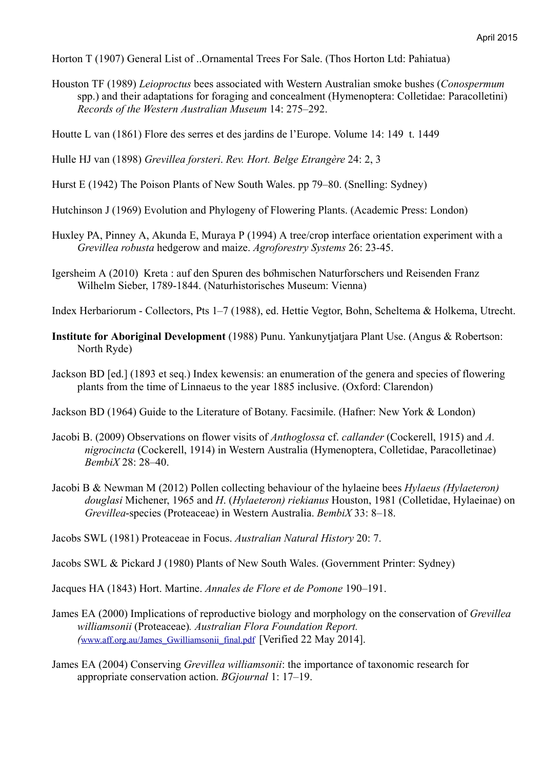Horton T (1907) General List of ..Ornamental Trees For Sale. (Thos Horton Ltd: Pahiatua)

Houston TF (1989) *Leioproctus* bees associated with Western Australian smoke bushes (*Conospermum* spp.) and their adaptations for foraging and concealment (Hymenoptera: Colletidae: Paracolletini) *Records of the Western Australian Museum* 14: 275–292.

Houtte L van (1861) Flore des serres et des jardins de l'Europe. Volume 14: 149 t. 1449

Hulle HJ van (1898) *Grevillea forsteri*. *Rev. Hort. Belge Etrangère* 24: 2, 3

Hurst E (1942) The Poison Plants of New South Wales. pp 79–80. (Snelling: Sydney)

Hutchinson J (1969) Evolution and Phylogeny of Flowering Plants. (Academic Press: London)

Huxley PA, Pinney A, Akunda E, Muraya P (1994) A tree/crop interface orientation experiment with a *Grevillea robusta* hedgerow and maize. *Agroforestry Systems* 26: 23-45.

Igersheim A (2010) Kreta : auf den Spuren des böhmischen Naturforschers und Reisenden Franz Wilhelm Sieber, 1789-1844. (Naturhistorisches Museum: Vienna)

Index Herbariorum - Collectors, Pts 1–7 (1988), ed. Hettie Vegtor, Bohn, Scheltema & Holkema, Utrecht.

**Institute for Aboriginal Development** (1988) Punu. Yankunytjatjara Plant Use. (Angus & Robertson: North Ryde)

Jackson BD [ed.] (1893 et seq.) Index kewensis: an enumeration of the genera and species of flowering plants from the time of Linnaeus to the year 1885 inclusive. (Oxford: Clarendon)

Jackson BD (1964) Guide to the Literature of Botany. Facsimile. (Hafner: New York & London)

Jacobi B. (2009) Observations on flower visits of *Anthoglossa* cf. *callander* (Cockerell, 1915) and *A. nigrocincta* (Cockerell, 1914) in Western Australia (Hymenoptera, Colletidae, Paracolletinae) *BembiX* 28: 28–40.

Jacobi B & Newman M (2012) Pollen collecting behaviour of the hylaeine bees *Hylaeus (Hylaeteron) douglasi* Michener, 1965 and *H.* (*Hylaeteron) riekianus* Houston, 1981 (Colletidae, Hylaeinae) on *Grevillea*-species (Proteaceae) in Western Australia. *BembiX* 33: 8–18.

Jacobs SWL (1981) Proteaceae in Focus. *Australian Natural History* 20: 7.

Jacobs SWL & Pickard J (1980) Plants of New South Wales. (Government Printer: Sydney)

Jacques HA (1843) Hort. Martine. *Annales de Flore et de Pomone* 190–191.

James EA (2000) Implications of reproductive biology and morphology on the conservation of *Grevillea williamsonii* (Proteaceae). *Australian Flora Foundation Report. (*www.aff.org.au/James_Gwilliamsonii_final.pdf [Verified 22 May 2014].

James EA (2004) Conserving *Grevillea williamsonii*: the importance of taxonomic research for appropriate conservation action. *BGjournal* 1: 17–19.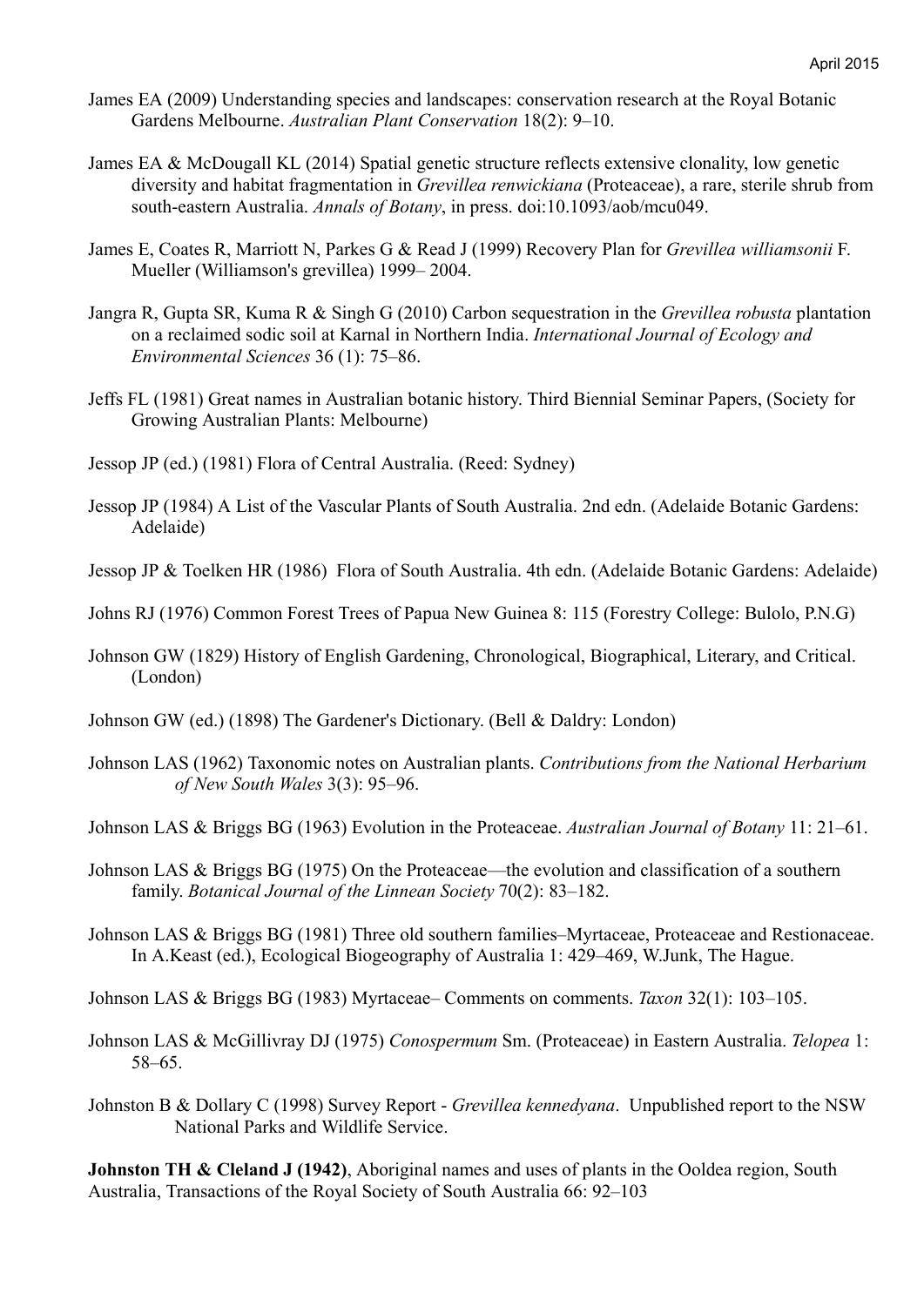James EA (2009) Understanding species and landscapes: conservation research at the Royal Botanic Gardens Melbourne. *Australian Plant Conservation* 18(2): 9–10.

James EA & McDougall KL (2014) Spatial genetic structure reflects extensive clonality, low genetic diversity and habitat fragmentation in *Grevillea renwickiana* (Proteaceae), a rare, sterile shrub from south-eastern Australia. *Annals of Botany*, in press. doi:10.1093/aob/mcu049.

James E, Coates R, Marriott N, Parkes G & Read J (1999) Recovery Plan for *Grevillea williamsonii* F. Mueller (Williamson's grevillea) 1999– 2004.

Jangra R, Gupta SR, Kuma R & Singh G (2010) Carbon sequestration in the *Grevillea robusta* plantation on a reclaimed sodic soil at Karnal in Northern India. *International Journal of Ecology and Environmental Sciences* 36 (1): 75–86.

Jeffs FL (1981) Great names in Australian botanic history. Third Biennial Seminar Papers, (Society for Growing Australian Plants: Melbourne)

Jessop JP (ed.) (1981) Flora of Central Australia. (Reed: Sydney)

Jessop JP (1984) A List of the Vascular Plants of South Australia. 2nd edn. (Adelaide Botanic Gardens: Adelaide)

Jessop JP & Toelken HR (1986) Flora of South Australia. 4th edn. (Adelaide Botanic Gardens: Adelaide)

Johns RJ (1976) Common Forest Trees of Papua New Guinea 8: 115 (Forestry College: Bulolo, P.N.G)

Johnson GW (1829) History of English Gardening, Chronological, Biographical, Literary, and Critical. (London)

Johnson GW (ed.) (1898) The Gardener's Dictionary. (Bell & Daldry: London)

Johnson LAS (1962) Taxonomic notes on Australian plants. *Contributions from the National Herbarium of New South Wales* 3(3): 95–96.

Johnson LAS & Briggs BG (1963) Evolution in the Proteaceae. *Australian Journal of Botany* 11: 21–61.

Johnson LAS & Briggs BG (1975) On the Proteaceae—the evolution and classification of a southern family. *Botanical Journal of the Linnean Society* 70(2): 83–182.

Johnson LAS & Briggs BG (1981) Three old southern families–Myrtaceae, Proteaceae and Restionaceae. In A.Keast (ed.), Ecological Biogeography of Australia 1: 429–469, W.Junk, The Hague.

Johnson LAS & Briggs BG (1983) Myrtaceae– Comments on comments. *Taxon* 32(1): 103–105.

Johnson LAS & McGillivray DJ (1975) *Conospermum* Sm. (Proteaceae) in Eastern Australia. *Telopea* 1: 58–65.

Johnston B & Dollary C (1998) Survey Report - *Grevillea kennedyana*. Unpublished report to the NSW National Parks and Wildlife Service.

**Johnston TH & Cleland J (1942)**, Aboriginal names and uses of plants in the Ooldea region, South Australia, Transactions of the Royal Society of South Australia 66: 92–103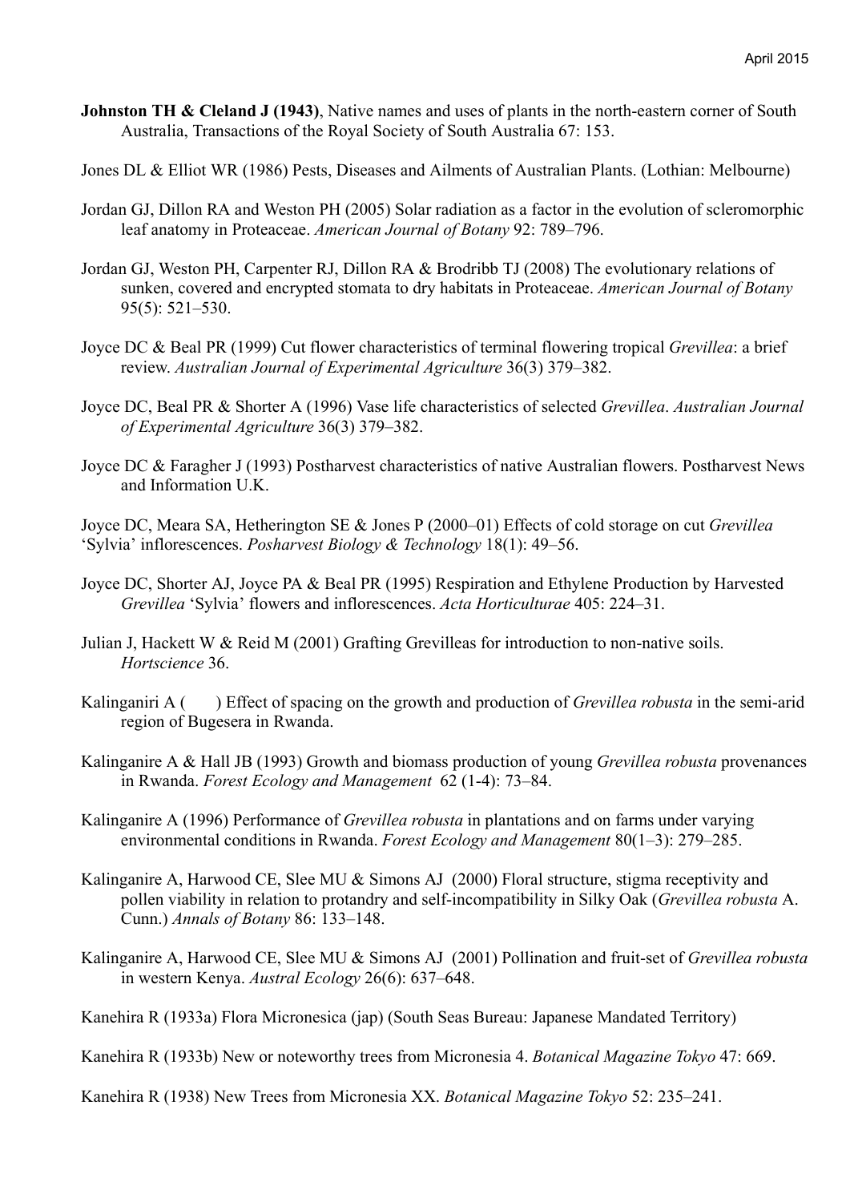**Johnston TH & Cleland J (1943)**, Native names and uses of plants in the north-eastern corner of South Australia, Transactions of the Royal Society of South Australia 67: 153.

Jones DL & Elliot WR (1986) Pests, Diseases and Ailments of Australian Plants. (Lothian: Melbourne)

Jordan GJ, Dillon RA and Weston PH (2005) Solar radiation as a factor in the evolution of scleromorphic leaf anatomy in Proteaceae. *American Journal of Botany* 92: 789–796.

Jordan GJ, Weston PH, Carpenter RJ, Dillon RA & Brodribb TJ (2008) The evolutionary relations of sunken, covered and encrypted stomata to dry habitats in Proteaceae. *American Journal of Botany* 95(5): 521–530.

Joyce DC & Beal PR (1999) Cut flower characteristics of terminal flowering tropical *Grevillea*: a brief review. *Australian Journal of Experimental Agriculture* 36(3) 379–382.

Joyce DC, Beal PR & Shorter A (1996) Vase life characteristics of selected *Grevillea*. *Australian Journal of Experimental Agriculture* 36(3) 379–382.

Joyce DC & Faragher J (1993) Postharvest characteristics of native Australian flowers. Postharvest News and Information U.K.

Joyce DC, Meara SA, Hetherington SE & Jones P (2000–01) Effects of cold storage on cut *Grevillea* 'Sylvia' inflorescences. *Posharvest Biology & Technology* 18(1): 49–56.

Joyce DC, Shorter AJ, Joyce PA & Beal PR (1995) Respiration and Ethylene Production by Harvested *Grevillea* 'Sylvia' flowers and inflorescences. *Acta Horticulturae* 405: 224–31.

Julian J, Hackett W & Reid M (2001) Grafting Grevilleas for introduction to non-native soils. *Hortscience* 36.

Kalinganiri A (      ) Effect of spacing on the growth and production of *Grevillea robusta* in the semi-arid region of Bugesera in Rwanda.

Kalinganire A & Hall JB (1993) Growth and biomass production of young *Grevillea robusta* provenances in Rwanda. *Forest Ecology and Management* 62 (1-4): 73–84.

Kalinganire A (1996) Performance of *Grevillea robusta* in plantations and on farms under varying environmental conditions in Rwanda. *Forest Ecology and Management* 80(1–3): 279–285.

Kalinganire A, Harwood CE, Slee MU & Simons AJ (2000) Floral structure, stigma receptivity and pollen viability in relation to protandry and self-incompatibility in Silky Oak (*Grevillea robusta* A. Cunn.) *Annals of Botany* 86: 133–148.

Kalinganire A, Harwood CE, Slee MU & Simons AJ (2001) Pollination and fruit-set of *Grevillea robusta* in western Kenya. *Austral Ecology* 26(6): 637–648.

Kanehira R (1933a) Flora Micronesica (jap) (South Seas Bureau: Japanese Mandated Territory)

Kanehira R (1933b) New or noteworthy trees from Micronesia 4. *Botanical Magazine Tokyo* 47: 669.

Kanehira R (1938) New Trees from Micronesia XX. *Botanical Magazine Tokyo* 52: 235–241.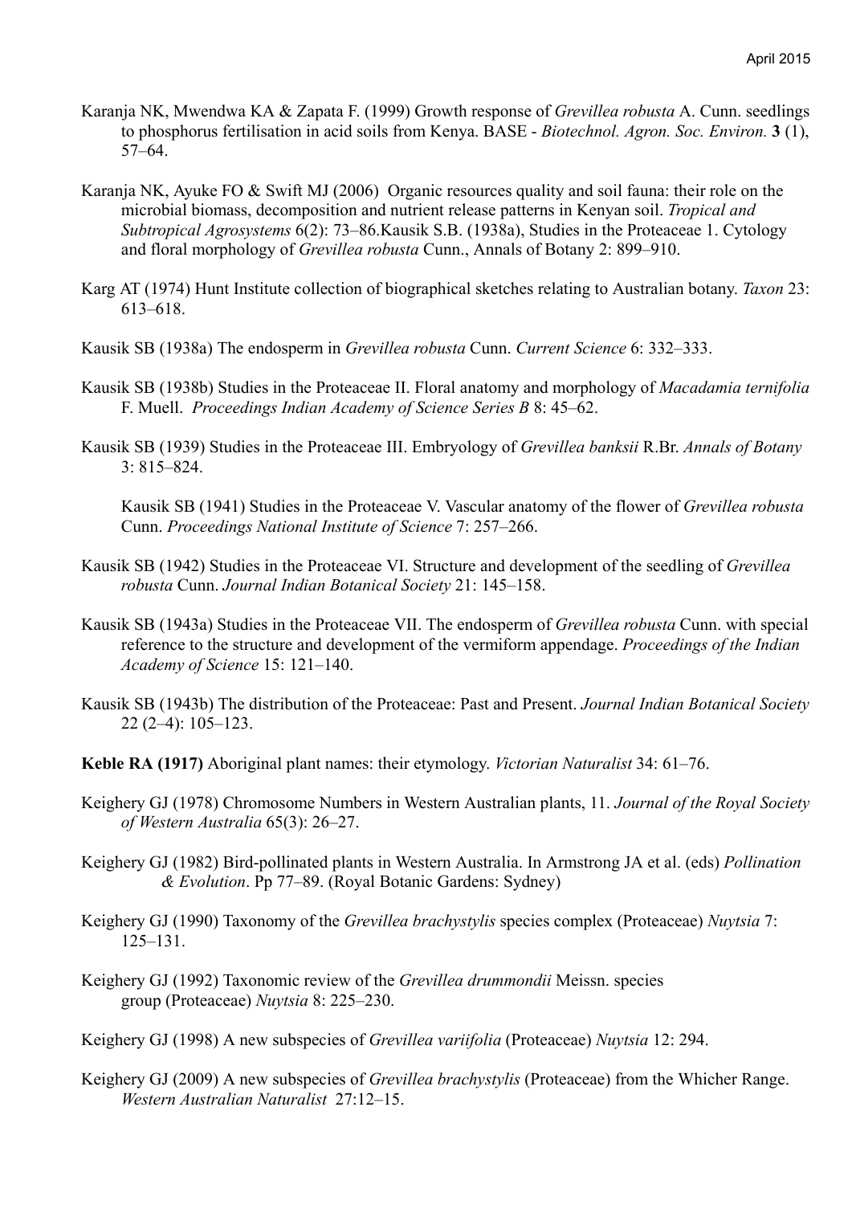Karanja NK, Mwendwa KA & Zapata F. (1999) Growth response of *Grevillea robusta* A. Cunn. seedlings to phosphorus fertilisation in acid soils from Kenya. BASE - *Biotechnol. Agron. Soc. Environ.* **3** (1), 57–64.

Karanja NK, Ayuke FO & Swift MJ (2006) Organic resources quality and soil fauna: their role on the microbial biomass, decomposition and nutrient release patterns in Kenyan soil. *Tropical and Subtropical Agrosystems* 6(2): 73–86.Kausik S.B. (1938a), Studies in the Proteaceae 1. Cytology and floral morphology of *Grevillea robusta* Cunn., Annals of Botany 2: 899–910.

Karg AT (1974) Hunt Institute collection of biographical sketches relating to Australian botany. *Taxon* 23: 613–618.

Kausik SB (1938a) The endosperm in *Grevillea robusta* Cunn. *Current Science* 6: 332–333.

Kausik SB (1938b) Studies in the Proteaceae II. Floral anatomy and morphology of *Macadamia ternifolia* F. Muell. *Proceedings Indian Academy of Science Series B* 8: 45–62.

Kausik SB (1939) Studies in the Proteaceae III. Embryology of *Grevillea banksii* R.Br. *Annals of Botany* 3: 815–824.

Kausik SB (1941) Studies in the Proteaceae V. Vascular anatomy of the flower of *Grevillea robusta* Cunn. *Proceedings National Institute of Science* 7: 257–266.

Kausik SB (1942) Studies in the Proteaceae VI. Structure and development of the seedling of *Grevillea robusta* Cunn. *Journal Indian Botanical Society* 21: 145–158.

Kausik SB (1943a) Studies in the Proteaceae VII. The endosperm of *Grevillea robusta* Cunn. with special reference to the structure and development of the vermiform appendage. *Proceedings of the Indian Academy of Science* 15: 121–140.

Kausik SB (1943b) The distribution of the Proteaceae: Past and Present. *Journal Indian Botanical Society* 22 (2–4): 105–123.

**Keble RA (1917)** Aboriginal plant names: their etymology. *Victorian Naturalist* 34: 61–76.

Keighery GJ (1978) Chromosome Numbers in Western Australian plants, 11. *Journal of the Royal Society of Western Australia* 65(3): 26–27.

Keighery GJ (1982) Bird-pollinated plants in Western Australia. In Armstrong JA et al. (eds) *Pollination & Evolution*. Pp 77–89. (Royal Botanic Gardens: Sydney)

Keighery GJ (1990) Taxonomy of the *Grevillea brachystylis* species complex (Proteaceae) *Nuytsia* 7: 125–131.

Keighery GJ (1992) Taxonomic review of the *Grevillea drummondii* Meissn. species group (Proteaceae) *Nuytsia* 8: 225–230.

Keighery GJ (1998) A new subspecies of *Grevillea variifolia* (Proteaceae) *Nuytsia* 12: 294.

Keighery GJ (2009) A new subspecies of *Grevillea brachystylis* (Proteaceae) from the Whicher Range. *Western Australian Naturalist* 27:12–15.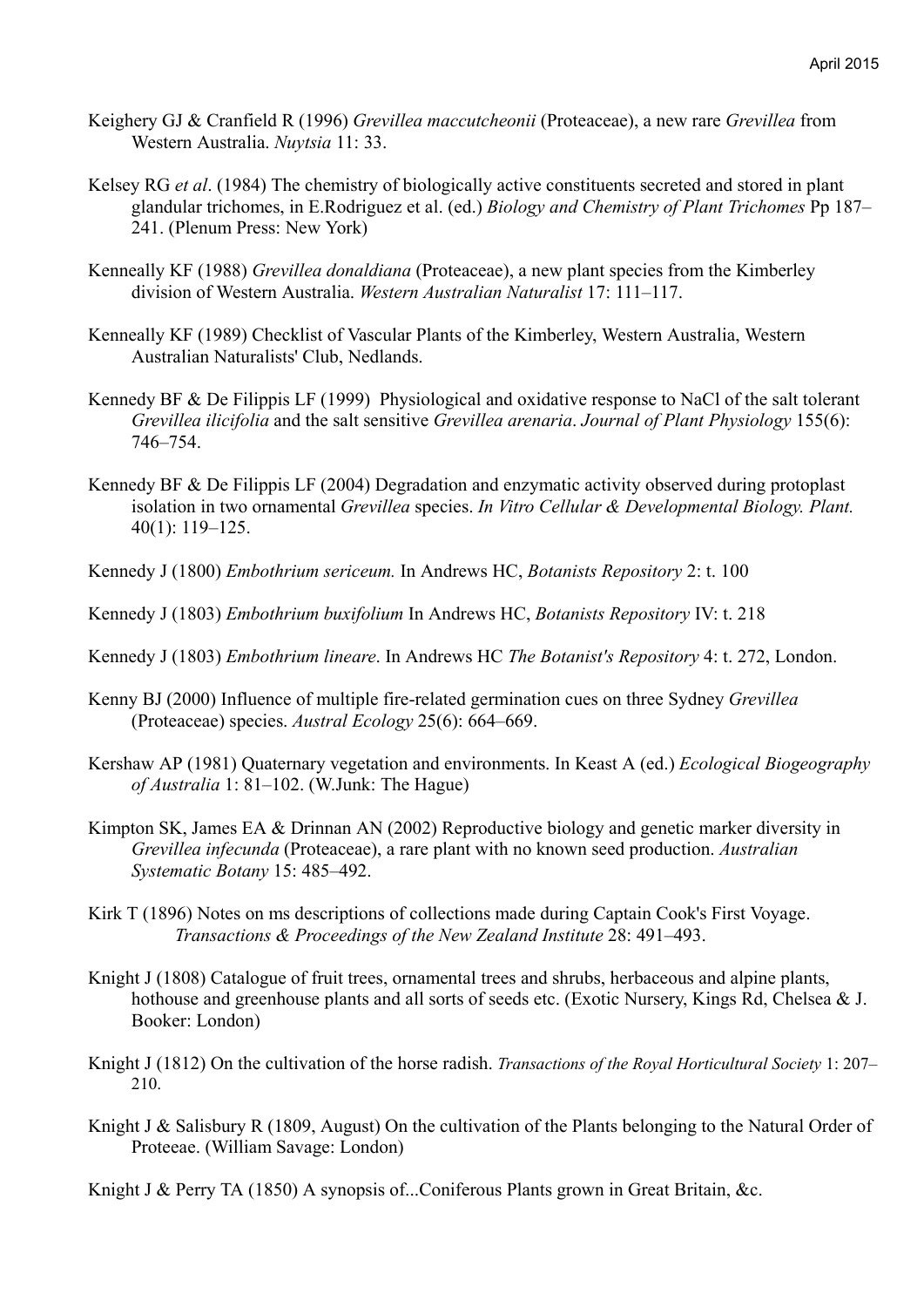Keighery GJ & Cranfield R (1996) *Grevillea maccutcheonii* (Proteaceae), a new rare *Grevillea* from Western Australia. *Nuytsia* 11: 33.

Kelsey RG *et al*. (1984) The chemistry of biologically active constituents secreted and stored in plant glandular trichomes, in E.Rodriguez et al. (ed.) *Biology and Chemistry of Plant Trichomes* Pp 187–241. (Plenum Press: New York)

Kenneally KF (1988) *Grevillea donaldiana* (Proteaceae), a new plant species from the Kimberley division of Western Australia. *Western Australian Naturalist* 17: 111–117.

Kenneally KF (1989) Checklist of Vascular Plants of the Kimberley, Western Australia, Western Australian Naturalists' Club, Nedlands.

Kennedy BF & De Filippis LF (1999) Physiological and oxidative response to NaCl of the salt tolerant *Grevillea ilicifolia* and the salt sensitive *Grevillea arenaria*. *Journal of Plant Physiology* 155(6): 746–754.

Kennedy BF & De Filippis LF (2004) Degradation and enzymatic activity observed during protoplast isolation in two ornamental *Grevillea* species. *In Vitro Cellular & Developmental Biology. Plant.* 40(1): 119–125.

Kennedy J (1800) *Embothrium sericeum.* In Andrews HC, *Botanists Repository* 2: t. 100

Kennedy J (1803) *Embothrium buxifolium* In Andrews HC, *Botanists Repository* IV: t. 218

Kennedy J (1803) *Embothrium lineare*. In Andrews HC *The Botanist's Repository* 4: t. 272, London.

Kenny BJ (2000) Influence of multiple fire-related germination cues on three Sydney *Grevillea* (Proteaceae) species. *Austral Ecology* 25(6): 664–669.

Kershaw AP (1981) Quaternary vegetation and environments. In Keast A (ed.) *Ecological Biogeography of Australia* 1: 81–102. (W.Junk: The Hague)

Kimpton SK, James EA & Drinnan AN (2002) Reproductive biology and genetic marker diversity in *Grevillea infecunda* (Proteaceae), a rare plant with no known seed production. *Australian Systematic Botany* 15: 485–492.

Kirk T (1896) Notes on ms descriptions of collections made during Captain Cook's First Voyage. *Transactions & Proceedings of the New Zealand Institute* 28: 491–493.

Knight J (1808) Catalogue of fruit trees, ornamental trees and shrubs, herbaceous and alpine plants, hothouse and greenhouse plants and all sorts of seeds etc. (Exotic Nursery, Kings Rd, Chelsea & J. Booker: London)

Knight J (1812) On the cultivation of the horse radish. *Transactions of the Royal Horticultural Society* 1: 207–210.

Knight J & Salisbury R (1809, August) On the cultivation of the Plants belonging to the Natural Order of Proteeae. (William Savage: London)

Knight J & Perry TA (1850) A synopsis of...Coniferous Plants grown in Great Britain, &c.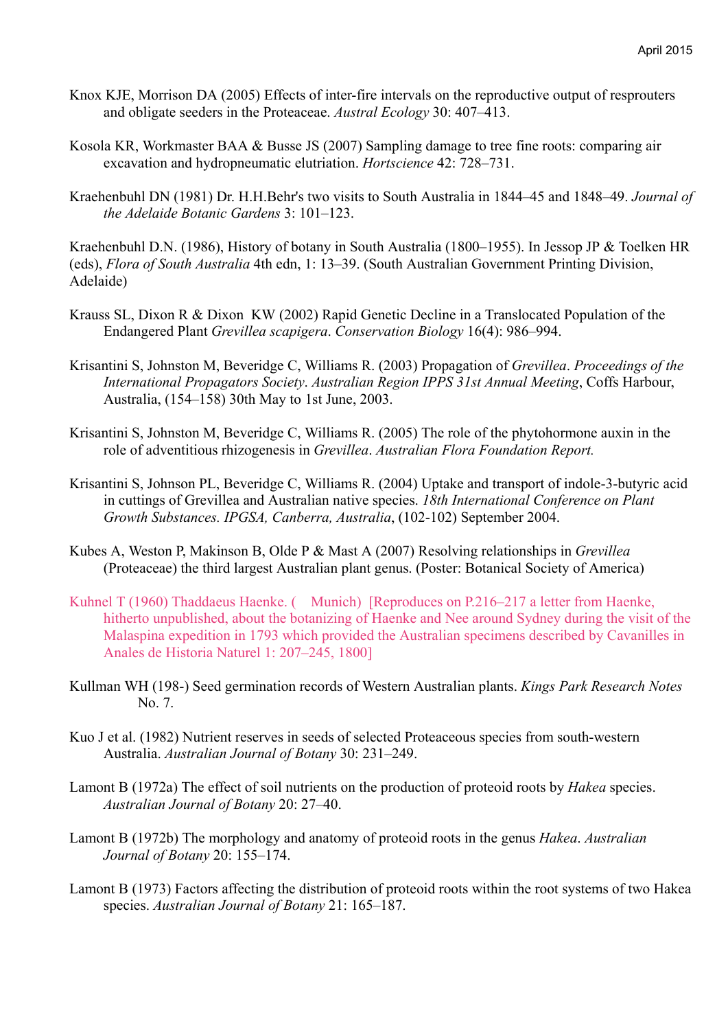Knox KJE, Morrison DA (2005) Effects of inter-fire intervals on the reproductive output of resprouters and obligate seeders in the Proteaceae. *Austral Ecology* 30: 407–413.

Kosola KR, Workmaster BAA & Busse JS (2007) Sampling damage to tree fine roots: comparing air excavation and hydropneumatic elutriation. *Hortscience* 42: 728–731.

Kraehenbuhl DN (1981) Dr. H.H.Behr's two visits to South Australia in 1844–45 and 1848–49. *Journal of the Adelaide Botanic Gardens* 3: 101–123.

Kraehenbuhl D.N. (1986), History of botany in South Australia (1800–1955). In Jessop JP & Toelken HR (eds), *Flora of South Australia* 4th edn, 1: 13–39. (South Australian Government Printing Division, Adelaide)

Krauss SL, Dixon R & Dixon KW (2002) Rapid Genetic Decline in a Translocated Population of the Endangered Plant *Grevillea scapigera*. *Conservation Biology* 16(4): 986–994.

Krisantini S, Johnston M, Beveridge C, Williams R. (2003) Propagation of *Grevillea*. *Proceedings of the International Propagators Society*. *Australian Region IPPS 31st Annual Meeting*, Coffs Harbour, Australia, (154–158) 30th May to 1st June, 2003.

Krisantini S, Johnston M, Beveridge C, Williams R. (2005) The role of the phytohormone auxin in the role of adventitious rhizogenesis in *Grevillea*. *Australian Flora Foundation Report.*

Krisantini S, Johnson PL, Beveridge C, Williams R. (2004) Uptake and transport of indole-3-butyric acid in cuttings of Grevillea and Australian native species. *18th International Conference on Plant Growth Substances. IPGSA, Canberra, Australia*, (102-102) September 2004.

Kubes A, Weston P, Makinson B, Olde P & Mast A (2007) Resolving relationships in *Grevillea* (Proteaceae) the third largest Australian plant genus. (Poster: Botanical Society of America)

Kuhnel T (1960) Thaddaeus Haenke. (  Munich) [Reproduces on P.216–217 a letter from Haenke, hitherto unpublished, about the botanizing of Haenke and Nee around Sydney during the visit of the Malaspina expedition in 1793 which provided the Australian specimens described by Cavanilles in Anales de Historia Naturel 1: 207–245, 1800]

Kullman WH (198-) Seed germination records of Western Australian plants. *Kings Park Research Notes* No. 7.

Kuo J et al. (1982) Nutrient reserves in seeds of selected Proteaceous species from south-western Australia. *Australian Journal of Botany* 30: 231–249.

Lamont B (1972a) The effect of soil nutrients on the production of proteoid roots by *Hakea* species. *Australian Journal of Botany* 20: 27–40.

Lamont B (1972b) The morphology and anatomy of proteoid roots in the genus *Hakea*. *Australian Journal of Botany* 20: 155–174.

Lamont B (1973) Factors affecting the distribution of proteoid roots within the root systems of two Hakea species. *Australian Journal of Botany* 21: 165–187.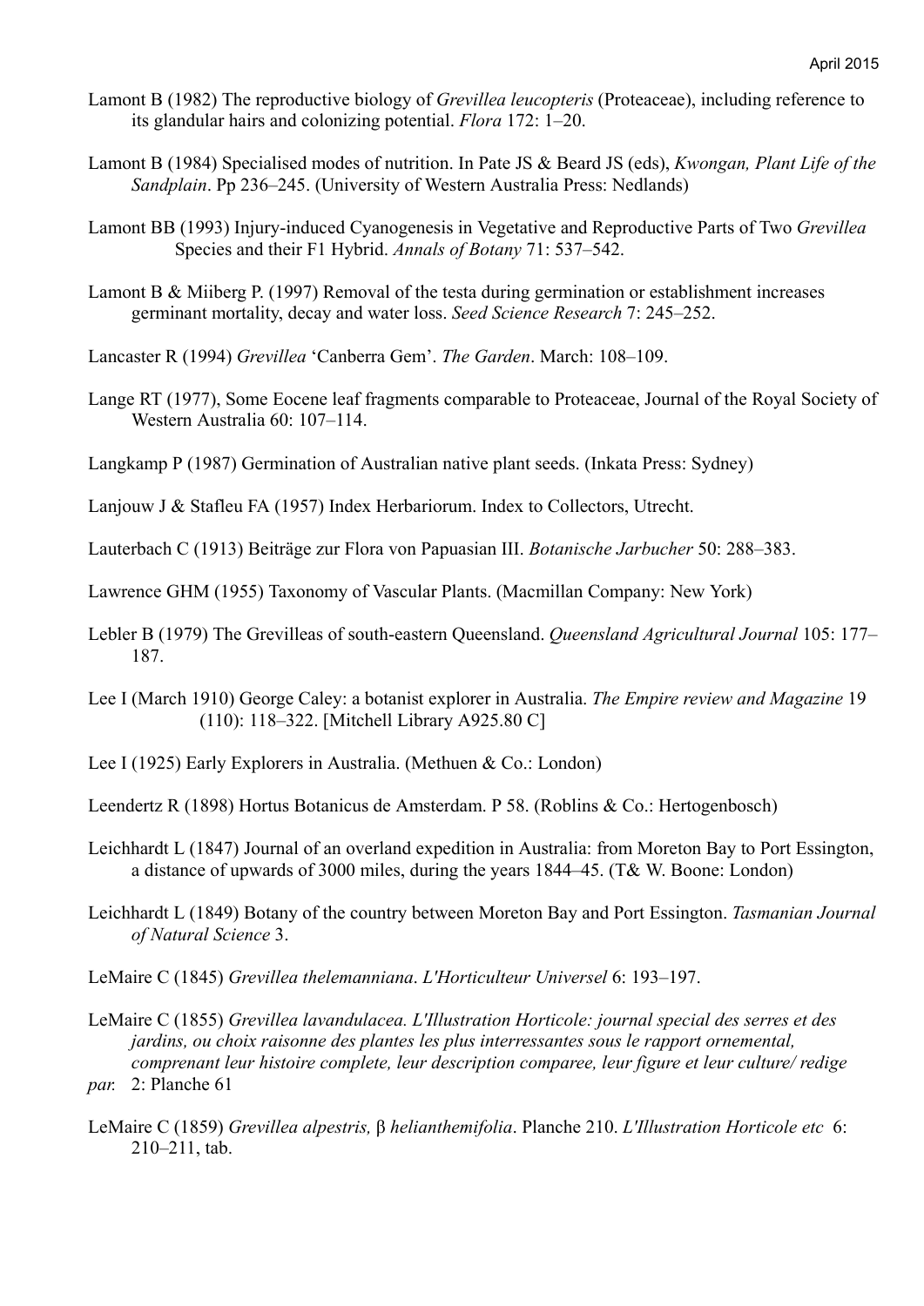Lamont B (1982) The reproductive biology of *Grevillea leucopteris* (Proteaceae), including reference to its glandular hairs and colonizing potential. *Flora* 172: 1–20.

Lamont B (1984) Specialised modes of nutrition. In Pate JS & Beard JS (eds), *Kwongan, Plant Life of the Sandplain*. Pp 236–245. (University of Western Australia Press: Nedlands)

Lamont BB (1993) Injury-induced Cyanogenesis in Vegetative and Reproductive Parts of Two *Grevillea* Species and their F1 Hybrid. *Annals of Botany* 71: 537–542.

Lamont B & Miiberg P. (1997) Removal of the testa during germination or establishment increases germinant mortality, decay and water loss. *Seed Science Research* 7: 245–252.

Lancaster R (1994) *Grevillea* 'Canberra Gem'. *The Garden*. March: 108–109.

Lange RT (1977), Some Eocene leaf fragments comparable to Proteaceae, Journal of the Royal Society of Western Australia 60: 107–114.

Langkamp P (1987) Germination of Australian native plant seeds. (Inkata Press: Sydney)

Lanjouw J & Stafleu FA (1957) Index Herbariorum. Index to Collectors, Utrecht.

Lauterbach C (1913) Beiträge zur Flora von Papuasian III. *Botanische Jarbucher* 50: 288–383.

Lawrence GHM (1955) Taxonomy of Vascular Plants. (Macmillan Company: New York)

Lebler B (1979) The Grevilleas of south-eastern Queensland. *Queensland Agricultural Journal* 105: 177–187.

Lee I (March 1910) George Caley: a botanist explorer in Australia. *The Empire review and Magazine* 19 (110): 118–322. [Mitchell Library A925.80 C]

Lee I (1925) Early Explorers in Australia. (Methuen & Co.: London)

Leendertz R (1898) Hortus Botanicus de Amsterdam. P 58. (Roblins & Co.: Hertogenbosch)

Leichhardt L (1847) Journal of an overland expedition in Australia: from Moreton Bay to Port Essington, a distance of upwards of 3000 miles, during the years 1844–45. (T& W. Boone: London)

Leichhardt L (1849) Botany of the country between Moreton Bay and Port Essington. *Tasmanian Journal of Natural Science* 3.

LeMaire C (1845) *Grevillea thelemanniana*. *L'Horticulteur Universel* 6: 193–197.

LeMaire C (1855) *Grevillea lavandulacea. L'Illustration Horticole: journal special des serres et des jardins, ou choix raisonne des plantes les plus interressantes sous le rapport ornemental, comprenant leur histoire complete, leur description comparee, leur figure et leur culture/ redige par.* 2: Planche 61

LeMaire C (1859) *Grevillea alpestris,* β *helianthemifolia*. Planche 210. *L'Illustration Horticole etc* 6: 210–211, tab.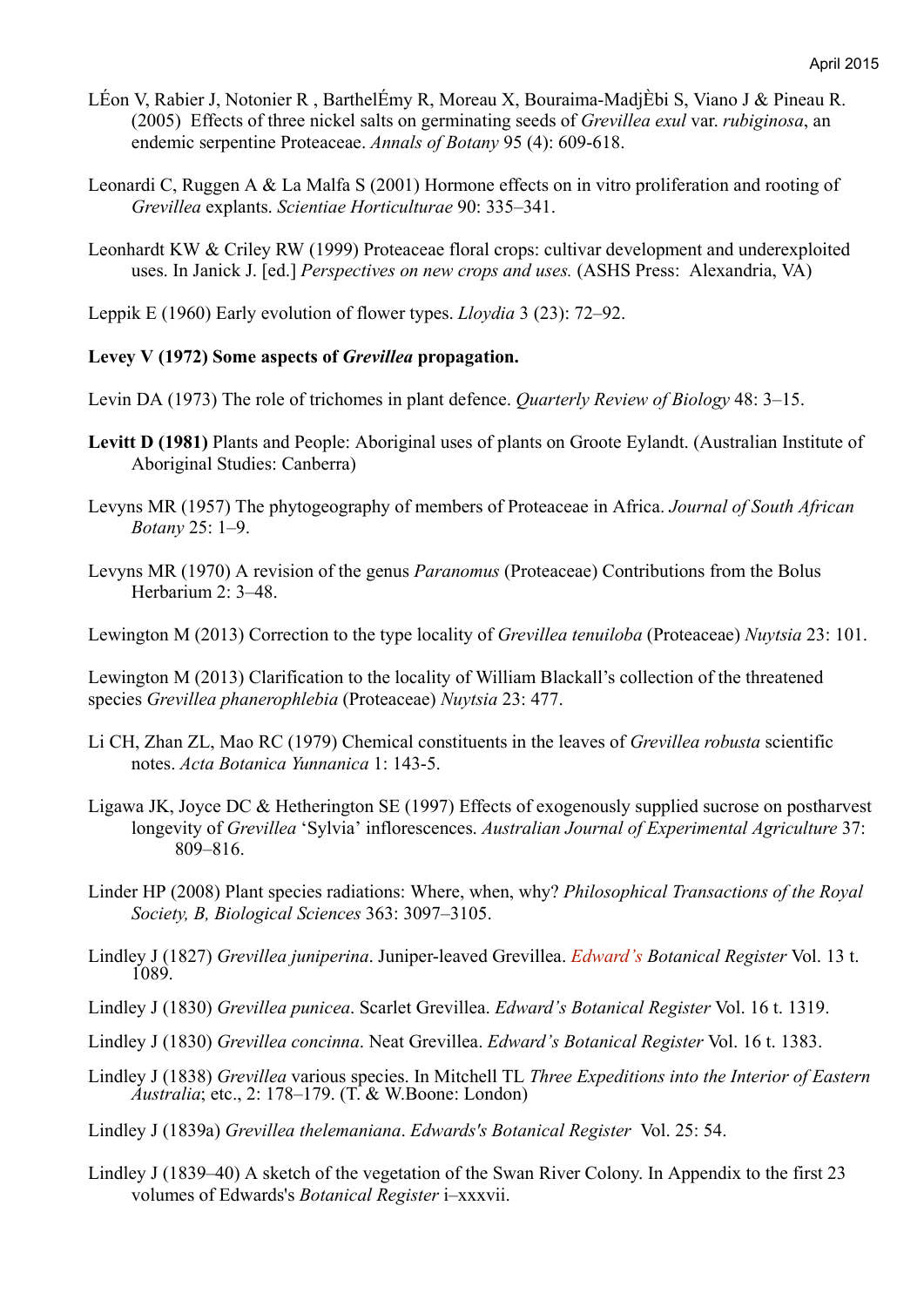LÉon V, Rabier J, Notonier R , BarthelÉmy R, Moreau X, Bouraima-MadjÈbi S, Viano J & Pineau R. (2005) Effects of three nickel salts on germinating seeds of *Grevillea exul* var. *rubiginosa*, an endemic serpentine Proteaceae. *Annals of Botany* 95 (4): 609-618.

Leonardi C, Ruggen A & La Malfa S (2001) Hormone effects on in vitro proliferation and rooting of *Grevillea* explants. *Scientiae Horticulturae* 90: 335–341.

Leonhardt KW & Criley RW (1999) Proteaceae floral crops: cultivar development and underexploited uses. In Janick J. [ed.] *Perspectives on new crops and uses.* (ASHS Press: Alexandria, VA)

Leppik E (1960) Early evolution of flower types. *Lloydia* 3 (23): 72–92.

**Levey V (1972) Some aspects of *Grevillea* propagation.**

Levin DA (1973) The role of trichomes in plant defence. *Quarterly Review of Biology* 48: 3–15.

**Levitt D (1981)** Plants and People: Aboriginal uses of plants on Groote Eylandt. (Australian Institute of Aboriginal Studies: Canberra)

Levyns MR (1957) The phytogeography of members of Proteaceae in Africa. *Journal of South African Botany* 25: 1–9.

Levyns MR (1970) A revision of the genus *Paranomus* (Proteaceae) Contributions from the Bolus Herbarium 2: 3–48.

Lewington M (2013) Correction to the type locality of *Grevillea tenuiloba* (Proteaceae) *Nuytsia* 23: 101.

Lewington M (2013) Clarification to the locality of William Blackall's collection of the threatened species *Grevillea phanerophlebia* (Proteaceae) *Nuytsia* 23: 477.

Li CH, Zhan ZL, Mao RC (1979) Chemical constituents in the leaves of *Grevillea robusta* scientific notes. *Acta Botanica Yunnanica* 1: 143-5.

Ligawa JK, Joyce DC & Hetherington SE (1997) Effects of exogenously supplied sucrose on postharvest longevity of *Grevillea* 'Sylvia' inflorescences. *Australian Journal of Experimental Agriculture* 37: 809–816.

Linder HP (2008) Plant species radiations: Where, when, why? *Philosophical Transactions of the Royal Society, B, Biological Sciences* 363: 3097–3105.

Lindley J (1827) *Grevillea juniperina*. Juniper-leaved Grevillea. *Edward's Botanical Register* Vol. 13 t. 1089.

Lindley J (1830) *Grevillea punicea*. Scarlet Grevillea. *Edward's Botanical Register* Vol. 16 t. 1319.

Lindley J (1830) *Grevillea concinna*. Neat Grevillea. *Edward's Botanical Register* Vol. 16 t. 1383.

Lindley J (1838) *Grevillea* various species. In Mitchell TL *Three Expeditions into the Interior of Eastern Australia*; etc., 2: 178–179. (T. & W.Boone: London)

Lindley J (1839a) *Grevillea thelemaniana*. *Edwards's Botanical Register* Vol. 25: 54.

Lindley J (1839–40) A sketch of the vegetation of the Swan River Colony. In Appendix to the first 23 volumes of Edwards's *Botanical Register* i–xxxvii.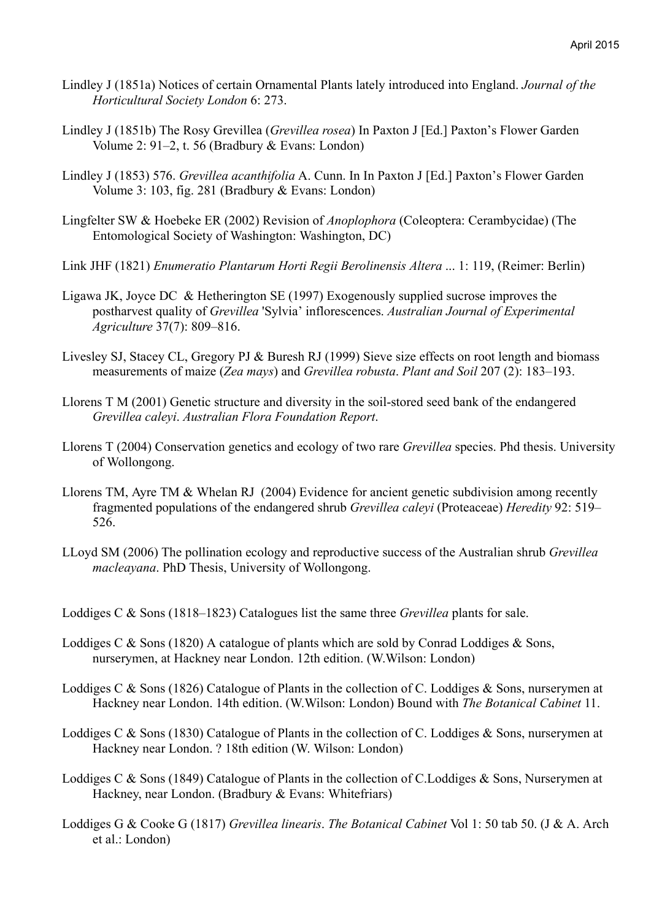Lindley J (1851a) Notices of certain Ornamental Plants lately introduced into England. *Journal of the Horticultural Society London* 6: 273.

Lindley J (1851b) The Rosy Grevillea (*Grevillea rosea*) In Paxton J [Ed.] Paxton's Flower Garden Volume 2: 91–2, t. 56 (Bradbury & Evans: London)

Lindley J (1853) 576. *Grevillea acanthifolia* A. Cunn. In In Paxton J [Ed.] Paxton's Flower Garden Volume 3: 103, fig. 281 (Bradbury & Evans: London)

Lingfelter SW & Hoebeke ER (2002) Revision of *Anoplophora* (Coleoptera: Cerambycidae) (The Entomological Society of Washington: Washington, DC)

Link JHF (1821) *Enumeratio Plantarum Horti Regii Berolinensis Altera* ... 1: 119, (Reimer: Berlin)

Ligawa JK, Joyce DC & Hetherington SE (1997) Exogenously supplied sucrose improves the postharvest quality of *Grevillea* 'Sylvia' inflorescences. *Australian Journal of Experimental Agriculture* 37(7): 809–816.

Livesley SJ, Stacey CL, Gregory PJ & Buresh RJ (1999) Sieve size effects on root length and biomass measurements of maize (*Zea mays*) and *Grevillea robusta*. *Plant and Soil* 207 (2): 183–193.

Llorens T M (2001) Genetic structure and diversity in the soil-stored seed bank of the endangered *Grevillea caleyi*. *Australian Flora Foundation Report*.

Llorens T (2004) Conservation genetics and ecology of two rare *Grevillea* species. Phd thesis. University of Wollongong.

Llorens TM, Ayre TM & Whelan RJ (2004) Evidence for ancient genetic subdivision among recently fragmented populations of the endangered shrub *Grevillea caleyi* (Proteaceae) *Heredity* 92: 519–526.

LLoyd SM (2006) The pollination ecology and reproductive success of the Australian shrub *Grevillea macleayana*. PhD Thesis, University of Wollongong.

Loddiges C & Sons (1818–1823) Catalogues list the same three *Grevillea* plants for sale.

Loddiges C & Sons (1820) A catalogue of plants which are sold by Conrad Loddiges & Sons, nurserymen, at Hackney near London. 12th edition. (W.Wilson: London)

Loddiges C & Sons (1826) Catalogue of Plants in the collection of C. Loddiges & Sons, nurserymen at Hackney near London. 14th edition. (W.Wilson: London) Bound with *The Botanical Cabinet* 11.

Loddiges C & Sons (1830) Catalogue of Plants in the collection of C. Loddiges & Sons, nurserymen at Hackney near London. ? 18th edition (W. Wilson: London)

Loddiges C & Sons (1849) Catalogue of Plants in the collection of C.Loddiges & Sons, Nurserymen at Hackney, near London. (Bradbury & Evans: Whitefriars)

Loddiges G & Cooke G (1817) *Grevillea linearis*. *The Botanical Cabinet* Vol 1: 50 tab 50. (J & A. Arch et al.: London)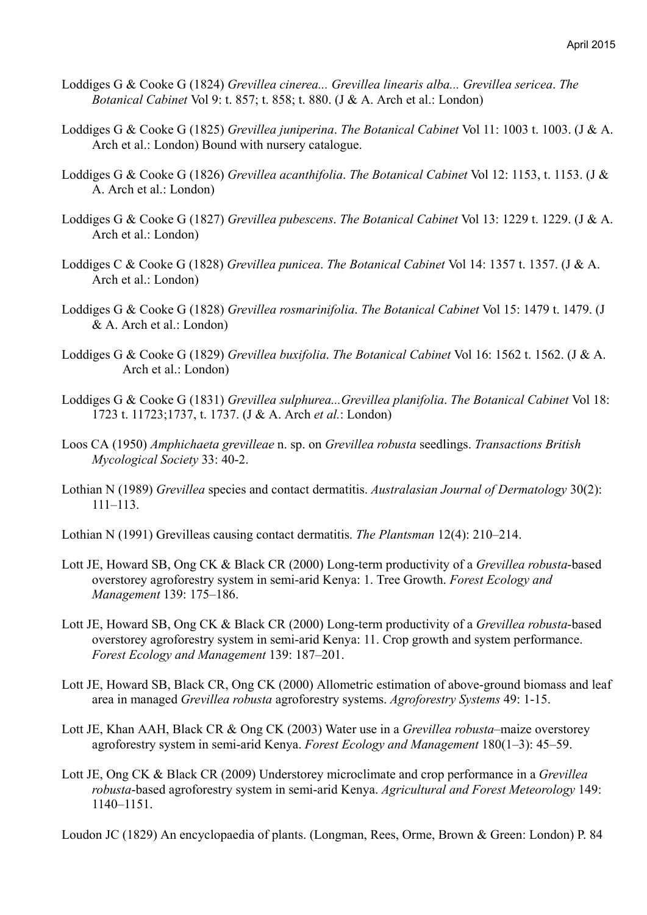Loddiges G & Cooke G (1824) *Grevillea cinerea... Grevillea linearis alba... Grevillea sericea*. *The Botanical Cabinet* Vol 9: t. 857; t. 858; t. 880. (J & A. Arch et al.: London)

Loddiges G & Cooke G (1825) *Grevillea juniperina*. *The Botanical Cabinet* Vol 11: 1003 t. 1003. (J & A. Arch et al.: London) Bound with nursery catalogue.

Loddiges G & Cooke G (1826) *Grevillea acanthifolia*. *The Botanical Cabinet* Vol 12: 1153, t. 1153. (J & A. Arch et al.: London)

Loddiges G & Cooke G (1827) *Grevillea pubescens*. *The Botanical Cabinet* Vol 13: 1229 t. 1229. (J & A. Arch et al.: London)

Loddiges C & Cooke G (1828) *Grevillea punicea*. *The Botanical Cabinet* Vol 14: 1357 t. 1357. (J & A. Arch et al.: London)

Loddiges G & Cooke G (1828) *Grevillea rosmarinifolia*. *The Botanical Cabinet* Vol 15: 1479 t. 1479. (J & A. Arch et al.: London)

Loddiges G & Cooke G (1829) *Grevillea buxifolia*. *The Botanical Cabinet* Vol 16: 1562 t. 1562. (J & A. Arch et al.: London)

Loddiges G & Cooke G (1831) *Grevillea sulphurea...Grevillea planifolia*. *The Botanical Cabinet* Vol 18: 1723 t. 11723;1737, t. 1737. (J & A. Arch *et al.*: London)

Loos CA (1950) *Amphichaeta grevilleae* n. sp. on *Grevillea robusta* seedlings. *Transactions British Mycological Society* 33: 40-2.

Lothian N (1989) *Grevillea* species and contact dermatitis. *Australasian Journal of Dermatology* 30(2): 111–113.

Lothian N (1991) Grevilleas causing contact dermatitis. *The Plantsman* 12(4): 210–214.

Lott JE, Howard SB, Ong CK & Black CR (2000) Long-term productivity of a *Grevillea robusta*-based overstorey agroforestry system in semi-arid Kenya: 1. Tree Growth. *Forest Ecology and Management* 139: 175–186.

Lott JE, Howard SB, Ong CK & Black CR (2000) Long-term productivity of a *Grevillea robusta*-based overstorey agroforestry system in semi-arid Kenya: 11. Crop growth and system performance. *Forest Ecology and Management* 139: 187–201.

Lott JE, Howard SB, Black CR, Ong CK (2000) Allometric estimation of above-ground biomass and leaf area in managed *Grevillea robusta* agroforestry systems. *Agroforestry Systems* 49: 1-15.

Lott JE, Khan AAH, Black CR & Ong CK (2003) Water use in a *Grevillea robusta*–maize overstorey agroforestry system in semi-arid Kenya. *Forest Ecology and Management* 180(1–3): 45–59.

Lott JE, Ong CK & Black CR (2009) Understorey microclimate and crop performance in a *Grevillea robusta*-based agroforestry system in semi-arid Kenya. *Agricultural and Forest Meteorology* 149: 1140–1151.

Loudon JC (1829) An encyclopaedia of plants. (Longman, Rees, Orme, Brown & Green: London) P. 84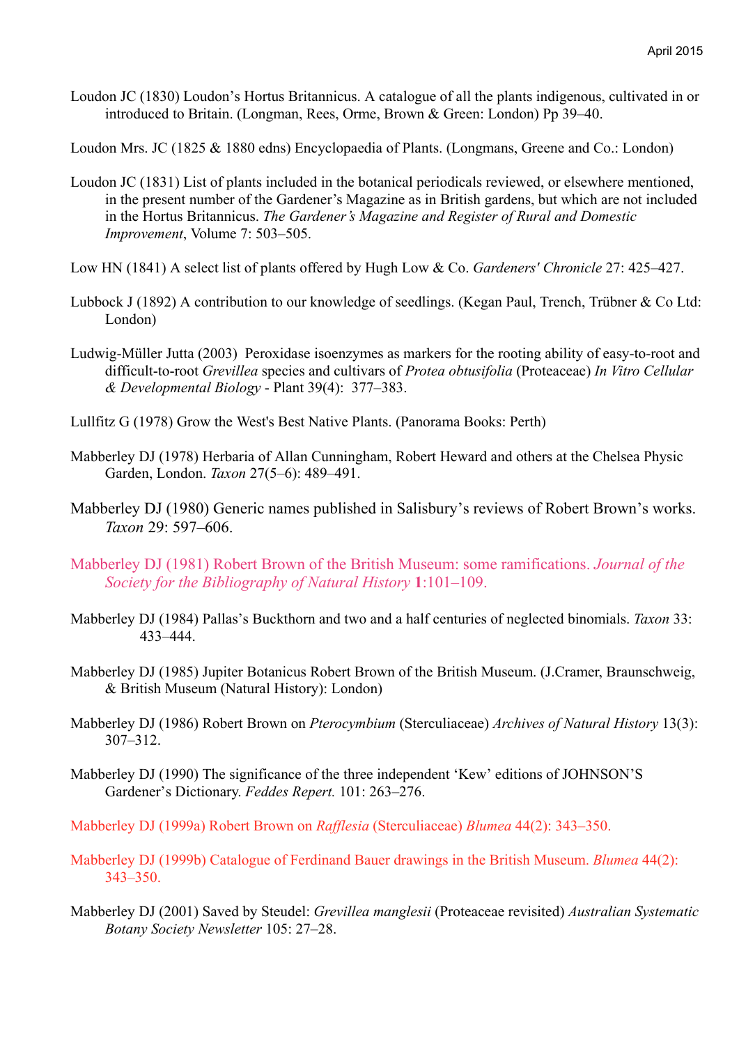Loudon JC (1830) Loudon's Hortus Britannicus. A catalogue of all the plants indigenous, cultivated in or introduced to Britain. (Longman, Rees, Orme, Brown & Green: London) Pp 39–40.

Loudon Mrs. JC (1825 & 1880 edns) Encyclopaedia of Plants. (Longmans, Greene and Co.: London)

Loudon JC (1831) List of plants included in the botanical periodicals reviewed, or elsewhere mentioned, in the present number of the Gardener's Magazine as in British gardens, but which are not included in the Hortus Britannicus. *The Gardener's Magazine and Register of Rural and Domestic Improvement*, Volume 7: 503–505.

Low HN (1841) A select list of plants offered by Hugh Low & Co. *Gardeners' Chronicle* 27: 425–427.

Lubbock J (1892) A contribution to our knowledge of seedlings. (Kegan Paul, Trench, Trübner & Co Ltd: London)

Ludwig-Müller Jutta (2003) Peroxidase isoenzymes as markers for the rooting ability of easy-to-root and difficult-to-root *Grevillea* species and cultivars of *Protea obtusifolia* (Proteaceae) *In Vitro Cellular & Developmental Biology* - Plant 39(4): 377–383.

Lullfitz G (1978) Grow the West's Best Native Plants. (Panorama Books: Perth)

Mabberley DJ (1978) Herbaria of Allan Cunningham, Robert Heward and others at the Chelsea Physic Garden, London. *Taxon* 27(5–6): 489–491.

Mabberley DJ (1980) Generic names published in Salisbury's reviews of Robert Brown's works. *Taxon* 29: 597–606.

Mabberley DJ (1981) Robert Brown of the British Museum: some ramifications. *Journal of the Society for the Bibliography of Natural History* **1**:101–109.

Mabberley DJ (1984) Pallas's Buckthorn and two and a half centuries of neglected binomials. *Taxon* 33: 433–444.

Mabberley DJ (1985) Jupiter Botanicus Robert Brown of the British Museum. (J.Cramer, Braunschweig, & British Museum (Natural History): London)

Mabberley DJ (1986) Robert Brown on *Pterocymbium* (Sterculiaceae) *Archives of Natural History* 13(3): 307–312.

Mabberley DJ (1990) The significance of the three independent 'Kew' editions of JOHNSON'S Gardener's Dictionary. *Feddes Repert.* 101: 263–276.

Mabberley DJ (1999a) Robert Brown on *Rafflesia* (Sterculiaceae) *Blumea* 44(2): 343–350.

Mabberley DJ (1999b) Catalogue of Ferdinand Bauer drawings in the British Museum. *Blumea* 44(2): 343–350.

Mabberley DJ (2001) Saved by Steudel: *Grevillea manglesii* (Proteaceae revisited) *Australian Systematic Botany Society Newsletter* 105: 27–28.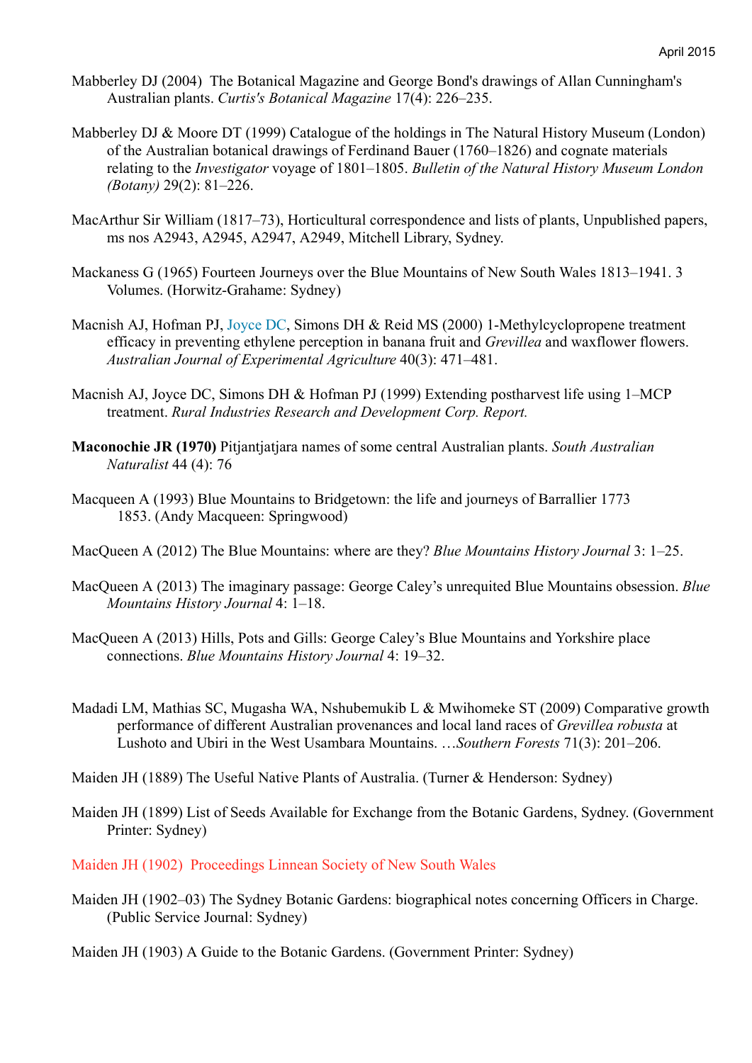Mabberley DJ (2004) The Botanical Magazine and George Bond's drawings of Allan Cunningham's Australian plants. *Curtis's Botanical Magazine* 17(4): 226–235.

Mabberley DJ & Moore DT (1999) Catalogue of the holdings in The Natural History Museum (London) of the Australian botanical drawings of Ferdinand Bauer (1760–1826) and cognate materials relating to the *Investigator* voyage of 1801–1805. *Bulletin of the Natural History Museum London (Botany)* 29(2): 81–226.

MacArthur Sir William (1817–73), Horticultural correspondence and lists of plants, Unpublished papers, ms nos A2943, A2945, A2947, A2949, Mitchell Library, Sydney.

Mackaness G (1965) Fourteen Journeys over the Blue Mountains of New South Wales 1813–1941. 3 Volumes. (Horwitz-Grahame: Sydney)

Macnish AJ, Hofman PJ, Joyce DC, Simons DH & Reid MS (2000) 1-Methylcyclopropene treatment efficacy in preventing ethylene perception in banana fruit and *Grevillea* and waxflower flowers. *Australian Journal of Experimental Agriculture* 40(3): 471–481.

Macnish AJ, Joyce DC, Simons DH & Hofman PJ (1999) Extending postharvest life using 1–MCP treatment. *Rural Industries Research and Development Corp. Report.*

**Maconochie JR (1970)** Pitjantjatjara names of some central Australian plants. *South Australian Naturalist* 44 (4): 76

Macqueen A (1993) Blue Mountains to Bridgetown: the life and journeys of Barrallier 1773 1853. (Andy Macqueen: Springwood)

MacQueen A (2012) The Blue Mountains: where are they? *Blue Mountains History Journal* 3: 1–25.

MacQueen A (2013) The imaginary passage: George Caley's unrequited Blue Mountains obsession. *Blue Mountains History Journal* 4: 1–18.

MacQueen A (2013) Hills, Pots and Gills: George Caley's Blue Mountains and Yorkshire place connections. *Blue Mountains History Journal* 4: 19–32.

Madadi LM, Mathias SC, Mugasha WA, Nshubemukib L & Mwihomeke ST (2009) Comparative growth performance of different Australian provenances and local land races of *Grevillea robusta* at Lushoto and Ubiri in the West Usambara Mountains. …*Southern Forests* 71(3): 201–206.

Maiden JH (1889) The Useful Native Plants of Australia. (Turner & Henderson: Sydney)

Maiden JH (1899) List of Seeds Available for Exchange from the Botanic Gardens, Sydney. (Government Printer: Sydney)

Maiden JH (1902) Proceedings Linnean Society of New South Wales

Maiden JH (1902–03) The Sydney Botanic Gardens: biographical notes concerning Officers in Charge. (Public Service Journal: Sydney)

Maiden JH (1903) A Guide to the Botanic Gardens. (Government Printer: Sydney)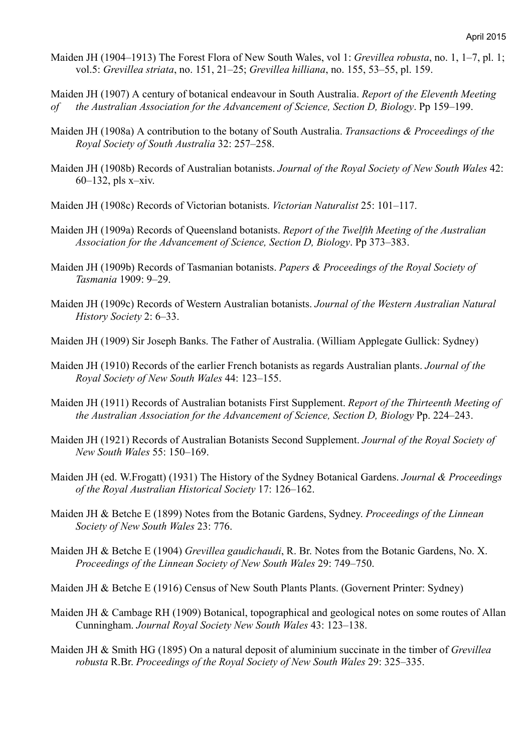Maiden JH (1904–1913) The Forest Flora of New South Wales, vol 1: *Grevillea robusta*, no. 1, 1–7, pl. 1; vol.5: *Grevillea striata*, no. 151, 21–25; *Grevillea hilliana*, no. 155, 53–55, pl. 159.

Maiden JH (1907) A century of botanical endeavour in South Australia. *Report of the Eleventh Meeting of the Australian Association for the Advancement of Science, Section D, Biology*. Pp 159–199.

Maiden JH (1908a) A contribution to the botany of South Australia. *Transactions & Proceedings of the Royal Society of South Australia* 32: 257–258.

Maiden JH (1908b) Records of Australian botanists. *Journal of the Royal Society of New South Wales* 42: 60–132, pls x–xiv.

Maiden JH (1908c) Records of Victorian botanists. *Victorian Naturalist* 25: 101–117.

Maiden JH (1909a) Records of Queensland botanists. *Report of the Twelfth Meeting of the Australian Association for the Advancement of Science, Section D, Biology*. Pp 373–383.

Maiden JH (1909b) Records of Tasmanian botanists. *Papers & Proceedings of the Royal Society of Tasmania* 1909: 9–29.

Maiden JH (1909c) Records of Western Australian botanists. *Journal of the Western Australian Natural History Society* 2: 6–33.

Maiden JH (1909) Sir Joseph Banks. The Father of Australia. (William Applegate Gullick: Sydney)

Maiden JH (1910) Records of the earlier French botanists as regards Australian plants. *Journal of the Royal Society of New South Wales* 44: 123–155.

Maiden JH (1911) Records of Australian botanists First Supplement. *Report of the Thirteenth Meeting of the Australian Association for the Advancement of Science, Section D, Biology* Pp. 224–243.

Maiden JH (1921) Records of Australian Botanists Second Supplement. *Journal of the Royal Society of New South Wales* 55: 150–169.

Maiden JH (ed. W.Frogatt) (1931) The History of the Sydney Botanical Gardens. *Journal & Proceedings of the Royal Australian Historical Society* 17: 126–162.

Maiden JH & Betche E (1899) Notes from the Botanic Gardens, Sydney. *Proceedings of the Linnean Society of New South Wales* 23: 776.

Maiden JH & Betche E (1904) *Grevillea gaudichaudi*, R. Br. Notes from the Botanic Gardens, No. X. *Proceedings of the Linnean Society of New South Wales* 29: 749–750.

Maiden JH & Betche E (1916) Census of New South Plants Plants. (Governent Printer: Sydney)

Maiden JH & Cambage RH (1909) Botanical, topographical and geological notes on some routes of Allan Cunningham. *Journal Royal Society New South Wales* 43: 123–138.

Maiden JH & Smith HG (1895) On a natural deposit of aluminium succinate in the timber of *Grevillea robusta* R.Br. *Proceedings of the Royal Society of New South Wales* 29: 325–335.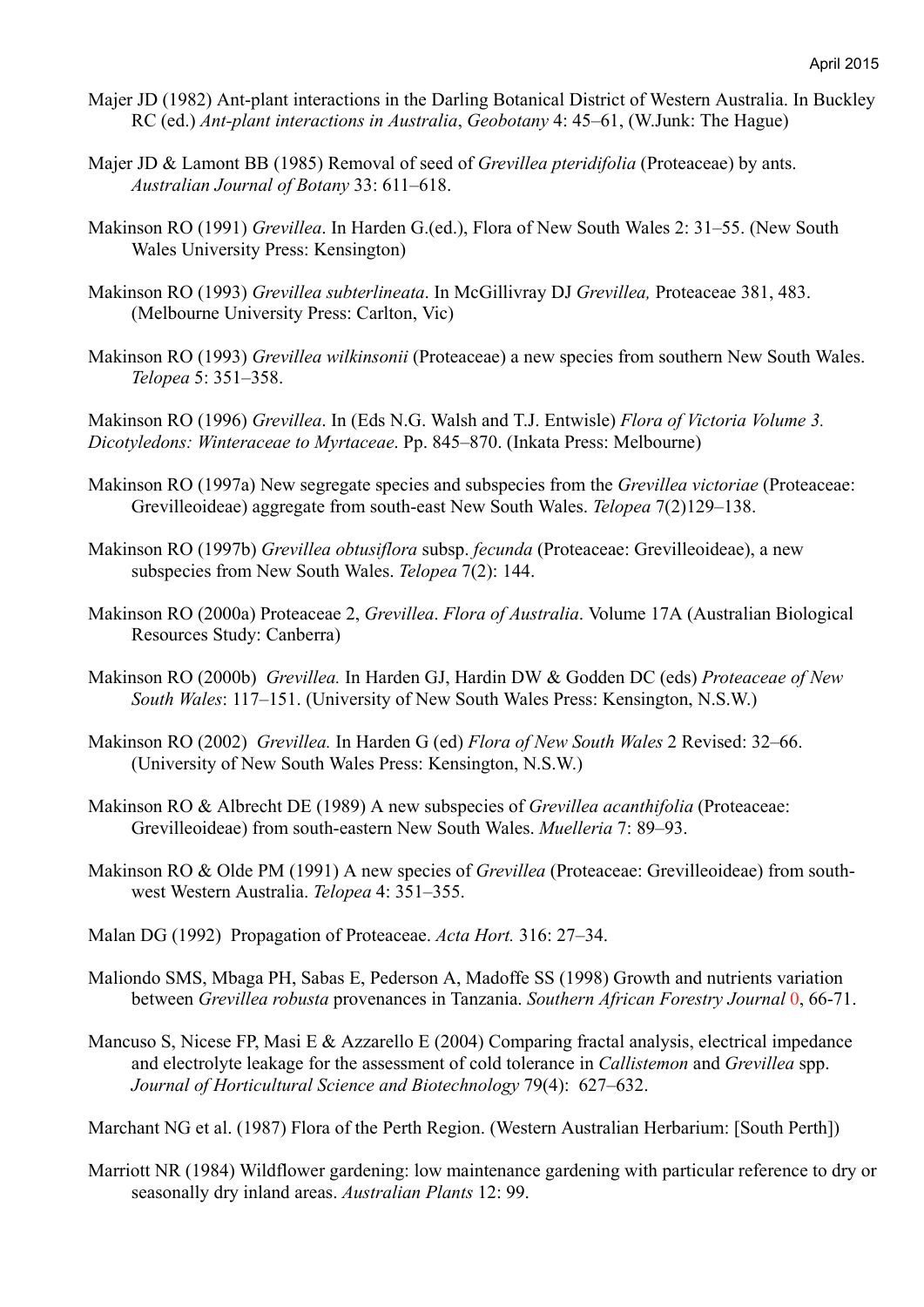Majer JD (1982) Ant-plant interactions in the Darling Botanical District of Western Australia. In Buckley RC (ed.) *Ant-plant interactions in Australia*, *Geobotany* 4: 45–61, (W.Junk: The Hague)

Majer JD & Lamont BB (1985) Removal of seed of *Grevillea pteridifolia* (Proteaceae) by ants. *Australian Journal of Botany* 33: 611–618.

Makinson RO (1991) *Grevillea*. In Harden G.(ed.), Flora of New South Wales 2: 31–55. (New South Wales University Press: Kensington)

Makinson RO (1993) *Grevillea subterlineata*. In McGillivray DJ *Grevillea,* Proteaceae 381, 483. (Melbourne University Press: Carlton, Vic)

Makinson RO (1993) *Grevillea wilkinsonii* (Proteaceae) a new species from southern New South Wales. *Telopea* 5: 351–358.

Makinson RO (1996) *Grevillea*. In (Eds N.G. Walsh and T.J. Entwisle) *Flora of Victoria Volume 3. Dicotyledons: Winteraceae to Myrtaceae*. Pp. 845–870. (Inkata Press: Melbourne)

Makinson RO (1997a) New segregate species and subspecies from the *Grevillea victoriae* (Proteaceae: Grevilleoideae) aggregate from south-east New South Wales. *Telopea* 7(2)129–138.

Makinson RO (1997b) *Grevillea obtusiflora* subsp. *fecunda* (Proteaceae: Grevilleoideae), a new subspecies from New South Wales. *Telopea* 7(2): 144.

Makinson RO (2000a) Proteaceae 2, *Grevillea*. *Flora of Australia*. Volume 17A (Australian Biological Resources Study: Canberra)

Makinson RO (2000b) *Grevillea.* In Harden GJ, Hardin DW & Godden DC (eds) *Proteaceae of New South Wales*: 117–151. (University of New South Wales Press: Kensington, N.S.W.)

Makinson RO (2002) *Grevillea.* In Harden G (ed) *Flora of New South Wales* 2 Revised: 32–66. (University of New South Wales Press: Kensington, N.S.W.)

Makinson RO & Albrecht DE (1989) A new subspecies of *Grevillea acanthifolia* (Proteaceae: Grevilleoideae) from south-eastern New South Wales. *Muelleria* 7: 89–93.

Makinson RO & Olde PM (1991) A new species of *Grevillea* (Proteaceae: Grevilleoideae) from south-west Western Australia. *Telopea* 4: 351–355.

Malan DG (1992) Propagation of Proteaceae. *Acta Hort.* 316: 27–34.

Maliondo SMS, Mbaga PH, Sabas E, Pederson A, Madoffe SS (1998) Growth and nutrients variation between *Grevillea robusta* provenances in Tanzania. *Southern African Forestry Journal* 0, 66-71.

Mancuso S, Nicese FP, Masi E & Azzarello E (2004) Comparing fractal analysis, electrical impedance and electrolyte leakage for the assessment of cold tolerance in *Callistemon* and *Grevillea* spp. *Journal of Horticultural Science and Biotechnology* 79(4): 627–632.

Marchant NG et al. (1987) Flora of the Perth Region. (Western Australian Herbarium: [South Perth])

Marriott NR (1984) Wildflower gardening: low maintenance gardening with particular reference to dry or seasonally dry inland areas. *Australian Plants* 12: 99.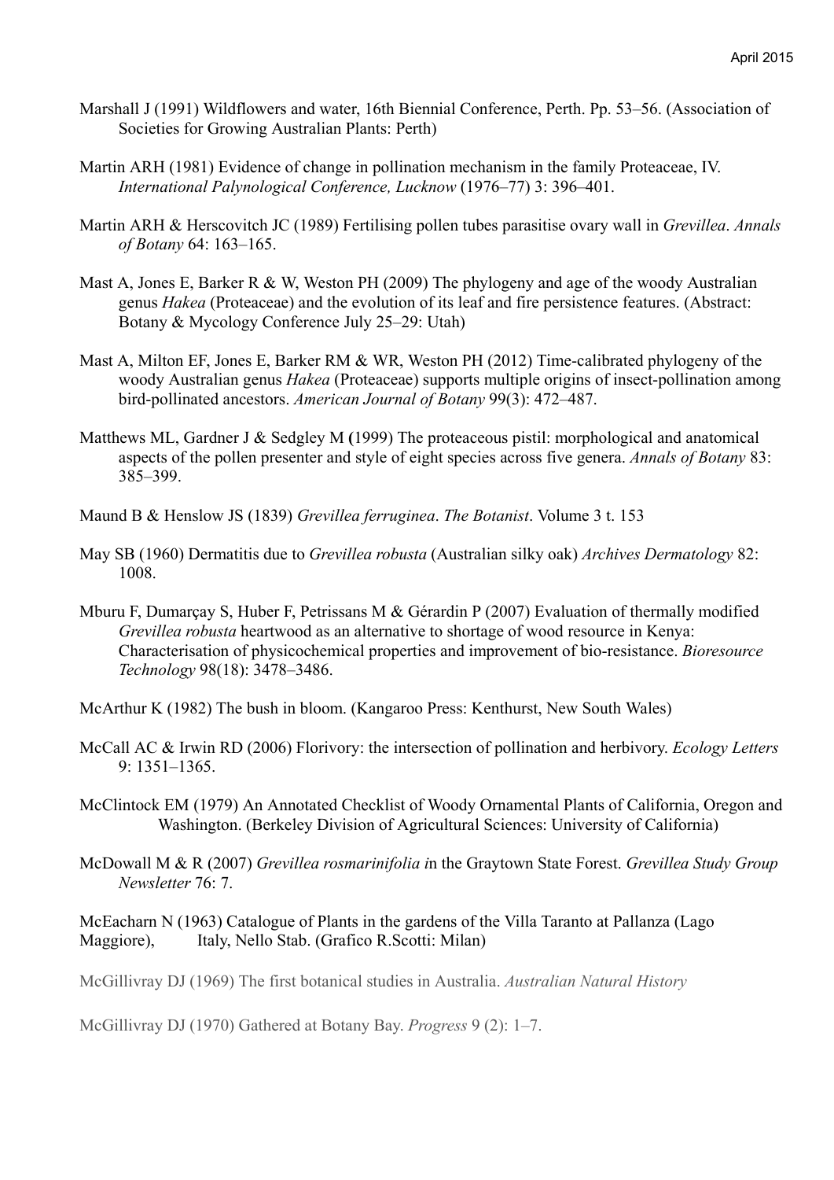Marshall J (1991) Wildflowers and water, 16th Biennial Conference, Perth. Pp. 53–56. (Association of Societies for Growing Australian Plants: Perth)

Martin ARH (1981) Evidence of change in pollination mechanism in the family Proteaceae, IV. *International Palynological Conference, Lucknow* (1976–77) 3: 396–401.

Martin ARH & Herscovitch JC (1989) Fertilising pollen tubes parasitise ovary wall in *Grevillea*. *Annals of Botany* 64: 163–165.

Mast A, Jones E, Barker R & W, Weston PH (2009) The phylogeny and age of the woody Australian genus *Hakea* (Proteaceae) and the evolution of its leaf and fire persistence features. (Abstract: Botany & Mycology Conference July 25–29: Utah)

Mast A, Milton EF, Jones E, Barker RM & WR, Weston PH (2012) Time-calibrated phylogeny of the woody Australian genus *Hakea* (Proteaceae) supports multiple origins of insect-pollination among bird-pollinated ancestors. *American Journal of Botany* 99(3): 472–487.

Matthews ML, Gardner J & Sedgley M (1999) The proteaceous pistil: morphological and anatomical aspects of the pollen presenter and style of eight species across five genera. *Annals of Botany* 83: 385–399.

Maund B & Henslow JS (1839) *Grevillea ferruginea*. *The Botanist*. Volume 3 t. 153

May SB (1960) Dermatitis due to *Grevillea robusta* (Australian silky oak) *Archives Dermatology* 82: 1008.

Mburu F, Dumarçay S, Huber F, Petrissans M & Gérardin P (2007) Evaluation of thermally modified *Grevillea robusta* heartwood as an alternative to shortage of wood resource in Kenya: Characterisation of physicochemical properties and improvement of bio-resistance. *Bioresource Technology* 98(18): 3478–3486.

McArthur K (1982) The bush in bloom. (Kangaroo Press: Kenthurst, New South Wales)

McCall AC & Irwin RD (2006) Florivory: the intersection of pollination and herbivory. *Ecology Letters* 9: 1351–1365.

McClintock EM (1979) An Annotated Checklist of Woody Ornamental Plants of California, Oregon and Washington. (Berkeley Division of Agricultural Sciences: University of California)

McDowall M & R (2007) *Grevillea rosmarinifolia i*n the Graytown State Forest. *Grevillea Study Group Newsletter* 76: 7.

McEacharn N (1963) Catalogue of Plants in the gardens of the Villa Taranto at Pallanza (Lago Maggiore), Italy, Nello Stab. (Grafico R.Scotti: Milan)

McGillivray DJ (1969) The first botanical studies in Australia. *Australian Natural History*

McGillivray DJ (1970) Gathered at Botany Bay. *Progress* 9 (2): 1–7.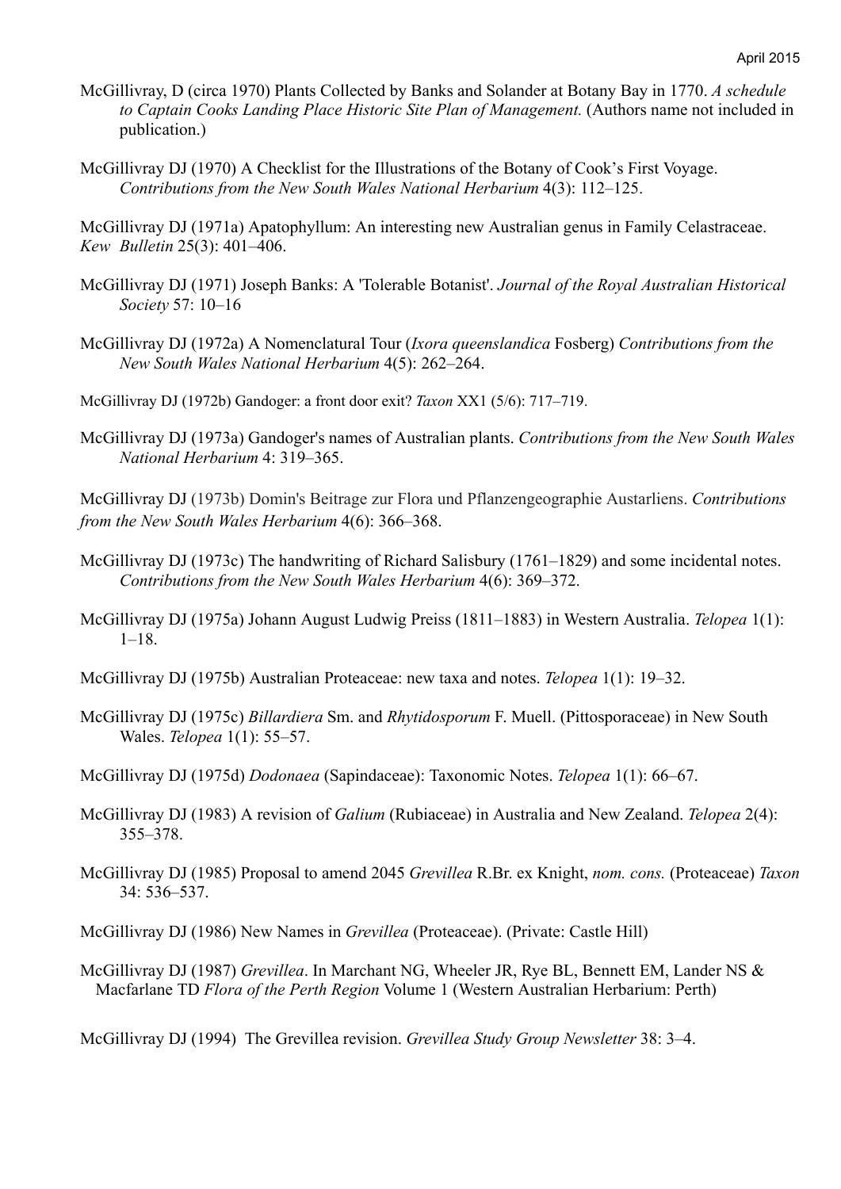McGillivray, D (circa 1970) Plants Collected by Banks and Solander at Botany Bay in 1770. *A schedule to Captain Cooks Landing Place Historic Site Plan of Management.* (Authors name not included in publication.)

McGillivray DJ (1970) A Checklist for the Illustrations of the Botany of Cook's First Voyage. *Contributions from the New South Wales National Herbarium* 4(3): 112–125.

McGillivray DJ (1971a) Apatophyllum: An interesting new Australian genus in Family Celastraceae. *Kew Bulletin* 25(3): 401–406.

McGillivray DJ (1971) Joseph Banks: A 'Tolerable Botanist'. *Journal of the Royal Australian Historical Society* 57: 10–16

McGillivray DJ (1972a) A Nomenclatural Tour (*Ixora queenslandica* Fosberg) *Contributions from the New South Wales National Herbarium* 4(5): 262–264.

McGillivray DJ (1972b) Gandoger: a front door exit? *Taxon* XX1 (5/6): 717–719.

McGillivray DJ (1973a) Gandoger's names of Australian plants. *Contributions from the New South Wales National Herbarium* 4: 319–365.

McGillivray DJ (1973b) Domin's Beitrage zur Flora und Pflanzengeographie Austarliens. *Contributions from the New South Wales Herbarium* 4(6): 366–368.

McGillivray DJ (1973c) The handwriting of Richard Salisbury (1761–1829) and some incidental notes. *Contributions from the New South Wales Herbarium* 4(6): 369–372.

McGillivray DJ (1975a) Johann August Ludwig Preiss (1811–1883) in Western Australia. *Telopea* 1(1): 1–18.

McGillivray DJ (1975b) Australian Proteaceae: new taxa and notes. *Telopea* 1(1): 19–32.

McGillivray DJ (1975c) *Billardiera* Sm. and *Rhytidosporum* F. Muell. (Pittosporaceae) in New South Wales. *Telopea* 1(1): 55–57.

McGillivray DJ (1975d) *Dodonaea* (Sapindaceae): Taxonomic Notes. *Telopea* 1(1): 66–67.

McGillivray DJ (1983) A revision of *Galium* (Rubiaceae) in Australia and New Zealand. *Telopea* 2(4): 355–378.

McGillivray DJ (1985) Proposal to amend 2045 *Grevillea* R.Br. ex Knight, *nom. cons.* (Proteaceae) *Taxon* 34: 536–537.

McGillivray DJ (1986) New Names in *Grevillea* (Proteaceae). (Private: Castle Hill)

McGillivray DJ (1987) *Grevillea*. In Marchant NG, Wheeler JR, Rye BL, Bennett EM, Lander NS & Macfarlane TD *Flora of the Perth Region* Volume 1 (Western Australian Herbarium: Perth)

McGillivray DJ (1994) The Grevillea revision. *Grevillea Study Group Newsletter* 38: 3–4.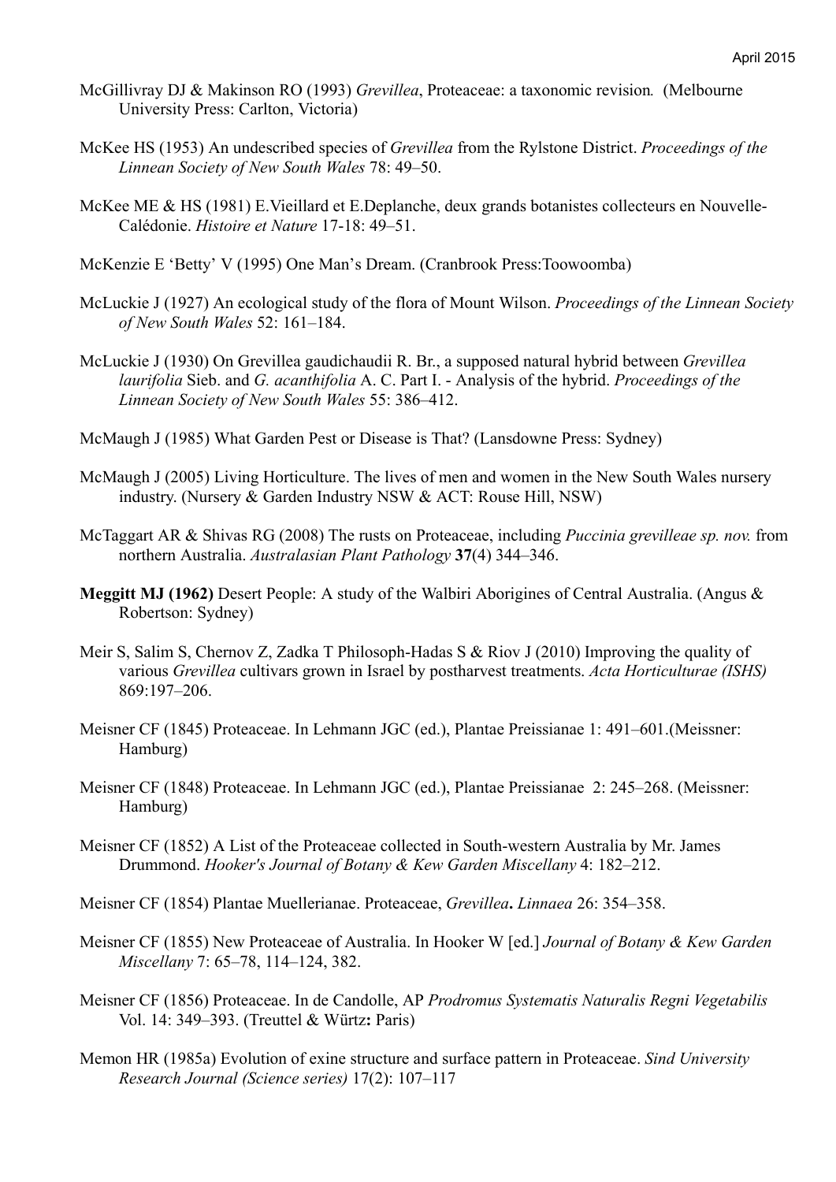McGillivray DJ & Makinson RO (1993) *Grevillea*, Proteaceae: a taxonomic revision*.* (Melbourne University Press: Carlton, Victoria)

McKee HS (1953) An undescribed species of *Grevillea* from the Rylstone District. *Proceedings of the Linnean Society of New South Wales* 78: 49–50.

McKee ME & HS (1981) E.Vieillard et E.Deplanche, deux grands botanistes collecteurs en Nouvelle-Calédonie. *Histoire et Nature* 17-18: 49–51.

McKenzie E 'Betty' V (1995) One Man's Dream. (Cranbrook Press:Toowoomba)

McLuckie J (1927) An ecological study of the flora of Mount Wilson. *Proceedings of the Linnean Society of New South Wales* 52: 161–184.

McLuckie J (1930) On Grevillea gaudichaudii R. Br., a supposed natural hybrid between *Grevillea laurifolia* Sieb. and *G. acanthifolia* A. C. Part I. - Analysis of the hybrid. *Proceedings of the Linnean Society of New South Wales* 55: 386–412.

McMaugh J (1985) What Garden Pest or Disease is That? (Lansdowne Press: Sydney)

McMaugh J (2005) Living Horticulture. The lives of men and women in the New South Wales nursery industry. (Nursery & Garden Industry NSW & ACT: Rouse Hill, NSW)

McTaggart AR & Shivas RG (2008) The rusts on Proteaceae, including *Puccinia grevilleae sp. nov.* from northern Australia. *Australasian Plant Pathology* **37**(4) 344–346.

**Meggitt MJ (1962)** Desert People: A study of the Walbiri Aborigines of Central Australia. (Angus & Robertson: Sydney)

Meir S, Salim S, Chernov Z, Zadka T Philosoph-Hadas S & Riov J (2010) Improving the quality of various *Grevillea* cultivars grown in Israel by postharvest treatments. *Acta Horticulturae (ISHS)* 869:197–206.

Meisner CF (1845) Proteaceae. In Lehmann JGC (ed.), Plantae Preissianae 1: 491–601.(Meissner: Hamburg)

Meisner CF (1848) Proteaceae. In Lehmann JGC (ed.), Plantae Preissianae 2: 245–268. (Meissner: Hamburg)

Meisner CF (1852) A List of the Proteaceae collected in South-western Australia by Mr. James Drummond. *Hooker's Journal of Botany & Kew Garden Miscellany* 4: 182–212.

Meisner CF (1854) Plantae Muellerianae. Proteaceae, *Grevillea***.** *Linnaea* 26: 354–358.

Meisner CF (1855) New Proteaceae of Australia. In Hooker W [ed.] *Journal of Botany & Kew Garden Miscellany* 7: 65–78, 114–124, 382.

Meisner CF (1856) Proteaceae. In de Candolle, AP *Prodromus Systematis Naturalis Regni Vegetabilis* Vol. 14: 349–393. (Treuttel & Würtz**:** Paris)

Memon HR (1985a) Evolution of exine structure and surface pattern in Proteaceae. *Sind University Research Journal (Science series)* 17(2): 107–117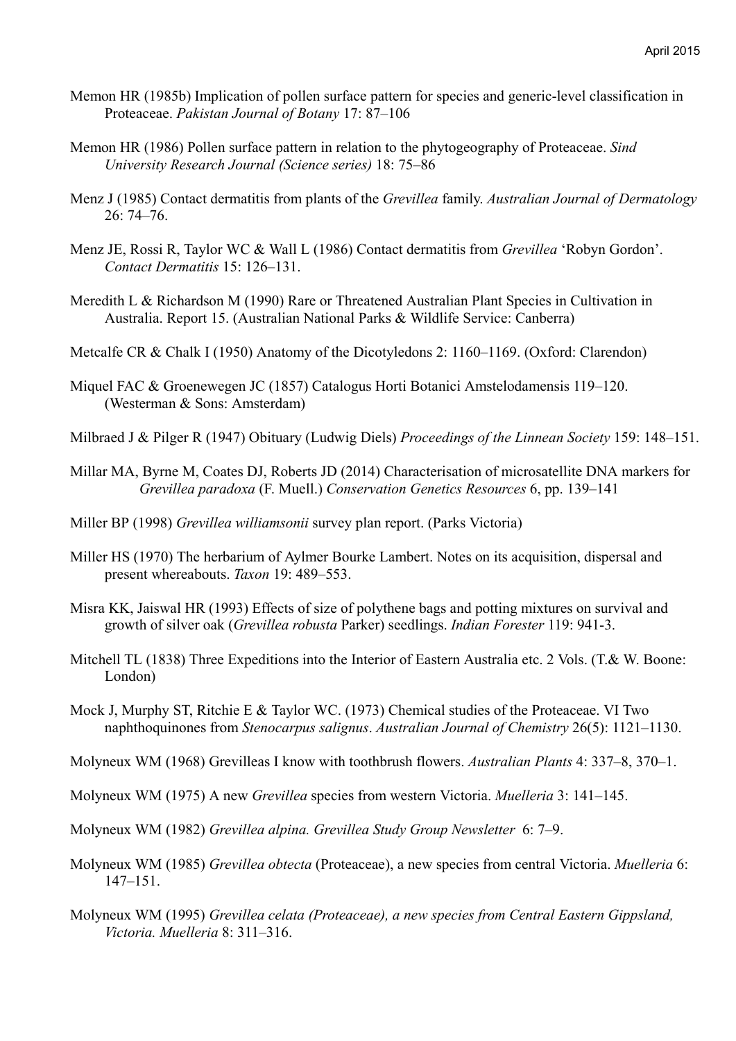Memon HR (1985b) Implication of pollen surface pattern for species and generic-level classification in Proteaceae. *Pakistan Journal of Botany* 17: 87–106

Memon HR (1986) Pollen surface pattern in relation to the phytogeography of Proteaceae. *Sind University Research Journal (Science series)* 18: 75–86

Menz J (1985) Contact dermatitis from plants of the *Grevillea* family. *Australian Journal of Dermatology* 26: 74–76.

Menz JE, Rossi R, Taylor WC & Wall L (1986) Contact dermatitis from *Grevillea* 'Robyn Gordon'. *Contact Dermatitis* 15: 126–131.

Meredith L & Richardson M (1990) Rare or Threatened Australian Plant Species in Cultivation in Australia. Report 15. (Australian National Parks & Wildlife Service: Canberra)

Metcalfe CR & Chalk I (1950) Anatomy of the Dicotyledons 2: 1160–1169. (Oxford: Clarendon)

Miquel FAC & Groenewegen JC (1857) Catalogus Horti Botanici Amstelodamensis 119–120. (Westerman & Sons: Amsterdam)

Milbraed J & Pilger R (1947) Obituary (Ludwig Diels) *Proceedings of the Linnean Society* 159: 148–151.

Millar MA, Byrne M, Coates DJ, Roberts JD (2014) Characterisation of microsatellite DNA markers for *Grevillea paradoxa* (F. Muell.) *Conservation Genetics Resources* 6, pp. 139–141

Miller BP (1998) *Grevillea williamsonii* survey plan report. (Parks Victoria)

Miller HS (1970) The herbarium of Aylmer Bourke Lambert. Notes on its acquisition, dispersal and present whereabouts. *Taxon* 19: 489–553.

Misra KK, Jaiswal HR (1993) Effects of size of polythene bags and potting mixtures on survival and growth of silver oak (*Grevillea robusta* Parker) seedlings. *Indian Forester* 119: 941-3.

Mitchell TL (1838) Three Expeditions into the Interior of Eastern Australia etc. 2 Vols. (T.& W. Boone: London)

Mock J, Murphy ST, Ritchie E & Taylor WC. (1973) Chemical studies of the Proteaceae. VI Two naphthoquinones from *Stenocarpus salignus*. *Australian Journal of Chemistry* 26(5): 1121–1130.

Molyneux WM (1968) Grevilleas I know with toothbrush flowers. *Australian Plants* 4: 337–8, 370–1.

Molyneux WM (1975) A new *Grevillea* species from western Victoria. *Muelleria* 3: 141–145.

Molyneux WM (1982) *Grevillea alpina. Grevillea Study Group Newsletter* 6: 7–9.

Molyneux WM (1985) *Grevillea obtecta* (Proteaceae), a new species from central Victoria. *Muelleria* 6: 147–151.

Molyneux WM (1995) *Grevillea celata (Proteaceae), a new species from Central Eastern Gippsland, Victoria. Muelleria* 8: 311–316.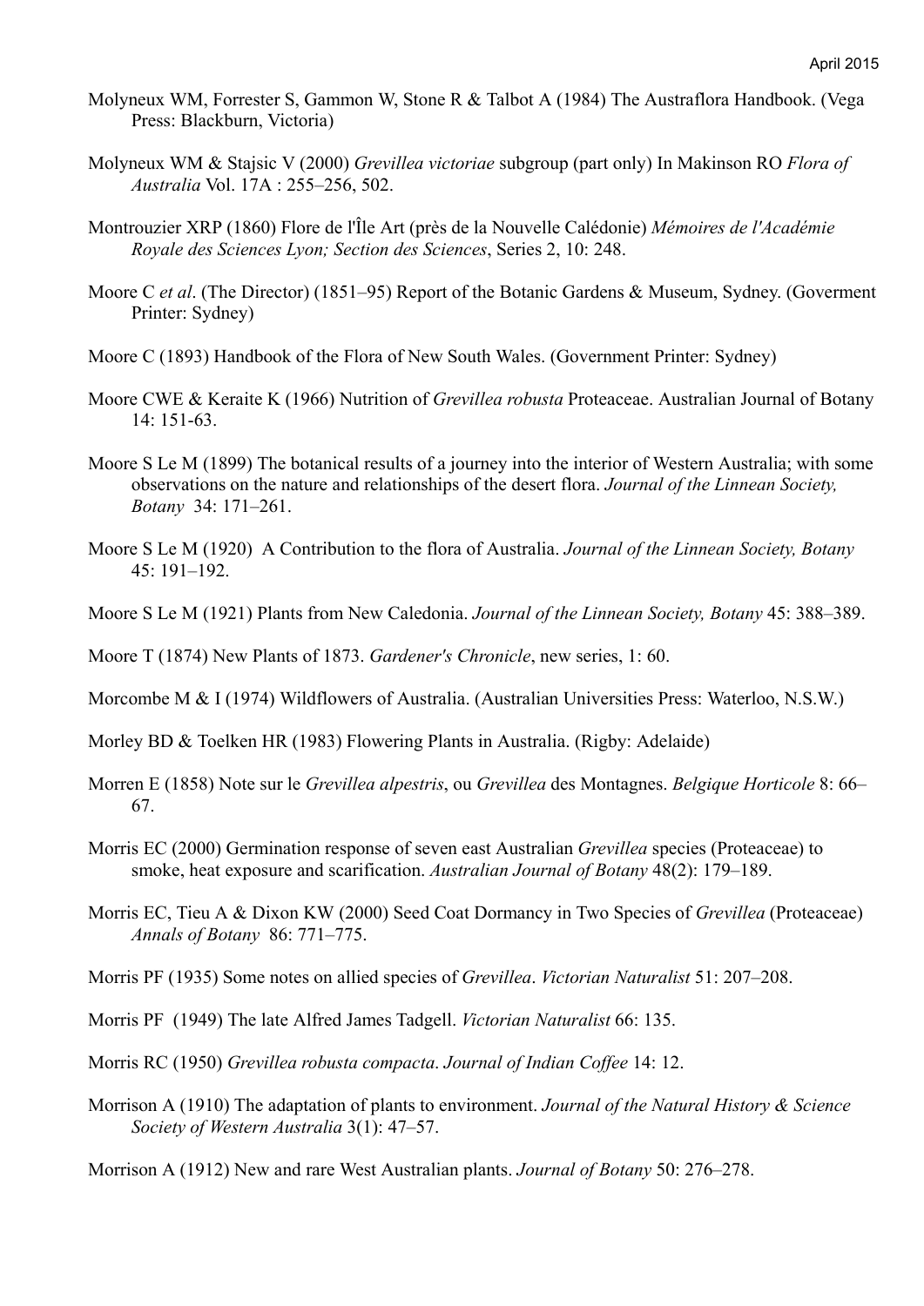Molyneux WM, Forrester S, Gammon W, Stone R & Talbot A (1984) The Austraflora Handbook. (Vega Press: Blackburn, Victoria)

Molyneux WM & Stajsic V (2000) *Grevillea victoriae* subgroup (part only) In Makinson RO *Flora of Australia* Vol. 17A : 255–256, 502.

Montrouzier XRP (1860) Flore de l'Île Art (près de la Nouvelle Calédonie) *Mémoires de l'Académie Royale des Sciences Lyon; Section des Sciences*, Series 2, 10: 248.

Moore C *et al*. (The Director) (1851–95) Report of the Botanic Gardens & Museum, Sydney. (Goverment Printer: Sydney)

Moore C (1893) Handbook of the Flora of New South Wales. (Government Printer: Sydney)

Moore CWE & Keraite K (1966) Nutrition of *Grevillea robusta* Proteaceae. Australian Journal of Botany 14: 151-63.

Moore S Le M (1899) The botanical results of a journey into the interior of Western Australia; with some observations on the nature and relationships of the desert flora. *Journal of the Linnean Society, Botany* 34: 171–261.

Moore S Le M (1920) A Contribution to the flora of Australia. *Journal of the Linnean Society, Botany* 45: 191–192.

Moore S Le M (1921) Plants from New Caledonia. *Journal of the Linnean Society, Botany* 45: 388–389.

Moore T (1874) New Plants of 1873. *Gardener's Chronicle*, new series, 1: 60.

Morcombe M & I (1974) Wildflowers of Australia. (Australian Universities Press: Waterloo, N.S.W.)

Morley BD & Toelken HR (1983) Flowering Plants in Australia. (Rigby: Adelaide)

Morren E (1858) Note sur le *Grevillea alpestris*, ou *Grevillea* des Montagnes. *Belgique Horticole* 8: 66–67.

Morris EC (2000) Germination response of seven east Australian *Grevillea* species (Proteaceae) to smoke, heat exposure and scarification. *Australian Journal of Botany* 48(2): 179–189.

Morris EC, Tieu A & Dixon KW (2000) Seed Coat Dormancy in Two Species of *Grevillea* (Proteaceae) *Annals of Botany* 86: 771–775.

Morris PF (1935) Some notes on allied species of *Grevillea*. *Victorian Naturalist* 51: 207–208.

Morris PF (1949) The late Alfred James Tadgell. *Victorian Naturalist* 66: 135.

Morris RC (1950) *Grevillea robusta compacta*. *Journal of Indian Coffee* 14: 12.

Morrison A (1910) The adaptation of plants to environment. *Journal of the Natural History & Science Society of Western Australia* 3(1): 47–57.

Morrison A (1912) New and rare West Australian plants. *Journal of Botany* 50: 276–278.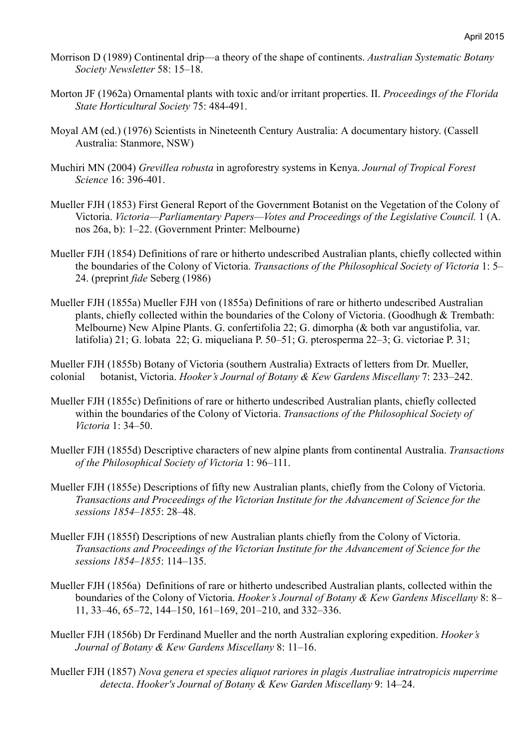Morrison D (1989) Continental drip—a theory of the shape of continents. *Australian Systematic Botany Society Newsletter* 58: 15–18.

Morton JF (1962a) Ornamental plants with toxic and/or irritant properties. II. *Proceedings of the Florida State Horticultural Society* 75: 484-491.

Moyal AM (ed.) (1976) Scientists in Nineteenth Century Australia: A documentary history. (Cassell Australia: Stanmore, NSW)

Muchiri MN (2004) *Grevillea robusta* in agroforestry systems in Kenya. *Journal of Tropical Forest Science* 16: 396-401.

Mueller FJH (1853) First General Report of the Government Botanist on the Vegetation of the Colony of Victoria. *Victoria—Parliamentary Papers—Votes and Proceedings of the Legislative Council.* 1 (A. nos 26a, b): 1–22. (Government Printer: Melbourne)

Mueller FJH (1854) Definitions of rare or hitherto undescribed Australian plants, chiefly collected within the boundaries of the Colony of Victoria. *Transactions of the Philosophical Society of Victoria* 1: 5–24. (preprint *fide* Seberg (1986)

Mueller FJH (1855a) Mueller FJH von (1855a) Definitions of rare or hitherto undescribed Australian plants, chiefly collected within the boundaries of the Colony of Victoria. (Goodhugh & Trembath: Melbourne) New Alpine Plants. G. confertifolia 22; G. dimorpha (& both var angustifolia, var. latifolia) 21; G. lobata 22; G. miqueliana P. 50–51; G. pterosperma 22–3; G. victoriae P. 31;

Mueller FJH (1855b) Botany of Victoria (southern Australia) Extracts of letters from Dr. Mueller, colonial botanist, Victoria. *Hooker's Journal of Botany & Kew Gardens Miscellany* 7: 233–242.

Mueller FJH (1855c) Definitions of rare or hitherto undescribed Australian plants, chiefly collected within the boundaries of the Colony of Victoria. *Transactions of the Philosophical Society of Victoria* 1: 34–50.

Mueller FJH (1855d) Descriptive characters of new alpine plants from continental Australia. *Transactions of the Philosophical Society of Victoria* 1: 96–111.

Mueller FJH (1855e) Descriptions of fifty new Australian plants, chiefly from the Colony of Victoria. *Transactions and Proceedings of the Victorian Institute for the Advancement of Science for the sessions 1854–1855*: 28–48.

Mueller FJH (1855f) Descriptions of new Australian plants chiefly from the Colony of Victoria. *Transactions and Proceedings of the Victorian Institute for the Advancement of Science for the sessions 1854–1855*: 114–135.

Mueller FJH (1856a) Definitions of rare or hitherto undescribed Australian plants, collected within the boundaries of the Colony of Victoria. *Hooker's Journal of Botany & Kew Gardens Miscellany* 8: 8–11, 33–46, 65–72, 144–150, 161–169, 201–210, and 332–336.

Mueller FJH (1856b) Dr Ferdinand Mueller and the north Australian exploring expedition. *Hooker's Journal of Botany & Kew Gardens Miscellany* 8: 11–16.

Mueller FJH (1857) *Nova genera et species aliquot rariores in plagis Australiae intratropicis nuperrime detecta*. *Hooker's Journal of Botany & Kew Garden Miscellany* 9: 14–24.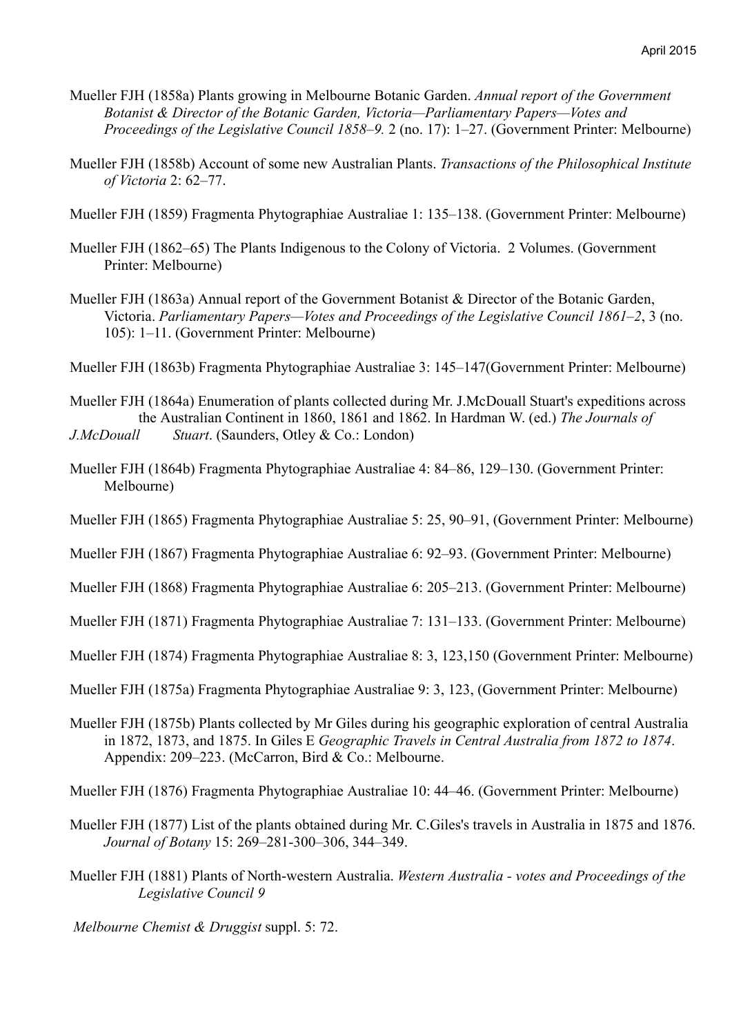Mueller FJH (1858a) Plants growing in Melbourne Botanic Garden. *Annual report of the Government Botanist & Director of the Botanic Garden, Victoria—Parliamentary Papers—Votes and Proceedings of the Legislative Council 1858–9.* 2 (no. 17): 1–27. (Government Printer: Melbourne)

Mueller FJH (1858b) Account of some new Australian Plants. *Transactions of the Philosophical Institute of Victoria* 2: 62–77.

Mueller FJH (1859) Fragmenta Phytographiae Australiae 1: 135–138. (Government Printer: Melbourne)

Mueller FJH (1862–65) The Plants Indigenous to the Colony of Victoria. 2 Volumes. (Government Printer: Melbourne)

Mueller FJH (1863a) Annual report of the Government Botanist & Director of the Botanic Garden, Victoria. *Parliamentary Papers—Votes and Proceedings of the Legislative Council 1861–2*, 3 (no. 105): 1–11. (Government Printer: Melbourne)

Mueller FJH (1863b) Fragmenta Phytographiae Australiae 3: 145–147(Government Printer: Melbourne)

Mueller FJH (1864a) Enumeration of plants collected during Mr. J.McDouall Stuart's expeditions across the Australian Continent in 1860, 1861 and 1862. In Hardman W. (ed.) *The Journals of J.McDouall Stuart*. (Saunders, Otley & Co.: London)

Mueller FJH (1864b) Fragmenta Phytographiae Australiae 4: 84–86, 129–130. (Government Printer: Melbourne)

Mueller FJH (1865) Fragmenta Phytographiae Australiae 5: 25, 90–91, (Government Printer: Melbourne)

Mueller FJH (1867) Fragmenta Phytographiae Australiae 6: 92–93. (Government Printer: Melbourne)

Mueller FJH (1868) Fragmenta Phytographiae Australiae 6: 205–213. (Government Printer: Melbourne)

Mueller FJH (1871) Fragmenta Phytographiae Australiae 7: 131–133. (Government Printer: Melbourne)

Mueller FJH (1874) Fragmenta Phytographiae Australiae 8: 3, 123,150 (Government Printer: Melbourne)

Mueller FJH (1875a) Fragmenta Phytographiae Australiae 9: 3, 123, (Government Printer: Melbourne)

Mueller FJH (1875b) Plants collected by Mr Giles during his geographic exploration of central Australia in 1872, 1873, and 1875. In Giles E *Geographic Travels in Central Australia from 1872 to 1874*. Appendix: 209–223. (McCarron, Bird & Co.: Melbourne.

Mueller FJH (1876) Fragmenta Phytographiae Australiae 10: 44–46. (Government Printer: Melbourne)

Mueller FJH (1877) List of the plants obtained during Mr. C.Giles's travels in Australia in 1875 and 1876. *Journal of Botany* 15: 269–281-300–306, 344–349.

Mueller FJH (1881) Plants of North-western Australia. *Western Australia - votes and Proceedings of the Legislative Council 9*

*Melbourne Chemist & Druggist* suppl. 5: 72.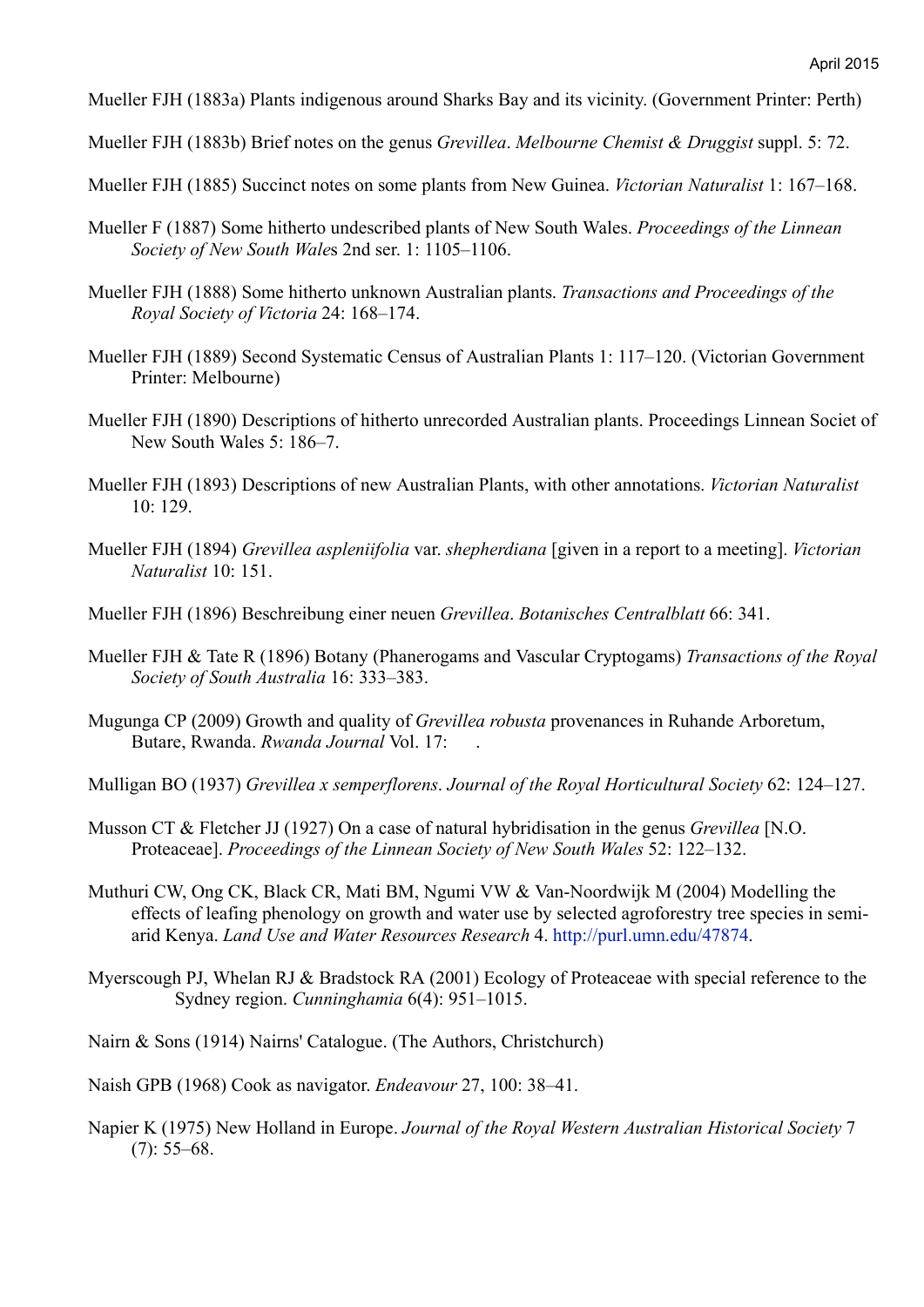Mueller FJH (1883a) Plants indigenous around Sharks Bay and its vicinity. (Government Printer: Perth)

Mueller FJH (1883b) Brief notes on the genus *Grevillea*. *Melbourne Chemist & Druggist* suppl. 5: 72.

Mueller FJH (1885) Succinct notes on some plants from New Guinea. *Victorian Naturalist* 1: 167–168.

Mueller F (1887) Some hitherto undescribed plants of New South Wales. *Proceedings of the Linnean Society of New South Wale*s 2nd ser. 1: 1105–1106.

Mueller FJH (1888) Some hitherto unknown Australian plants. *Transactions and Proceedings of the Royal Society of Victoria* 24: 168–174.

Mueller FJH (1889) Second Systematic Census of Australian Plants 1: 117–120. (Victorian Government Printer: Melbourne)

Mueller FJH (1890) Descriptions of hitherto unrecorded Australian plants. Proceedings Linnean Societ of New South Wales 5: 186–7.

Mueller FJH (1893) Descriptions of new Australian Plants, with other annotations. *Victorian Naturalist* 10: 129.

Mueller FJH (1894) *Grevillea aspleniifolia* var. *shepherdiana* [given in a report to a meeting]. *Victorian Naturalist* 10: 151.

Mueller FJH (1896) Beschreibung einer neuen *Grevillea*. *Botanisches Centralblatt* 66: 341.

Mueller FJH & Tate R (1896) Botany (Phanerogams and Vascular Cryptogams) *Transactions of the Royal Society of South Australia* 16: 333–383.

Mugunga CP (2009) Growth and quality of *Grevillea robusta* provenances in Ruhande Arboretum, Butare, Rwanda. *Rwanda Journal* Vol. 17: .

Mulligan BO (1937) *Grevillea x semperflorens*. *Journal of the Royal Horticultural Society* 62: 124–127.

Musson CT & Fletcher JJ (1927) On a case of natural hybridisation in the genus *Grevillea* [N.O. Proteaceae]. *Proceedings of the Linnean Society of New South Wales* 52: 122–132.

Muthuri CW, Ong CK, Black CR, Mati BM, Ngumi VW & Van-Noordwijk M (2004) Modelling the effects of leafing phenology on growth and water use by selected agroforestry tree species in semi-arid Kenya. *Land Use and Water Resources Research* 4. http://purl.umn.edu/47874.

Myerscough PJ, Whelan RJ & Bradstock RA (2001) Ecology of Proteaceae with special reference to the Sydney region. *Cunninghamia* 6(4): 951–1015.

Nairn & Sons (1914) Nairns' Catalogue. (The Authors, Christchurch)

Naish GPB (1968) Cook as navigator. *Endeavour* 27, 100: 38–41.

Napier K (1975) New Holland in Europe. *Journal of the Royal Western Australian Historical Society* 7 (7): 55–68.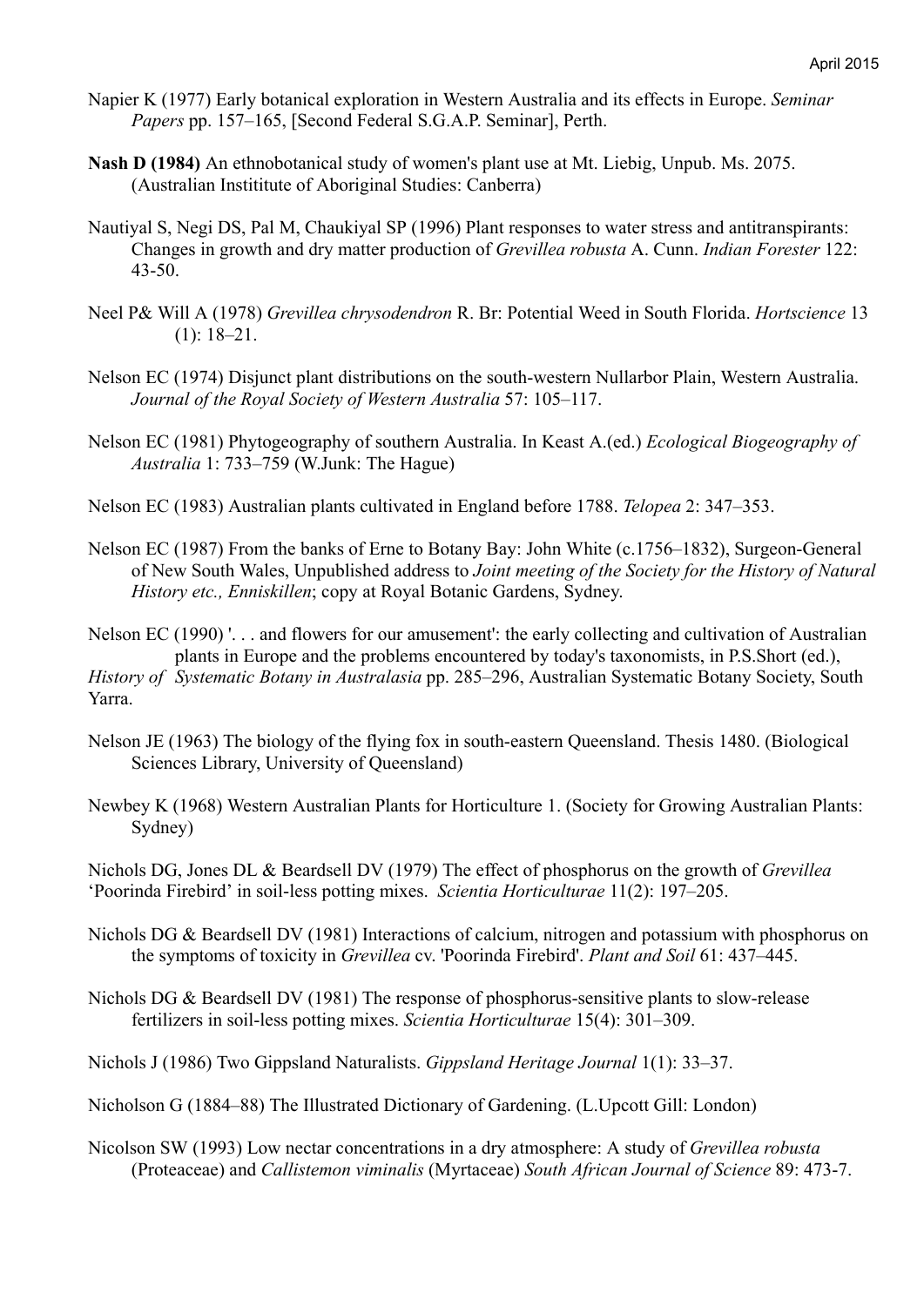Napier K (1977) Early botanical exploration in Western Australia and its effects in Europe. *Seminar Papers* pp. 157–165, [Second Federal S.G.A.P. Seminar], Perth.

**Nash D (1984)** An ethnobotanical study of women's plant use at Mt. Liebig, Unpub. Ms. 2075. (Australian Instititute of Aboriginal Studies: Canberra)

Nautiyal S, Negi DS, Pal M, Chaukiyal SP (1996) Plant responses to water stress and antitranspirants: Changes in growth and dry matter production of *Grevillea robusta* A. Cunn. *Indian Forester* 122: 43-50.

Neel P& Will A (1978) *Grevillea chrysodendron* R. Br: Potential Weed in South Florida. *Hortscience* 13 (1): 18–21.

Nelson EC (1974) Disjunct plant distributions on the south-western Nullarbor Plain, Western Australia. *Journal of the Royal Society of Western Australia* 57: 105–117.

Nelson EC (1981) Phytogeography of southern Australia. In Keast A.(ed.) *Ecological Biogeography of Australia* 1: 733–759 (W.Junk: The Hague)

Nelson EC (1983) Australian plants cultivated in England before 1788. *Telopea* 2: 347–353.

Nelson EC (1987) From the banks of Erne to Botany Bay: John White (c.1756–1832), Surgeon-General of New South Wales, Unpublished address to *Joint meeting of the Society for the History of Natural History etc., Enniskillen*; copy at Royal Botanic Gardens, Sydney.

Nelson EC (1990) '. . . and flowers for our amusement': the early collecting and cultivation of Australian plants in Europe and the problems encountered by today's taxonomists, in P.S.Short (ed.), *History of Systematic Botany in Australasia* pp. 285–296, Australian Systematic Botany Society, South Yarra.

Nelson JE (1963) The biology of the flying fox in south-eastern Queensland. Thesis 1480. (Biological Sciences Library, University of Queensland)

Newbey K (1968) Western Australian Plants for Horticulture 1. (Society for Growing Australian Plants: Sydney)

Nichols DG, Jones DL & Beardsell DV (1979) The effect of phosphorus on the growth of *Grevillea* 'Poorinda Firebird' in soil-less potting mixes. *Scientia Horticulturae* 11(2): 197–205.

Nichols DG & Beardsell DV (1981) Interactions of calcium, nitrogen and potassium with phosphorus on the symptoms of toxicity in *Grevillea* cv. 'Poorinda Firebird'. *Plant and Soil* 61: 437–445.

Nichols DG & Beardsell DV (1981) The response of phosphorus-sensitive plants to slow-release fertilizers in soil-less potting mixes. *Scientia Horticulturae* 15(4): 301–309.

Nichols J (1986) Two Gippsland Naturalists. *Gippsland Heritage Journal* 1(1): 33–37.

Nicholson G (1884–88) The Illustrated Dictionary of Gardening. (L.Upcott Gill: London)

Nicolson SW (1993) Low nectar concentrations in a dry atmosphere: A study of *Grevillea robusta* (Proteaceae) and *Callistemon viminalis* (Myrtaceae) *South African Journal of Science* 89: 473-7.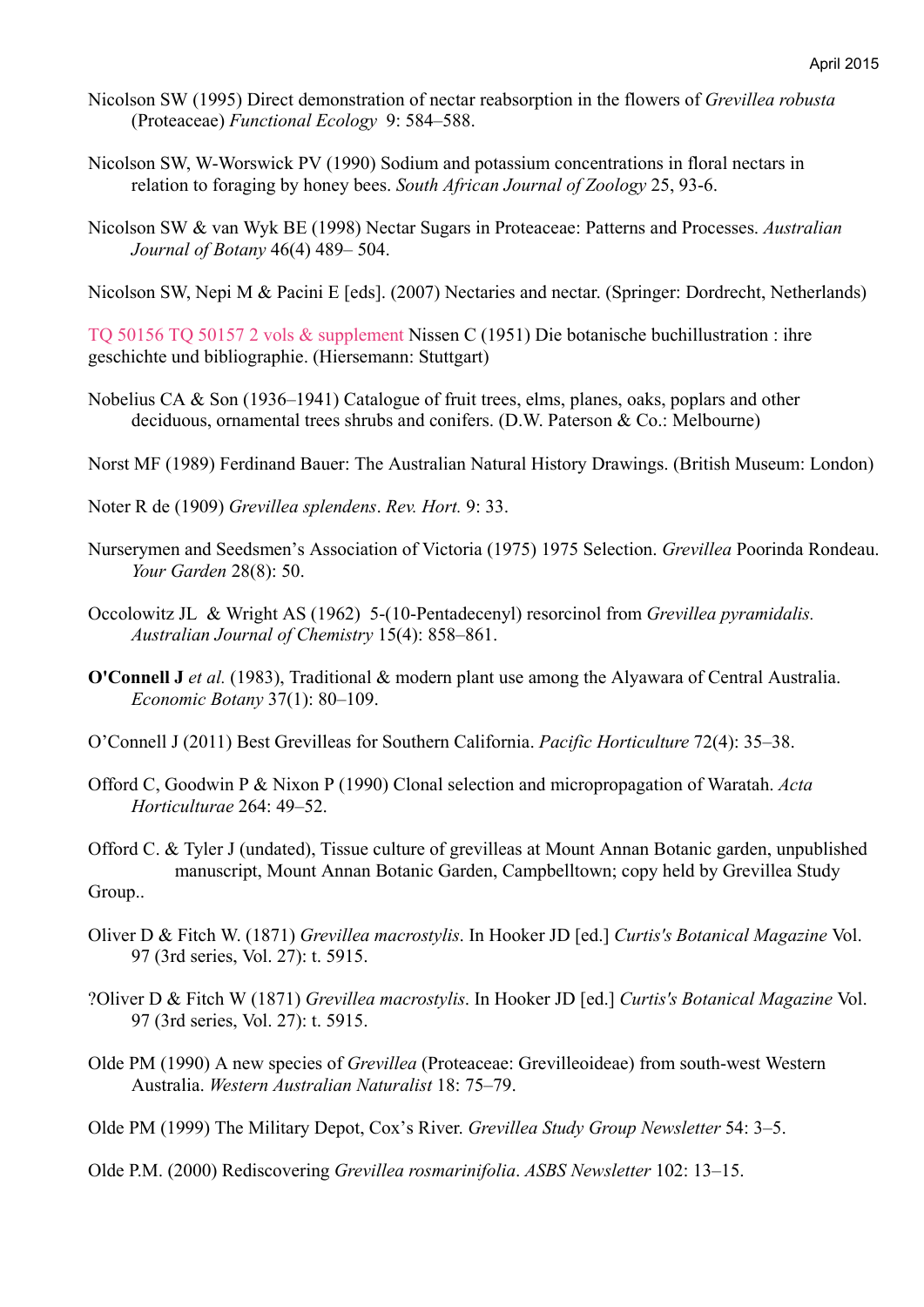Nicolson SW (1995) Direct demonstration of nectar reabsorption in the flowers of *Grevillea robusta* (Proteaceae) *Functional Ecology* 9: 584–588.

Nicolson SW, W-Worswick PV (1990) Sodium and potassium concentrations in floral nectars in relation to foraging by honey bees. *South African Journal of Zoology* 25, 93-6.

Nicolson SW & van Wyk BE (1998) Nectar Sugars in Proteaceae: Patterns and Processes. *Australian Journal of Botany* 46(4) 489– 504.

Nicolson SW, Nepi M & Pacini E [eds]. (2007) Nectaries and nectar. (Springer: Dordrecht, Netherlands)

TQ 50156 TQ 50157 2 vols & supplement Nissen C (1951) Die botanische buchillustration : ihre geschichte und bibliographie. (Hiersemann: Stuttgart)

Nobelius CA & Son (1936–1941) Catalogue of fruit trees, elms, planes, oaks, poplars and other deciduous, ornamental trees shrubs and conifers. (D.W. Paterson & Co.: Melbourne)

Norst MF (1989) Ferdinand Bauer: The Australian Natural History Drawings. (British Museum: London)

Noter R de (1909) *Grevillea splendens*. *Rev. Hort.* 9: 33.

Nurserymen and Seedsmen's Association of Victoria (1975) 1975 Selection. *Grevillea* Poorinda Rondeau. *Your Garden* 28(8): 50.

Occolowitz JL & Wright AS (1962) 5-(10-Pentadecenyl) resorcinol from *Grevillea pyramidalis*. *Australian Journal of Chemistry* 15(4): 858–861.

**O'Connell J** *et al.* (1983), Traditional & modern plant use among the Alyawara of Central Australia. *Economic Botany* 37(1): 80–109.

O'Connell J (2011) Best Grevilleas for Southern California. *Pacific Horticulture* 72(4): 35–38.

Offord C, Goodwin P & Nixon P (1990) Clonal selection and micropropagation of Waratah. *Acta Horticulturae* 264: 49–52.

Offord C. & Tyler J (undated), Tissue culture of grevilleas at Mount Annan Botanic garden, unpublished manuscript, Mount Annan Botanic Garden, Campbelltown; copy held by Grevillea Study Group..

Oliver D & Fitch W. (1871) *Grevillea macrostylis*. In Hooker JD [ed.] *Curtis's Botanical Magazine* Vol. 97 (3rd series, Vol. 27): t. 5915.

?Oliver D & Fitch W (1871) *Grevillea macrostylis*. In Hooker JD [ed.] *Curtis's Botanical Magazine* Vol. 97 (3rd series, Vol. 27): t. 5915.

Olde PM (1990) A new species of *Grevillea* (Proteaceae: Grevilleoideae) from south-west Western Australia. *Western Australian Naturalist* 18: 75–79.

Olde PM (1999) The Military Depot, Cox's River. *Grevillea Study Group Newsletter* 54: 3–5.

Olde P.M. (2000) Rediscovering *Grevillea rosmarinifolia*. *ASBS Newsletter* 102: 13–15.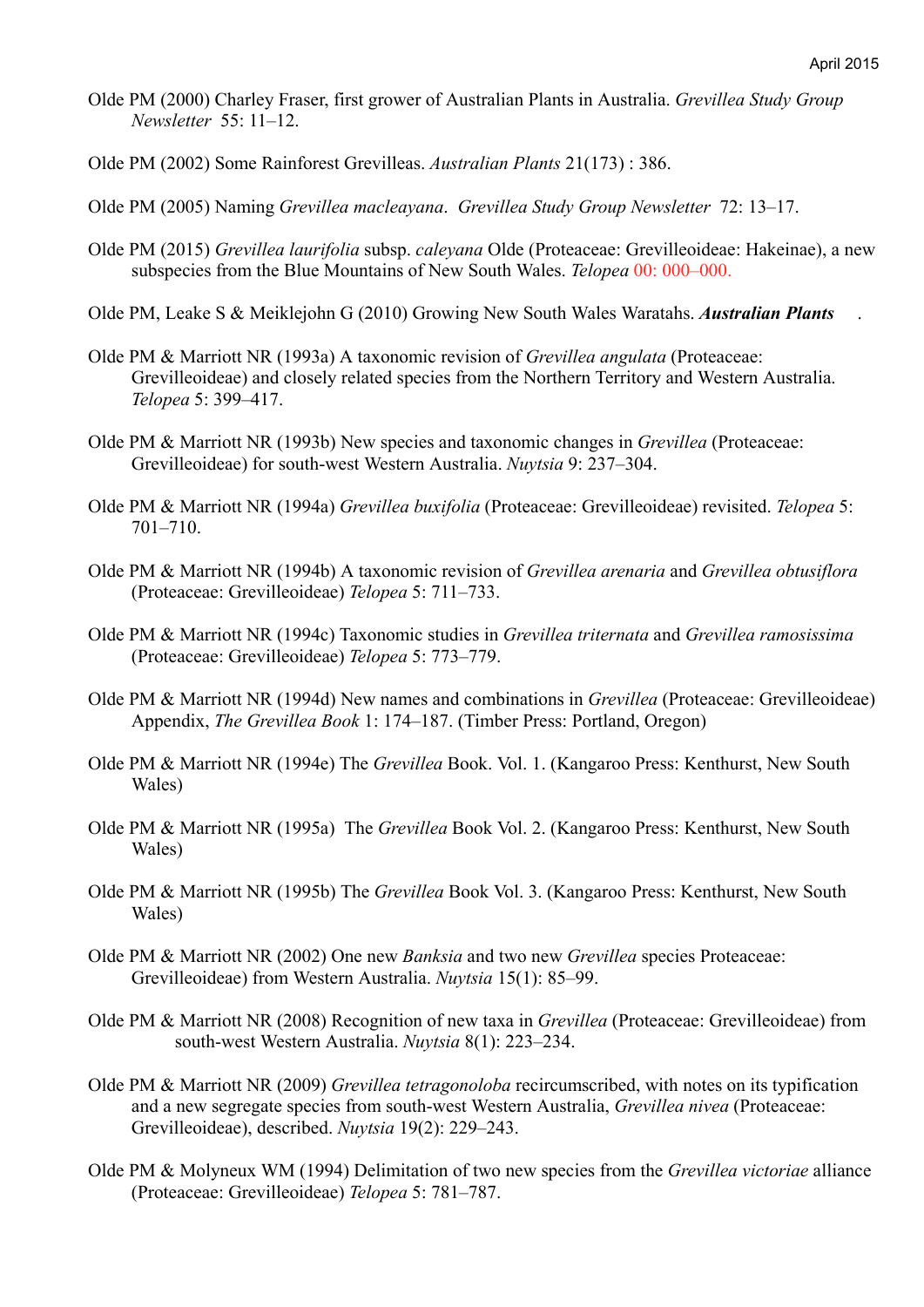Olde PM (2000) Charley Fraser, first grower of Australian Plants in Australia. *Grevillea Study Group Newsletter* 55: 11–12.

Olde PM (2002) Some Rainforest Grevilleas. *Australian Plants* 21(173) : 386.

Olde PM (2005) Naming *Grevillea macleayana*. *Grevillea Study Group Newsletter* 72: 13–17.

Olde PM (2015) *Grevillea laurifolia* subsp. *caleyana* Olde (Proteaceae: Grevilleoideae: Hakeinae), a new subspecies from the Blue Mountains of New South Wales. *Telopea* 00: 000–000.

Olde PM, Leake S & Meiklejohn G (2010) Growing New South Wales Waratahs. ***Australian Plants*** .

Olde PM & Marriott NR (1993a) A taxonomic revision of *Grevillea angulata* (Proteaceae: Grevilleoideae) and closely related species from the Northern Territory and Western Australia. *Telopea* 5: 399–417.

Olde PM & Marriott NR (1993b) New species and taxonomic changes in *Grevillea* (Proteaceae: Grevilleoideae) for south-west Western Australia. *Nuytsia* 9: 237–304.

Olde PM & Marriott NR (1994a) *Grevillea buxifolia* (Proteaceae: Grevilleoideae) revisited. *Telopea* 5: 701–710.

Olde PM & Marriott NR (1994b) A taxonomic revision of *Grevillea arenaria* and *Grevillea obtusiflora* (Proteaceae: Grevilleoideae) *Telopea* 5: 711–733.

Olde PM & Marriott NR (1994c) Taxonomic studies in *Grevillea triternata* and *Grevillea ramosissima* (Proteaceae: Grevilleoideae) *Telopea* 5: 773–779.

Olde PM & Marriott NR (1994d) New names and combinations in *Grevillea* (Proteaceae: Grevilleoideae) Appendix, *The Grevillea Book* 1: 174–187. (Timber Press: Portland, Oregon)

Olde PM & Marriott NR (1994e) The *Grevillea* Book. Vol. 1. (Kangaroo Press: Kenthurst, New South Wales)

Olde PM & Marriott NR (1995a) The *Grevillea* Book Vol. 2. (Kangaroo Press: Kenthurst, New South Wales)

Olde PM & Marriott NR (1995b) The *Grevillea* Book Vol. 3. (Kangaroo Press: Kenthurst, New South Wales)

Olde PM & Marriott NR (2002) One new *Banksia* and two new *Grevillea* species Proteaceae: Grevilleoideae) from Western Australia. *Nuytsia* 15(1): 85–99.

Olde PM & Marriott NR (2008) Recognition of new taxa in *Grevillea* (Proteaceae: Grevilleoideae) from south-west Western Australia. *Nuytsia* 8(1): 223–234.

Olde PM & Marriott NR (2009) *Grevillea tetragonoloba* recircumscribed, with notes on its typification and a new segregate species from south-west Western Australia, *Grevillea nivea* (Proteaceae: Grevilleoideae), described. *Nuytsia* 19(2): 229–243.

Olde PM & Molyneux WM (1994) Delimitation of two new species from the *Grevillea victoriae* alliance (Proteaceae: Grevilleoideae) *Telopea* 5: 781–787.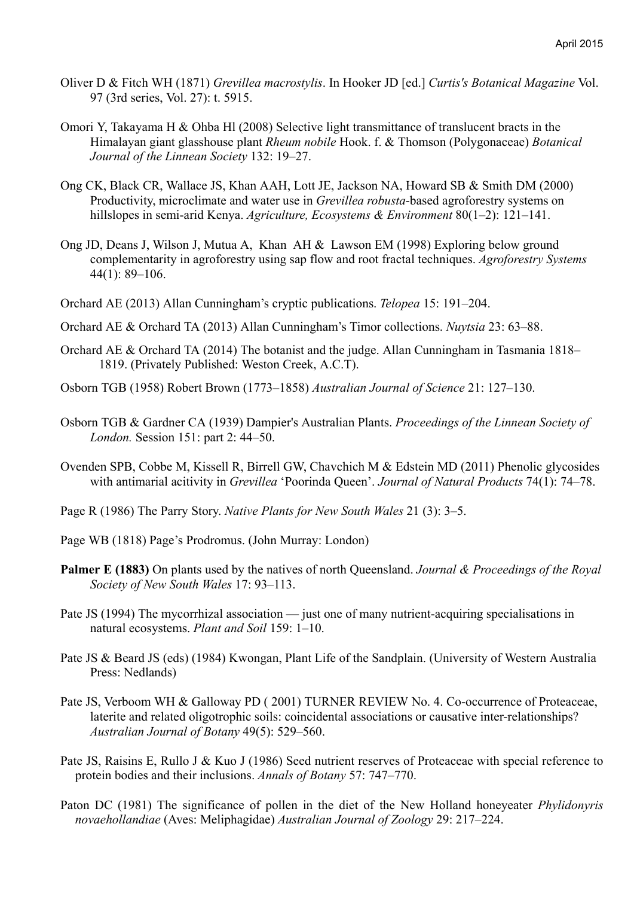Oliver D & Fitch WH (1871) *Grevillea macrostylis*. In Hooker JD [ed.] *Curtis's Botanical Magazine* Vol. 97 (3rd series, Vol. 27): t. 5915.

Omori Y, Takayama H & Ohba Hl (2008) Selective light transmittance of translucent bracts in the Himalayan giant glasshouse plant *Rheum nobile* Hook. f. & Thomson (Polygonaceae) *Botanical Journal of the Linnean Society* 132: 19–27.

Ong CK, Black CR, Wallace JS, Khan AAH, Lott JE, Jackson NA, Howard SB & Smith DM (2000) Productivity, microclimate and water use in *Grevillea robusta*-based agroforestry systems on hillslopes in semi-arid Kenya. *Agriculture, Ecosystems & Environment* 80(1–2): 121–141.

Ong JD, Deans J, Wilson J, Mutua A, Khan AH & Lawson EM (1998) Exploring below ground complementarity in agroforestry using sap flow and root fractal techniques. *Agroforestry Systems* 44(1): 89–106.

Orchard AE (2013) Allan Cunningham's cryptic publications. *Telopea* 15: 191–204.

Orchard AE & Orchard TA (2013) Allan Cunningham's Timor collections. *Nuytsia* 23: 63–88.

Orchard AE & Orchard TA (2014) The botanist and the judge. Allan Cunningham in Tasmania 1818–1819. (Privately Published: Weston Creek, A.C.T).

Osborn TGB (1958) Robert Brown (1773–1858) *Australian Journal of Science* 21: 127–130.

Osborn TGB & Gardner CA (1939) Dampier's Australian Plants. *Proceedings of the Linnean Society of London.* Session 151: part 2: 44–50.

Ovenden SPB, Cobbe M, Kissell R, Birrell GW, Chavchich M & Edstein MD (2011) Phenolic glycosides with antimarial acitivity in *Grevillea* 'Poorinda Queen'. *Journal of Natural Products* 74(1): 74–78.

Page R (1986) The Parry Story. *Native Plants for New South Wales* 21 (3): 3–5.

Page WB (1818) Page's Prodromus. (John Murray: London)

**Palmer E (1883)** On plants used by the natives of north Queensland. *Journal & Proceedings of the Royal Society of New South Wales* 17: 93–113.

Pate JS (1994) The mycorrhizal association — just one of many nutrient-acquiring specialisations in natural ecosystems. *Plant and Soil* 159: 1–10.

Pate JS & Beard JS (eds) (1984) Kwongan, Plant Life of the Sandplain. (University of Western Australia Press: Nedlands)

Pate JS, Verboom WH & Galloway PD ( 2001) TURNER REVIEW No. 4. Co-occurrence of Proteaceae, laterite and related oligotrophic soils: coincidental associations or causative inter-relationships? *Australian Journal of Botany* 49(5): 529–560.

Pate JS, Raisins E, Rullo J & Kuo J (1986) Seed nutrient reserves of Proteaceae with special reference to protein bodies and their inclusions. *Annals of Botany* 57: 747–770.

Paton DC (1981) The significance of pollen in the diet of the New Holland honeyeater *Phylidonyris novaehollandiae* (Aves: Meliphagidae) *Australian Journal of Zoology* 29: 217–224.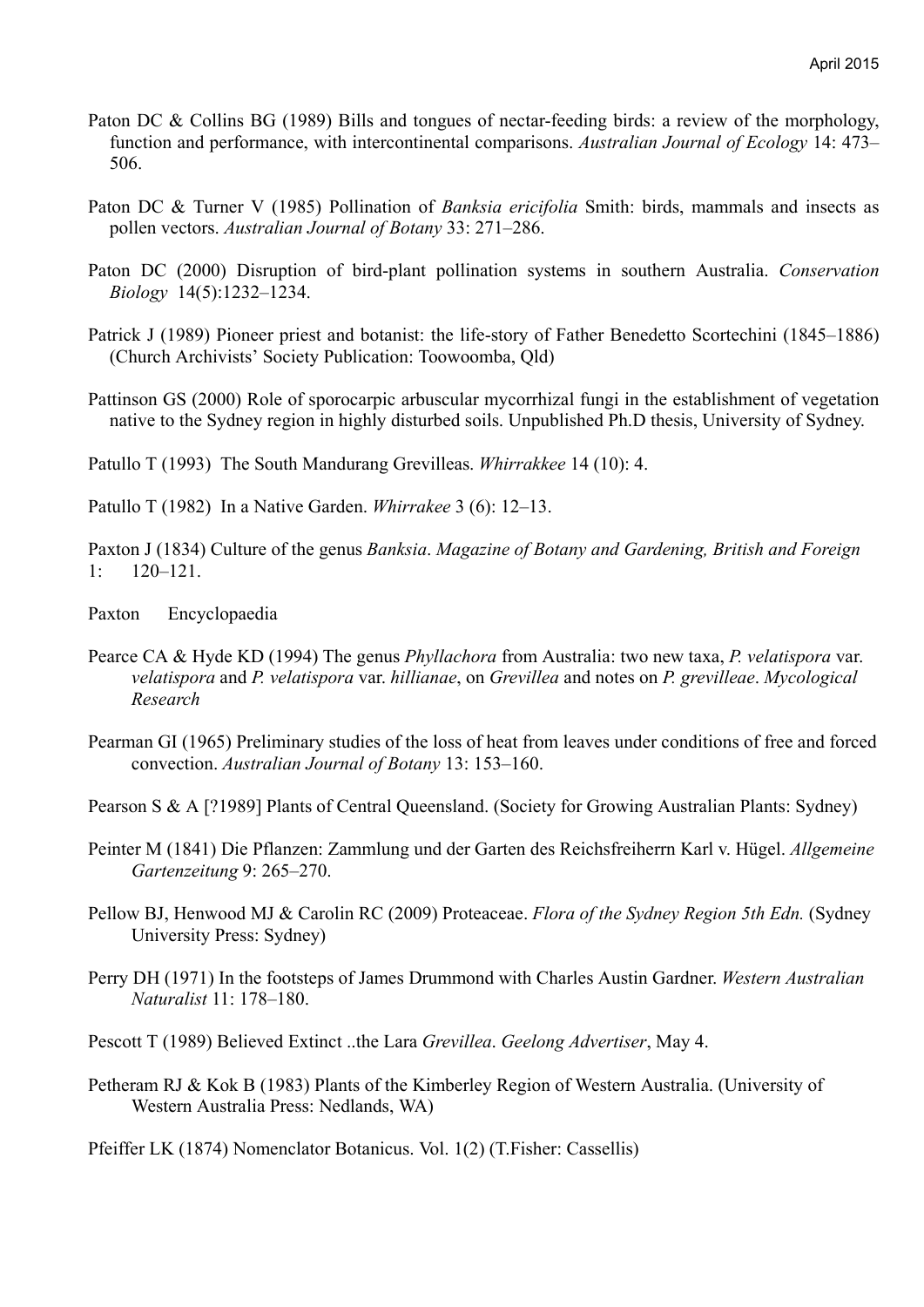Paton DC & Collins BG (1989) Bills and tongues of nectar-feeding birds: a review of the morphology, function and performance, with intercontinental comparisons. *Australian Journal of Ecology* 14: 473–506.

Paton DC & Turner V (1985) Pollination of *Banksia ericifolia* Smith: birds, mammals and insects as pollen vectors. *Australian Journal of Botany* 33: 271–286.

Paton DC (2000) Disruption of bird-plant pollination systems in southern Australia. *Conservation Biology* 14(5):1232–1234.

Patrick J (1989) Pioneer priest and botanist: the life-story of Father Benedetto Scortechini (1845–1886) (Church Archivists' Society Publication: Toowoomba, Qld)

Pattinson GS (2000) Role of sporocarpic arbuscular mycorrhizal fungi in the establishment of vegetation native to the Sydney region in highly disturbed soils. Unpublished Ph.D thesis, University of Sydney.

Patullo T (1993) The South Mandurang Grevilleas. *Whirrakkee* 14 (10): 4.

Patullo T (1982) In a Native Garden. *Whirrakee* 3 (6): 12–13.

Paxton J (1834) Culture of the genus *Banksia*. *Magazine of Botany and Gardening, British and Foreign* 1: 120–121.

Paxton Encyclopaedia

Pearce CA & Hyde KD (1994) The genus *Phyllachora* from Australia: two new taxa, *P. velatispora* var. *velatispora* and *P. velatispora* var. *hillianae*, on *Grevillea* and notes on *P. grevilleae*. *Mycological Research*

Pearman GI (1965) Preliminary studies of the loss of heat from leaves under conditions of free and forced convection. *Australian Journal of Botany* 13: 153–160.

Pearson S & A [?1989] Plants of Central Queensland. (Society for Growing Australian Plants: Sydney)

Peinter M (1841) Die Pflanzen: Zammlung und der Garten des Reichsfreiherrn Karl v. Hügel. *Allgemeine Gartenzeitung* 9: 265–270.

Pellow BJ, Henwood MJ & Carolin RC (2009) Proteaceae. *Flora of the Sydney Region 5th Edn.* (Sydney University Press: Sydney)

Perry DH (1971) In the footsteps of James Drummond with Charles Austin Gardner. *Western Australian Naturalist* 11: 178–180.

Pescott T (1989) Believed Extinct ..the Lara *Grevillea*. *Geelong Advertiser*, May 4.

Petheram RJ & Kok B (1983) Plants of the Kimberley Region of Western Australia. (University of Western Australia Press: Nedlands, WA)

Pfeiffer LK (1874) Nomenclator Botanicus. Vol. 1(2) (T.Fisher: Cassellis)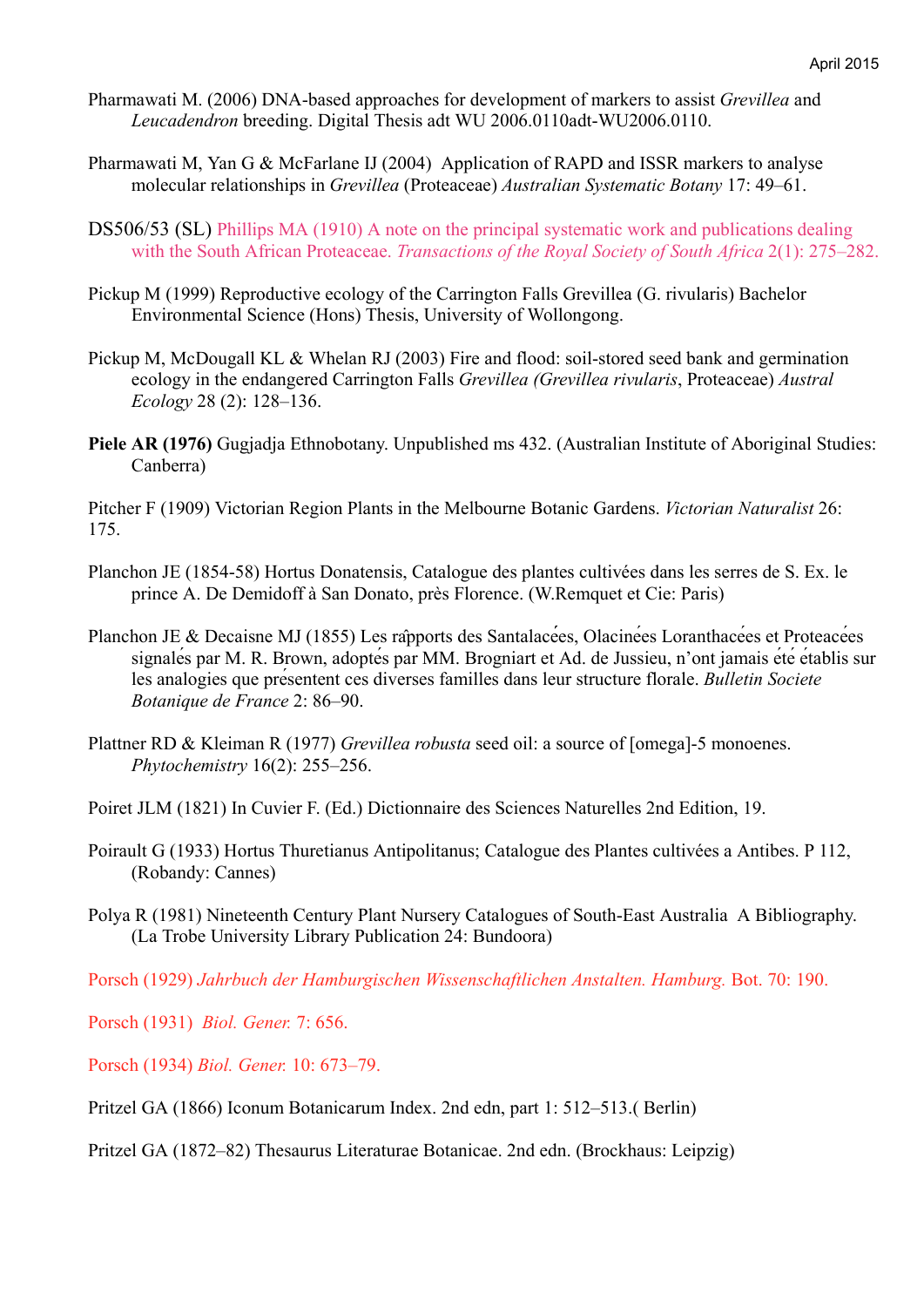Pharmawati M. (2006) DNA-based approaches for development of markers to assist *Grevillea* and *Leucadendron* breeding. Digital Thesis adt WU 2006.0110adt-WU2006.0110.

Pharmawati M, Yan G & McFarlane IJ (2004) Application of RAPD and ISSR markers to analyse molecular relationships in *Grevillea* (Proteaceae) *Australian Systematic Botany* 17: 49–61.

DS506/53 (SL) Phillips MA (1910) A note on the principal systematic work and publications dealing with the South African Proteaceae. *Transactions of the Royal Society of South Africa* 2(1): 275–282.

Pickup M (1999) Reproductive ecology of the Carrington Falls Grevillea (G. rivularis) Bachelor Environmental Science (Hons) Thesis, University of Wollongong.

Pickup M, McDougall KL & Whelan RJ (2003) Fire and flood: soil-stored seed bank and germination ecology in the endangered Carrington Falls *Grevillea (Grevillea rivularis*, Proteaceae) *Austral Ecology* 28 (2): 128–136.

**Piele AR (1976)** Gugjadja Ethnobotany. Unpublished ms 432. (Australian Institute of Aboriginal Studies: Canberra)

Pitcher F (1909) Victorian Region Plants in the Melbourne Botanic Gardens. *Victorian Naturalist* 26: 175.

Planchon JE (1854-58) Hortus Donatensis, Catalogue des plantes cultivées dans les serres de S. Ex. le prince A. De Demidoff à San Donato, près Florence. (W.Remquet et Cie: Paris)

Planchon JE & Decaisne MJ (1855) Les râpports des Santalacées, Olacinées Loranthacées et Proteacées signalés par M. R. Brown, adoptés par MM. Brogniart et Ad. de Jussieu, n'ont jamais été établis sur les analogies que présentent ces diverses familles dans leur structure florale. *Bulletin Societe Botanique de France* 2: 86–90.

Plattner RD & Kleiman R (1977) *Grevillea robusta* seed oil: a source of [omega]-5 monoenes. *Phytochemistry* 16(2): 255–256.

Poiret JLM (1821) In Cuvier F. (Ed.) Dictionnaire des Sciences Naturelles 2nd Edition, 19.

Poirault G (1933) Hortus Thuretianus Antipolitanus; Catalogue des Plantes cultivées a Antibes. P 112, (Robandy: Cannes)

Polya R (1981) Nineteenth Century Plant Nursery Catalogues of South-East Australia A Bibliography. (La Trobe University Library Publication 24: Bundoora)

Porsch (1929) *Jahrbuch der Hamburgischen Wissenschaftlichen Anstalten. Hamburg.* Bot. 70: 190.

Porsch (1931) *Biol. Gener.* 7: 656.

Porsch (1934) *Biol. Gener.* 10: 673–79.

Pritzel GA (1866) Iconum Botanicarum Index. 2nd edn, part 1: 512–513.( Berlin)

Pritzel GA (1872–82) Thesaurus Literaturae Botanicae. 2nd edn. (Brockhaus: Leipzig)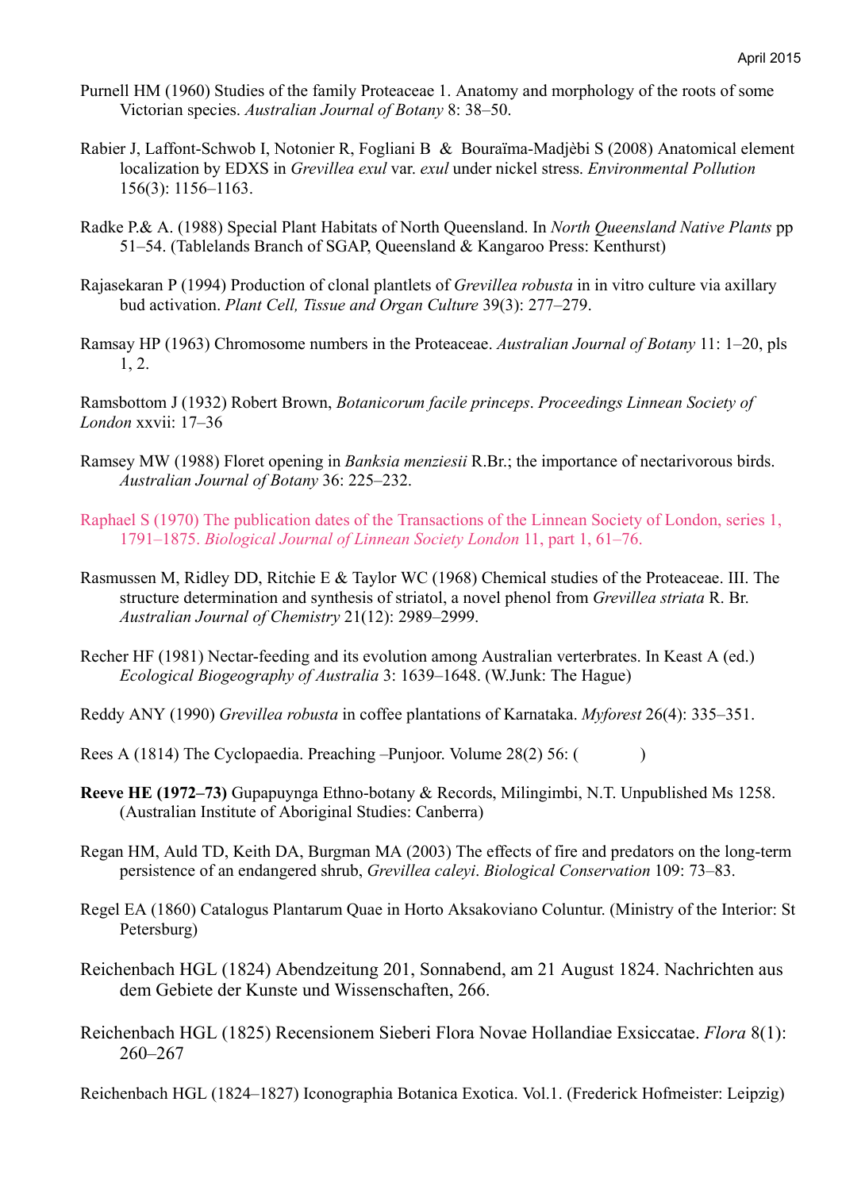Purnell HM (1960) Studies of the family Proteaceae 1. Anatomy and morphology of the roots of some Victorian species. *Australian Journal of Botany* 8: 38–50.

Rabier J, Laffont-Schwob I, Notonier R, Fogliani B & Bouraïma-Madjèbi S (2008) Anatomical element localization by EDXS in *Grevillea exul* var. *exul* under nickel stress. *Environmental Pollution* 156(3): 1156–1163.

Radke P.& A. (1988) Special Plant Habitats of North Queensland. In *North Queensland Native Plants* pp 51–54. (Tablelands Branch of SGAP, Queensland & Kangaroo Press: Kenthurst)

Rajasekaran P (1994) Production of clonal plantlets of *Grevillea robusta* in in vitro culture via axillary bud activation. *Plant Cell, Tissue and Organ Culture* 39(3): 277–279.

Ramsay HP (1963) Chromosome numbers in the Proteaceae. *Australian Journal of Botany* 11: 1–20, pls 1, 2.

Ramsbottom J (1932) Robert Brown, *Botanicorum facile princeps*. *Proceedings Linnean Society of London* xxvii: 17–36

Ramsey MW (1988) Floret opening in *Banksia menziesii* R.Br.; the importance of nectarivorous birds. *Australian Journal of Botany* 36: 225–232.

Raphael S (1970) The publication dates of the Transactions of the Linnean Society of London, series 1, 1791–1875. *Biological Journal of Linnean Society London* 11, part 1, 61–76.

Rasmussen M, Ridley DD, Ritchie E & Taylor WC (1968) Chemical studies of the Proteaceae. III. The structure determination and synthesis of striatol, a novel phenol from *Grevillea striata* R. Br. *Australian Journal of Chemistry* 21(12): 2989–2999.

Recher HF (1981) Nectar-feeding and its evolution among Australian verterbrates. In Keast A (ed.) *Ecological Biogeography of Australia* 3: 1639–1648. (W.Junk: The Hague)

Reddy ANY (1990) *Grevillea robusta* in coffee plantations of Karnataka. *Myforest* 26(4): 335–351.

Rees A (1814) The Cyclopaedia. Preaching –Punjoor. Volume 28(2) 56: ( )

**Reeve HE (1972–73)** Gupapuynga Ethno-botany & Records, Milingimbi, N.T. Unpublished Ms 1258. (Australian Institute of Aboriginal Studies: Canberra)

Regan HM, Auld TD, Keith DA, Burgman MA (2003) The effects of fire and predators on the long-term persistence of an endangered shrub, *Grevillea caleyi*. *Biological Conservation* 109: 73–83.

Regel EA (1860) Catalogus Plantarum Quae in Horto Aksakoviano Coluntur. (Ministry of the Interior: St Petersburg)

Reichenbach HGL (1824) Abendzeitung 201, Sonnabend, am 21 August 1824. Nachrichten aus dem Gebiete der Kunste und Wissenschaften, 266.

Reichenbach HGL (1825) Recensionem Sieberi Flora Novae Hollandiae Exsiccatae. *Flora* 8(1): 260–267

Reichenbach HGL (1824–1827) Iconographia Botanica Exotica. Vol.1. (Frederick Hofmeister: Leipzig)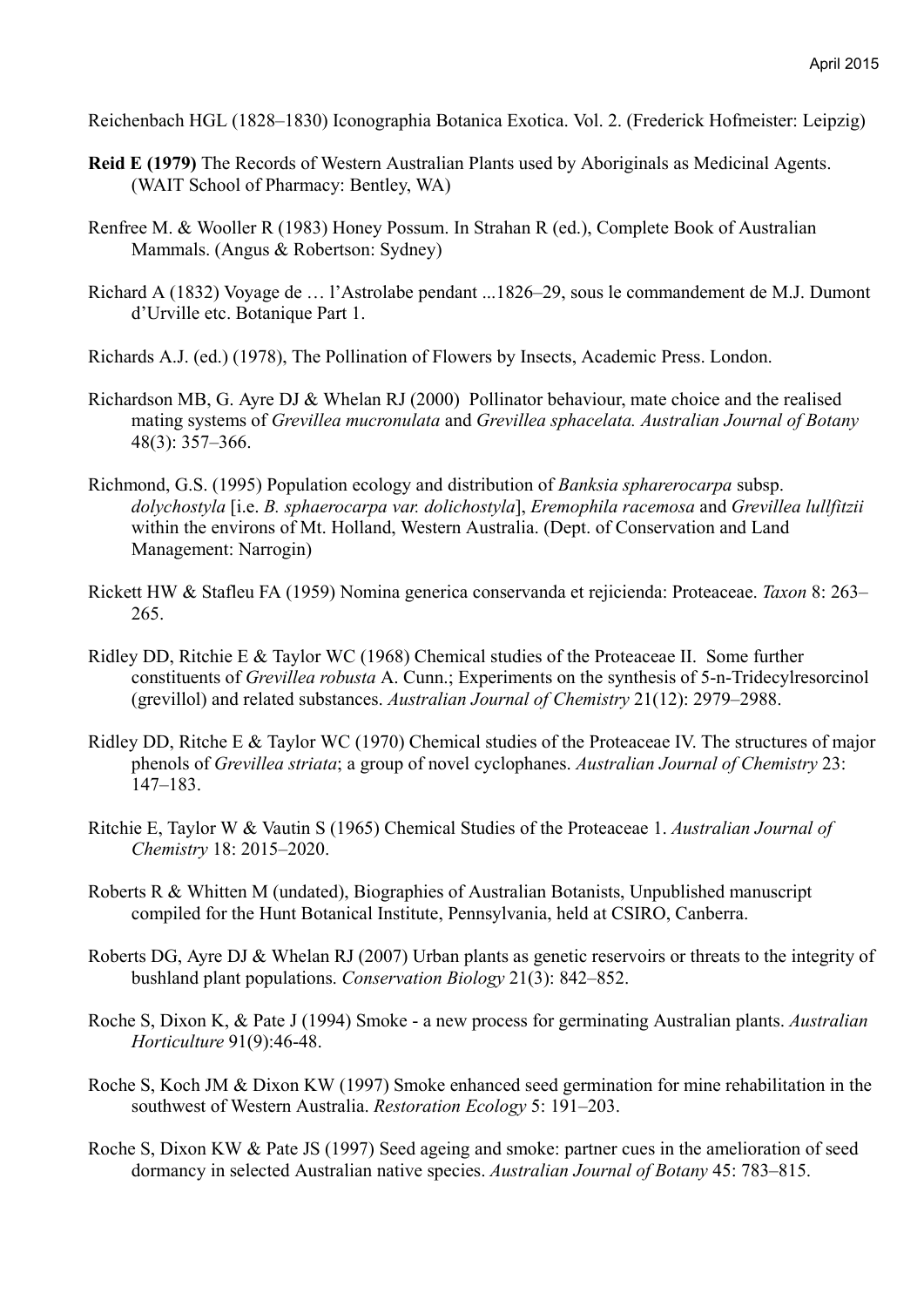Reichenbach HGL (1828–1830) Iconographia Botanica Exotica. Vol. 2. (Frederick Hofmeister: Leipzig)

**Reid E (1979)** The Records of Western Australian Plants used by Aboriginals as Medicinal Agents. (WAIT School of Pharmacy: Bentley, WA)

Renfree M. & Wooller R (1983) Honey Possum. In Strahan R (ed.), Complete Book of Australian Mammals. (Angus & Robertson: Sydney)

Richard A (1832) Voyage de … l'Astrolabe pendant ...1826–29, sous le commandement de M.J. Dumont d'Urville etc. Botanique Part 1.

Richards A.J. (ed.) (1978), The Pollination of Flowers by Insects, Academic Press. London.

Richardson MB, G. Ayre DJ & Whelan RJ (2000) Pollinator behaviour, mate choice and the realised mating systems of *Grevillea mucronulata* and *Grevillea sphacelata. Australian Journal of Botany* 48(3): 357–366.

Richmond, G.S. (1995) Population ecology and distribution of *Banksia spharerocarpa* subsp. *dolychostyla* [i.e. *B. sphaerocarpa var. dolichostyla*], *Eremophila racemosa* and *Grevillea lullfitzii* within the environs of Mt. Holland, Western Australia. (Dept. of Conservation and Land Management: Narrogin)

Rickett HW & Stafleu FA (1959) Nomina generica conservanda et rejicienda: Proteaceae. *Taxon* 8: 263–265.

Ridley DD, Ritchie E & Taylor WC (1968) Chemical studies of the Proteaceae II. Some further constituents of *Grevillea robusta* A. Cunn.; Experiments on the synthesis of 5-n-Tridecylresorcinol (grevillol) and related substances. *Australian Journal of Chemistry* 21(12): 2979–2988.

Ridley DD, Ritche E & Taylor WC (1970) Chemical studies of the Proteaceae IV. The structures of major phenols of *Grevillea striata*; a group of novel cyclophanes. *Australian Journal of Chemistry* 23: 147–183.

Ritchie E, Taylor W & Vautin S (1965) Chemical Studies of the Proteaceae 1. *Australian Journal of Chemistry* 18: 2015–2020.

Roberts R & Whitten M (undated), Biographies of Australian Botanists, Unpublished manuscript compiled for the Hunt Botanical Institute, Pennsylvania, held at CSIRO, Canberra.

Roberts DG, Ayre DJ & Whelan RJ (2007) Urban plants as genetic reservoirs or threats to the integrity of bushland plant populations. *Conservation Biology* 21(3): 842–852.

Roche S, Dixon K, & Pate J (1994) Smoke - a new process for germinating Australian plants. *Australian Horticulture* 91(9):46-48.

Roche S, Koch JM & Dixon KW (1997) Smoke enhanced seed germination for mine rehabilitation in the southwest of Western Australia. *Restoration Ecology* 5: 191–203.

Roche S, Dixon KW & Pate JS (1997) Seed ageing and smoke: partner cues in the amelioration of seed dormancy in selected Australian native species. *Australian Journal of Botany* 45: 783–815.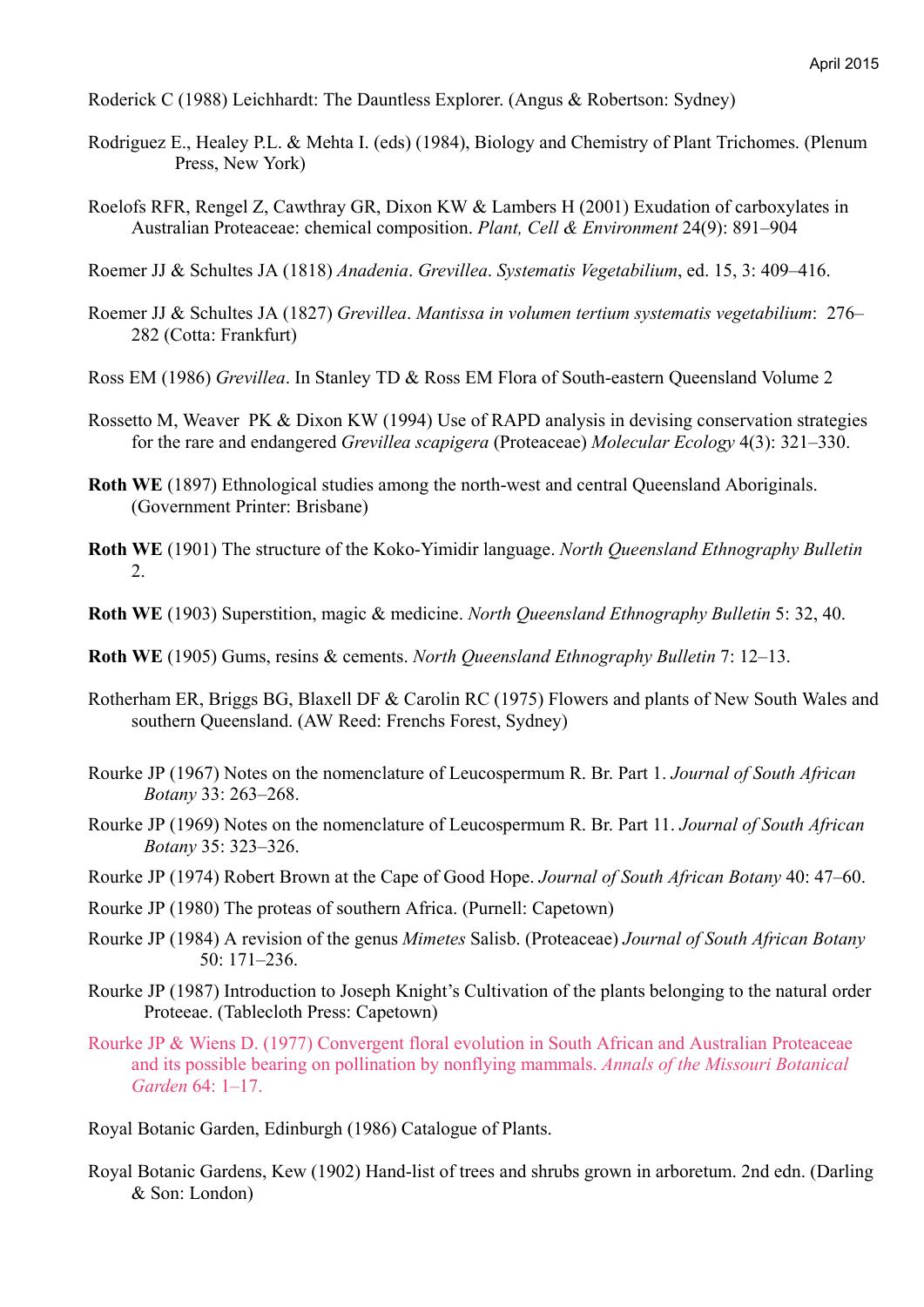Roderick C (1988) Leichhardt: The Dauntless Explorer. (Angus & Robertson: Sydney)

Rodriguez E., Healey P.L. & Mehta I. (eds) (1984), Biology and Chemistry of Plant Trichomes. (Plenum Press, New York)

Roelofs RFR, Rengel Z, Cawthray GR, Dixon KW & Lambers H (2001) Exudation of carboxylates in Australian Proteaceae: chemical composition. *Plant, Cell & Environment* 24(9): 891–904

Roemer JJ & Schultes JA (1818) *Anadenia*. *Grevillea*. *Systematis Vegetabilium*, ed. 15, 3: 409–416.

Roemer JJ & Schultes JA (1827) *Grevillea*. *Mantissa in volumen tertium systematis vegetabilium*: 276–282 (Cotta: Frankfurt)

Ross EM (1986) *Grevillea*. In Stanley TD & Ross EM Flora of South-eastern Queensland Volume 2

Rossetto M, Weaver PK & Dixon KW (1994) Use of RAPD analysis in devising conservation strategies for the rare and endangered *Grevillea scapigera* (Proteaceae) *Molecular Ecology* 4(3): 321–330.

**Roth WE** (1897) Ethnological studies among the north-west and central Queensland Aboriginals. (Government Printer: Brisbane)

**Roth WE** (1901) The structure of the Koko-Yimidir language. *North Queensland Ethnography Bulletin* 2.

**Roth WE** (1903) Superstition, magic & medicine. *North Queensland Ethnography Bulletin* 5: 32, 40.

**Roth WE** (1905) Gums, resins & cements. *North Queensland Ethnography Bulletin* 7: 12–13.

Rotherham ER, Briggs BG, Blaxell DF & Carolin RC (1975) Flowers and plants of New South Wales and southern Queensland. (AW Reed: Frenchs Forest, Sydney)

Rourke JP (1967) Notes on the nomenclature of Leucospermum R. Br. Part 1. *Journal of South African Botany* 33: 263–268.

Rourke JP (1969) Notes on the nomenclature of Leucospermum R. Br. Part 11. *Journal of South African Botany* 35: 323–326.

Rourke JP (1974) Robert Brown at the Cape of Good Hope. *Journal of South African Botany* 40: 47–60.

Rourke JP (1980) The proteas of southern Africa. (Purnell: Capetown)

Rourke JP (1984) A revision of the genus *Mimetes* Salisb. (Proteaceae) *Journal of South African Botany* 50: 171–236.

Rourke JP (1987) Introduction to Joseph Knight's Cultivation of the plants belonging to the natural order Proteeae. (Tablecloth Press: Capetown)

Rourke JP & Wiens D. (1977) Convergent floral evolution in South African and Australian Proteaceae and its possible bearing on pollination by nonflying mammals. *Annals of the Missouri Botanical Garden* 64: 1–17.

Royal Botanic Garden, Edinburgh (1986) Catalogue of Plants.

Royal Botanic Gardens, Kew (1902) Hand-list of trees and shrubs grown in arboretum. 2nd edn. (Darling & Son: London)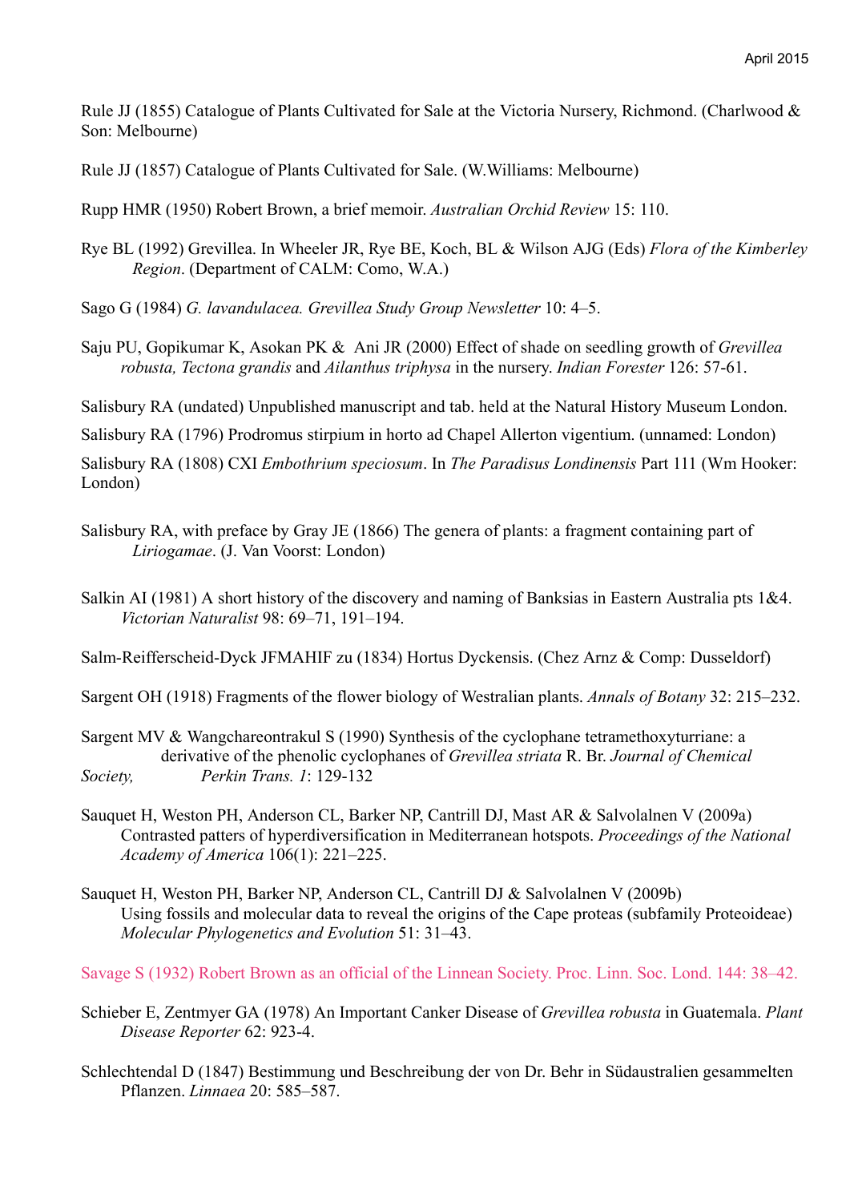Rule JJ (1855) Catalogue of Plants Cultivated for Sale at the Victoria Nursery, Richmond. (Charlwood & Son: Melbourne)

Rule JJ (1857) Catalogue of Plants Cultivated for Sale. (W.Williams: Melbourne)

Rupp HMR (1950) Robert Brown, a brief memoir. *Australian Orchid Review* 15: 110.

Rye BL (1992) Grevillea. In Wheeler JR, Rye BE, Koch, BL & Wilson AJG (Eds) *Flora of the Kimberley Region*. (Department of CALM: Como, W.A.)

Sago G (1984) *G. lavandulacea. Grevillea Study Group Newsletter* 10: 4–5.

Saju PU, Gopikumar K, Asokan PK & Ani JR (2000) Effect of shade on seedling growth of *Grevillea robusta, Tectona grandis* and *Ailanthus triphysa* in the nursery. *Indian Forester* 126: 57-61.

Salisbury RA (undated) Unpublished manuscript and tab. held at the Natural History Museum London.

Salisbury RA (1796) Prodromus stirpium in horto ad Chapel Allerton vigentium. (unnamed: London)

Salisbury RA (1808) CXI *Embothrium speciosum*. In *The Paradisus Londinensis* Part 111 (Wm Hooker: London)

Salisbury RA, with preface by Gray JE (1866) The genera of plants: a fragment containing part of *Liriogamae*. (J. Van Voorst: London)

Salkin AI (1981) A short history of the discovery and naming of Banksias in Eastern Australia pts 1&4. *Victorian Naturalist* 98: 69–71, 191–194.

Salm-Reifferscheid-Dyck JFMAHIF zu (1834) Hortus Dyckensis. (Chez Arnz & Comp: Dusseldorf)

Sargent OH (1918) Fragments of the flower biology of Westralian plants. *Annals of Botany* 32: 215–232.

Sargent MV & Wangchareontrakul S (1990) Synthesis of the cyclophane tetramethoxyturriane: a derivative of the phenolic cyclophanes of *Grevillea striata* R. Br. *Journal of Chemical Society, Perkin Trans. 1*: 129-132

Sauquet H, Weston PH, Anderson CL, Barker NP, Cantrill DJ, Mast AR & Salvolalnen V (2009a) Contrasted patters of hyperdiversification in Mediterranean hotspots. *Proceedings of the National Academy of America* 106(1): 221–225.

Sauquet H, Weston PH, Barker NP, Anderson CL, Cantrill DJ & Salvolalnen V (2009b) Using fossils and molecular data to reveal the origins of the Cape proteas (subfamily Proteoideae) *Molecular Phylogenetics and Evolution* 51: 31–43.

Savage S (1932) Robert Brown as an official of the Linnean Society. Proc. Linn. Soc. Lond. 144: 38–42.

Schieber E, Zentmyer GA (1978) An Important Canker Disease of *Grevillea robusta* in Guatemala. *Plant Disease Reporter* 62: 923-4.

Schlechtendal D (1847) Bestimmung und Beschreibung der von Dr. Behr in Südaustralien gesammelten Pflanzen. *Linnaea* 20: 585–587.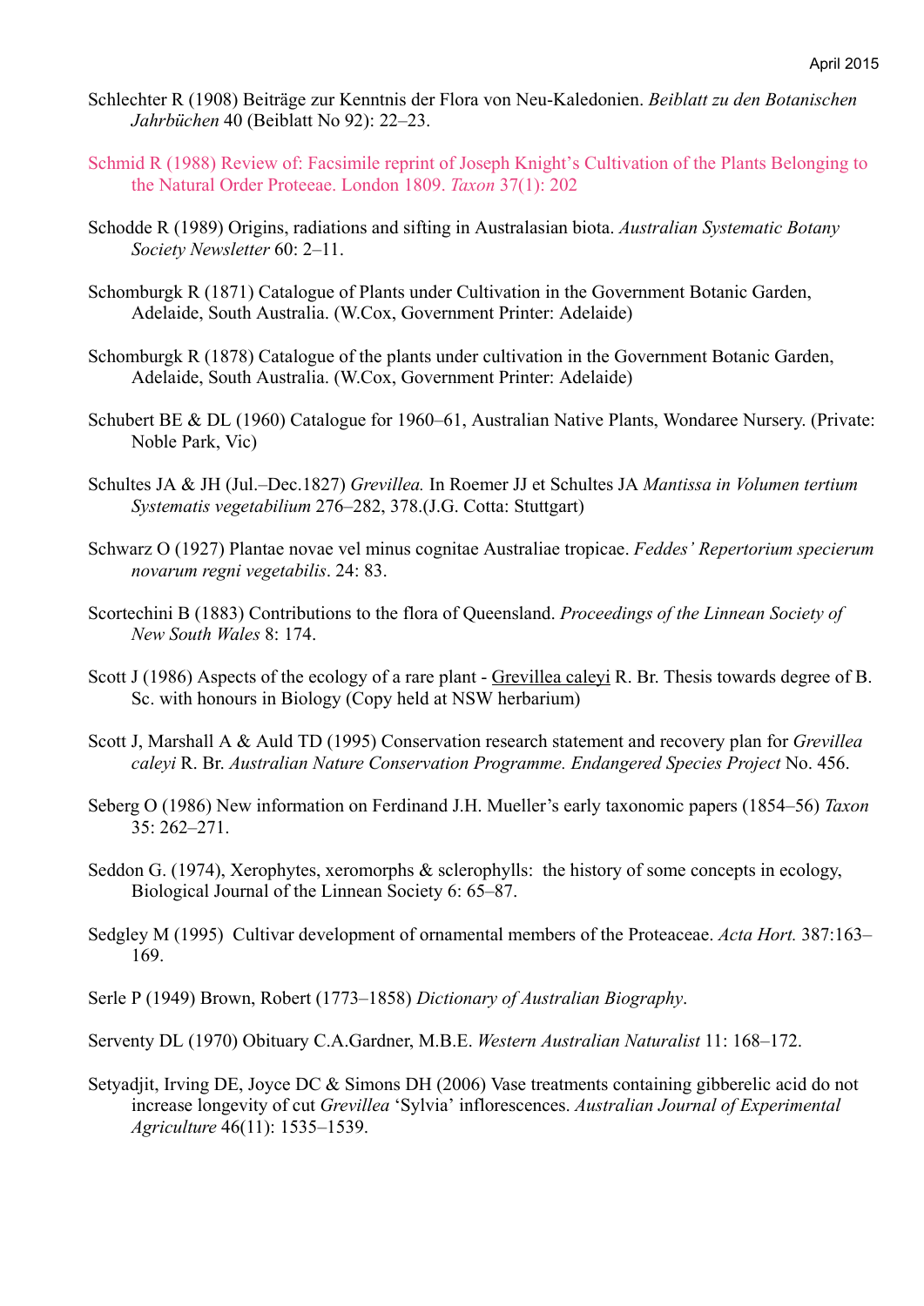Schlechter R (1908) Beiträge zur Kenntnis der Flora von Neu-Kaledonien. *Beiblatt zu den Botanischen Jahrbüchen* 40 (Beiblatt No 92): 22–23.

Schmid R (1988) Review of: Facsimile reprint of Joseph Knight's Cultivation of the Plants Belonging to the Natural Order Proteeae. London 1809. *Taxon* 37(1): 202

Schodde R (1989) Origins, radiations and sifting in Australasian biota. *Australian Systematic Botany Society Newsletter* 60: 2–11.

Schomburgk R (1871) Catalogue of Plants under Cultivation in the Government Botanic Garden, Adelaide, South Australia. (W.Cox, Government Printer: Adelaide)

Schomburgk R (1878) Catalogue of the plants under cultivation in the Government Botanic Garden, Adelaide, South Australia. (W.Cox, Government Printer: Adelaide)

Schubert BE & DL (1960) Catalogue for 1960–61, Australian Native Plants, Wondaree Nursery. (Private: Noble Park, Vic)

Schultes JA & JH (Jul.–Dec.1827) *Grevillea.* In Roemer JJ et Schultes JA *Mantissa in Volumen tertium Systematis vegetabilium* 276–282, 378.(J.G. Cotta: Stuttgart)

Schwarz O (1927) Plantae novae vel minus cognitae Australiae tropicae. *Feddes' Repertorium specierum novarum regni vegetabilis*. 24: 83.

Scortechini B (1883) Contributions to the flora of Queensland. *Proceedings of the Linnean Society of New South Wales* 8: 174.

Scott J (1986) Aspects of the ecology of a rare plant - Grevillea caleyi R. Br. Thesis towards degree of B. Sc. with honours in Biology (Copy held at NSW herbarium)

Scott J, Marshall A & Auld TD (1995) Conservation research statement and recovery plan for *Grevillea caleyi* R. Br. *Australian Nature Conservation Programme. Endangered Species Project* No. 456.

Seberg O (1986) New information on Ferdinand J.H. Mueller's early taxonomic papers (1854–56) *Taxon* 35: 262–271.

Seddon G. (1974), Xerophytes, xeromorphs & sclerophylls: the history of some concepts in ecology, Biological Journal of the Linnean Society 6: 65–87.

Sedgley M (1995) Cultivar development of ornamental members of the Proteaceae. *Acta Hort.* 387:163–169.

Serle P (1949) Brown, Robert (1773–1858) *Dictionary of Australian Biography*.

Serventy DL (1970) Obituary C.A.Gardner, M.B.E. *Western Australian Naturalist* 11: 168–172.

Setyadjit, Irving DE, Joyce DC & Simons DH (2006) Vase treatments containing gibberelic acid do not increase longevity of cut *Grevillea* 'Sylvia' inflorescences. *Australian Journal of Experimental Agriculture* 46(11): 1535–1539.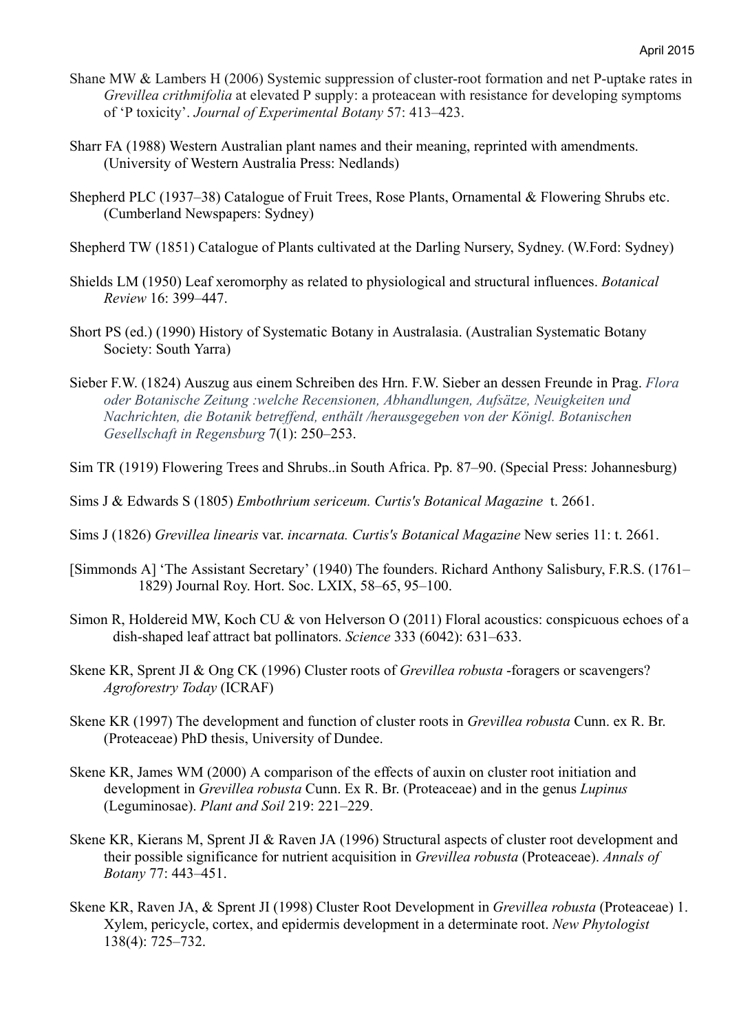Shane MW & Lambers H (2006) Systemic suppression of cluster-root formation and net P-uptake rates in *Grevillea crithmifolia* at elevated P supply: a proteacean with resistance for developing symptoms of 'P toxicity'. *Journal of Experimental Botany* 57: 413–423.

Sharr FA (1988) Western Australian plant names and their meaning, reprinted with amendments. (University of Western Australia Press: Nedlands)

Shepherd PLC (1937–38) Catalogue of Fruit Trees, Rose Plants, Ornamental & Flowering Shrubs etc. (Cumberland Newspapers: Sydney)

Shepherd TW (1851) Catalogue of Plants cultivated at the Darling Nursery, Sydney. (W.Ford: Sydney)

Shields LM (1950) Leaf xeromorphy as related to physiological and structural influences. *Botanical Review* 16: 399–447.

Short PS (ed.) (1990) History of Systematic Botany in Australasia. (Australian Systematic Botany Society: South Yarra)

Sieber F.W. (1824) Auszug aus einem Schreiben des Hrn. F.W. Sieber an dessen Freunde in Prag. *Flora oder Botanische Zeitung :welche Recensionen, Abhandlungen, Aufsätze, Neuigkeiten und Nachrichten, die Botanik betreffend, enthält /herausgegeben von der Königl. Botanischen Gesellschaft in Regensburg* 7(1): 250–253.

Sim TR (1919) Flowering Trees and Shrubs..in South Africa. Pp. 87–90. (Special Press: Johannesburg)

Sims J & Edwards S (1805) *Embothrium sericeum. Curtis's Botanical Magazine* t. 2661.

Sims J (1826) *Grevillea linearis* var. *incarnata. Curtis's Botanical Magazine* New series 11: t. 2661.

[Simmonds A] 'The Assistant Secretary' (1940) The founders. Richard Anthony Salisbury, F.R.S. (1761–1829) Journal Roy. Hort. Soc. LXIX, 58–65, 95–100.

Simon R, Holdereid MW, Koch CU & von Helverson O (2011) Floral acoustics: conspicuous echoes of a dish-shaped leaf attract bat pollinators. *Science* 333 (6042): 631–633.

Skene KR, Sprent JI & Ong CK (1996) Cluster roots of *Grevillea robusta* -foragers or scavengers? *Agroforestry Today* (ICRAF)

Skene KR (1997) The development and function of cluster roots in *Grevillea robusta* Cunn. ex R. Br. (Proteaceae) PhD thesis, University of Dundee.

Skene KR, James WM (2000) A comparison of the effects of auxin on cluster root initiation and development in *Grevillea robusta* Cunn. Ex R. Br. (Proteaceae) and in the genus *Lupinus* (Leguminosae). *Plant and Soil* 219: 221–229.

Skene KR, Kierans M, Sprent JI & Raven JA (1996) Structural aspects of cluster root development and their possible significance for nutrient acquisition in *Grevillea robusta* (Proteaceae). *Annals of Botany* 77: 443–451.

Skene KR, Raven JA, & Sprent JI (1998) Cluster Root Development in *Grevillea robusta* (Proteaceae) 1. Xylem, pericycle, cortex, and epidermis development in a determinate root. *New Phytologist* 138(4): 725–732.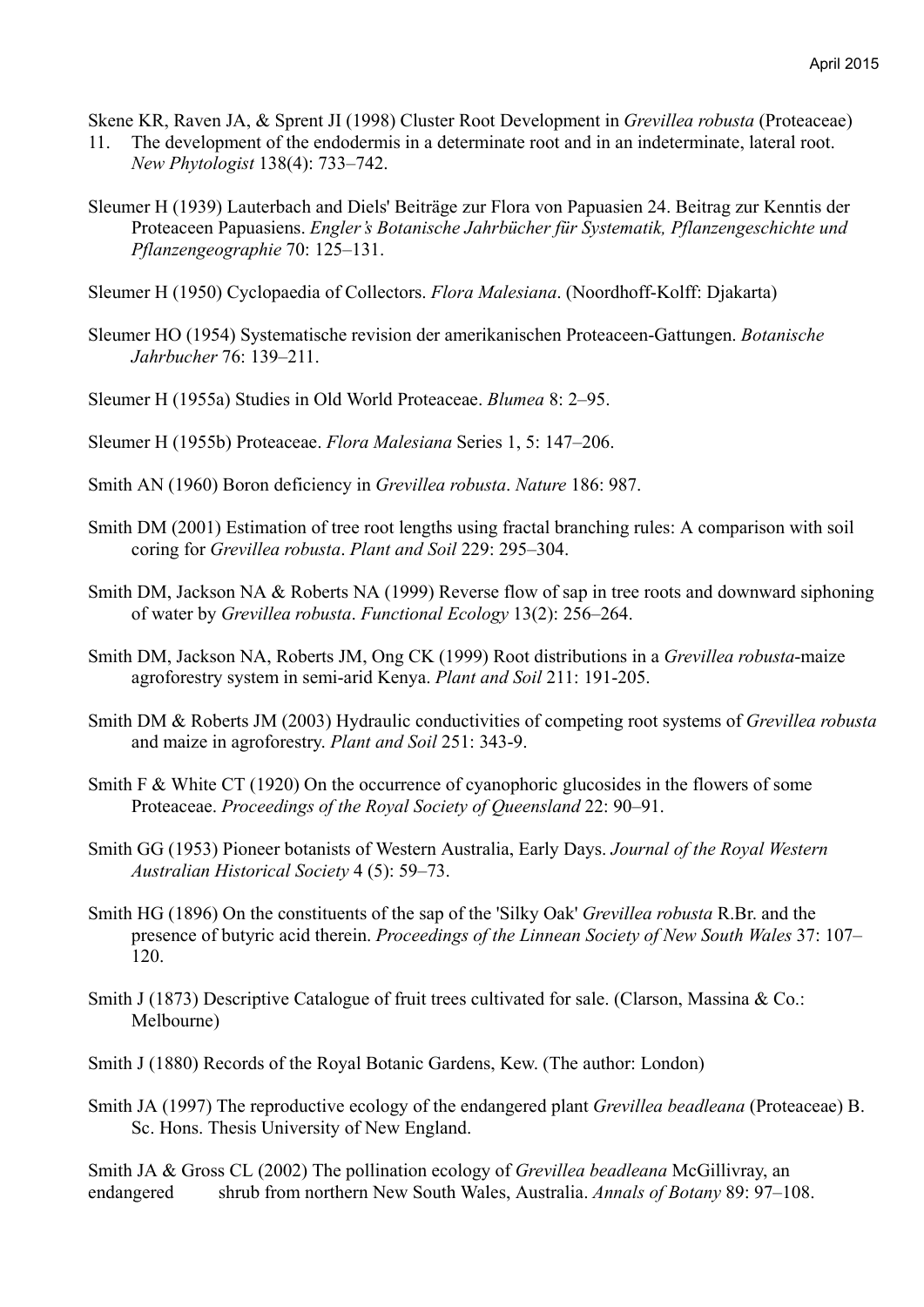Skene KR, Raven JA, & Sprent JI (1998) Cluster Root Development in *Grevillea robusta* (Proteaceae) 11. The development of the endodermis in a determinate root and in an indeterminate, lateral root. *New Phytologist* 138(4): 733–742.

Sleumer H (1939) Lauterbach and Diels' Beiträge zur Flora von Papuasien 24. Beitrag zur Kenntis der Proteaceen Papuasiens. *Engler's Botanische Jahrbücher für Systematik, Pflanzengeschichte und Pflanzengeographie* 70: 125–131.

Sleumer H (1950) Cyclopaedia of Collectors. *Flora Malesiana*. (Noordhoff-Kolff: Djakarta)

Sleumer HO (1954) Systematische revision der amerikanischen Proteaceen-Gattungen. *Botanische Jahrbucher* 76: 139–211.

Sleumer H (1955a) Studies in Old World Proteaceae. *Blumea* 8: 2–95.

Sleumer H (1955b) Proteaceae. *Flora Malesiana* Series 1, 5: 147–206.

Smith AN (1960) Boron deficiency in *Grevillea robusta*. *Nature* 186: 987.

Smith DM (2001) Estimation of tree root lengths using fractal branching rules: A comparison with soil coring for *Grevillea robusta*. *Plant and Soil* 229: 295–304.

Smith DM, Jackson NA & Roberts NA (1999) Reverse flow of sap in tree roots and downward siphoning of water by *Grevillea robusta*. *Functional Ecology* 13(2): 256–264.

Smith DM, Jackson NA, Roberts JM, Ong CK (1999) Root distributions in a *Grevillea robusta*-maize agroforestry system in semi-arid Kenya. *Plant and Soil* 211: 191-205.

Smith DM & Roberts JM (2003) Hydraulic conductivities of competing root systems of *Grevillea robusta* and maize in agroforestry. *Plant and Soil* 251: 343-9.

Smith F & White CT (1920) On the occurrence of cyanophoric glucosides in the flowers of some Proteaceae. *Proceedings of the Royal Society of Queensland* 22: 90–91.

Smith GG (1953) Pioneer botanists of Western Australia, Early Days. *Journal of the Royal Western Australian Historical Society* 4 (5): 59–73.

Smith HG (1896) On the constituents of the sap of the 'Silky Oak' *Grevillea robusta* R.Br. and the presence of butyric acid therein. *Proceedings of the Linnean Society of New South Wales* 37: 107–120.

Smith J (1873) Descriptive Catalogue of fruit trees cultivated for sale. (Clarson, Massina & Co.: Melbourne)

Smith J (1880) Records of the Royal Botanic Gardens, Kew. (The author: London)

Smith JA (1997) The reproductive ecology of the endangered plant *Grevillea beadleana* (Proteaceae) B. Sc. Hons. Thesis University of New England.

Smith JA & Gross CL (2002) The pollination ecology of *Grevillea beadleana* McGillivray, an endangered shrub from northern New South Wales, Australia. *Annals of Botany* 89: 97–108.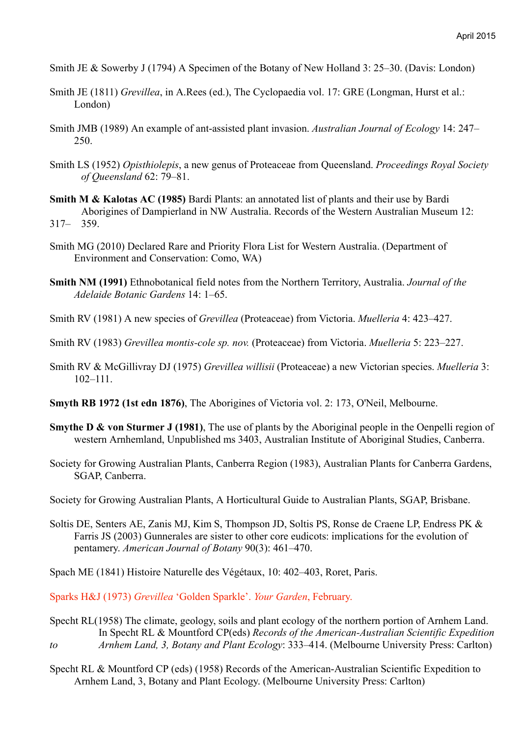Smith JE & Sowerby J (1794) A Specimen of the Botany of New Holland 3: 25–30. (Davis: London)

Smith JE (1811) *Grevillea*, in A.Rees (ed.), The Cyclopaedia vol. 17: GRE (Longman, Hurst et al.: London)

Smith JMB (1989) An example of ant-assisted plant invasion. *Australian Journal of Ecology* 14: 247–250.

Smith LS (1952) *Opisthiolepis*, a new genus of Proteaceae from Queensland. *Proceedings Royal Society of Queensland* 62: 79–81.

**Smith M & Kalotas AC (1985)** Bardi Plants: an annotated list of plants and their use by Bardi Aborigines of Dampierland in NW Australia. Records of the Western Australian Museum 12: 317–359.

Smith MG (2010) Declared Rare and Priority Flora List for Western Australia. (Department of Environment and Conservation: Como, WA)

**Smith NM (1991)** Ethnobotanical field notes from the Northern Territory, Australia. *Journal of the Adelaide Botanic Gardens* 14: 1–65.

Smith RV (1981) A new species of *Grevillea* (Proteaceae) from Victoria. *Muelleria* 4: 423–427.

Smith RV (1983) *Grevillea montis-cole sp. nov.* (Proteaceae) from Victoria. *Muelleria* 5: 223–227.

Smith RV & McGillivray DJ (1975) *Grevillea willisii* (Proteaceae) a new Victorian species. *Muelleria* 3: 102–111.

**Smyth RB 1972 (1st edn 1876)**, The Aborigines of Victoria vol. 2: 173, O'Neil, Melbourne.

**Smythe D & von Sturmer J (1981)**, The use of plants by the Aboriginal people in the Oenpelli region of western Arnhemland, Unpublished ms 3403, Australian Institute of Aboriginal Studies, Canberra.

Society for Growing Australian Plants, Canberra Region (1983), Australian Plants for Canberra Gardens, SGAP, Canberra.

Society for Growing Australian Plants, A Horticultural Guide to Australian Plants, SGAP, Brisbane.

Soltis DE, Senters AE, Zanis MJ, Kim S, Thompson JD, Soltis PS, Ronse de Craene LP, Endress PK & Farris JS (2003) Gunnerales are sister to other core eudicots: implications for the evolution of pentamery. *American Journal of Botany* 90(3): 461–470.

Spach ME (1841) Histoire Naturelle des Végétaux, 10: 402–403, Roret, Paris.

Sparks H&J (1973) *Grevillea* 'Golden Sparkle'. *Your Garden*, February.

Specht RL(1958) The climate, geology, soils and plant ecology of the northern portion of Arnhem Land. In Specht RL & Mountford CP(eds) *Records of the American-Australian Scientific Expedition to Arnhem Land, 3, Botany and Plant Ecology*: 333–414. (Melbourne University Press: Carlton)

Specht RL & Mountford CP (eds) (1958) Records of the American-Australian Scientific Expedition to Arnhem Land, 3, Botany and Plant Ecology. (Melbourne University Press: Carlton)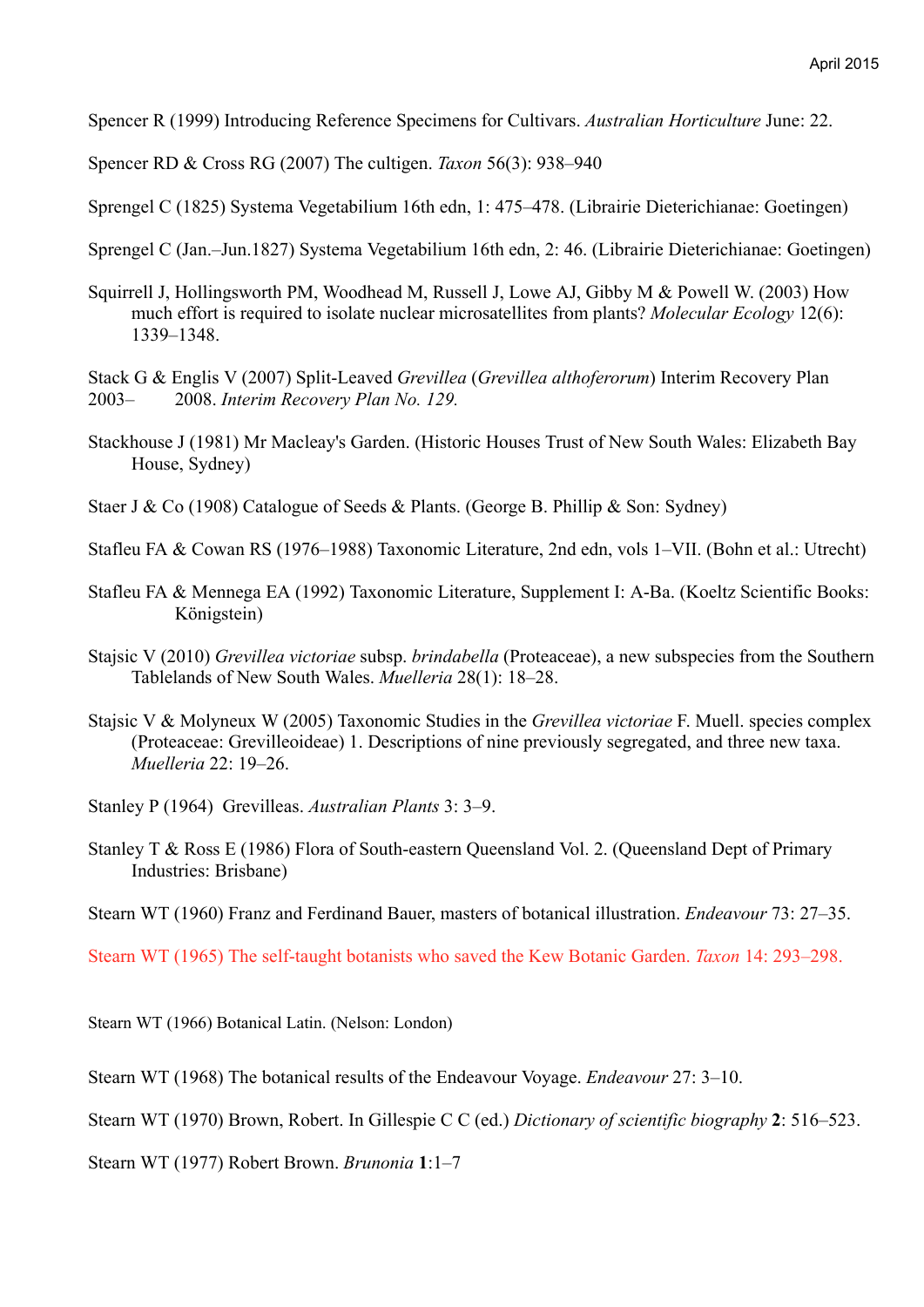Spencer R (1999) Introducing Reference Specimens for Cultivars. *Australian Horticulture* June: 22.

Spencer RD & Cross RG (2007) The cultigen. *Taxon* 56(3): 938–940

Sprengel C (1825) Systema Vegetabilium 16th edn, 1: 475–478. (Librairie Dieterichianae: Goetingen)

Sprengel C (Jan.–Jun.1827) Systema Vegetabilium 16th edn, 2: 46. (Librairie Dieterichianae: Goetingen)

Squirrell J, Hollingsworth PM, Woodhead M, Russell J, Lowe AJ, Gibby M & Powell W. (2003) How much effort is required to isolate nuclear microsatellites from plants? *Molecular Ecology* 12(6): 1339–1348.

Stack G & Englis V (2007) Split-Leaved *Grevillea* (*Grevillea althoferorum*) Interim Recovery Plan 2003– 2008. *Interim Recovery Plan No. 129.*

Stackhouse J (1981) Mr Macleay's Garden. (Historic Houses Trust of New South Wales: Elizabeth Bay House, Sydney)

Staer J & Co (1908) Catalogue of Seeds & Plants. (George B. Phillip & Son: Sydney)

Stafleu FA & Cowan RS (1976–1988) Taxonomic Literature, 2nd edn, vols 1–VII. (Bohn et al.: Utrecht)

Stafleu FA & Mennega EA (1992) Taxonomic Literature, Supplement I: A-Ba. (Koeltz Scientific Books: Königstein)

Stajsic V (2010) *Grevillea victoriae* subsp. *brindabella* (Proteaceae), a new subspecies from the Southern Tablelands of New South Wales. *Muelleria* 28(1): 18–28.

Stajsic V & Molyneux W (2005) Taxonomic Studies in the *Grevillea victoriae* F. Muell. species complex (Proteaceae: Grevilleoideae) 1. Descriptions of nine previously segregated, and three new taxa. *Muelleria* 22: 19–26.

Stanley P (1964) Grevilleas. *Australian Plants* 3: 3–9.

Stanley T & Ross E (1986) Flora of South-eastern Queensland Vol. 2. (Queensland Dept of Primary Industries: Brisbane)

Stearn WT (1960) Franz and Ferdinand Bauer, masters of botanical illustration. *Endeavour* 73: 27–35.

Stearn WT (1965) The self-taught botanists who saved the Kew Botanic Garden. *Taxon* 14: 293–298.

Stearn WT (1966) Botanical Latin. (Nelson: London)

Stearn WT (1968) The botanical results of the Endeavour Voyage. *Endeavour* 27: 3–10.

Stearn WT (1970) Brown, Robert. In Gillespie C C (ed.) *Dictionary of scientific biography* **2**: 516–523.

Stearn WT (1977) Robert Brown. *Brunonia* **1**:1–7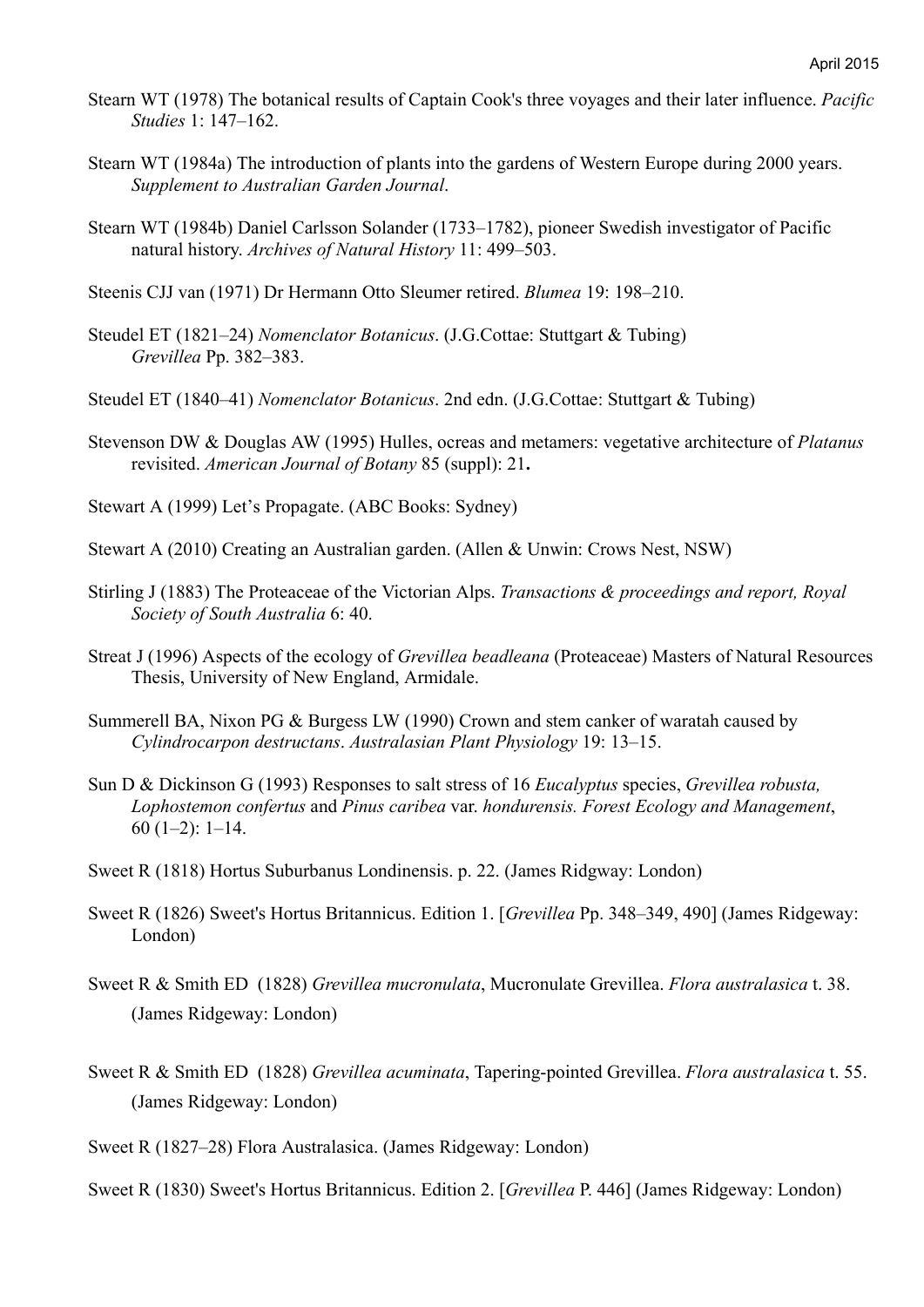Stearn WT (1978) The botanical results of Captain Cook's three voyages and their later influence. *Pacific Studies* 1: 147–162.

Stearn WT (1984a) The introduction of plants into the gardens of Western Europe during 2000 years. *Supplement to Australian Garden Journal*.

Stearn WT (1984b) Daniel Carlsson Solander (1733–1782), pioneer Swedish investigator of Pacific natural history. *Archives of Natural History* 11: 499–503.

Steenis CJJ van (1971) Dr Hermann Otto Sleumer retired. *Blumea* 19: 198–210.

Steudel ET (1821–24) *Nomenclator Botanicus*. (J.G.Cottae: Stuttgart & Tubing) *Grevillea* Pp. 382–383.

Steudel ET (1840–41) *Nomenclator Botanicus*. 2nd edn. (J.G.Cottae: Stuttgart & Tubing)

Stevenson DW & Douglas AW (1995) Hulles, ocreas and metamers: vegetative architecture of *Platanus* revisited. *American Journal of Botany* 85 (suppl): 21**.**

Stewart A (1999) Let's Propagate. (ABC Books: Sydney)

Stewart A (2010) Creating an Australian garden. (Allen & Unwin: Crows Nest, NSW)

Stirling J (1883) The Proteaceae of the Victorian Alps. *Transactions & proceedings and report, Royal Society of South Australia* 6: 40.

Streat J (1996) Aspects of the ecology of *Grevillea beadleana* (Proteaceae) Masters of Natural Resources Thesis, University of New England, Armidale.

Summerell BA, Nixon PG & Burgess LW (1990) Crown and stem canker of waratah caused by *Cylindrocarpon destructans*. *Australasian Plant Physiology* 19: 13–15.

Sun D & Dickinson G (1993) Responses to salt stress of 16 *Eucalyptus* species, *Grevillea robusta, Lophostemon confertus* and *Pinus caribea* var. *hondurensis. Forest Ecology and Management*, 60 (1–2): 1–14.

Sweet R (1818) Hortus Suburbanus Londinensis. p. 22. (James Ridgway: London)

Sweet R (1826) Sweet's Hortus Britannicus. Edition 1. [*Grevillea* Pp. 348–349, 490] (James Ridgeway: London)

Sweet R & Smith ED (1828) *Grevillea mucronulata*, Mucronulate Grevillea. *Flora australasica* t. 38. (James Ridgeway: London)

Sweet R & Smith ED (1828) *Grevillea acuminata*, Tapering-pointed Grevillea. *Flora australasica* t. 55. (James Ridgeway: London)

Sweet R (1827–28) Flora Australasica. (James Ridgeway: London)

Sweet R (1830) Sweet's Hortus Britannicus. Edition 2. [*Grevillea* P. 446] (James Ridgeway: London)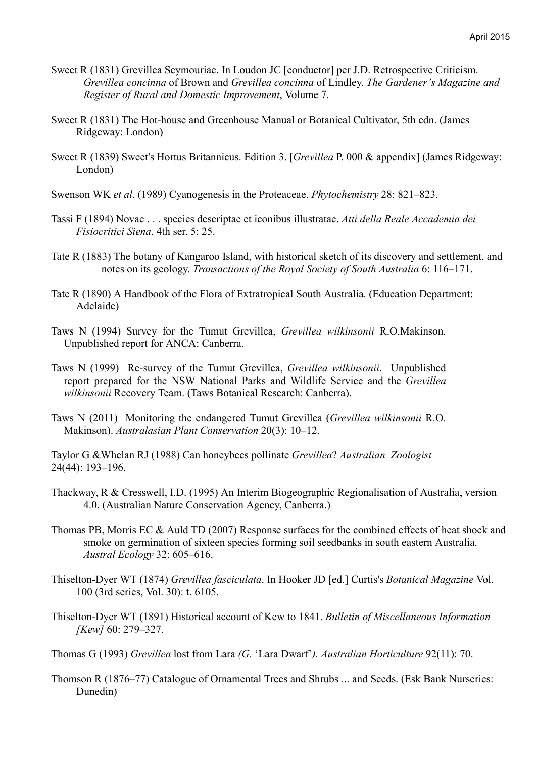Sweet R (1831) Grevillea Seymouriae. In Loudon JC [conductor] per J.D. Retrospective Criticism. *Grevillea concinna* of Brown and *Grevillea concinna* of Lindley. *The Gardener's Magazine and Register of Rural and Domestic Improvement*, Volume 7.

Sweet R (1831) The Hot-house and Greenhouse Manual or Botanical Cultivator, 5th edn. (James Ridgeway: London)

Sweet R (1839) Sweet's Hortus Britannicus. Edition 3. [*Grevillea* P. 000 & appendix] (James Ridgeway: London)

Swenson WK *et al*. (1989) Cyanogenesis in the Proteaceae. *Phytochemistry* 28: 821–823.

Tassi F (1894) Novae . . . species descriptae et iconibus illustratae. *Atti della Reale Accademia dei Fisiocritici Siena*, 4th ser. 5: 25.

Tate R (1883) The botany of Kangaroo Island, with historical sketch of its discovery and settlement, and notes on its geology. *Transactions of the Royal Society of South Australia* 6: 116–171.

Tate R (1890) A Handbook of the Flora of Extratropical South Australia. (Education Department: Adelaide)

Taws N (1994) Survey for the Tumut Grevillea, *Grevillea wilkinsonii* R.O.Makinson. Unpublished report for ANCA: Canberra.

Taws N (1999) Re-survey of the Tumut Grevillea, *Grevillea wilkinsonii*. Unpublished report prepared for the NSW National Parks and Wildlife Service and the *Grevillea wilkinsonii* Recovery Team. (Taws Botanical Research: Canberra).

Taws N (2011) Monitoring the endangered Tumut Grevillea (*Grevillea wilkinsonii* R.O. Makinson). *Australasian Plant Conservation* 20(3): 10–12.

Taylor G &Whelan RJ (1988) Can honeybees pollinate *Grevillea*? *Australian Zoologist* 24(44): 193–196.

Thackway, R & Cresswell, I.D. (1995) An Interim Biogeographic Regionalisation of Australia, version 4.0. (Australian Nature Conservation Agency, Canberra.)

Thomas PB, Morris EC & Auld TD (2007) Response surfaces for the combined effects of heat shock and smoke on germination of sixteen species forming soil seedbanks in south eastern Australia. *Austral Ecology* 32: 605–616.

Thiselton-Dyer WT (1874) *Grevillea fasciculata*. In Hooker JD [ed.] Curtis's *Botanical Magazine* Vol. 100 (3rd series, Vol. 30): t. 6105.

Thiselton-Dyer WT (1891) Historical account of Kew to 1841. *Bulletin of Miscellaneous Information [Kew]* 60: 279–327.

Thomas G (1993) *Grevillea* lost from Lara *(G.* 'Lara Dwarf'*). Australian Horticulture* 92(11): 70.

Thomson R (1876–77) Catalogue of Ornamental Trees and Shrubs ... and Seeds. (Esk Bank Nurseries: Dunedin)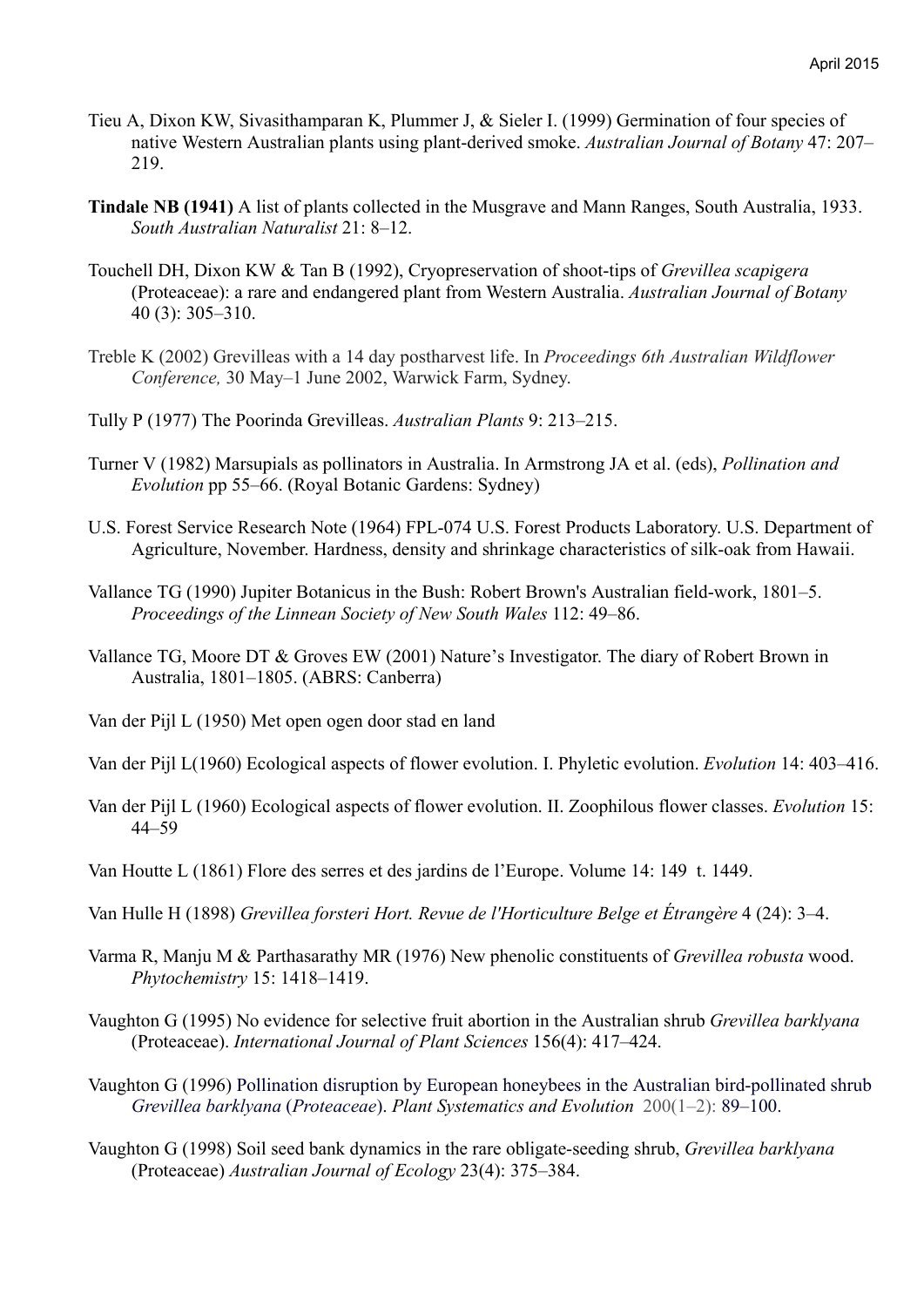Tieu A, Dixon KW, Sivasithamparan K, Plummer J, & Sieler I. (1999) Germination of four species of native Western Australian plants using plant-derived smoke. *Australian Journal of Botany* 47: 207–219.

**Tindale NB (1941)** A list of plants collected in the Musgrave and Mann Ranges, South Australia, 1933. *South Australian Naturalist* 21: 8–12.

Touchell DH, Dixon KW & Tan B (1992), Cryopreservation of shoot-tips of *Grevillea scapigera* (Proteaceae): a rare and endangered plant from Western Australia. *Australian Journal of Botany* 40 (3): 305–310.

Treble K (2002) Grevilleas with a 14 day postharvest life. In *Proceedings 6th Australian Wildflower Conference,* 30 May–1 June 2002, Warwick Farm, Sydney.

Tully P (1977) The Poorinda Grevilleas. *Australian Plants* 9: 213–215.

Turner V (1982) Marsupials as pollinators in Australia. In Armstrong JA et al. (eds), *Pollination and Evolution* pp 55–66. (Royal Botanic Gardens: Sydney)

U.S. Forest Service Research Note (1964) FPL-074 U.S. Forest Products Laboratory. U.S. Department of Agriculture, November. Hardness, density and shrinkage characteristics of silk-oak from Hawaii.

Vallance TG (1990) Jupiter Botanicus in the Bush: Robert Brown's Australian field-work, 1801–5. *Proceedings of the Linnean Society of New South Wales* 112: 49–86.

Vallance TG, Moore DT & Groves EW (2001) Nature's Investigator. The diary of Robert Brown in Australia, 1801–1805. (ABRS: Canberra)

Van der Pijl L (1950) Met open ogen door stad en land

Van der Pijl L(1960) Ecological aspects of flower evolution. I. Phyletic evolution. *Evolution* 14: 403–416.

Van der Pijl L (1960) Ecological aspects of flower evolution. II. Zoophilous flower classes. *Evolution* 15: 44–59

Van Houtte L (1861) Flore des serres et des jardins de l'Europe. Volume 14: 149 t. 1449.

Van Hulle H (1898) *Grevillea forsteri Hort. Revue de l'Horticulture Belge et Étrangère* 4 (24): 3–4.

Varma R, Manju M & Parthasarathy MR (1976) New phenolic constituents of *Grevillea robusta* wood. *Phytochemistry* 15: 1418–1419.

Vaughton G (1995) No evidence for selective fruit abortion in the Australian shrub *Grevillea barklyana* (Proteaceae). *International Journal of Plant Sciences* 156(4): 417–424.

Vaughton G (1996) Pollination disruption by European honeybees in the Australian bird-pollinated shrub *Grevillea barklyana* (*Proteaceae*). *Plant Systematics and Evolution* 200(1–2): 89–100.

Vaughton G (1998) Soil seed bank dynamics in the rare obligate-seeding shrub, *Grevillea barklyana* (Proteaceae) *Australian Journal of Ecology* 23(4): 375–384.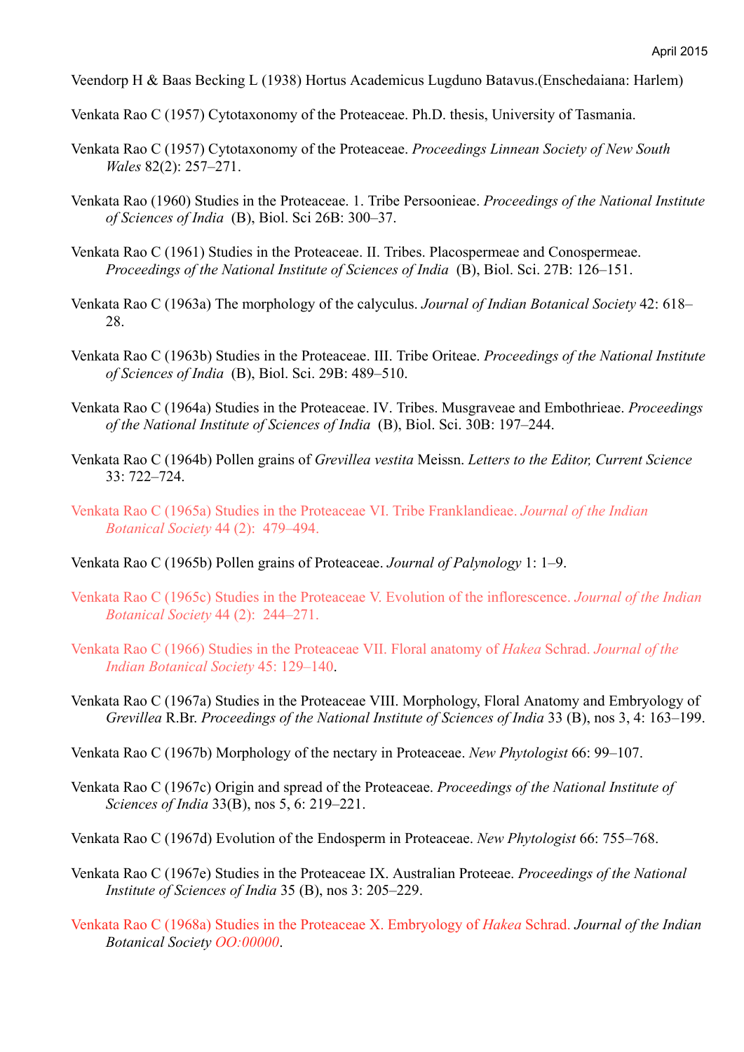Veendorp H & Baas Becking L (1938) Hortus Academicus Lugduno Batavus.(Enschedaiana: Harlem)

Venkata Rao C (1957) Cytotaxonomy of the Proteaceae. Ph.D. thesis, University of Tasmania.

Venkata Rao C (1957) Cytotaxonomy of the Proteaceae. *Proceedings Linnean Society of New South Wales* 82(2): 257–271.

Venkata Rao (1960) Studies in the Proteaceae. 1. Tribe Persoonieae. *Proceedings of the National Institute of Sciences of India* (B), Biol. Sci 26B: 300–37.

Venkata Rao C (1961) Studies in the Proteaceae. II. Tribes. Placospermeae and Conospermeae. *Proceedings of the National Institute of Sciences of India* (B), Biol. Sci. 27B: 126–151.

Venkata Rao C (1963a) The morphology of the calyculus. *Journal of Indian Botanical Society* 42: 618–28.

Venkata Rao C (1963b) Studies in the Proteaceae. III. Tribe Oriteae. *Proceedings of the National Institute of Sciences of India* (B), Biol. Sci. 29B: 489–510.

Venkata Rao C (1964a) Studies in the Proteaceae. IV. Tribes. Musgraveae and Embothrieae. *Proceedings of the National Institute of Sciences of India* (B), Biol. Sci. 30B: 197–244.

Venkata Rao C (1964b) Pollen grains of *Grevillea vestita* Meissn. *Letters to the Editor, Current Science* 33: 722–724.

Venkata Rao C (1965a) Studies in the Proteaceae VI. Tribe Franklandieae. *Journal of the Indian Botanical Society* 44 (2): 479–494.

Venkata Rao C (1965b) Pollen grains of Proteaceae. *Journal of Palynology* 1: 1–9.

Venkata Rao C (1965c) Studies in the Proteaceae V. Evolution of the inflorescence. *Journal of the Indian Botanical Society* 44 (2): 244–271.

Venkata Rao C (1966) Studies in the Proteaceae VII. Floral anatomy of *Hakea* Schrad. *Journal of the Indian Botanical Society* 45: 129–140.

Venkata Rao C (1967a) Studies in the Proteaceae VIII. Morphology, Floral Anatomy and Embryology of *Grevillea* R.Br. *Proceedings of the National Institute of Sciences of India* 33 (B), nos 3, 4: 163–199.

Venkata Rao C (1967b) Morphology of the nectary in Proteaceae. *New Phytologist* 66: 99–107.

Venkata Rao C (1967c) Origin and spread of the Proteaceae. *Proceedings of the National Institute of Sciences of India* 33(B), nos 5, 6: 219–221.

Venkata Rao C (1967d) Evolution of the Endosperm in Proteaceae. *New Phytologist* 66: 755–768.

Venkata Rao C (1967e) Studies in the Proteaceae IX. Australian Proteeae. *Proceedings of the National Institute of Sciences of India* 35 (B), nos 3: 205–229.

Venkata Rao C (1968a) Studies in the Proteaceae X. Embryology of *Hakea* Schrad. *Journal of the Indian Botanical Society* *OO:00000*.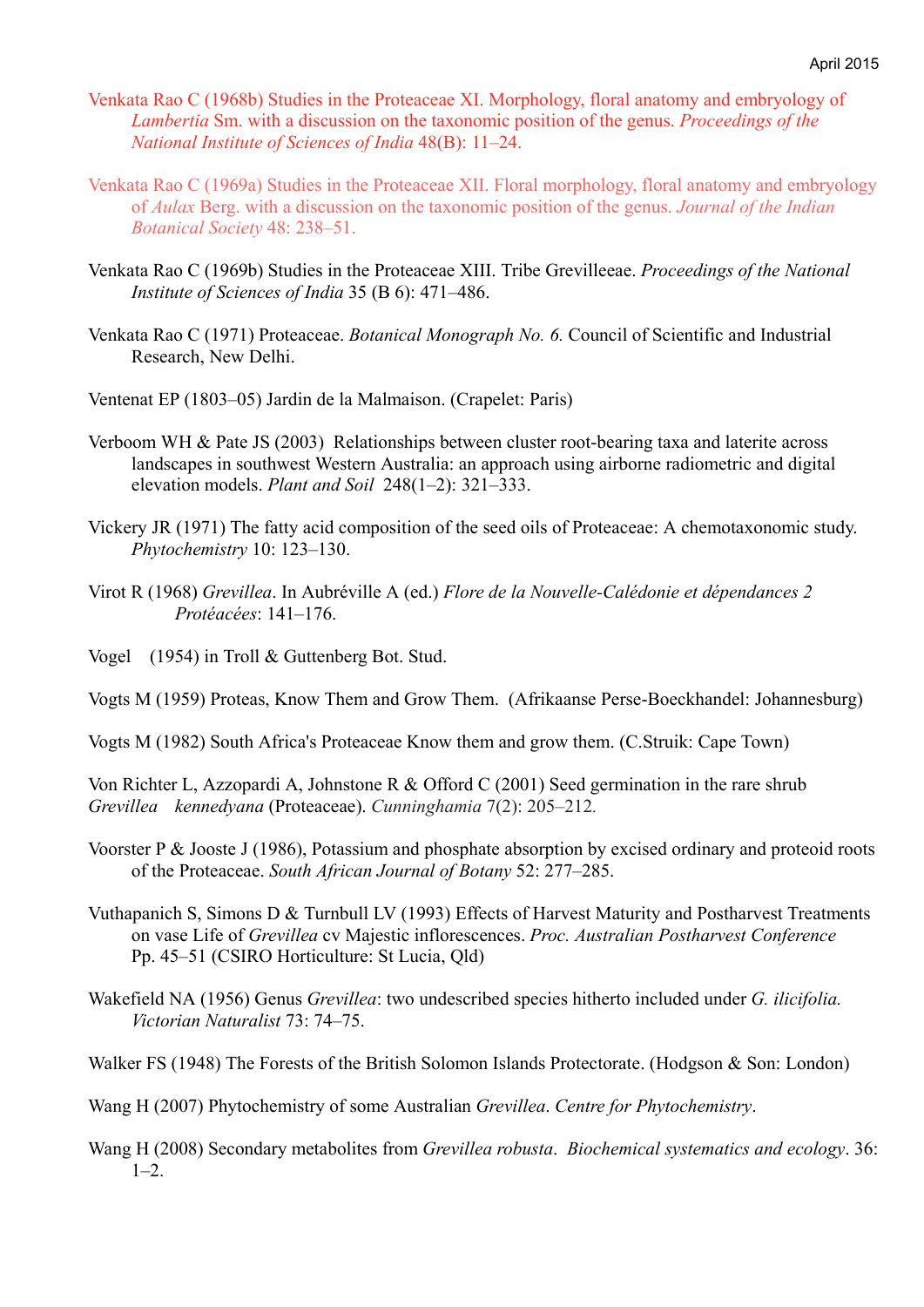Venkata Rao C (1968b) Studies in the Proteaceae XI. Morphology, floral anatomy and embryology of *Lambertia* Sm. with a discussion on the taxonomic position of the genus. *Proceedings of the National Institute of Sciences of India* 48(B): 11–24.

Venkata Rao C (1969a) Studies in the Proteaceae XII. Floral morphology, floral anatomy and embryology of *Aulax* Berg. with a discussion on the taxonomic position of the genus. *Journal of the Indian Botanical Society* 48: 238–51.

Venkata Rao C (1969b) Studies in the Proteaceae XIII. Tribe Grevilleeae. *Proceedings of the National Institute of Sciences of India* 35 (B 6): 471–486.

Venkata Rao C (1971) Proteaceae. *Botanical Monograph No. 6.* Council of Scientific and Industrial Research, New Delhi.

Ventenat EP (1803–05) Jardin de la Malmaison. (Crapelet: Paris)

Verboom WH & Pate JS (2003) Relationships between cluster root-bearing taxa and laterite across landscapes in southwest Western Australia: an approach using airborne radiometric and digital elevation models. *Plant and Soil* 248(1–2): 321–333.

Vickery JR (1971) The fatty acid composition of the seed oils of Proteaceae: A chemotaxonomic study. *Phytochemistry* 10: 123–130.

Virot R (1968) *Grevillea*. In Aubréville A (ed.) *Flore de la Nouvelle-Calédonie et dépendances 2 Protéacées*: 141–176.

Vogel (1954) in Troll & Guttenberg Bot. Stud.

Vogts M (1959) Proteas, Know Them and Grow Them. (Afrikaanse Perse-Boeckhandel: Johannesburg)

Vogts M (1982) South Africa's Proteaceae Know them and grow them. (C.Struik: Cape Town)

Von Richter L, Azzopardi A, Johnstone R & Offord C (2001) Seed germination in the rare shrub *Grevillea kennedyana* (Proteaceae). *Cunninghamia* 7(2): 205–212.

Voorster P & Jooste J (1986), Potassium and phosphate absorption by excised ordinary and proteoid roots of the Proteaceae. *South African Journal of Botany* 52: 277–285.

Vuthapanich S, Simons D & Turnbull LV (1993) Effects of Harvest Maturity and Postharvest Treatments on vase Life of *Grevillea* cv Majestic inflorescences. *Proc. Australian Postharvest Conference* Pp. 45–51 (CSIRO Horticulture: St Lucia, Qld)

Wakefield NA (1956) Genus *Grevillea*: two undescribed species hitherto included under *G. ilicifolia. Victorian Naturalist* 73: 74–75.

Walker FS (1948) The Forests of the British Solomon Islands Protectorate. (Hodgson & Son: London)

Wang H (2007) Phytochemistry of some Australian *Grevillea*. *Centre for Phytochemistry*.

Wang H (2008) Secondary metabolites from *Grevillea robusta*. *Biochemical systematics and ecology*. 36: 1–2.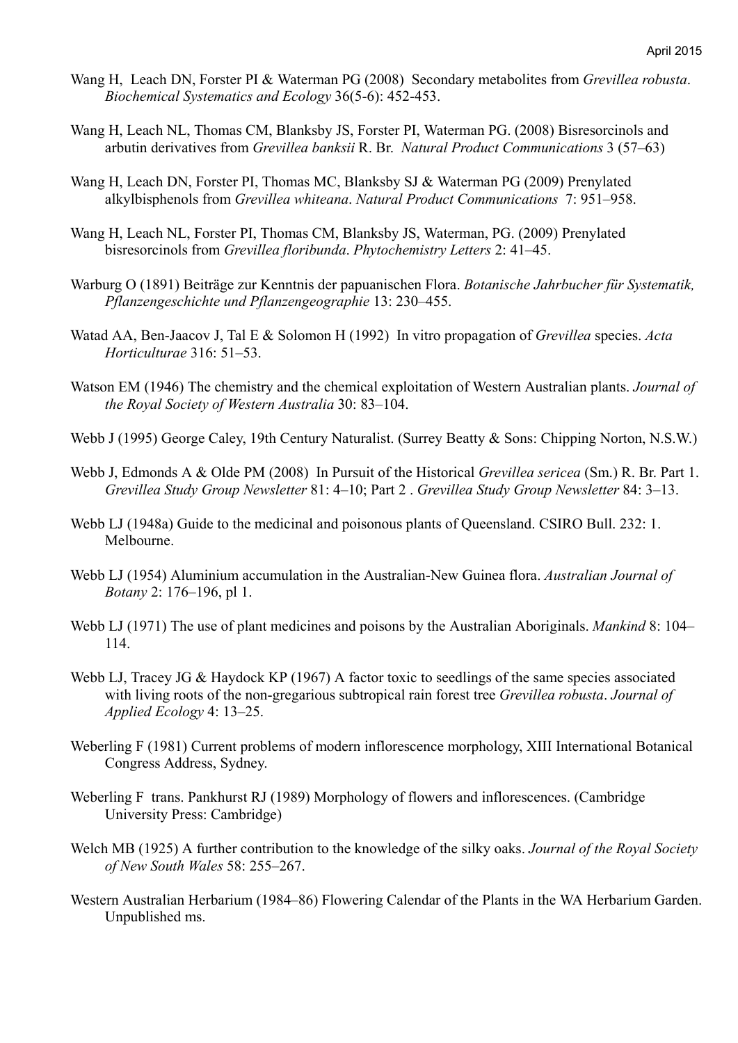Wang H, Leach DN, Forster PI & Waterman PG (2008) Secondary metabolites from *Grevillea robusta*. *Biochemical Systematics and Ecology* 36(5-6): 452-453.

Wang H, Leach NL, Thomas CM, Blanksby JS, Forster PI, Waterman PG. (2008) Bisresorcinols and arbutin derivatives from *Grevillea banksii* R. Br. *Natural Product Communications* 3 (57–63)

Wang H, Leach DN, Forster PI, Thomas MC, Blanksby SJ & Waterman PG (2009) Prenylated alkylbisphenols from *Grevillea whiteana*. *Natural Product Communications* 7: 951–958.

Wang H, Leach NL, Forster PI, Thomas CM, Blanksby JS, Waterman, PG. (2009) Prenylated bisresorcinols from *Grevillea floribunda*. *Phytochemistry Letters* 2: 41–45.

Warburg O (1891) Beiträge zur Kenntnis der papuanischen Flora. *Botanische Jahrbucher für Systematik, Pflanzengeschichte und Pflanzengeographie* 13: 230–455.

Watad AA, Ben-Jaacov J, Tal E & Solomon H (1992) In vitro propagation of *Grevillea* species. *Acta Horticulturae* 316: 51–53.

Watson EM (1946) The chemistry and the chemical exploitation of Western Australian plants. *Journal of the Royal Society of Western Australia* 30: 83–104.

Webb J (1995) George Caley, 19th Century Naturalist. (Surrey Beatty & Sons: Chipping Norton, N.S.W.)

Webb J, Edmonds A & Olde PM (2008) In Pursuit of the Historical *Grevillea sericea* (Sm.) R. Br. Part 1. *Grevillea Study Group Newsletter* 81: 4–10; Part 2 . *Grevillea Study Group Newsletter* 84: 3–13.

Webb LJ (1948a) Guide to the medicinal and poisonous plants of Queensland. CSIRO Bull. 232: 1. Melbourne.

Webb LJ (1954) Aluminium accumulation in the Australian-New Guinea flora. *Australian Journal of Botany* 2: 176–196, pl 1.

Webb LJ (1971) The use of plant medicines and poisons by the Australian Aboriginals. *Mankind* 8: 104–114.

Webb LJ, Tracey JG & Haydock KP (1967) A factor toxic to seedlings of the same species associated with living roots of the non-gregarious subtropical rain forest tree *Grevillea robusta*. *Journal of Applied Ecology* 4: 13–25.

Weberling F (1981) Current problems of modern inflorescence morphology, XIII International Botanical Congress Address, Sydney.

Weberling F trans. Pankhurst RJ (1989) Morphology of flowers and inflorescences. (Cambridge University Press: Cambridge)

Welch MB (1925) A further contribution to the knowledge of the silky oaks. *Journal of the Royal Society of New South Wales* 58: 255–267.

Western Australian Herbarium (1984–86) Flowering Calendar of the Plants in the WA Herbarium Garden. Unpublished ms.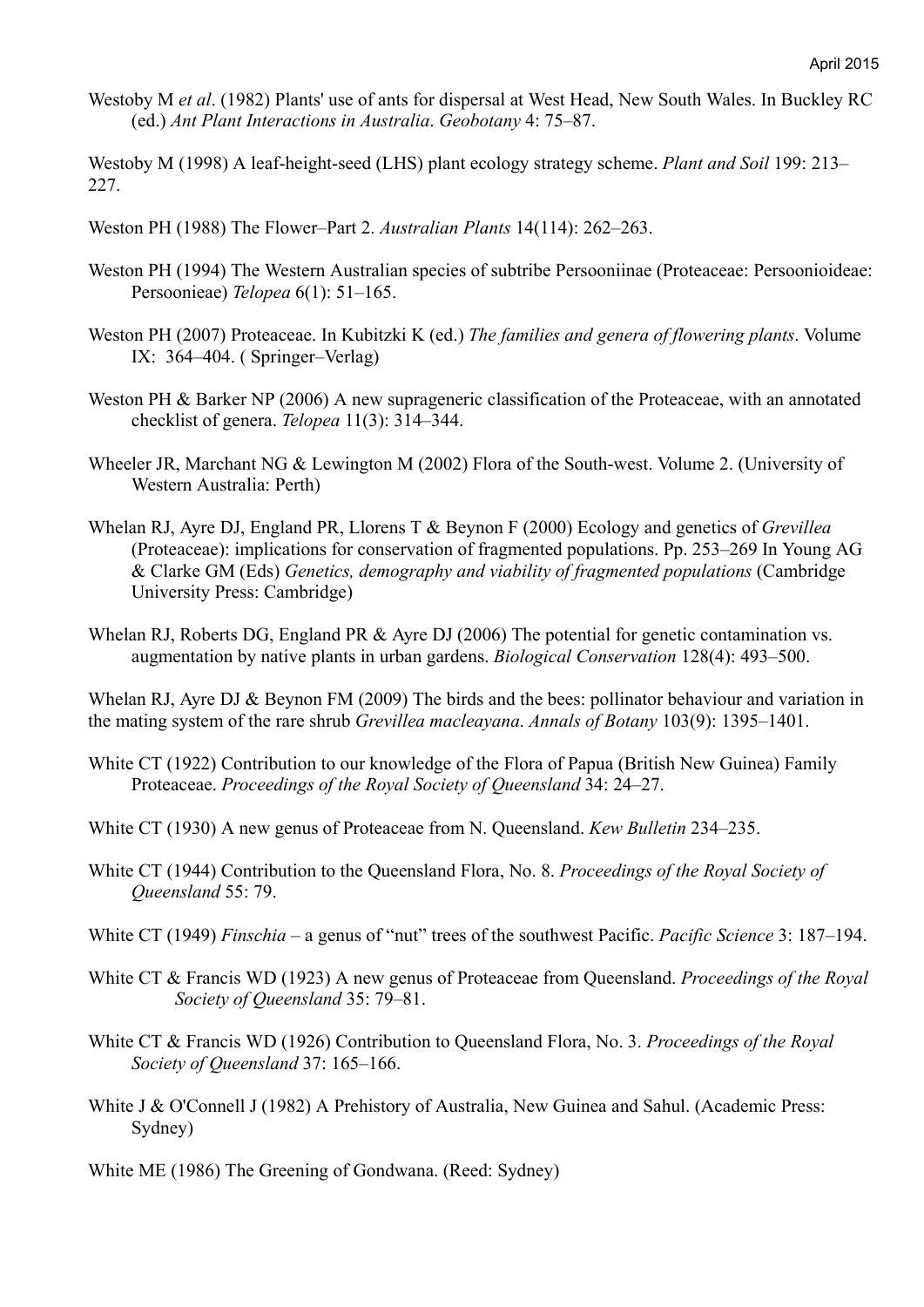Westoby M *et al*. (1982) Plants' use of ants for dispersal at West Head, New South Wales. In Buckley RC (ed.) *Ant Plant Interactions in Australia*. *Geobotany* 4: 75–87.

Westoby M (1998) A leaf-height-seed (LHS) plant ecology strategy scheme. *Plant and Soil* 199: 213–227.

Weston PH (1988) The Flower–Part 2. *Australian Plants* 14(114): 262–263.

Weston PH (1994) The Western Australian species of subtribe Persooniinae (Proteaceae: Persoonioideae: Persoonieae) *Telopea* 6(1): 51–165.

Weston PH (2007) Proteaceae. In Kubitzki K (ed.) *The families and genera of flowering plants*. Volume IX: 364–404. ( Springer–Verlag)

Weston PH & Barker NP (2006) A new suprageneric classification of the Proteaceae, with an annotated checklist of genera. *Telopea* 11(3): 314–344.

Wheeler JR, Marchant NG & Lewington M (2002) Flora of the South-west. Volume 2. (University of Western Australia: Perth)

Whelan RJ, Ayre DJ, England PR, Llorens T & Beynon F (2000) Ecology and genetics of *Grevillea* (Proteaceae): implications for conservation of fragmented populations. Pp. 253–269 In Young AG & Clarke GM (Eds) *Genetics, demography and viability of fragmented populations* (Cambridge University Press: Cambridge)

Whelan RJ, Roberts DG, England PR & Ayre DJ (2006) The potential for genetic contamination vs. augmentation by native plants in urban gardens. *Biological Conservation* 128(4): 493–500.

Whelan RJ, Ayre DJ & Beynon FM (2009) The birds and the bees: pollinator behaviour and variation in the mating system of the rare shrub *Grevillea macleayana*. *Annals of Botany* 103(9): 1395–1401.

White CT (1922) Contribution to our knowledge of the Flora of Papua (British New Guinea) Family Proteaceae. *Proceedings of the Royal Society of Queensland* 34: 24–27.

White CT (1930) A new genus of Proteaceae from N. Queensland. *Kew Bulletin* 234–235.

White CT (1944) Contribution to the Queensland Flora, No. 8. *Proceedings of the Royal Society of Queensland* 55: 79.

White CT (1949) *Finschia* – a genus of "nut" trees of the southwest Pacific. *Pacific Science* 3: 187–194.

White CT & Francis WD (1923) A new genus of Proteaceae from Queensland. *Proceedings of the Royal Society of Queensland* 35: 79–81.

White CT & Francis WD (1926) Contribution to Queensland Flora, No. 3. *Proceedings of the Royal Society of Queensland* 37: 165–166.

White J & O'Connell J (1982) A Prehistory of Australia, New Guinea and Sahul. (Academic Press: Sydney)

White ME (1986) The Greening of Gondwana. (Reed: Sydney)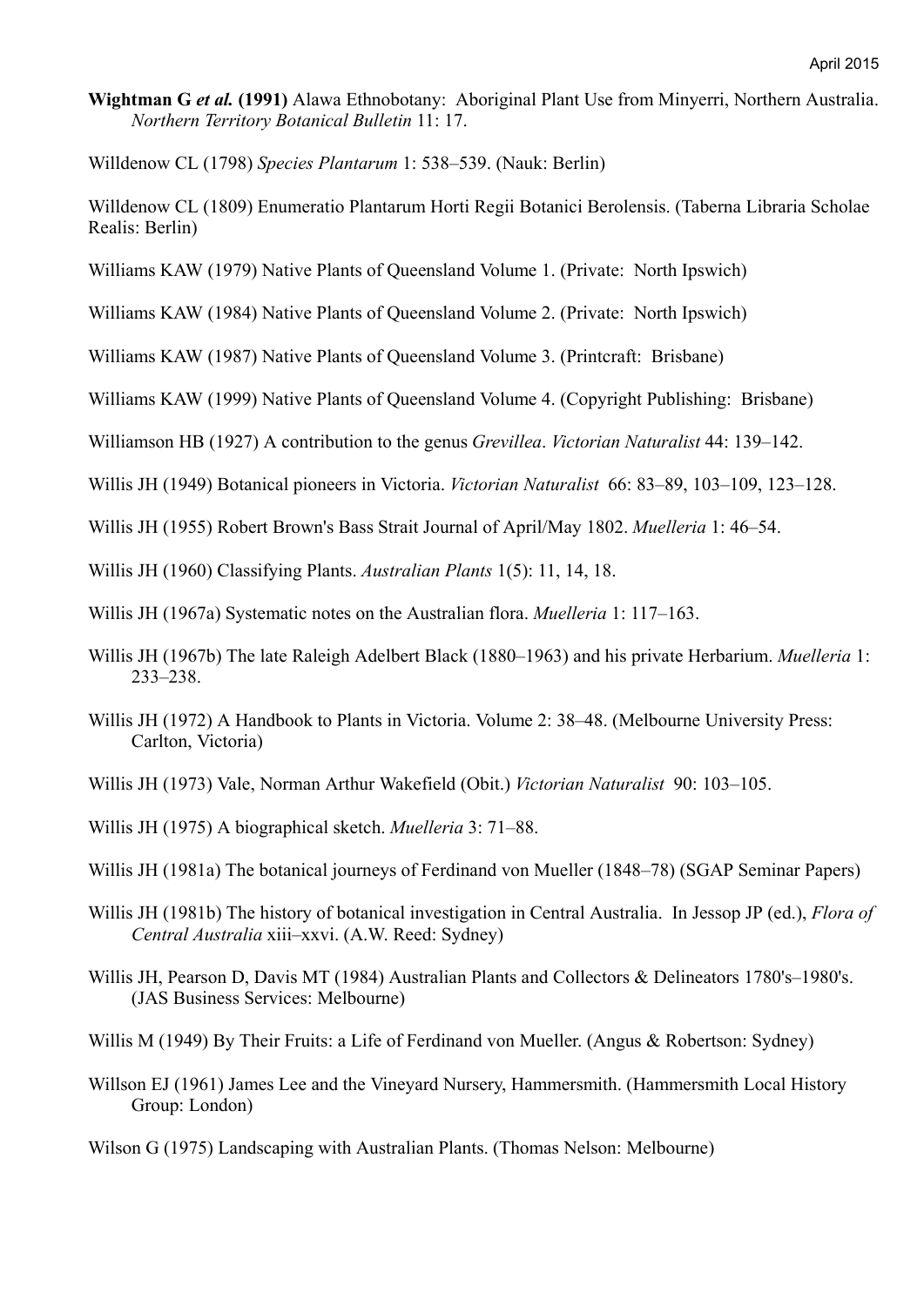**Wightman G *et al.* (1991)** Alawa Ethnobotany: Aboriginal Plant Use from Minyerri, Northern Australia. *Northern Territory Botanical Bulletin* 11: 17.

Willdenow CL (1798) *Species Plantarum* 1: 538–539. (Nauk: Berlin)

Willdenow CL (1809) Enumeratio Plantarum Horti Regii Botanici Berolensis. (Taberna Libraria Scholae Realis: Berlin)

Williams KAW (1979) Native Plants of Queensland Volume 1. (Private: North Ipswich)

Williams KAW (1984) Native Plants of Queensland Volume 2. (Private: North Ipswich)

Williams KAW (1987) Native Plants of Queensland Volume 3. (Printcraft: Brisbane)

Williams KAW (1999) Native Plants of Queensland Volume 4. (Copyright Publishing: Brisbane)

Williamson HB (1927) A contribution to the genus *Grevillea*. *Victorian Naturalist* 44: 139–142.

Willis JH (1949) Botanical pioneers in Victoria. *Victorian Naturalist* 66: 83–89, 103–109, 123–128.

Willis JH (1955) Robert Brown's Bass Strait Journal of April/May 1802. *Muelleria* 1: 46–54.

Willis JH (1960) Classifying Plants. *Australian Plants* 1(5): 11, 14, 18.

Willis JH (1967a) Systematic notes on the Australian flora. *Muelleria* 1: 117–163.

Willis JH (1967b) The late Raleigh Adelbert Black (1880–1963) and his private Herbarium. *Muelleria* 1: 233–238.

Willis JH (1972) A Handbook to Plants in Victoria. Volume 2: 38–48. (Melbourne University Press: Carlton, Victoria)

Willis JH (1973) Vale, Norman Arthur Wakefield (Obit.) *Victorian Naturalist* 90: 103–105.

Willis JH (1975) A biographical sketch. *Muelleria* 3: 71–88.

Willis JH (1981a) The botanical journeys of Ferdinand von Mueller (1848–78) (SGAP Seminar Papers)

Willis JH (1981b) The history of botanical investigation in Central Australia. In Jessop JP (ed.), *Flora of Central Australia* xiii–xxvi. (A.W. Reed: Sydney)

Willis JH, Pearson D, Davis MT (1984) Australian Plants and Collectors & Delineators 1780's–1980's. (JAS Business Services: Melbourne)

Willis M (1949) By Their Fruits: a Life of Ferdinand von Mueller. (Angus & Robertson: Sydney)

Willson EJ (1961) James Lee and the Vineyard Nursery, Hammersmith. (Hammersmith Local History Group: London)

Wilson G (1975) Landscaping with Australian Plants. (Thomas Nelson: Melbourne)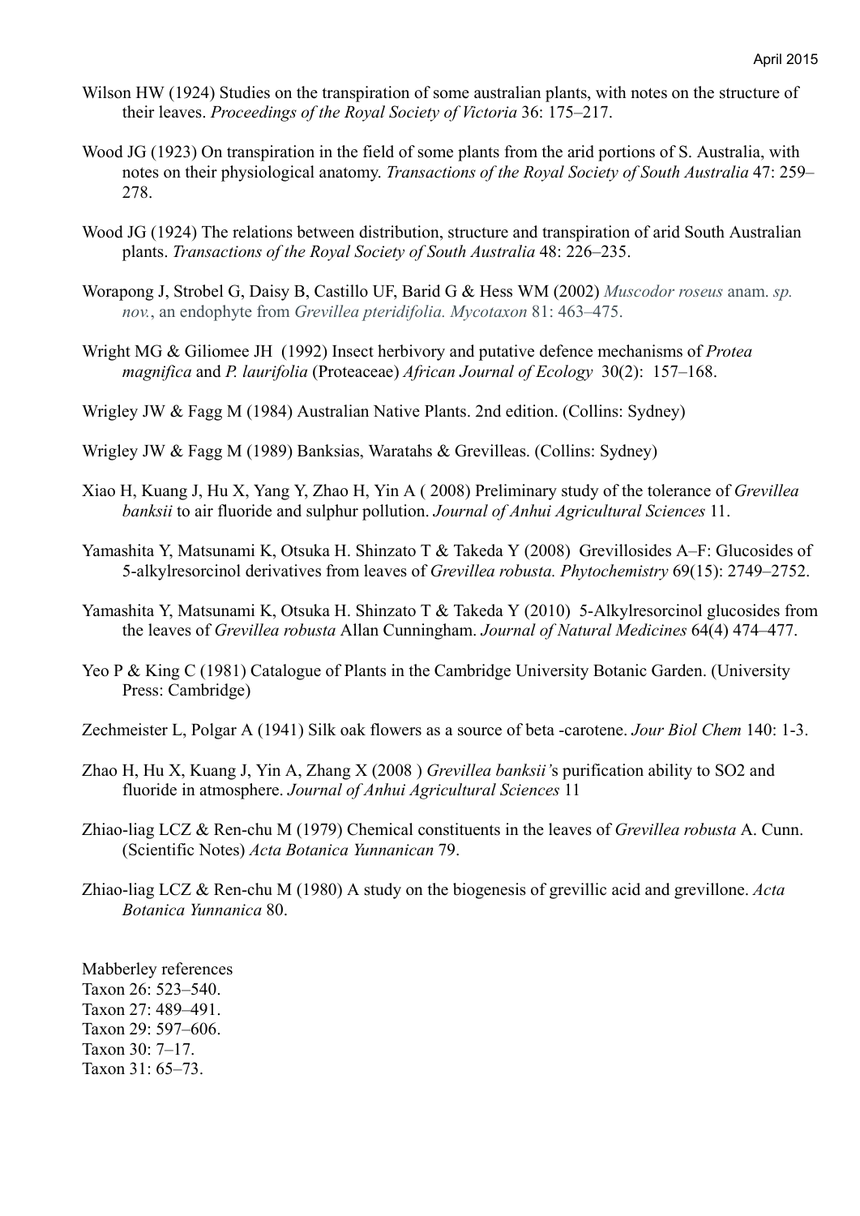Wilson HW (1924) Studies on the transpiration of some australian plants, with notes on the structure of their leaves. *Proceedings of the Royal Society of Victoria* 36: 175–217.

Wood JG (1923) On transpiration in the field of some plants from the arid portions of S. Australia, with notes on their physiological anatomy. *Transactions of the Royal Society of South Australia* 47: 259–278.

Wood JG (1924) The relations between distribution, structure and transpiration of arid South Australian plants. *Transactions of the Royal Society of South Australia* 48: 226–235.

Worapong J, Strobel G, Daisy B, Castillo UF, Barid G & Hess WM (2002) *Muscodor roseus* anam. *sp. nov.*, an endophyte from *Grevillea pteridifolia. Mycotaxon* 81: 463–475.

Wright MG & Giliomee JH (1992) Insect herbivory and putative defence mechanisms of *Protea magnifica* and *P. laurifolia* (Proteaceae) *African Journal of Ecology* 30(2): 157–168.

Wrigley JW & Fagg M (1984) Australian Native Plants. 2nd edition. (Collins: Sydney)

Wrigley JW & Fagg M (1989) Banksias, Waratahs & Grevilleas. (Collins: Sydney)

Xiao H, Kuang J, Hu X, Yang Y, Zhao H, Yin A ( 2008) Preliminary study of the tolerance of *Grevillea banksii* to air fluoride and sulphur pollution. *Journal of Anhui Agricultural Sciences* 11.

Yamashita Y, Matsunami K, Otsuka H. Shinzato T & Takeda Y (2008) Grevillosides A–F: Glucosides of 5-alkylresorcinol derivatives from leaves of *Grevillea robusta. Phytochemistry* 69(15): 2749–2752.

Yamashita Y, Matsunami K, Otsuka H. Shinzato T & Takeda Y (2010) 5-Alkylresorcinol glucosides from the leaves of *Grevillea robusta* Allan Cunningham. *Journal of Natural Medicines* 64(4) 474–477.

Yeo P & King C (1981) Catalogue of Plants in the Cambridge University Botanic Garden. (University Press: Cambridge)

Zechmeister L, Polgar A (1941) Silk oak flowers as a source of beta -carotene. *Jour Biol Chem* 140: 1-3.

Zhao H, Hu X, Kuang J, Yin A, Zhang X (2008 ) *Grevillea banksii'*s purification ability to SO2 and fluoride in atmosphere. *Journal of Anhui Agricultural Sciences* 11

Zhiao-liag LCZ & Ren-chu M (1979) Chemical constituents in the leaves of *Grevillea robusta* A. Cunn. (Scientific Notes) *Acta Botanica Yunnanican* 79.

Zhiao-liag LCZ & Ren-chu M (1980) A study on the biogenesis of grevillic acid and grevillone. *Acta Botanica Yunnanica* 80.

Mabberley references
Taxon 26: 523–540.
Taxon 27: 489–491.
Taxon 29: 597–606.
Taxon 30: 7–17.
Taxon 31: 65–73.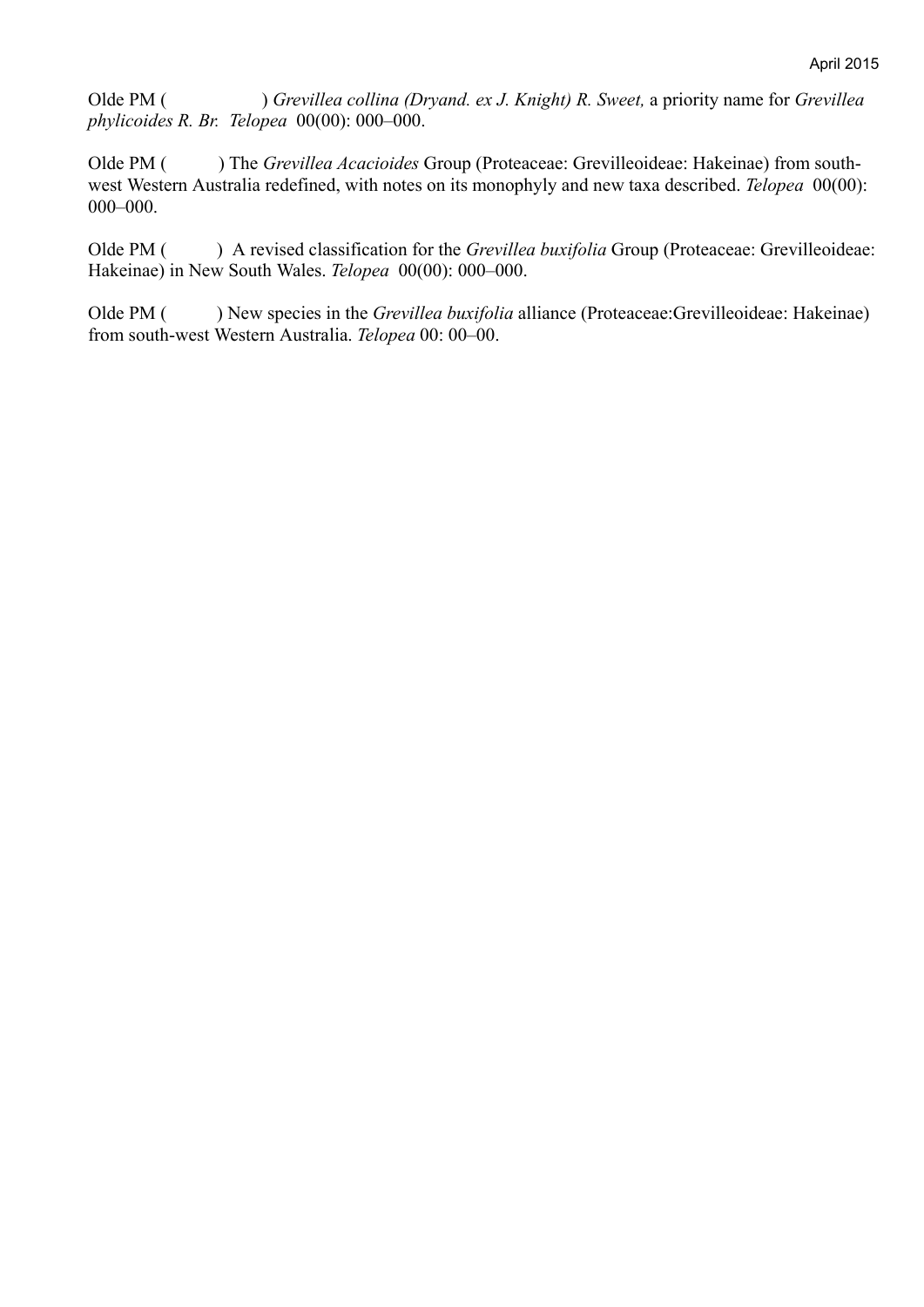Olde PM (                ) *Grevillea collina (Dryand. ex J. Knight) R. Sweet,* a priority name for *Grevillea phylicoides R. Br. Telopea* 00(00): 000–000.

Olde PM (         ) The *Grevillea Acacioides* Group (Proteaceae: Grevilleoideae: Hakeinae) from south-west Western Australia redefined, with notes on its monophyly and new taxa described. *Telopea* 00(00): 000–000.

Olde PM (         ) A revised classification for the *Grevillea buxifolia* Group (Proteaceae: Grevilleoideae: Hakeinae) in New South Wales. *Telopea* 00(00): 000–000.

Olde PM (         ) New species in the *Grevillea buxifolia* alliance (Proteaceae:Grevilleoideae: Hakeinae) from south-west Western Australia. *Telopea* 00: 00–00.